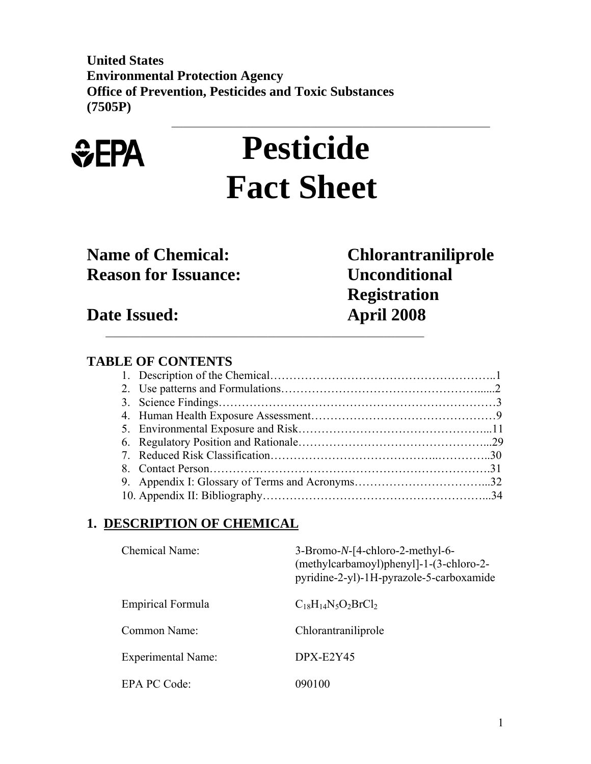**United States**
**Environmental Protection Agency**
**Office of Prevention, Pesticides and Toxic Substances**
**(7505P)**

# Pesticide Fact Sheet

| | |
|---|---|
| **Name of Chemical:** | **Chlorantraniliprole** |
| **Reason for Issuance:** | **Unconditional Registration** |
| **Date Issued:** | **April 2008** |

## TABLE OF CONTENTS

1. Description of the Chemical……………………………………………………..1
2. Use patterns and Formulations…………………………………………….....2
3. Science Findings………………………………………………………………3
4. Human Health Exposure Assessment…………………………………………9
5. Environmental Exposure and Risk…………………………………………...11
6. Regulatory Position and Rationale…………………………………………...29
7. Reduced Risk Classification………………………………..…………...30
8. Contact Person……………………………………………………………….31
9. Appendix I: Glossary of Terms and Acronyms……………………………...32
10. Appendix II: Bibliography…………………………………………………...34

## 1. DESCRIPTION OF CHEMICAL

| | |
|---|---|
| Chemical Name: | 3-Bromo-*N*-[4-chloro-2-methyl-6-(methylcarbamoyl)phenyl]-1-(3-chloro-2-pyridine-2-yl)-1H-pyrazole-5-carboxamide |
| Empirical Formula | $C_{18}H_{14}N_5O_2BrCl_2$ |
| Common Name: | Chlorantraniliprole |
| Experimental Name: | DPX-E2Y45 |
| EPA PC Code: | 090100 |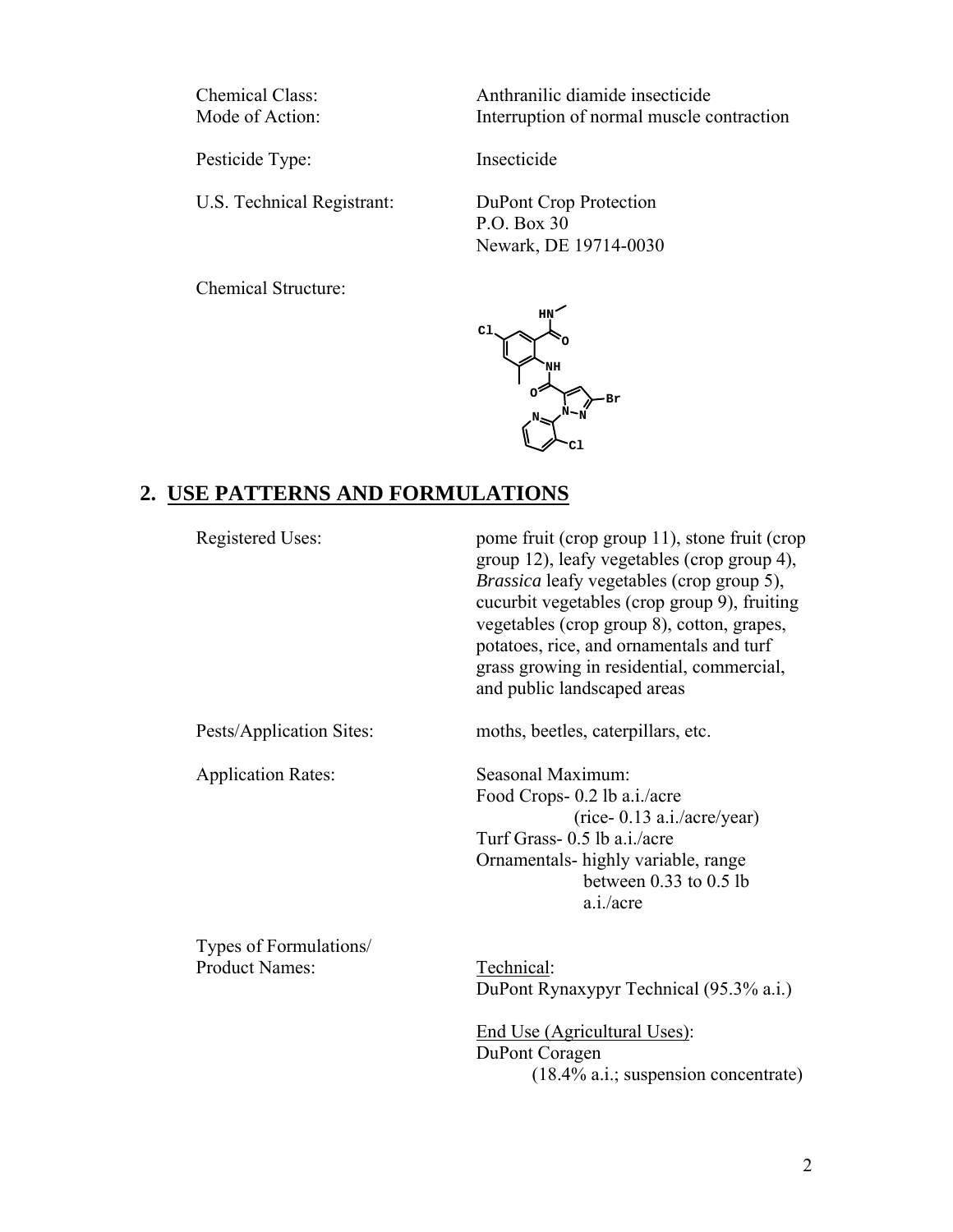Chemical Class: Anthranilic diamide insecticide

Mode of Action: Interruption of normal muscle contraction

Pesticide Type: Insecticide

U.S. Technical Registrant: DuPont Crop Protection
P.O. Box 30
Newark, DE 19714-0030

Chemical Structure:

## 2. USE PATTERNS AND FORMULATIONS

Registered Uses: pome fruit (crop group 11), stone fruit (crop group 12), leafy vegetables (crop group 4), *Brassica* leafy vegetables (crop group 5), cucurbit vegetables (crop group 9), fruiting vegetables (crop group 8), cotton, grapes, potatoes, rice, and ornamentals and turf grass growing in residential, commercial, and public landscaped areas

Pests/Application Sites: moths, beetles, caterpillars, etc.

Application Rates: Seasonal Maximum:
Food Crops- 0.2 lb a.i./acre
(rice- 0.13 a.i./acre/year)
Turf Grass- 0.5 lb a.i./acre
Ornamentals- highly variable, range between 0.33 to 0.5 lb a.i./acre

Types of Formulations/
Product Names:

Technical:
DuPont Rynaxypyr Technical (95.3% a.i.)

End Use (Agricultural Uses):
DuPont Coragen
(18.4% a.i.; suspension concentrate)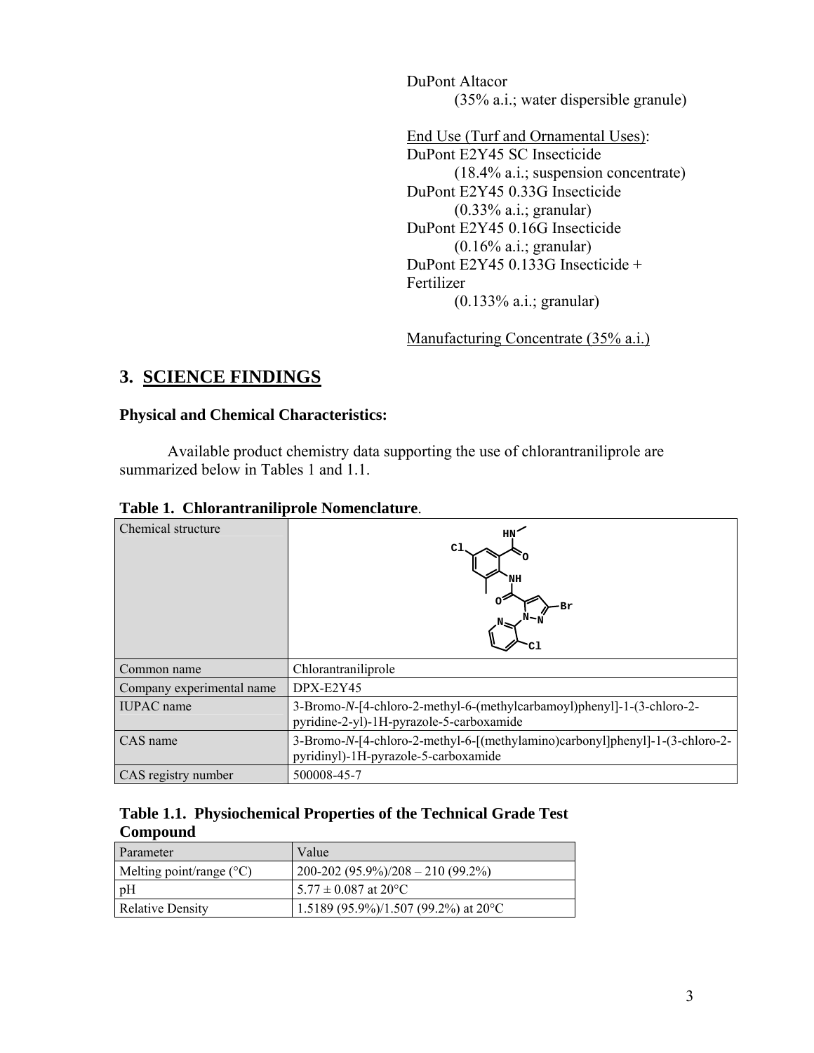DuPont Altacor
(35% a.i.; water dispersible granule)

End Use (Turf and Ornamental Uses):
DuPont E2Y45 SC Insecticide
(18.4% a.i.; suspension concentrate)
DuPont E2Y45 0.33G Insecticide
(0.33% a.i.; granular)
DuPont E2Y45 0.16G Insecticide
(0.16% a.i.; granular)
DuPont E2Y45 0.133G Insecticide + Fertilizer
(0.133% a.i.; granular)

Manufacturing Concentrate (35% a.i.)

## 3. SCIENCE FINDINGS

### Physical and Chemical Characteristics:

Available product chemistry data supporting the use of chlorantraniliprole are summarized below in Tables 1 and 1.1.

**Table 1. Chlorantraniliprole Nomenclature**.

| Chemical structure | |
|---|---|
| Common name | Chlorantraniliprole |
| Company experimental name | DPX-E2Y45 |
| IUPAC name | 3-Bromo-*N*-[4-chloro-2-methyl-6-(methylcarbamoyl)phenyl]-1-(3-chloro-2-pyridine-2-yl)-1H-pyrazole-5-carboxamide |
| CAS name | 3-Bromo-*N*-[4-chloro-2-methyl-6-[(methylamino)carbonyl]phenyl]-1-(3-chloro-2-pyridinyl)-1H-pyrazole-5-carboxamide |
| CAS registry number | 500008-45-7 |

**Table 1.1. Physiochemical Properties of the Technical Grade Test Compound**

| Parameter | Value |
|---|---|
| Melting point/range (°C) | 200-202 (95.9%)/208 – 210 (99.2%) |
| pH | 5.77 ± 0.087 at 20°C |
| Relative Density | 1.5189 (95.9%)/1.507 (99.2%) at 20°C |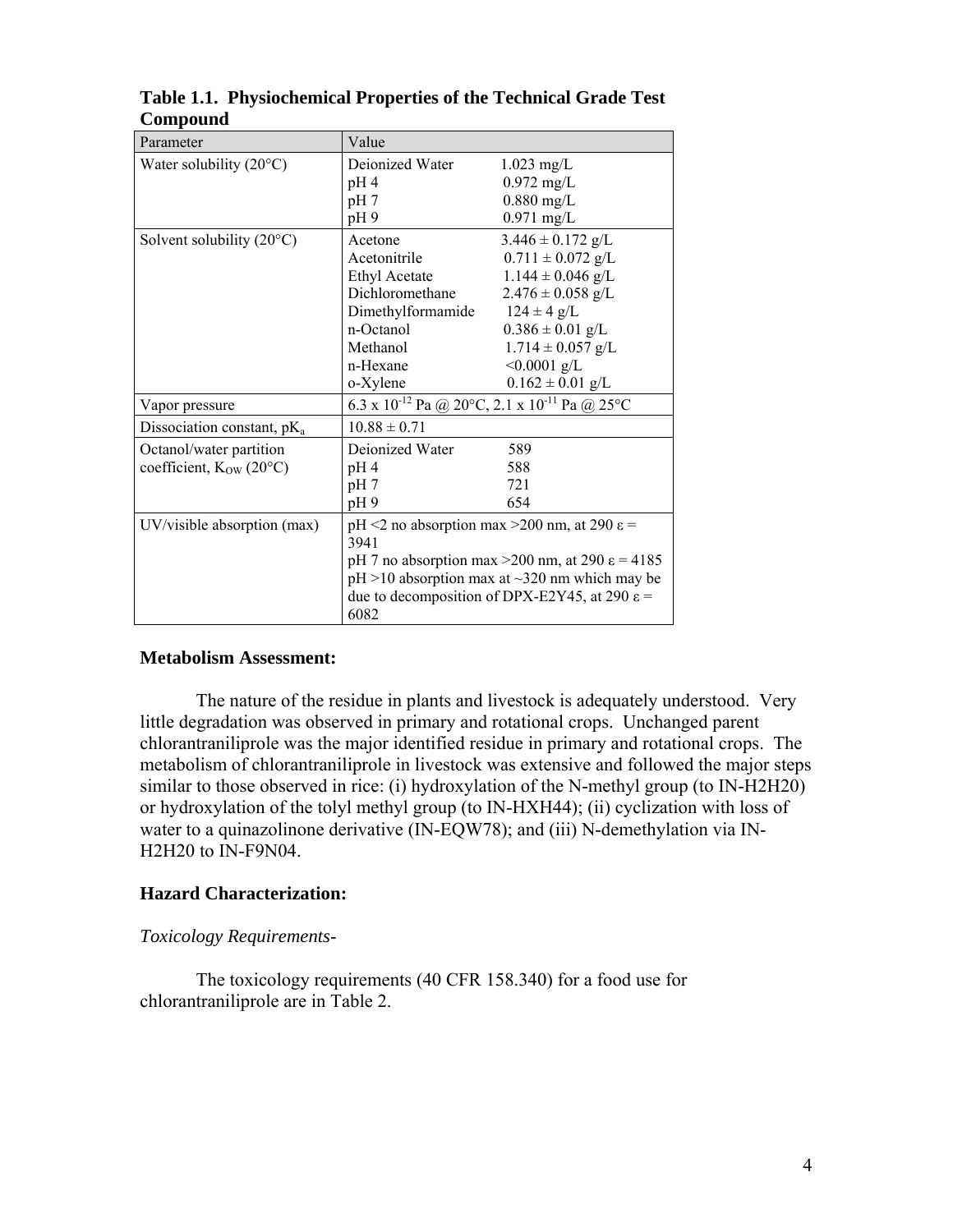**Table 1.1. Physiochemical Properties of the Technical Grade Test Compound**

| Parameter | Value |
|---|---|
| Water solubility (20°C) | Deionized Water 1.023 mg/L<br>pH 4 0.972 mg/L<br>pH 7 0.880 mg/L<br>pH 9 0.971 mg/L |
| Solvent solubility (20°C) | Acetone 3.446 ± 0.172 g/L<br>Acetonitrile 0.711 ± 0.072 g/L<br>Ethyl Acetate 1.144 ± 0.046 g/L<br>Dichloromethane 2.476 ± 0.058 g/L<br>Dimethylformamide 124 ± 4 g/L<br>n-Octanol 0.386 ± 0.01 g/L<br>Methanol 1.714 ± 0.057 g/L<br>n-Hexane <0.0001 g/L<br>o-Xylene 0.162 ± 0.01 g/L |
| Vapor pressure | $6.3 \times 10^{-12}$ Pa @ 20°C, $2.1 \times 10^{-11}$ Pa @ 25°C |
| Dissociation constant, $pK_a$ | 10.88 ± 0.71 |
| Octanol/water partition coefficient, $K_{OW}$ (20°C) | Deionized Water 589<br>pH 4 588<br>pH 7 721<br>pH 9 654 |
| UV/visible absorption (max) | pH <2 no absorption max >200 nm, at 290 ε = 3941<br>pH 7 no absorption max >200 nm, at 290 ε = 4185<br>pH >10 absorption max at ~320 nm which may be due to decomposition of DPX-E2Y45, at 290 ε = 6082 |

### Metabolism Assessment:

The nature of the residue in plants and livestock is adequately understood. Very little degradation was observed in primary and rotational crops. Unchanged parent chlorantraniliprole was the major identified residue in primary and rotational crops. The metabolism of chlorantraniliprole in livestock was extensive and followed the major steps similar to those observed in rice: (i) hydroxylation of the N-methyl group (to IN-H2H20) or hydroxylation of the tolyl methyl group (to IN-HXH44); (ii) cyclization with loss of water to a quinazolinone derivative (IN-EQW78); and (iii) N-demethylation via IN-H2H20 to IN-F9N04.

### Hazard Characterization:

*Toxicology Requirements-*

The toxicology requirements (40 CFR 158.340) for a food use for chlorantraniliprole are in Table 2.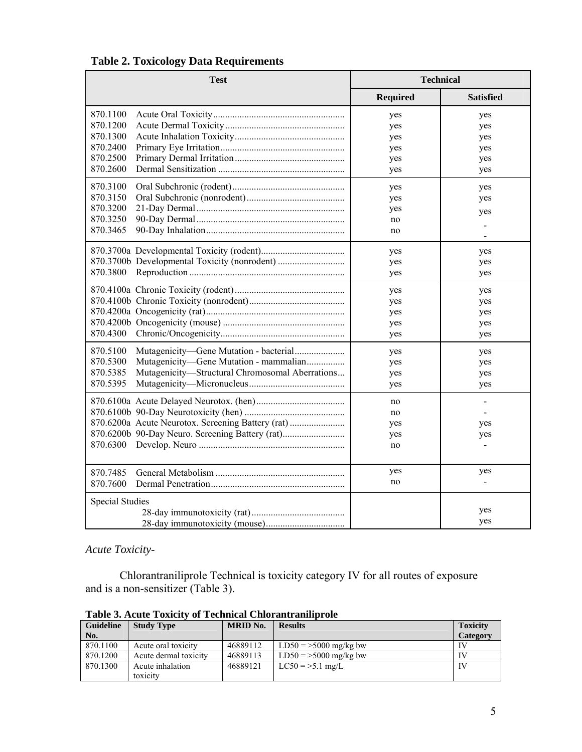**Table 2. Toxicology Data Requirements**

| Test | Technical | |
|---|---|---|
| | **Required** | **Satisfied** |
| 870.1100 Acute Oral Toxicity | yes | yes |
| 870.1200 Acute Dermal Toxicity | yes | yes |
| 870.1300 Acute Inhalation Toxicity | yes | yes |
| 870.2400 Primary Eye Irritation | yes | yes |
| 870.2500 Primary Dermal Irritation | yes | yes |
| 870.2600 Dermal Sensitization | yes | yes |
| 870.3100 Oral Subchronic (rodent) | yes | yes |
| 870.3150 Oral Subchronic (nonrodent) | yes | yes |
| 870.3200 21-Day Dermal | yes | yes |
| 870.3250 90-Day Dermal | no | - |
| 870.3465 90-Day Inhalation | no | - |
| 870.3700a Developmental Toxicity (rodent) | yes | yes |
| 870.3700b Developmental Toxicity (nonrodent) | yes | yes |
| 870.3800 Reproduction | yes | yes |
| 870.4100a Chronic Toxicity (rodent) | yes | yes |
| 870.4100b Chronic Toxicity (nonrodent) | yes | yes |
| 870.4200a Oncogenicity (rat) | yes | yes |
| 870.4200b Oncogenicity (mouse) | yes | yes |
| 870.4300 Chronic/Oncogenicity | yes | yes |
| 870.5100 Mutagenicity—Gene Mutation - bacterial | yes | yes |
| 870.5300 Mutagenicity—Gene Mutation - mammalian | yes | yes |
| 870.5385 Mutagenicity—Structural Chromosomal Aberrations | yes | yes |
| 870.5395 Mutagenicity—Micronucleus | yes | yes |
| 870.6100a Acute Delayed Neurotox. (hen) | no | - |
| 870.6100b 90-Day Neurotoxicity (hen) | no | - |
| 870.6200a Acute Neurotox. Screening Battery (rat) | yes | yes |
| 870.6200b 90-Day Neuro. Screening Battery (rat) | yes | yes |
| 870.6300 Develop. Neuro | no | - |
| 870.7485 General Metabolism | yes | yes |
| 870.7600 Dermal Penetration | no | - |
| Special Studies | | |
| 28-day immunotoxicity (rat) | | yes |
| 28-day immunotoxicity (mouse) | | yes |

*Acute Toxicity-*

Chlorantraniliprole Technical is toxicity category IV for all routes of exposure and is a non-sensitizer (Table 3).

**Table 3. Acute Toxicity of Technical Chlorantraniliprole**

| Guideline No. | Study Type | MRID No. | Results | Toxicity Category |
|---|---|---|---|---|
| 870.1100 | Acute oral toxicity | 46889112 | LD50 = >5000 mg/kg bw | IV |
| 870.1200 | Acute dermal toxicity | 46889113 | LD50 = >5000 mg/kg bw | IV |
| 870.1300 | Acute inhalation toxicity | 46889121 | LC50 = >5.1 mg/L | IV |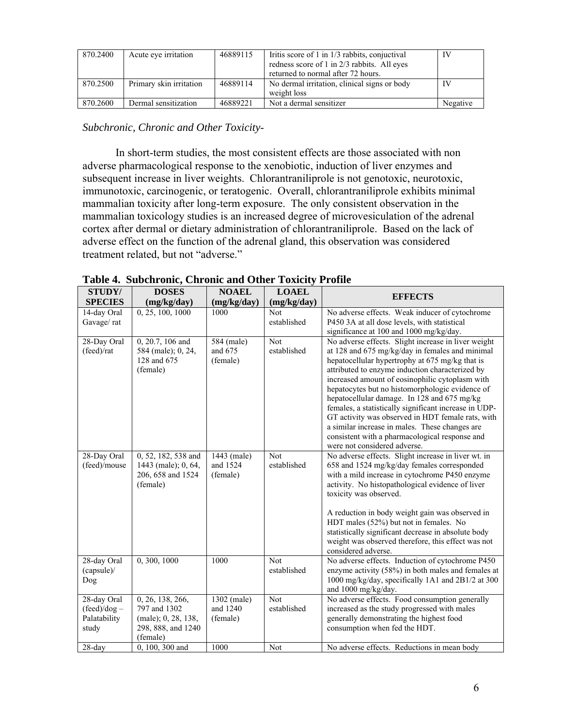| 870.2400 | Acute eye irritation | 46889115 | Iritis score of 1 in 1/3 rabbits, conjuctival redness score of 1 in 2/3 rabbits. All eyes returned to normal after 72 hours. | IV |
|---|---|---|---|---|
| 870.2500 | Primary skin irritation | 46889114 | No dermal irritation, clinical signs or body weight loss | IV |
| 870.2600 | Dermal sensitization | 46889221 | Not a dermal sensitizer | Negative |

*Subchronic, Chronic and Other Toxicity-*

In short-term studies, the most consistent effects are those associated with non adverse pharmacological response to the xenobiotic, induction of liver enzymes and subsequent increase in liver weights. Chlorantraniliprole is not genotoxic, neurotoxic, immunotoxic, carcinogenic, or teratogenic. Overall, chlorantraniliprole exhibits minimal mammalian toxicity after long-term exposure. The only consistent observation in the mammalian toxicology studies is an increased degree of microvesiculation of the adrenal cortex after dermal or dietary administration of chlorantraniliprole. Based on the lack of adverse effect on the function of the adrenal gland, this observation was considered treatment related, but not "adverse."

**Table 4. Subchronic, Chronic and Other Toxicity Profile**

| STUDY/ SPECIES | DOSES (mg/kg/day) | NOAEL (mg/kg/day) | LOAEL (mg/kg/day) | EFFECTS |
|---|---|---|---|---|
| 14-day Oral Gavage/ rat | 0, 25, 100, 1000 | 1000 | Not established | No adverse effects. Weak inducer of cytochrome P450 3A at all dose levels, with statistical significance at 100 and 1000 mg/kg/day. |
| 28-Day Oral (feed)/rat | 0, 20.7, 106 and 584 (male); 0, 24, 128 and 675 (female) | 584 (male) and 675 (female) | Not established | No adverse effects. Slight increase in liver weight at 128 and 675 mg/kg/day in females and minimal hepatocellular hypertrophy at 675 mg/kg that is attributed to enzyme induction characterized by increased amount of eosinophilic cytoplasm with hepatocytes but no histomorphologic evidence of hepatocellular damage. In 128 and 675 mg/kg females, a statistically significant increase in UDP-GT activity was observed in HDT female rats, with a similar increase in males. These changes are consistent with a pharmacological response and were not considered adverse. |
| 28-Day Oral (feed)/mouse | 0, 52, 182, 538 and 1443 (male); 0, 64, 206, 658 and 1524 (female) | 1443 (male) and 1524 (female) | Not established | No adverse effects. Slight increase in liver wt. in 658 and 1524 mg/kg/day females corresponded with a mild increase in cytochrome P450 enzyme activity. No histopathological evidence of liver toxicity was observed.<br><br>A reduction in body weight gain was observed in HDT males (52%) but not in females. No statistically significant decrease in absolute body weight was observed therefore, this effect was not considered adverse. |
| 28-day Oral (capsule)/ Dog | 0, 300, 1000 | 1000 | Not established | No adverse effects. Induction of cytochrome P450 enzyme activity (58%) in both males and females at 1000 mg/kg/day, specifically 1A1 and 2B1/2 at 300 and 1000 mg/kg/day. |
| 28-day Oral (feed)/dog – Palatability study | 0, 26, 138, 266, 797 and 1302 (male); 0, 28, 138, 298, 888, and 1240 (female) | 1302 (male) and 1240 (female) | Not established | No adverse effects. Food consumption generally increased as the study progressed with males generally demonstrating the highest food consumption when fed the HDT. |
| 28-day | 0, 100, 300 and | 1000 | Not | No adverse effects. Reductions in mean body |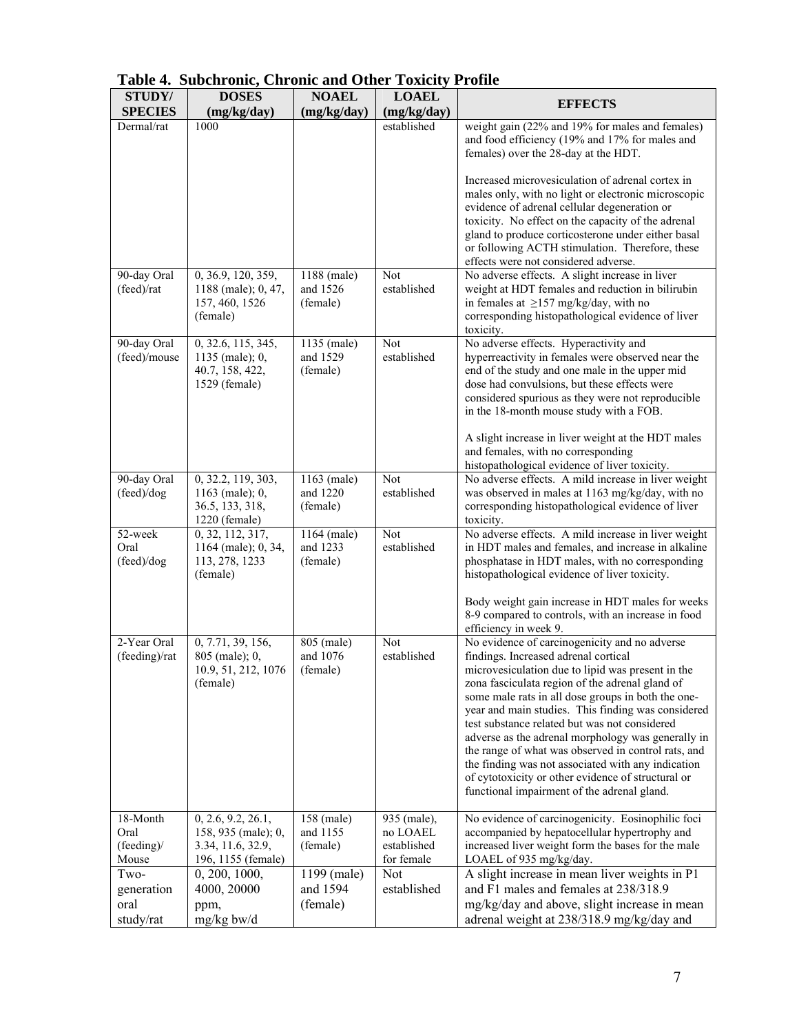**Table 4. Subchronic, Chronic and Other Toxicity Profile**

| STUDY/ SPECIES | DOSES (mg/kg/day) | NOAEL (mg/kg/day) | LOAEL (mg/kg/day) | EFFECTS |
|---|---|---|---|---|
| Dermal/rat | 1000 | | established | weight gain (22% and 19% for males and females) and food efficiency (19% and 17% for males and females) over the 28-day at the HDT.<br><br>Increased microvesiculation of adrenal cortex in males only, with no light or electronic microscopic evidence of adrenal cellular degeneration or toxicity. No effect on the capacity of the adrenal gland to produce corticosterone under either basal or following ACTH stimulation. Therefore, these effects were not considered adverse. |
| 90-day Oral (feed)/rat | 0, 36.9, 120, 359, 1188 (male); 0, 47, 157, 460, 1526 (female) | 1188 (male) and 1526 (female) | Not established | No adverse effects. A slight increase in liver weight at HDT females and reduction in bilirubin in females at ≥157 mg/kg/day, with no corresponding histopathological evidence of liver toxicity. |
| 90-day Oral (feed)/mouse | 0, 32.6, 115, 345, 1135 (male); 0, 40.7, 158, 422, 1529 (female) | 1135 (male) and 1529 (female) | Not established | No adverse effects. Hyperactivity and hyperreactivity in females were observed near the end of the study and one male in the upper mid dose had convulsions, but these effects were considered spurious as they were not reproducible in the 18-month mouse study with a FOB.<br><br>A slight increase in liver weight at the HDT males and females, with no corresponding histopathological evidence of liver toxicity. |
| 90-day Oral (feed)/dog | 0, 32.2, 119, 303, 1163 (male); 0, 36.5, 133, 318, 1220 (female) | 1163 (male) and 1220 (female) | Not established | No adverse effects. A mild increase in liver weight was observed in males at 1163 mg/kg/day, with no corresponding histopathological evidence of liver toxicity. |
| 52-week Oral (feed)/dog | 0, 32, 112, 317, 1164 (male); 0, 34, 113, 278, 1233 (female) | 1164 (male) and 1233 (female) | Not established | No adverse effects. A mild increase in liver weight in HDT males and females, and increase in alkaline phosphatase in HDT males, with no corresponding histopathological evidence of liver toxicity.<br><br>Body weight gain increase in HDT males for weeks 8-9 compared to controls, with an increase in food efficiency in week 9. |
| 2-Year Oral (feeding)/rat | 0, 7.71, 39, 156, 805 (male); 0, 10.9, 51, 212, 1076 (female) | 805 (male) and 1076 (female) | Not established | No evidence of carcinogenicity and no adverse findings. Increased adrenal cortical microvesiculation due to lipid was present in the zona fasciculata region of the adrenal gland of some male rats in all dose groups in both the one-year and main studies. This finding was considered test substance related but was not considered adverse as the adrenal morphology was generally in the range of what was observed in control rats, and the finding was not associated with any indication of cytotoxicity or other evidence of structural or functional impairment of the adrenal gland. |
| 18-Month Oral (feeding)/ Mouse | 0, 2.6, 9.2, 26.1, 158, 935 (male); 0, 3.34, 11.6, 32.9, 196, 1155 (female) | 158 (male) and 1155 (female) | 935 (male), no LOAEL established for female | No evidence of carcinogenicity. Eosinophilic foci accompanied by hepatocellular hypertrophy and increased liver weight form the bases for the male LOAEL of 935 mg/kg/day. |
| Two-generation oral study/rat | 0, 200, 1000, 4000, 20000 ppm, mg/kg bw/d | 1199 (male) and 1594 (female) | Not established | A slight increase in mean liver weights in P1 and F1 males and females at 238/318.9 mg/kg/day and above, slight increase in mean adrenal weight at 238/318.9 mg/kg/day and |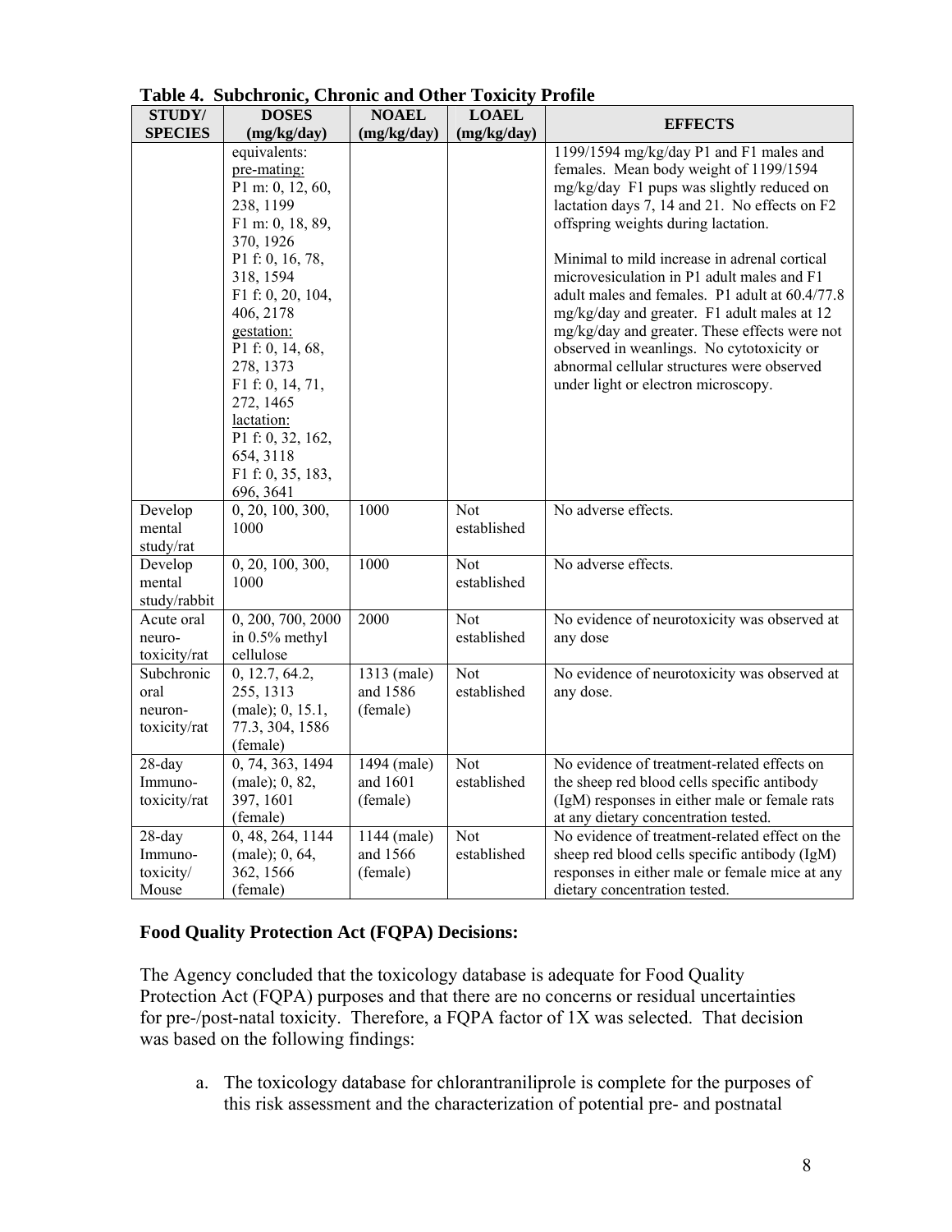**Table 4. Subchronic, Chronic and Other Toxicity Profile**

| STUDY/ SPECIES | DOSES (mg/kg/day) | NOAEL (mg/kg/day) | LOAEL (mg/kg/day) | EFFECTS |
|---|---|---|---|---|
| | equivalents: pre-mating: P1 m: 0, 12, 60, 238, 1199 F1 m: 0, 18, 89, 370, 1926 P1 f: 0, 16, 78, 318, 1594 F1 f: 0, 20, 104, 406, 2178 gestation: P1 f: 0, 14, 68, 278, 1373 F1 f: 0, 14, 71, 272, 1465 lactation: P1 f: 0, 32, 162, 654, 3118 F1 f: 0, 35, 183, 696, 3641 | | | 1199/1594 mg/kg/day P1 and F1 males and females. Mean body weight of 1199/1594 mg/kg/day F1 pups was slightly reduced on lactation days 7, 14 and 21. No effects on F2 offspring weights during lactation.<br><br>Minimal to mild increase in adrenal cortical microvesiculation in P1 adult males and F1 adult males and females. P1 adult at 60.4/77.8 mg/kg/day and greater. F1 adult males at 12 mg/kg/day and greater. These effects were not observed in weanlings. No cytotoxicity or abnormal cellular structures were observed under light or electron microscopy. |
| Developmental study/rat | 0, 20, 100, 300, 1000 | 1000 | Not established | No adverse effects. |
| Developmental study/rabbit | 0, 20, 100, 300, 1000 | 1000 | Not established | No adverse effects. |
| Acute oral neuro-toxicity/rat | 0, 200, 700, 2000 in 0.5% methyl cellulose | 2000 | Not established | No evidence of neurotoxicity was observed at any dose |
| Subchronic oral neuron-toxicity/rat | 0, 12.7, 64.2, 255, 1313 (male); 0, 15.1, 77.3, 304, 1586 (female) | 1313 (male) and 1586 (female) | Not established | No evidence of neurotoxicity was observed at any dose. |
| 28-day Immuno-toxicity/rat | 0, 74, 363, 1494 (male); 0, 82, 397, 1601 (female) | 1494 (male) and 1601 (female) | Not established | No evidence of treatment-related effects on the sheep red blood cells specific antibody (IgM) responses in either male or female rats at any dietary concentration tested. |
| 28-day Immuno-toxicity/ Mouse | 0, 48, 264, 1144 (male); 0, 64, 362, 1566 (female) | 1144 (male) and 1566 (female) | Not established | No evidence of treatment-related effect on the sheep red blood cells specific antibody (IgM) responses in either male or female mice at any dietary concentration tested. |

**Food Quality Protection Act (FQPA) Decisions:**

The Agency concluded that the toxicology database is adequate for Food Quality Protection Act (FQPA) purposes and that there are no concerns or residual uncertainties for pre-/post-natal toxicity. Therefore, a FQPA factor of 1X was selected. That decision was based on the following findings:

a. The toxicology database for chlorantraniliprole is complete for the purposes of this risk assessment and the characterization of potential pre- and postnatal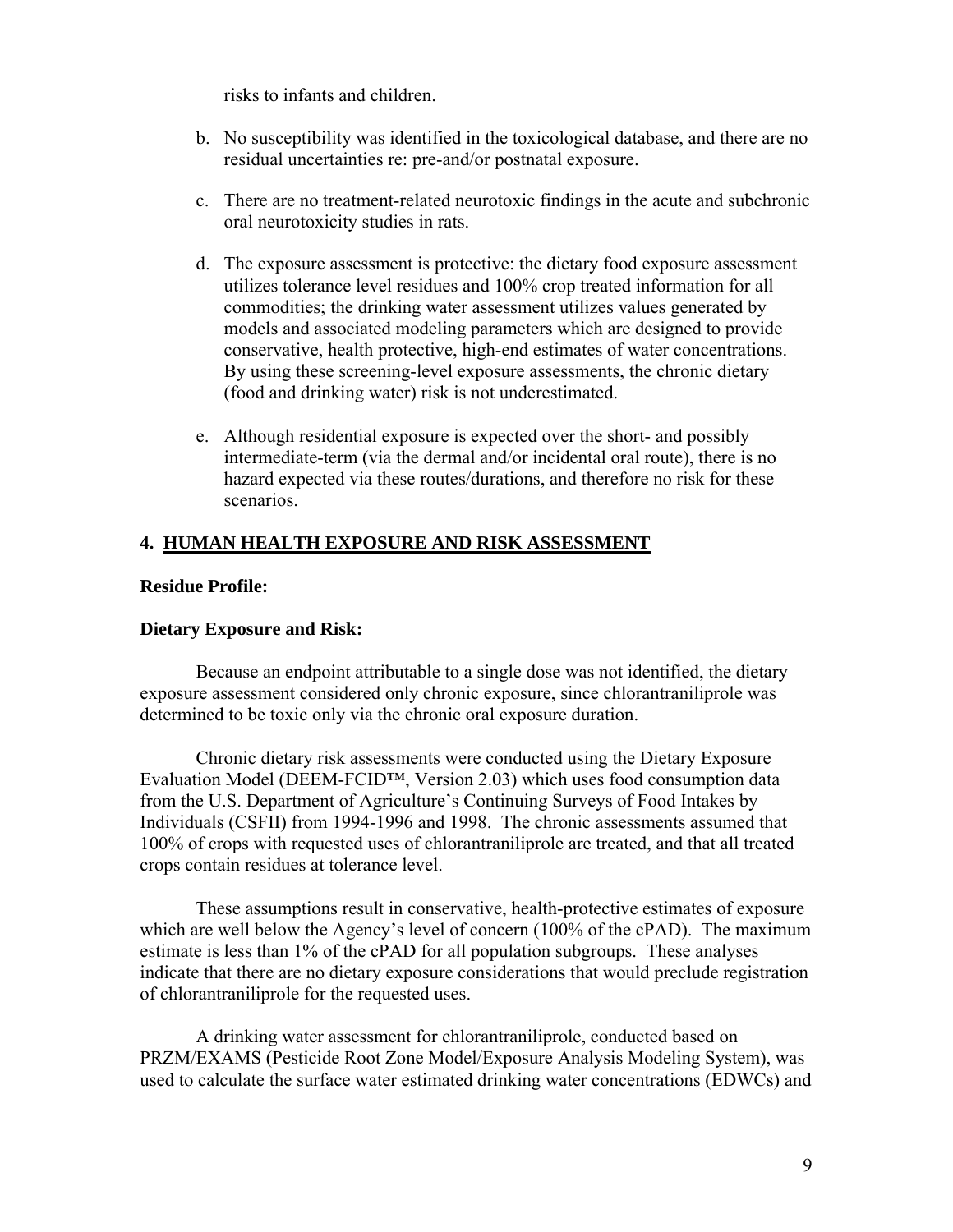risks to infants and children.

b. No susceptibility was identified in the toxicological database, and there are no residual uncertainties re: pre-and/or postnatal exposure.

c. There are no treatment-related neurotoxic findings in the acute and subchronic oral neurotoxicity studies in rats.

d. The exposure assessment is protective: the dietary food exposure assessment utilizes tolerance level residues and 100% crop treated information for all commodities; the drinking water assessment utilizes values generated by models and associated modeling parameters which are designed to provide conservative, health protective, high-end estimates of water concentrations. By using these screening-level exposure assessments, the chronic dietary (food and drinking water) risk is not underestimated.

e. Although residential exposure is expected over the short- and possibly intermediate-term (via the dermal and/or incidental oral route), there is no hazard expected via these routes/durations, and therefore no risk for these scenarios.

## 4. HUMAN HEALTH EXPOSURE AND RISK ASSESSMENT

**Residue Profile:**

**Dietary Exposure and Risk:**

Because an endpoint attributable to a single dose was not identified, the dietary exposure assessment considered only chronic exposure, since chlorantraniliprole was determined to be toxic only via the chronic oral exposure duration.

Chronic dietary risk assessments were conducted using the Dietary Exposure Evaluation Model (DEEM-FCID™, Version 2.03) which uses food consumption data from the U.S. Department of Agriculture's Continuing Surveys of Food Intakes by Individuals (CSFII) from 1994-1996 and 1998. The chronic assessments assumed that 100% of crops with requested uses of chlorantraniliprole are treated, and that all treated crops contain residues at tolerance level.

These assumptions result in conservative, health-protective estimates of exposure which are well below the Agency's level of concern (100% of the cPAD). The maximum estimate is less than 1% of the cPAD for all population subgroups. These analyses indicate that there are no dietary exposure considerations that would preclude registration of chlorantraniliprole for the requested uses.

A drinking water assessment for chlorantraniliprole, conducted based on PRZM/EXAMS (Pesticide Root Zone Model/Exposure Analysis Modeling System), was used to calculate the surface water estimated drinking water concentrations (EDWCs) and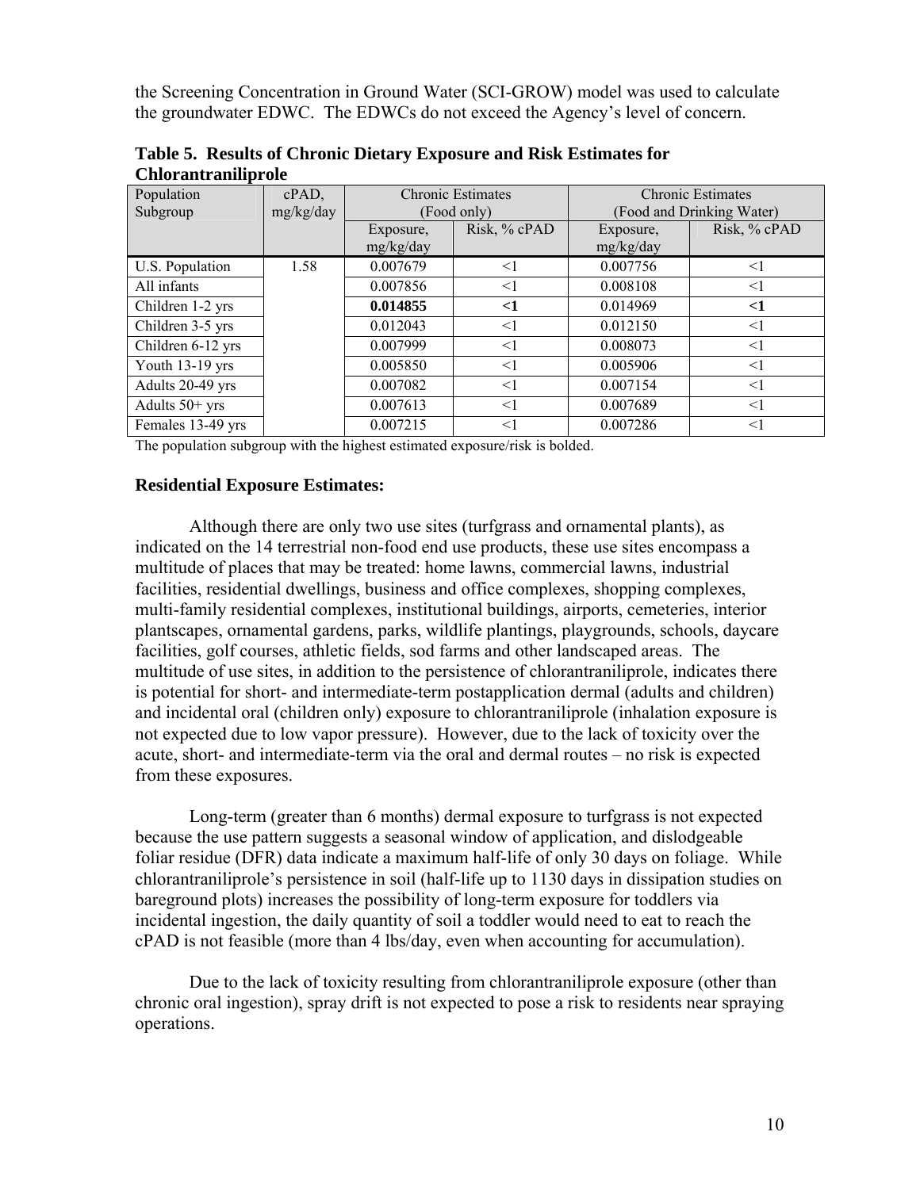the Screening Concentration in Ground Water (SCI-GROW) model was used to calculate the groundwater EDWC. The EDWCs do not exceed the Agency's level of concern.

**Table 5. Results of Chronic Dietary Exposure and Risk Estimates for Chlorantraniliprole**

| Population Subgroup | cPAD, mg/kg/day | Chronic Estimates (Food only) | | Chronic Estimates (Food and Drinking Water) | |
|---|---|---|---|---|---|
| | | Exposure, mg/kg/day | Risk, % cPAD | Exposure, mg/kg/day | Risk, % cPAD |
| U.S. Population | 1.58 | 0.007679 | <1 | 0.007756 | <1 |
| All infants | | 0.007856 | <1 | 0.008108 | <1 |
| Children 1-2 yrs | | **0.014855** | **<1** | 0.014969 | **<1** |
| Children 3-5 yrs | | 0.012043 | <1 | 0.012150 | <1 |
| Children 6-12 yrs | | 0.007999 | <1 | 0.008073 | <1 |
| Youth 13-19 yrs | | 0.005850 | <1 | 0.005906 | <1 |
| Adults 20-49 yrs | | 0.007082 | <1 | 0.007154 | <1 |
| Adults 50+ yrs | | 0.007613 | <1 | 0.007689 | <1 |
| Females 13-49 yrs | | 0.007215 | <1 | 0.007286 | <1 |

The population subgroup with the highest estimated exposure/risk is bolded.

**Residential Exposure Estimates:**

Although there are only two use sites (turfgrass and ornamental plants), as indicated on the 14 terrestrial non-food end use products, these use sites encompass a multitude of places that may be treated: home lawns, commercial lawns, industrial facilities, residential dwellings, business and office complexes, shopping complexes, multi-family residential complexes, institutional buildings, airports, cemeteries, interior plantscapes, ornamental gardens, parks, wildlife plantings, playgrounds, schools, daycare facilities, golf courses, athletic fields, sod farms and other landscaped areas. The multitude of use sites, in addition to the persistence of chlorantraniliprole, indicates there is potential for short- and intermediate-term postapplication dermal (adults and children) and incidental oral (children only) exposure to chlorantraniliprole (inhalation exposure is not expected due to low vapor pressure). However, due to the lack of toxicity over the acute, short- and intermediate-term via the oral and dermal routes – no risk is expected from these exposures.

Long-term (greater than 6 months) dermal exposure to turfgrass is not expected because the use pattern suggests a seasonal window of application, and dislodgeable foliar residue (DFR) data indicate a maximum half-life of only 30 days on foliage. While chlorantraniliprole's persistence in soil (half-life up to 1130 days in dissipation studies on bareground plots) increases the possibility of long-term exposure for toddlers via incidental ingestion, the daily quantity of soil a toddler would need to eat to reach the cPAD is not feasible (more than 4 lbs/day, even when accounting for accumulation).

Due to the lack of toxicity resulting from chlorantraniliprole exposure (other than chronic oral ingestion), spray drift is not expected to pose a risk to residents near spraying operations.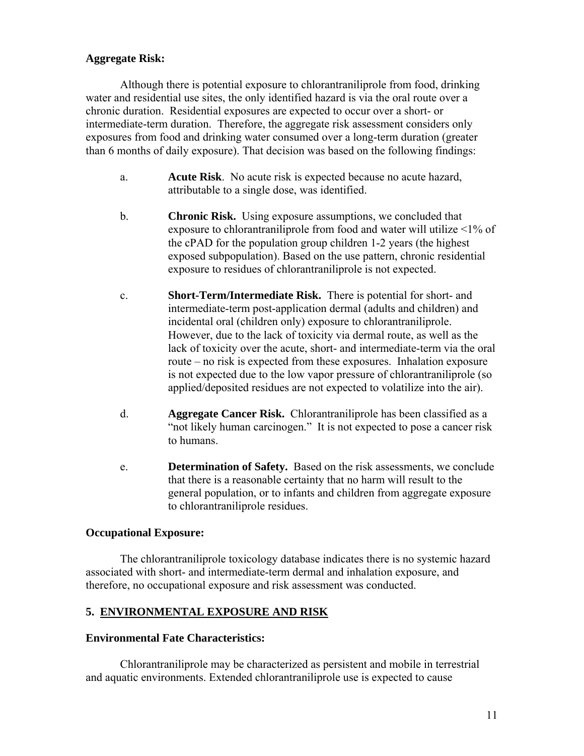**Aggregate Risk:**

Although there is potential exposure to chlorantraniliprole from food, drinking water and residential use sites, the only identified hazard is via the oral route over a chronic duration. Residential exposures are expected to occur over a short- or intermediate-term duration. Therefore, the aggregate risk assessment considers only exposures from food and drinking water consumed over a long-term duration (greater than 6 months of daily exposure). That decision was based on the following findings:

a. **Acute Risk**. No acute risk is expected because no acute hazard, attributable to a single dose, was identified.

b. **Chronic Risk.** Using exposure assumptions, we concluded that exposure to chlorantraniliprole from food and water will utilize <1% of the cPAD for the population group children 1-2 years (the highest exposed subpopulation). Based on the use pattern, chronic residential exposure to residues of chlorantraniliprole is not expected.

c. **Short-Term/Intermediate Risk.** There is potential for short- and intermediate-term post-application dermal (adults and children) and incidental oral (children only) exposure to chlorantraniliprole. However, due to the lack of toxicity via dermal route, as well as the lack of toxicity over the acute, short- and intermediate-term via the oral route – no risk is expected from these exposures. Inhalation exposure is not expected due to the low vapor pressure of chlorantraniliprole (so applied/deposited residues are not expected to volatilize into the air).

d. **Aggregate Cancer Risk.** Chlorantraniliprole has been classified as a "not likely human carcinogen." It is not expected to pose a cancer risk to humans.

e. **Determination of Safety.** Based on the risk assessments, we conclude that there is a reasonable certainty that no harm will result to the general population, or to infants and children from aggregate exposure to chlorantraniliprole residues.

**Occupational Exposure:**

The chlorantraniliprole toxicology database indicates there is no systemic hazard associated with short- and intermediate-term dermal and inhalation exposure, and therefore, no occupational exposure and risk assessment was conducted.

## 5. ENVIRONMENTAL EXPOSURE AND RISK

**Environmental Fate Characteristics:**

Chlorantraniliprole may be characterized as persistent and mobile in terrestrial and aquatic environments. Extended chlorantraniliprole use is expected to cause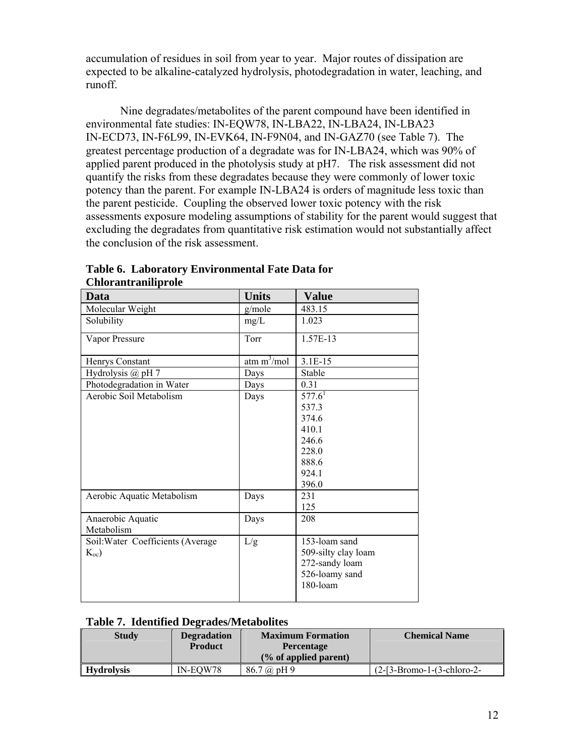accumulation of residues in soil from year to year. Major routes of dissipation are expected to be alkaline-catalyzed hydrolysis, photodegradation in water, leaching, and runoff.

Nine degradates/metabolites of the parent compound have been identified in environmental fate studies: IN-EQW78, IN-LBA22, IN-LBA24, IN-LBA23 IN-ECD73, IN-F6L99, IN-EVK64, IN-F9N04, and IN-GAZ70 (see Table 7). The greatest percentage production of a degradate was for IN-LBA24, which was 90% of applied parent produced in the photolysis study at pH7. The risk assessment did not quantify the risks from these degradates because they were commonly of lower toxic potency than the parent. For example IN-LBA24 is orders of magnitude less toxic than the parent pesticide. Coupling the observed lower toxic potency with the risk assessments exposure modeling assumptions of stability for the parent would suggest that excluding the degradates from quantitative risk estimation would not substantially affect the conclusion of the risk assessment.

**Table 6. Laboratory Environmental Fate Data for Chlorantraniliprole**

| Data | Units | Value |
|---|---|---|
| Molecular Weight | g/mole | 483.15 |
| Solubility | mg/L | 1.023 |
| Vapor Pressure | Torr | 1.57E-13 |
| Henrys Constant | atm $m^3$/mol | 3.1E-15 |
| Hydrolysis @ pH 7 | Days | Stable |
| Photodegradation in Water | Days | 0.31 |
| Aerobic Soil Metabolism | Days | 577.6[1]<br>537.3<br>374.6<br>410.1<br>246.6<br>228.0<br>888.6<br>924.1<br>396.0 |
| Aerobic Aquatic Metabolism | Days | 231<br>125 |
| Anaerobic Aquatic Metabolism | Days | 208 |
| Soil:Water Coefficients (Average $K_{oc}$) | L/g | 153-loam sand<br>509-silty clay loam<br>272-sandy loam<br>526-loamy sand<br>180-loam |

**Table 7. Identified Degrades/Metabolites**

| Study | Degradation Product | Maximum Formation Percentage (% of applied parent) | Chemical Name |
|---|---|---|---|
| **Hydrolysis** | IN-EQW78 | 86.7 @ pH 9 | (2-[3-Bromo-1-(3-chloro-2- |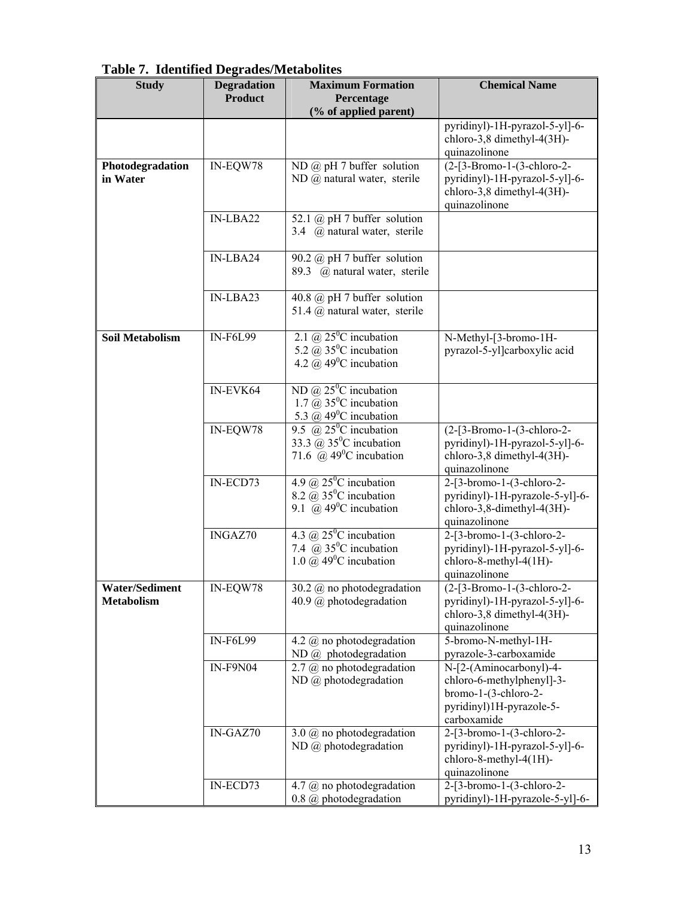**Table 7. Identified Degrades/Metabolites**

| Study | Degradation Product | Maximum Formation Percentage (% of applied parent) | Chemical Name |
|---|---|---|---|
| | | | pyridinyl)-1H-pyrazol-5-yl]-6-chloro-3,8 dimethyl-4(3H)-quinazolinone |
| **Photodegradation in Water** | IN-EQW78 | ND @ pH 7 buffer solution<br>ND @ natural water, sterile | (2-[3-Bromo-1-(3-chloro-2-pyridinyl)-1H-pyrazol-5-yl]-6-chloro-3,8 dimethyl-4(3H)-quinazolinone |
| | IN-LBA22 | 52.1 @ pH 7 buffer solution<br>3.4 @ natural water, sterile | |
| | IN-LBA24 | 90.2 @ pH 7 buffer solution<br>89.3 @ natural water, sterile | |
| | IN-LBA23 | 40.8 @ pH 7 buffer solution<br>51.4 @ natural water, sterile | |
| **Soil Metabolism** | IN-F6L99 | 2.1 @ 25$^0$C incubation<br>5.2 @ 35$^0$C incubation<br>4.2 @ 49$^0$C incubation | N-Methyl-[3-bromo-1H-pyrazol-5-yl]carboxylic acid |
| | IN-EVK64 | ND @ 25$^0$C incubation<br>1.7 @ 35$^0$C incubation<br>5.3 @ 49$^0$C incubation | |
| | IN-EQW78 | 9.5 @ 25$^0$C incubation<br>33.3 @ 35$^0$C incubation<br>71.6 @ 49$^0$C incubation | (2-[3-Bromo-1-(3-chloro-2-pyridinyl)-1H-pyrazol-5-yl]-6-chloro-3,8 dimethyl-4(3H)-quinazolinone |
| | IN-ECD73 | 4.9 @ 25$^0$C incubation<br>8.2 @ 35$^0$C incubation<br>9.1 @ 49$^0$C incubation | 2-[3-bromo-1-(3-chloro-2-pyridinyl)-1H-pyrazole-5-yl]-6-chloro-3,8-dimethyl-4(3H)-quinazolinone |
| | INGAZ70 | 4.3 @ 25$^0$C incubation<br>7.4 @ 35$^0$C incubation<br>1.0 @ 49$^0$C incubation | 2-[3-bromo-1-(3-chloro-2-pyridinyl)-1H-pyrazol-5-yl]-6-chloro-8-methyl-4(1H)-quinazolinone |
| **Water/Sediment Metabolism** | IN-EQW78 | 30.2 @ no photodegradation<br>40.9 @ photodegradation | (2-[3-Bromo-1-(3-chloro-2-pyridinyl)-1H-pyrazol-5-yl]-6-chloro-3,8 dimethyl-4(3H)-quinazolinone |
| | IN-F6L99 | 4.2 @ no photodegradation<br>ND @ photodegradation | 5-bromo-N-methyl-1H-pyrazole-3-carboxamide |
| | IN-F9N04 | 2.7 @ no photodegradation<br>ND @ photodegradation | N-[2-(Aminocarbonyl)-4-chloro-6-methylphenyl]-3-bromo-1-(3-chloro-2-pyridinyl)1H-pyrazole-5-carboxamide |
| | IN-GAZ70 | 3.0 @ no photodegradation<br>ND @ photodegradation | 2-[3-bromo-1-(3-chloro-2-pyridinyl)-1H-pyrazol-5-yl]-6-chloro-8-methyl-4(1H)-quinazolinone |
| | IN-ECD73 | 4.7 @ no photodegradation<br>0.8 @ photodegradation | 2-[3-bromo-1-(3-chloro-2-pyridinyl)-1H-pyrazole-5-yl]-6- |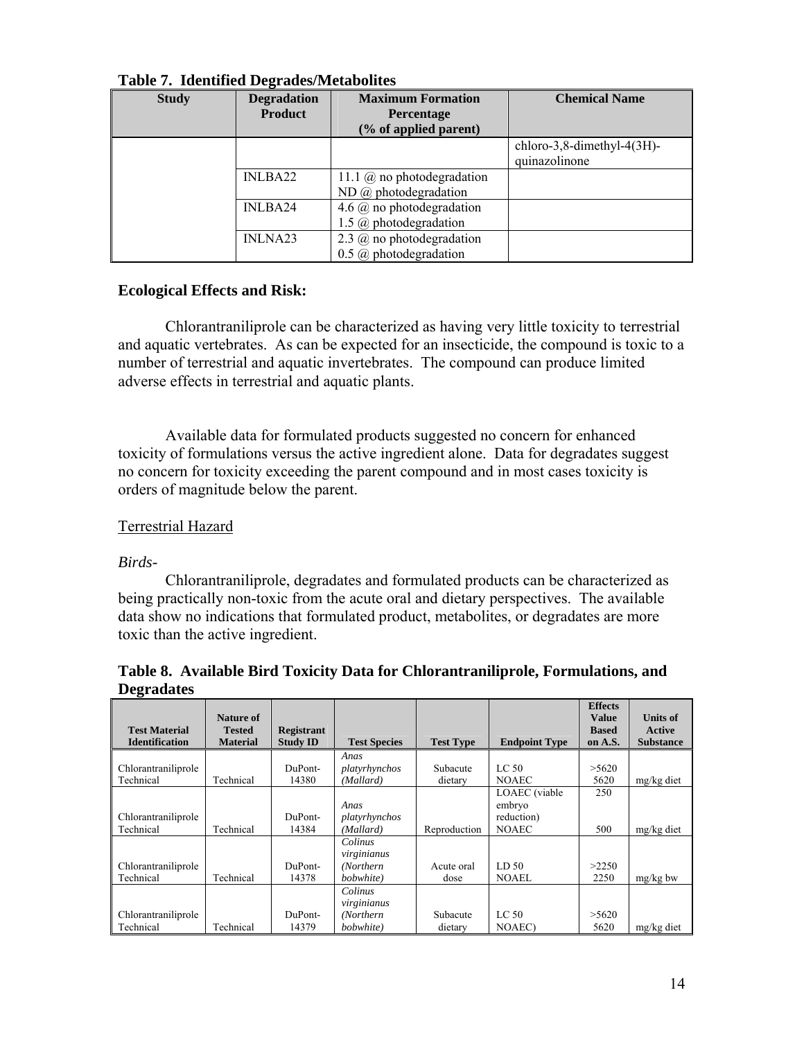**Table 7. Identified Degrades/Metabolites**

| Study | Degradation Product | Maximum Formation Percentage (% of applied parent) | Chemical Name |
|---|---|---|---|
| | | | chloro-3,8-dimethyl-4(3H)-quinazolinone |
| | INLBA22 | 11.1 @ no photodegradation<br>ND @ photodegradation | |
| | INLBA24 | 4.6 @ no photodegradation<br>1.5 @ photodegradation | |
| | INLNA23 | 2.3 @ no photodegradation<br>0.5 @ photodegradation | |

## Ecological Effects and Risk:

Chlorantraniliprole can be characterized as having very little toxicity to terrestrial and aquatic vertebrates. As can be expected for an insecticide, the compound is toxic to a number of terrestrial and aquatic invertebrates. The compound can produce limited adverse effects in terrestrial and aquatic plants.

Available data for formulated products suggested no concern for enhanced toxicity of formulations versus the active ingredient alone. Data for degradates suggest no concern for toxicity exceeding the parent compound and in most cases toxicity is orders of magnitude below the parent.

### Terrestrial Hazard

*Birds-*

Chlorantraniliprole, degradates and formulated products can be characterized as being practically non-toxic from the acute oral and dietary perspectives. The available data show no indications that formulated product, metabolites, or degradates are more toxic than the active ingredient.

**Table 8. Available Bird Toxicity Data for Chlorantraniliprole, Formulations, and Degradates**

| Test Material Identification | Nature of Tested Material | Registrant Study ID | Test Species | Test Type | Endpoint Type | Effects Value Based on A.S. | Units of Active Substance |
|---|---|---|---|---|---|---|---|
| Chlorantraniliprole Technical | Technical | DuPont-14380 | *Anas platyrhynchos (Mallard)* | Subacute dietary | LC 50<br>NOAEC | >5620<br>5620 | mg/kg diet |
| Chlorantraniliprole Technical | Technical | DuPont-14384 | *Anas platyrhynchos (Mallard)* | Reproduction | LOAEC (viable embryo reduction)<br>NOAEC | 250<br>500 | mg/kg diet |
| Chlorantraniliprole Technical | Technical | DuPont-14378 | *Colinus virginianus (Northern bobwhite)* | Acute oral dose | LD 50<br>NOAEL | >2250<br>2250 | mg/kg bw |
| Chlorantraniliprole Technical | Technical | DuPont-14379 | *Colinus virginianus (Northern bobwhite)* | Subacute dietary | LC 50<br>NOAEC) | >5620<br>5620 | mg/kg diet |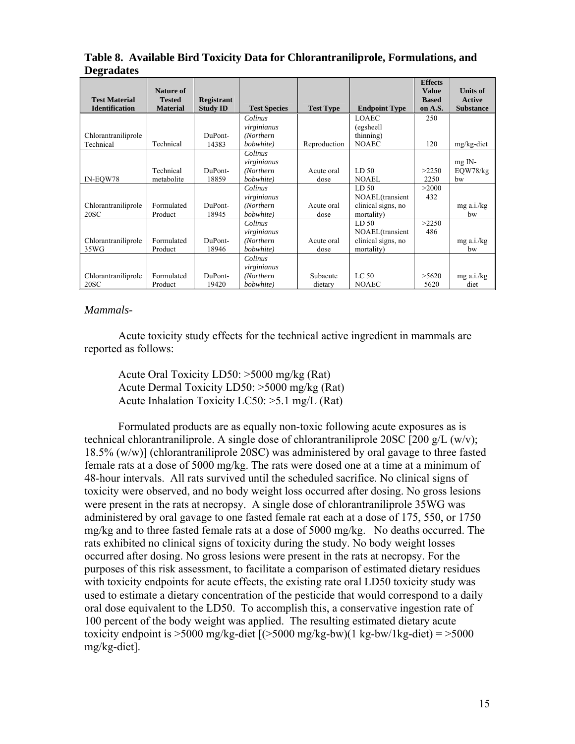**Table 8. Available Bird Toxicity Data for Chlorantraniliprole, Formulations, and Degradates**

| Test Material Identification | Nature of Tested Material | Registrant Study ID | Test Species | Test Type | Endpoint Type | Effects Value Based on A.S. | Units of Active Substance |
|---|---|---|---|---|---|---|---|
| Chlorantraniliprole Technical | Technical | DuPont-14383 | *Colinus virginianus (Northern bobwhite)* | Reproduction | LOAEC (egsheell thinning) NOAEC | 250 120 | mg/kg-diet |
| IN-EQW78 | Technical metabolite | DuPont-18859 | *Colinus virginianus (Northern bobwhite)* | Acute oral dose | LD 50 NOAEL | >2250 2250 | mg IN-EQW78/kg bw |
| Chlorantraniliprole 20SC | Formulated Product | DuPont-18945 | *Colinus virginianus (Northern bobwhite)* | Acute oral dose | LD 50 NOAEL(transient clinical signs, no mortality) | >2000 432 | mg a.i./kg bw |
| Chlorantraniliprole 35WG | Formulated Product | DuPont-18946 | *Colinus virginianus (Northern bobwhite)* | Acute oral dose | LD 50 NOAEL(transient clinical signs, no mortality) | >2250 486 | mg a.i./kg bw |
| Chlorantraniliprole 20SC | Formulated Product | DuPont-19420 | *Colinus virginianus (Northern bobwhite)* | Subacute dietary | LC 50 NOAEC | >5620 5620 | mg a.i./kg diet |

*Mammals-*

Acute toxicity study effects for the technical active ingredient in mammals are reported as follows:

> Acute Oral Toxicity LD50: >5000 mg/kg (Rat)
> Acute Dermal Toxicity LD50: >5000 mg/kg (Rat)
> Acute Inhalation Toxicity LC50: >5.1 mg/L (Rat)

Formulated products are as equally non-toxic following acute exposures as is technical chlorantraniliprole. A single dose of chlorantraniliprole 20SC [200 g/L (w/v); 18.5% (w/w)] (chlorantraniliprole 20SC) was administered by oral gavage to three fasted female rats at a dose of 5000 mg/kg. The rats were dosed one at a time at a minimum of 48-hour intervals. All rats survived until the scheduled sacrifice. No clinical signs of toxicity were observed, and no body weight loss occurred after dosing. No gross lesions were present in the rats at necropsy. A single dose of chlorantraniliprole 35WG was administered by oral gavage to one fasted female rat each at a dose of 175, 550, or 1750 mg/kg and to three fasted female rats at a dose of 5000 mg/kg. No deaths occurred. The rats exhibited no clinical signs of toxicity during the study. No body weight losses occurred after dosing. No gross lesions were present in the rats at necropsy. For the purposes of this risk assessment, to facilitate a comparison of estimated dietary residues with toxicity endpoints for acute effects, the existing rate oral LD50 toxicity study was used to estimate a dietary concentration of the pesticide that would correspond to a daily oral dose equivalent to the LD50. To accomplish this, a conservative ingestion rate of 100 percent of the body weight was applied. The resulting estimated dietary acute toxicity endpoint is >5000 mg/kg-diet [(>5000 mg/kg-bw)(1 kg-bw/1kg-diet) = >5000 mg/kg-diet].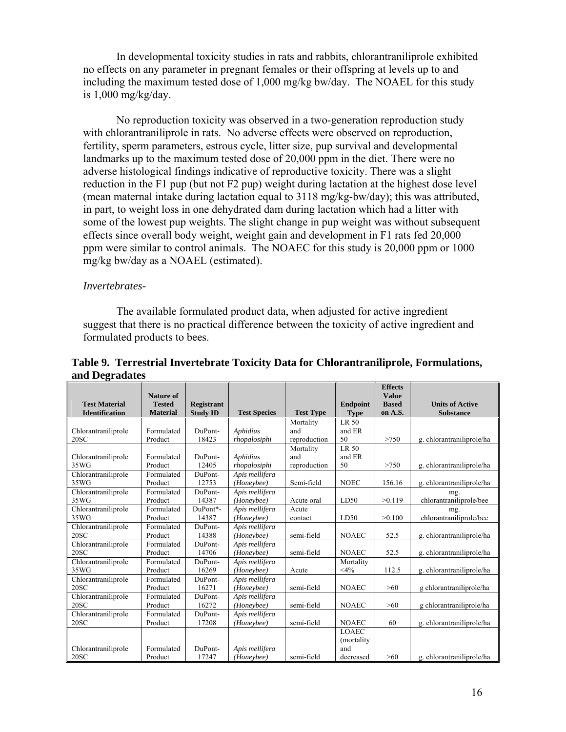In developmental toxicity studies in rats and rabbits, chlorantraniliprole exhibited no effects on any parameter in pregnant females or their offspring at levels up to and including the maximum tested dose of 1,000 mg/kg bw/day. The NOAEL for this study is 1,000 mg/kg/day.

No reproduction toxicity was observed in a two-generation reproduction study with chlorantraniliprole in rats. No adverse effects were observed on reproduction, fertility, sperm parameters, estrous cycle, litter size, pup survival and developmental landmarks up to the maximum tested dose of 20,000 ppm in the diet. There were no adverse histological findings indicative of reproductive toxicity. There was a slight reduction in the F1 pup (but not F2 pup) weight during lactation at the highest dose level (mean maternal intake during lactation equal to 3118 mg/kg-bw/day); this was attributed, in part, to weight loss in one dehydrated dam during lactation which had a litter with some of the lowest pup weights. The slight change in pup weight was without subsequent effects since overall body weight, weight gain and development in F1 rats fed 20,000 ppm were similar to control animals. The NOAEC for this study is 20,000 ppm or 1000 mg/kg bw/day as a NOAEL (estimated).

*Invertebrates-*

The available formulated product data, when adjusted for active ingredient suggest that there is no practical difference between the toxicity of active ingredient and formulated products to bees.

**Table 9. Terrestrial Invertebrate Toxicity Data for Chlorantraniliprole, Formulations, and Degradates**

| Test Material Identification | Nature of Tested Material | Registrant Study ID | Test Species | Test Type | Endpoint Type | Effects Value Based on A.S. | Units of Active Substance |
|---|---|---|---|---|---|---|---|
| Chlorantraniliprole 20SC | Formulated Product | DuPont-18423 | *Aphidius rhopalosiphi* | Mortality and reproduction | LR 50 and ER 50 | >750 | g. chlorantraniliprole/ha |
| Chlorantraniliprole 35WG | Formulated Product | DuPont-12405 | *Aphidius rhopalosiphi* | Mortality and reproduction | LR 50 and ER 50 | >750 | g. chlorantraniliprole/ha |
| Chlorantraniliprole 35WG | Formulated Product | DuPont-12753 | *Apis mellifera (Honeybee)* | Semi-field | NOEC | 156.16 | g. chlorantraniliprole/ha |
| Chlorantraniliprole 35WG | Formulated Product | DuPont-14387 | *Apis mellifera (Honeybee)* | Acute oral | LD50 | >0.119 | mg. chlorantraniliprole/bee |
| Chlorantraniliprole 35WG | Formulated Product | DuPont*-14387 | *Apis mellifera (Honeybee)* | Acute contact | LD50 | >0.100 | mg. chlorantraniliprole/bee |
| Chlorantraniliprole 20SC | Formulated Product | DuPont-14388 | *Apis mellifera (Honeybee)* | semi-field | NOAEC | 52.5 | g. chlorantraniliprole/ha |
| Chlorantraniliprole 20SC | Formulated Product | DuPont-14706 | *Apis mellifera (Honeybee)* | semi-field | NOAEC | 52.5 | g. chlorantraniliprole/ha |
| Chlorantraniliprole 35WG | Formulated Product | DuPont-16269 | *Apis mellifera (Honeybee)* | Acute | Mortality <4% | 112.5 | g. chlorantraniliprole/ha |
| Chlorantraniliprole 20SC | Formulated Product | DuPont-16271 | *Apis mellifera (Honeybee)* | semi-field | NOAEC | >60 | g chlorantraniliprole/ha |
| Chlorantraniliprole 20SC | Formulated Product | DuPont-16272 | *Apis mellifera (Honeybee)* | semi-field | NOAEC | >60 | g chlorantraniliprole/ha |
| Chlorantraniliprole 20SC | Formulated Product | DuPont-17208 | *Apis mellifera (Honeybee)* | semi-field | NOAEC | 60 | g. chlorantraniliprole/ha |
| Chlorantraniliprole 20SC | Formulated Product | DuPont-17247 | *Apis mellifera (Honeybee)* | semi-field | LOAEC (mortality and decreased | >60 | g. chlorantraniliprole/ha |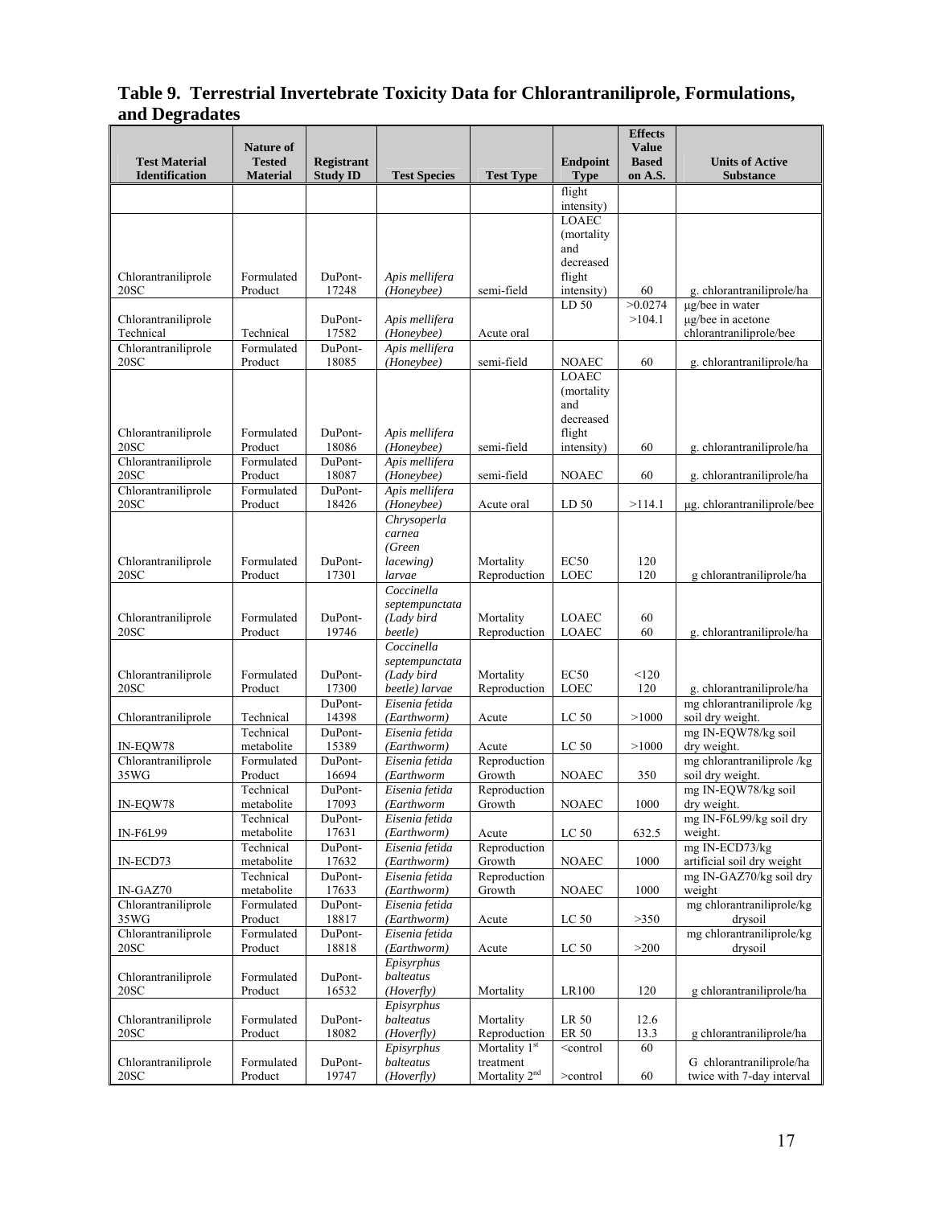## Table 9. Terrestrial Invertebrate Toxicity Data for Chlorantraniliprole, Formulations, and Degradates

| Test Material Identification | Nature of Tested Material | Registrant Study ID | Test Species | Test Type | Endpoint Type | Effects Value Based on A.S. | Units of Active Substance |
|---|---|---|---|---|---|---|---|
| | | | | | flight intensity) | | |
| Chlorantraniliprole 20SC | Formulated Product | DuPont-17248 | *Apis mellifera (Honeybee)* | semi-field | LOAEC (mortality and decreased flight intensity) | 60 | g. chlorantraniliprole/ha |
| Chlorantraniliprole Technical | Technical | DuPont-17582 | *Apis mellifera (Honeybee)* | Acute oral | LD 50 | >0.0274 >104.1 | µg/bee in water µg/bee in acetone chlorantraniliprole/bee |
| Chlorantraniliprole 20SC | Formulated Product | DuPont-18085 | *Apis mellifera (Honeybee)* | semi-field | NOAEC | 60 | g. chlorantraniliprole/ha |
| Chlorantraniliprole 20SC | Formulated Product | DuPont-18086 | *Apis mellifera (Honeybee)* | semi-field | LOAEC (mortality and decreased flight intensity) | 60 | g. chlorantraniliprole/ha |
| Chlorantraniliprole 20SC | Formulated Product | DuPont-18087 | *Apis mellifera (Honeybee)* | semi-field | NOAEC | 60 | g. chlorantraniliprole/ha |
| Chlorantraniliprole 20SC | Formulated Product | DuPont-18426 | *Apis mellifera (Honeybee)* | Acute oral | LD 50 | >114.1 | µg. chlorantraniliprole/bee |
| Chlorantraniliprole 20SC | Formulated Product | DuPont-17301 | *Chrysoperla carnea (Green lacewing) larvae* | Mortality Reproduction | EC50 LOEC | 120 120 | g chlorantraniliprole/ha |
| Chlorantraniliprole 20SC | Formulated Product | DuPont-19746 | *Coccinella septempunctata (Lady bird beetle)* | Mortality Reproduction | LOAEC LOAEC | 60 60 | g. chlorantraniliprole/ha |
| Chlorantraniliprole 20SC | Formulated Product | DuPont-17300 | *Coccinella septempunctata (Lady bird beetle) larvae* | Mortality Reproduction | EC50 LOEC | <120 120 | g. chlorantraniliprole/ha |
| Chlorantraniliprole | Technical | DuPont-14398 | *Eisenia fetida (Earthworm)* | Acute | LC 50 | >1000 | mg chlorantraniliprole /kg soil dry weight. |
| IN-EQW78 | Technical metabolite | DuPont-15389 | *Eisenia fetida (Earthworm)* | Acute | LC 50 | >1000 | mg IN-EQW78/kg soil dry weight. |
| Chlorantraniliprole 35WG | Formulated Product | DuPont-16694 | *Eisenia fetida (Earthworm* | Reproduction Growth | NOAEC | 350 | mg chlorantraniliprole /kg soil dry weight. |
| IN-EQW78 | Technical metabolite | DuPont-17093 | *Eisenia fetida (Earthworm* | Reproduction Growth | NOAEC | 1000 | mg IN-EQW78/kg soil dry weight. |
| IN-F6L99 | Technical metabolite | DuPont-17631 | *Eisenia fetida (Earthworm)* | Acute | LC 50 | 632.5 | mg IN-F6L99/kg soil dry weight. |
| IN-ECD73 | Technical metabolite | DuPont-17632 | *Eisenia fetida (Earthworm)* | Reproduction Growth | NOAEC | 1000 | mg IN-ECD73/kg artificial soil dry weight |
| IN-GAZ70 | Technical metabolite | DuPont-17633 | *Eisenia fetida (Earthworm)* | Reproduction Growth | NOAEC | 1000 | mg IN-GAZ70/kg soil dry weight |
| Chlorantraniliprole 35WG | Formulated Product | DuPont-18817 | *Eisenia fetida (Earthworm)* | Acute | LC 50 | >350 | mg chlorantraniliprole/kg drysoil |
| Chlorantraniliprole 20SC | Formulated Product | DuPont-18818 | *Eisenia fetida (Earthworm)* | Acute | LC 50 | >200 | mg chlorantraniliprole/kg drysoil |
| Chlorantraniliprole 20SC | Formulated Product | DuPont-16532 | *Episyrphus balteatus (Hoverfly)* | Mortality | LR100 | 120 | g chlorantraniliprole/ha |
| Chlorantraniliprole 20SC | Formulated Product | DuPont-18082 | *Episyrphus balteatus (Hoverfly)* | Mortality Reproduction | LR 50 ER 50 | 12.6 13.3 | g chlorantraniliprole/ha |
| Chlorantraniliprole 20SC | Formulated Product | DuPont-19747 | *Episyrphus balteatus (Hoverfly)* | Mortality 1st treatment Mortality 2nd | <control >control | 60 60 | G chlorantraniliprole/ha twice with 7-day interval |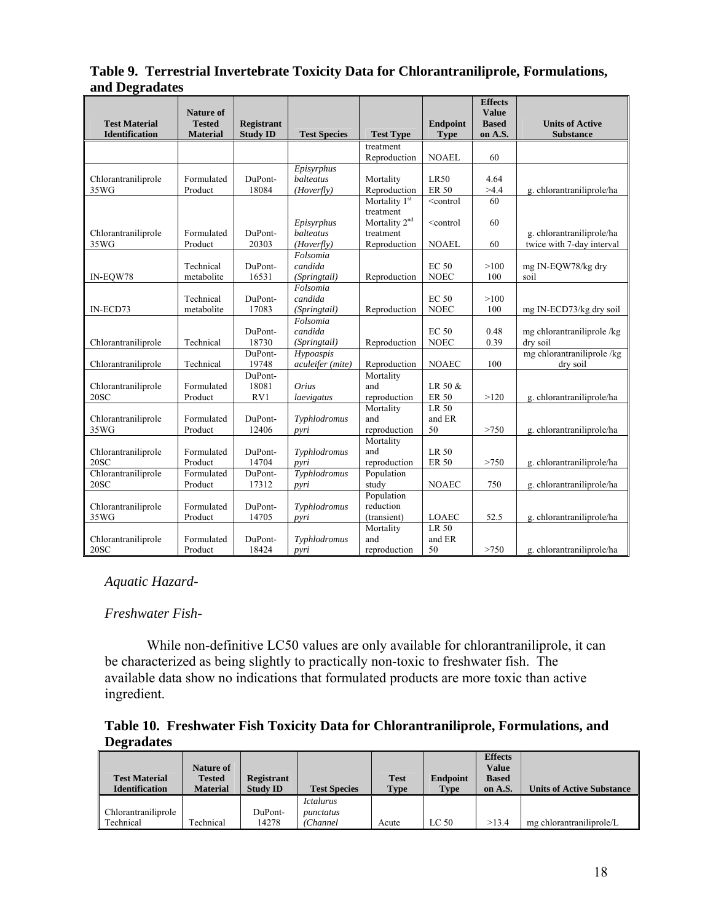**Table 9. Terrestrial Invertebrate Toxicity Data for Chlorantraniliprole, Formulations, and Degradates**

| Test Material Identification | Nature of Tested Material | Registrant Study ID | Test Species | Test Type | Endpoint Type | Effects Value Based on A.S. | Units of Active Substance |
|---|---|---|---|---|---|---|---|
| | | | | treatment Reproduction | NOAEL | 60 | |
| Chlorantraniliprole 35WG | Formulated Product | DuPont-18084 | *Episyrphus balteatus (Hoverfly)* | Mortality Reproduction | LR50 ER 50 | 4.64 >4.4 | g. chlorantraniliprole/ha |
| Chlorantraniliprole 35WG | Formulated Product | DuPont-20303 | *Episyrphus balteatus (Hoverfly)* | Mortality 1st treatment Mortality 2nd treatment Reproduction | <control <control NOAEL | 60 60 60 | g. chlorantraniliprole/ha twice with 7-day interval |
| IN-EQW78 | Technical metabolite | DuPont-16531 | *Folsomia candida (Springtail)* | Reproduction | EC 50 NOEC | >100 100 | mg IN-EQW78/kg dry soil |
| IN-ECD73 | Technical metabolite | DuPont-17083 | *Folsomia candida (Springtail)* | Reproduction | EC 50 NOEC | >100 100 | mg IN-ECD73/kg dry soil |
| Chlorantraniliprole | Technical | DuPont-18730 | *Folsomia candida (Springtail)* | Reproduction | EC 50 NOEC | 0.48 0.39 | mg chlorantraniliprole /kg dry soil |
| Chlorantraniliprole | Technical | DuPont-19748 | *Hypoaspis aculeifer (mite)* | Reproduction | NOAEC | 100 | mg chlorantraniliprole /kg dry soil |
| Chlorantraniliprole 20SC | Formulated Product | DuPont-18081 RV1 | *Orius laevigatus* | Mortality and reproduction | LR 50 & ER 50 | >120 | g. chlorantraniliprole/ha |
| Chlorantraniliprole 35WG | Formulated Product | DuPont-12406 | *Typhlodromus pyri* | Mortality and reproduction | LR 50 and ER 50 | >750 | g. chlorantraniliprole/ha |
| Chlorantraniliprole 20SC | Formulated Product | DuPont-14704 | *Typhlodromus pyri* | Mortality and reproduction | LR 50 ER 50 | >750 | g. chlorantraniliprole/ha |
| Chlorantraniliprole 20SC | Formulated Product | DuPont-17312 | *Typhlodromus pyri* | Population study | NOAEC | 750 | g. chlorantraniliprole/ha |
| Chlorantraniliprole 35WG | Formulated Product | DuPont-14705 | *Typhlodromus pyri* | Population reduction (transient) | LOAEC | 52.5 | g. chlorantraniliprole/ha |
| Chlorantraniliprole 20SC | Formulated Product | DuPont-18424 | *Typhlodromus pyri* | Mortality and reproduction | LR 50 and ER 50 | >750 | g. chlorantraniliprole/ha |

*Aquatic Hazard-*

*Freshwater Fish-*

While non-definitive LC50 values are only available for chlorantraniliprole, it can be characterized as being slightly to practically non-toxic to freshwater fish. The available data show no indications that formulated products are more toxic than active ingredient.

**Table 10. Freshwater Fish Toxicity Data for Chlorantraniliprole, Formulations, and Degradates**

| Test Material Identification | Nature of Tested Material | Registrant Study ID | Test Species | Test Type | Endpoint Type | Effects Value Based on A.S. | Units of Active Substance |
|---|---|---|---|---|---|---|---|
| Chlorantraniliprole Technical | Technical | DuPont-14278 | *Ictalurus punctatus (Channel* | Acute | LC 50 | >13.4 | mg chlorantraniliprole/L |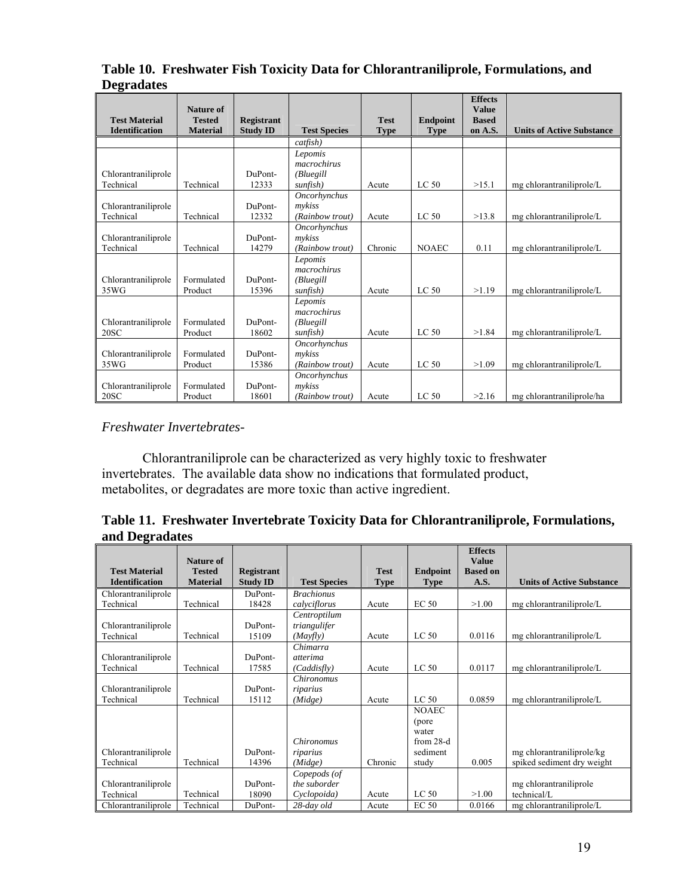**Table 10. Freshwater Fish Toxicity Data for Chlorantraniliprole, Formulations, and Degradates**

| Test Material Identification | Nature of Tested Material | Registrant Study ID | Test Species | Test Type | Endpoint Type | Effects Value Based on A.S. | Units of Active Substance |
|---|---|---|---|---|---|---|---|
| | | | catfish) | | | | |
| Chlorantraniliprole Technical | Technical | DuPont-12333 | *Lepomis macrochirus* (Bluegill sunfish) | Acute | LC 50 | >15.1 | mg chlorantraniliprole/L |
| Chlorantraniliprole Technical | Technical | DuPont-12332 | *Oncorhynchus mykiss* (Rainbow trout) | Acute | LC 50 | >13.8 | mg chlorantraniliprole/L |
| Chlorantraniliprole Technical | Technical | DuPont-14279 | *Oncorhynchus mykiss* (Rainbow trout) | Chronic | NOAEC | 0.11 | mg chlorantraniliprole/L |
| Chlorantraniliprole 35WG | Formulated Product | DuPont-15396 | *Lepomis macrochirus* (Bluegill sunfish) | Acute | LC 50 | >1.19 | mg chlorantraniliprole/L |
| Chlorantraniliprole 20SC | Formulated Product | DuPont-18602 | *Lepomis macrochirus* (Bluegill sunfish) | Acute | LC 50 | >1.84 | mg chlorantraniliprole/L |
| Chlorantraniliprole 35WG | Formulated Product | DuPont-15386 | *Oncorhynchus mykiss* (Rainbow trout) | Acute | LC 50 | >1.09 | mg chlorantraniliprole/L |
| Chlorantraniliprole 20SC | Formulated Product | DuPont-18601 | *Oncorhynchus mykiss* (Rainbow trout) | Acute | LC 50 | >2.16 | mg chlorantraniliprole/ha |

*Freshwater Invertebrates-*

Chlorantraniliprole can be characterized as very highly toxic to freshwater invertebrates. The available data show no indications that formulated product, metabolites, or degradates are more toxic than active ingredient.

**Table 11. Freshwater Invertebrate Toxicity Data for Chlorantraniliprole, Formulations, and Degradates**

| Test Material Identification | Nature of Tested Material | Registrant Study ID | Test Species | Test Type | Endpoint Type | Effects Value Based on A.S. | Units of Active Substance |
|---|---|---|---|---|---|---|---|
| Chlorantraniliprole Technical | Technical | DuPont-18428 | *Brachionus calyciflorus* | Acute | EC 50 | >1.00 | mg chlorantraniliprole/L |
| Chlorantraniliprole Technical | Technical | DuPont-15109 | *Centroptilum triangulifer* (Mayfly) | Acute | LC 50 | 0.0116 | mg chlorantraniliprole/L |
| Chlorantraniliprole Technical | Technical | DuPont-17585 | *Chimarra atterima* (Caddisfly) | Acute | LC 50 | 0.0117 | mg chlorantraniliprole/L |
| Chlorantraniliprole Technical | Technical | DuPont-15112 | *Chironomus riparius* (Midge) | Acute | LC 50 | 0.0859 | mg chlorantraniliprole/L |
| Chlorantraniliprole Technical | Technical | DuPont-14396 | *Chironomus riparius* (Midge) | Chronic | NOAEC (pore water from 28-d sediment study | 0.005 | mg chlorantraniliprole/kg spiked sediment dry weight |
| Chlorantraniliprole Technical | Technical | DuPont-18090 | Copepods (of the suborder *Cyclopoida*) | Acute | LC 50 | >1.00 | mg chlorantraniliprole technical/L |
| Chlorantraniliprole | Technical | DuPont- | 28-day old | Acute | EC 50 | 0.0166 | mg chlorantraniliprole/L |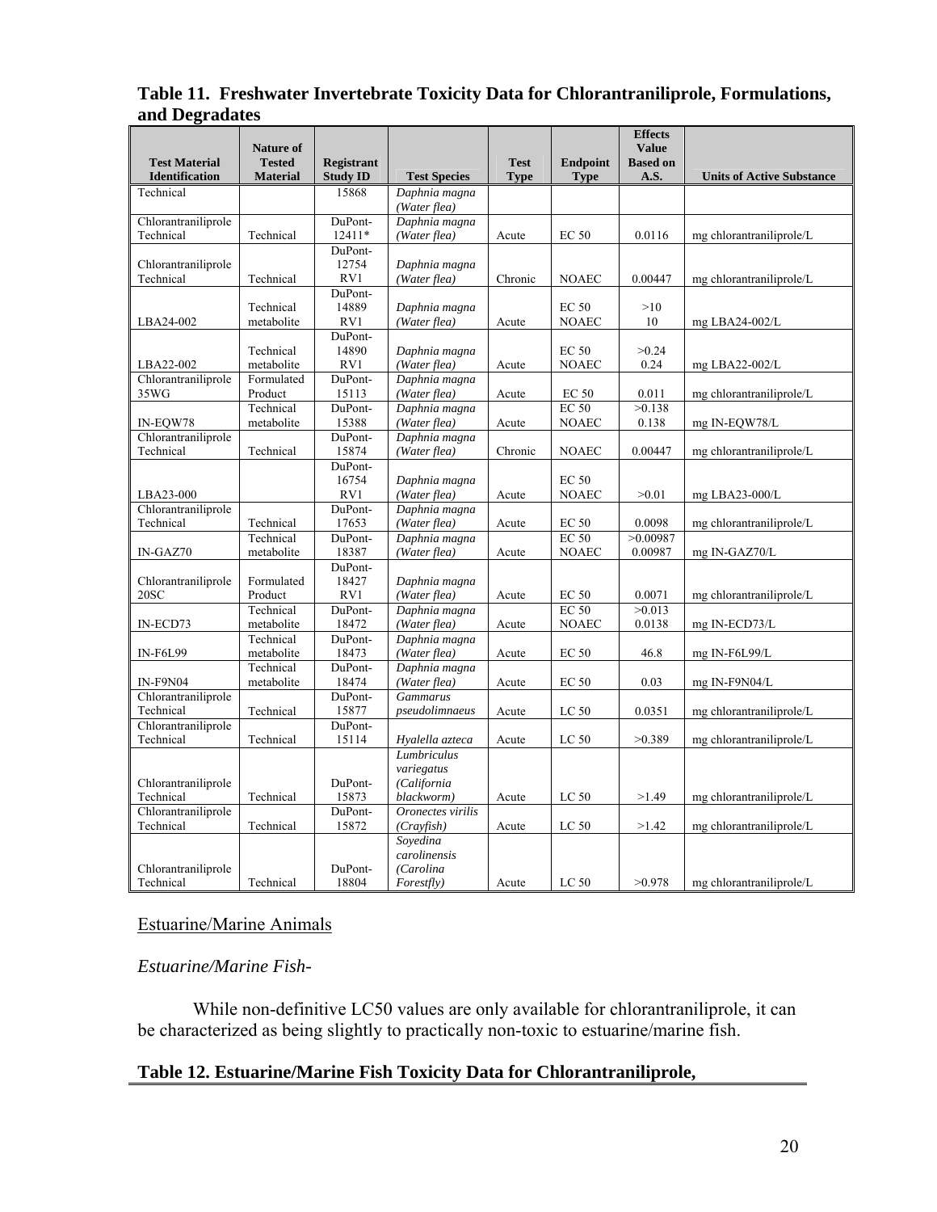## Table 11. Freshwater Invertebrate Toxicity Data for Chlorantraniliprole, Formulations, and Degradates

| Test Material Identification | Nature of Tested Material | Registrant Study ID | Test Species | Test Type | Endpoint Type | Effects Value Based on A.S. | Units of Active Substance |
|---|---|---|---|---|---|---|---|
| Technical | | 15868 | *Daphnia magna (Water flea)* | | | | |
| Chlorantraniliprole Technical | Technical | DuPont-12411* | *Daphnia magna (Water flea)* | Acute | EC 50 | 0.0116 | mg chlorantraniliprole/L |
| Chlorantraniliprole Technical | Technical | DuPont-12754 RV1 | *Daphnia magna (Water flea)* | Chronic | NOAEC | 0.00447 | mg chlorantraniliprole/L |
| LBA24-002 | Technical metabolite | DuPont-14889 RV1 | *Daphnia magna (Water flea)* | Acute | EC 50<br>NOAEC | >10<br>10 | mg LBA24-002/L |
| LBA22-002 | Technical metabolite | DuPont-14890 RV1 | *Daphnia magna (Water flea)* | Acute | EC 50<br>NOAEC | >0.24<br>0.24 | mg LBA22-002/L |
| Chlorantraniliprole 35WG | Formulated Product | DuPont-15113 | *Daphnia magna (Water flea)* | Acute | EC 50 | 0.011 | mg chlorantraniliprole/L |
| IN-EQW78 | Technical metabolite | DuPont-15388 | *Daphnia magna (Water flea)* | Acute | EC 50<br>NOAEC | >0.138<br>0.138 | mg IN-EQW78/L |
| Chlorantraniliprole Technical | Technical | DuPont-15874 | *Daphnia magna (Water flea)* | Chronic | NOAEC | 0.00447 | mg chlorantraniliprole/L |
| LBA23-000 | | DuPont-16754 RV1 | *Daphnia magna (Water flea)* | Acute | EC 50<br>NOAEC | >0.01 | mg LBA23-000/L |
| Chlorantraniliprole Technical | Technical | DuPont-17653 | *Daphnia magna (Water flea)* | Acute | EC 50 | 0.0098 | mg chlorantraniliprole/L |
| IN-GAZ70 | Technical metabolite | DuPont-18387 | *Daphnia magna (Water flea)* | Acute | EC 50<br>NOAEC | >0.00987<br>0.00987 | mg IN-GAZ70/L |
| Chlorantraniliprole 20SC | Formulated Product | DuPont-18427 RV1 | *Daphnia magna (Water flea)* | Acute | EC 50 | 0.0071 | mg chlorantraniliprole/L |
| IN-ECD73 | Technical metabolite | DuPont-18472 | *Daphnia magna (Water flea)* | Acute | EC 50<br>NOAEC | >0.013<br>0.0138 | mg IN-ECD73/L |
| IN-F6L99 | Technical metabolite | DuPont-18473 | *Daphnia magna (Water flea)* | Acute | EC 50 | 46.8 | mg IN-F6L99/L |
| IN-F9N04 | Technical metabolite | DuPont-18474 | *Daphnia magna (Water flea)* | Acute | EC 50 | 0.03 | mg IN-F9N04/L |
| Chlorantraniliprole Technical | Technical | DuPont-15877 | *Gammarus pseudolimnaeus* | Acute | LC 50 | 0.0351 | mg chlorantraniliprole/L |
| Chlorantraniliprole Technical | Technical | DuPont-15114 | *Hyalella azteca* | Acute | LC 50 | >0.389 | mg chlorantraniliprole/L |
| Chlorantraniliprole Technical | Technical | DuPont-15873 | *Lumbriculus variegatus (California blackworm)* | Acute | LC 50 | >1.49 | mg chlorantraniliprole/L |
| Chlorantraniliprole Technical | Technical | DuPont-15872 | *Oronectes virilis (Crayfish)* | Acute | LC 50 | >1.42 | mg chlorantraniliprole/L |
| Chlorantraniliprole Technical | Technical | DuPont-18804 | *Soyedina carolinensis (Carolina Forestfly)* | Acute | LC 50 | >0.978 | mg chlorantraniliprole/L |

## Estuarine/Marine Animals

### *Estuarine/Marine Fish-*

While non-definitive LC50 values are only available for chlorantraniliprole, it can be characterized as being slightly to practically non-toxic to estuarine/marine fish.

## Table 12. Estuarine/Marine Fish Toxicity Data for Chlorantraniliprole,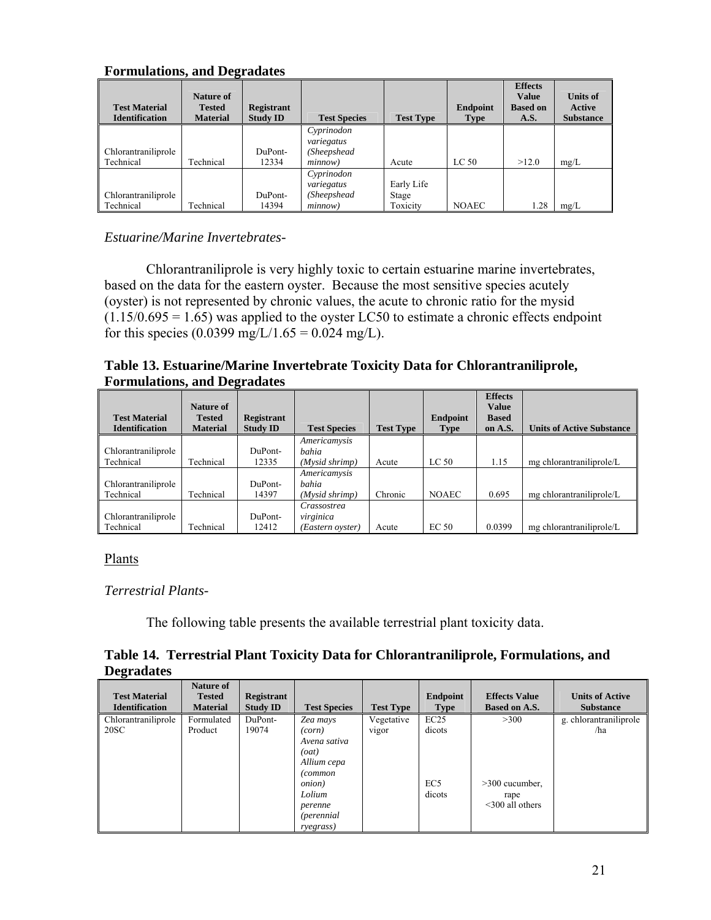**Formulations, and Degradates**

| Test Material Identification | Nature of Tested Material | Registrant Study ID | Test Species | Test Type | Endpoint Type | Effects Value Based on A.S. | Units of Active Substance |
|---|---|---|---|---|---|---|---|
| Chlorantraniliprole Technical | Technical | DuPont-12334 | *Cyprinodon variegatus (Sheepshead minnow)* | Acute | LC 50 | >12.0 | mg/L |
| Chlorantraniliprole Technical | Technical | DuPont-14394 | *Cyprinodon variegatus (Sheepshead minnow)* | Early Life Stage Toxicity | NOAEC | 1.28 | mg/L |

*Estuarine/Marine Invertebrates-*

Chlorantraniliprole is very highly toxic to certain estuarine marine invertebrates, based on the data for the eastern oyster. Because the most sensitive species acutely (oyster) is not represented by chronic values, the acute to chronic ratio for the mysid (1.15/0.695 = 1.65) was applied to the oyster LC50 to estimate a chronic effects endpoint for this species (0.0399 mg/L/1.65 = 0.024 mg/L).

**Table 13. Estuarine/Marine Invertebrate Toxicity Data for Chlorantraniliprole, Formulations, and Degradates**

| Test Material Identification | Nature of Tested Material | Registrant Study ID | Test Species | Test Type | Endpoint Type | Effects Value Based on A.S. | Units of Active Substance |
|---|---|---|---|---|---|---|---|
| Chlorantraniliprole Technical | Technical | DuPont-12335 | *Americamysis bahia (Mysid shrimp)* | Acute | LC 50 | 1.15 | mg chlorantraniliprole/L |
| Chlorantraniliprole Technical | Technical | DuPont-14397 | *Americamysis bahia (Mysid shrimp)* | Chronic | NOAEC | 0.695 | mg chlorantraniliprole/L |
| Chlorantraniliprole Technical | Technical | DuPont-12412 | *Crassostrea virginica (Eastern oyster)* | Acute | EC 50 | 0.0399 | mg chlorantraniliprole/L |

Plants

*Terrestrial Plants-*

The following table presents the available terrestrial plant toxicity data.

**Table 14. Terrestrial Plant Toxicity Data for Chlorantraniliprole, Formulations, and Degradates**

| Test Material Identification | Nature of Tested Material | Registrant Study ID | Test Species | Test Type | Endpoint Type | Effects Value Based on A.S. | Units of Active Substance |
|---|---|---|---|---|---|---|---|
| Chlorantraniliprole 20SC | Formulated Product | DuPont-19074 | *Zea mays (corn)* *Avena sativa (oat)* *Allium cepa (common onion)* *Lolium perenne (perennial ryegrass)* | Vegetative vigor | EC25 dicots<br>EC5 dicots | >300<br>>300 cucumber, rape <300 all others | g. chlorantraniliprole /ha |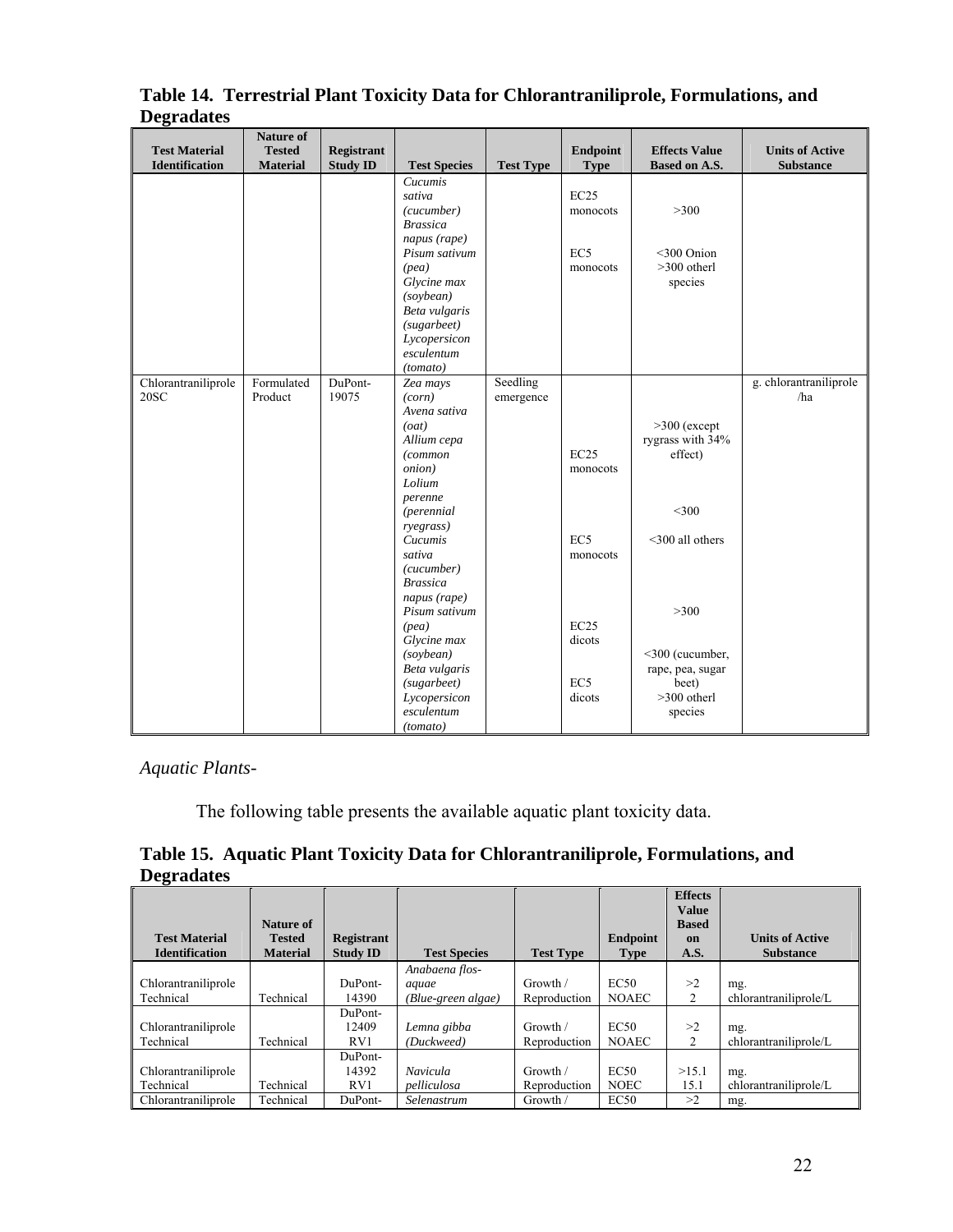## Table 14. Terrestrial Plant Toxicity Data for Chlorantraniliprole, Formulations, and Degradates

| Test Material Identification | Nature of Tested Material | Registrant Study ID | Test Species | Test Type | Endpoint Type | Effects Value Based on A.S. | Units of Active Substance |
|---|---|---|---|---|---|---|---|
| | | | *Cucumis sativa (cucumber)* *Brassica napus (rape)* *Pisum sativum (pea)* *Glycine max (soybean)* *Beta vulgaris (sugarbeet)* *Lycopersicon esculentum (tomato)* | | EC25 monocots<br>EC5 monocots | >300<br><300 Onion >300 otherl species | |
| Chlorantraniliprole 20SC | Formulated Product | DuPont-19075 | *Zea mays (corn)* *Avena sativa (oat)* *Allium cepa (common onion)* *Lolium perenne (perennial ryegrass)* *Cucumis sativa (cucumber)* *Brassica napus (rape)* *Pisum sativum (pea)* *Glycine max (soybean)* *Beta vulgaris (sugarbeet)* *Lycopersicon esculentum (tomato)* | Seedling emergence | EC25 monocots<br>EC5 monocots<br>EC25 dicots<br>EC5 dicots | >300 (except rygrass with 34% effect)<br><300<br><300 all others<br>>300<br><300 (cucumber, rape, pea, sugar beet) >300 otherl species | g. chlorantraniliprole /ha |

*Aquatic Plants-*

The following table presents the available aquatic plant toxicity data.

## Table 15. Aquatic Plant Toxicity Data for Chlorantraniliprole, Formulations, and Degradates

| Test Material Identification | Nature of Tested Material | Registrant Study ID | Test Species | Test Type | Endpoint Type | Effects Value Based on A.S. | Units of Active Substance |
|---|---|---|---|---|---|---|---|
| Chlorantraniliprole Technical | Technical | DuPont-14390 | *Anabaena flos-aquae (Blue-green algae)* | Growth / Reproduction | EC50<br>NOAEC | >2<br>2 | mg. chlorantraniliprole/L |
| Chlorantraniliprole Technical | Technical | DuPont-12409 RV1 | *Lemna gibba (Duckweed)* | Growth / Reproduction | EC50<br>NOAEC | >2<br>2 | mg. chlorantraniliprole/L |
| Chlorantraniliprole Technical | Technical | DuPont-14392 RV1 | *Navicula pelliculosa* | Growth / Reproduction | EC50<br>NOEC | >15.1<br>15.1 | mg. chlorantraniliprole/L |
| Chlorantraniliprole | Technical | DuPont- | *Selenastrum* | Growth / | EC50 | >2 | mg. |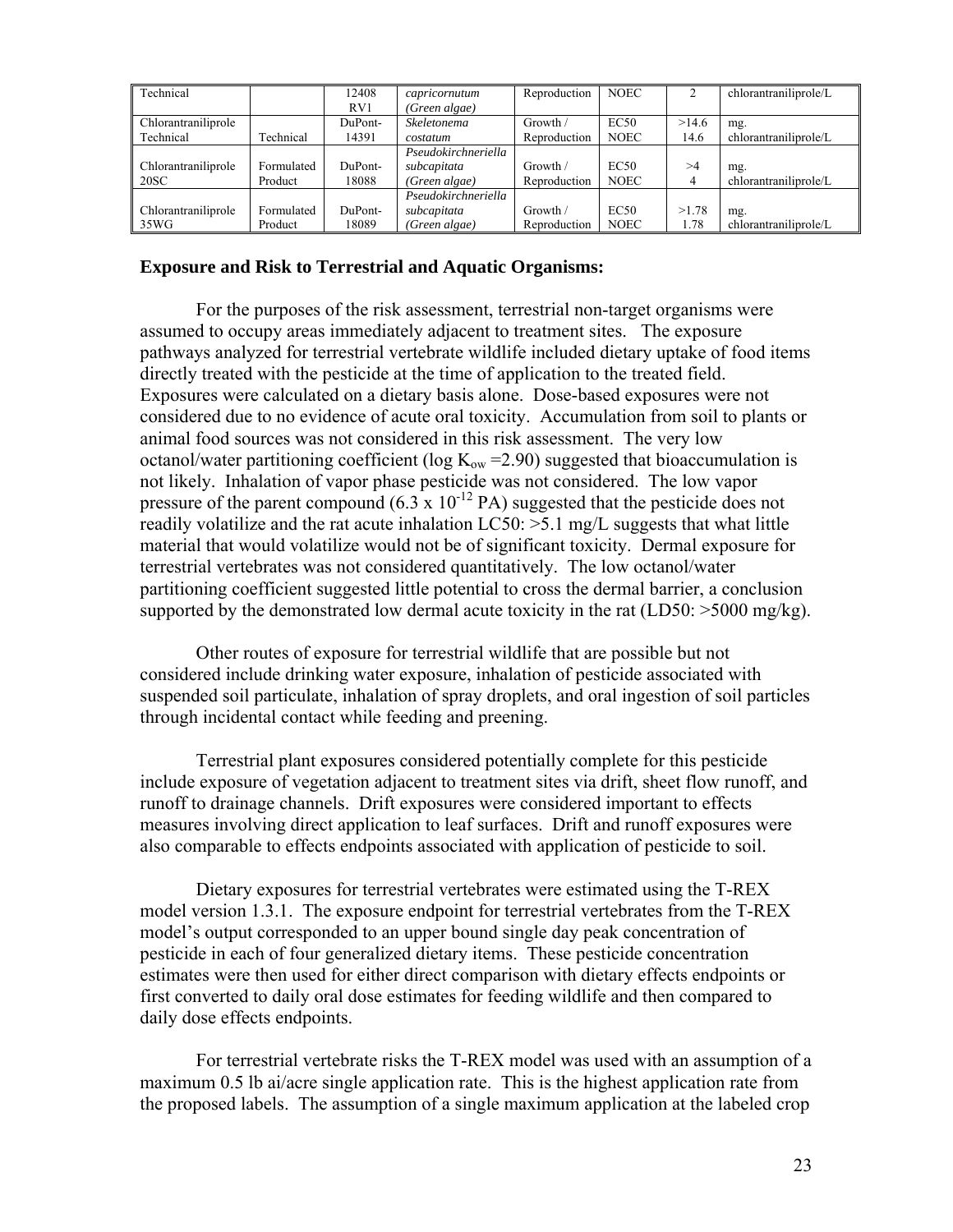| Technical | | 12408 RV1 | *capricornutum (Green algae)* | Reproduction | NOEC | 2 | chlorantraniliprole/L |
|---|---|---|---|---|---|---|---|
| Chlorantraniliprole Technical | Technical | DuPont-14391 | *Skeletonema costatum* | Growth / Reproduction | EC50 NOEC | >14.6 14.6 | mg. chlorantraniliprole/L |
| Chlorantraniliprole 20SC | Formulated Product | DuPont-18088 | *Pseudokirchneriella subcapitata (Green algae)* | Growth / Reproduction | EC50 NOEC | >4 4 | mg. chlorantraniliprole/L |
| Chlorantraniliprole 35WG | Formulated Product | DuPont-18089 | *Pseudokirchneriella subcapitata (Green algae)* | Growth / Reproduction | EC50 NOEC | >1.78 1.78 | mg. chlorantraniliprole/L |

**Exposure and Risk to Terrestrial and Aquatic Organisms:**

For the purposes of the risk assessment, terrestrial non-target organisms were assumed to occupy areas immediately adjacent to treatment sites. The exposure pathways analyzed for terrestrial vertebrate wildlife included dietary uptake of food items directly treated with the pesticide at the time of application to the treated field. Exposures were calculated on a dietary basis alone. Dose-based exposures were not considered due to no evidence of acute oral toxicity. Accumulation from soil to plants or animal food sources was not considered in this risk assessment. The very low octanol/water partitioning coefficient (log $K_{ow}$ =2.90) suggested that bioaccumulation is not likely. Inhalation of vapor phase pesticide was not considered. The low vapor pressure of the parent compound ($6.3 \times 10^{-12}$ PA) suggested that the pesticide does not readily volatilize and the rat acute inhalation LC50: >5.1 mg/L suggests that what little material that would volatilize would not be of significant toxicity. Dermal exposure for terrestrial vertebrates was not considered quantitatively. The low octanol/water partitioning coefficient suggested little potential to cross the dermal barrier, a conclusion supported by the demonstrated low dermal acute toxicity in the rat (LD50: >5000 mg/kg).

Other routes of exposure for terrestrial wildlife that are possible but not considered include drinking water exposure, inhalation of pesticide associated with suspended soil particulate, inhalation of spray droplets, and oral ingestion of soil particles through incidental contact while feeding and preening.

Terrestrial plant exposures considered potentially complete for this pesticide include exposure of vegetation adjacent to treatment sites via drift, sheet flow runoff, and runoff to drainage channels. Drift exposures were considered important to effects measures involving direct application to leaf surfaces. Drift and runoff exposures were also comparable to effects endpoints associated with application of pesticide to soil.

Dietary exposures for terrestrial vertebrates were estimated using the T-REX model version 1.3.1. The exposure endpoint for terrestrial vertebrates from the T-REX model's output corresponded to an upper bound single day peak concentration of pesticide in each of four generalized dietary items. These pesticide concentration estimates were then used for either direct comparison with dietary effects endpoints or first converted to daily oral dose estimates for feeding wildlife and then compared to daily dose effects endpoints.

For terrestrial vertebrate risks the T-REX model was used with an assumption of a maximum 0.5 lb ai/acre single application rate. This is the highest application rate from the proposed labels. The assumption of a single maximum application at the labeled crop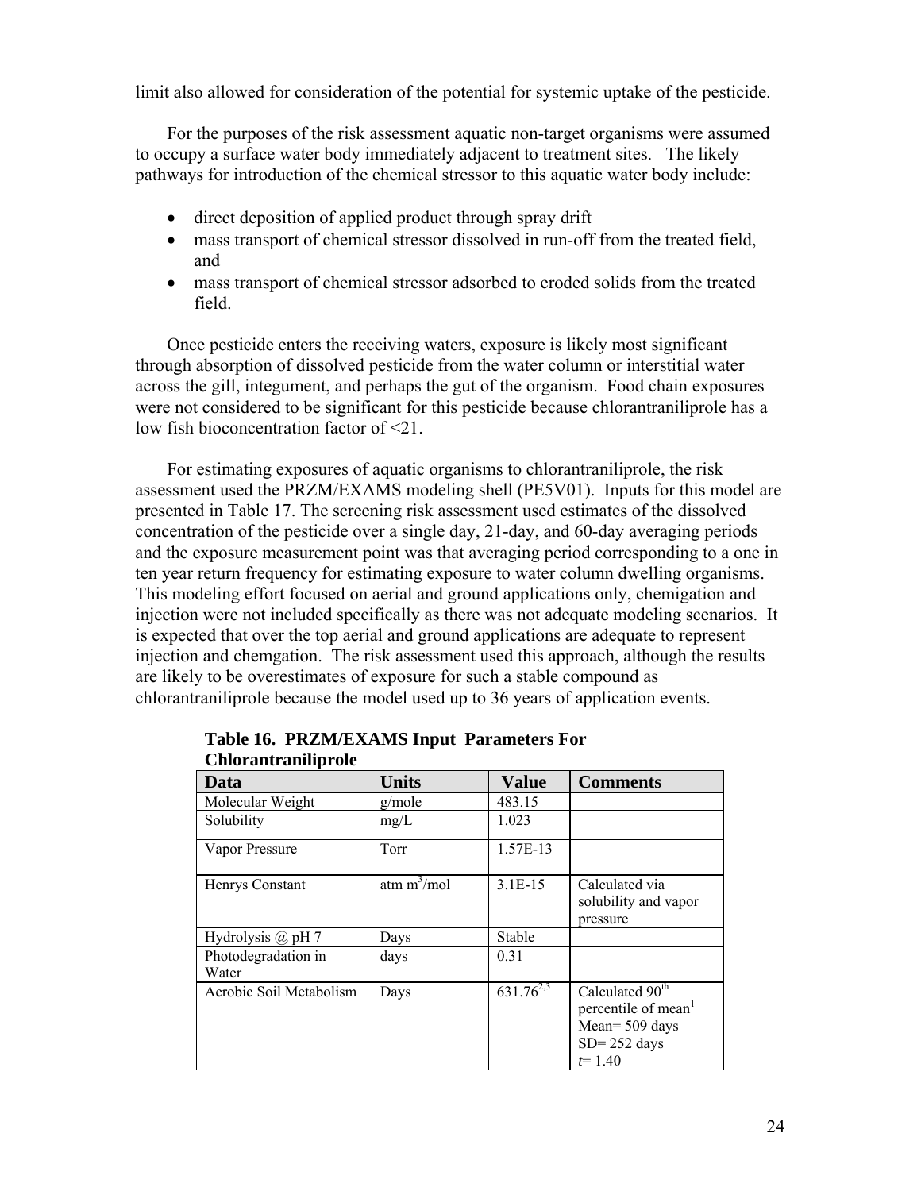limit also allowed for consideration of the potential for systemic uptake of the pesticide.

For the purposes of the risk assessment aquatic non-target organisms were assumed to occupy a surface water body immediately adjacent to treatment sites. The likely pathways for introduction of the chemical stressor to this aquatic water body include:

- direct deposition of applied product through spray drift
- mass transport of chemical stressor dissolved in run-off from the treated field, and
- mass transport of chemical stressor adsorbed to eroded solids from the treated field.

Once pesticide enters the receiving waters, exposure is likely most significant through absorption of dissolved pesticide from the water column or interstitial water across the gill, integument, and perhaps the gut of the organism. Food chain exposures were not considered to be significant for this pesticide because chlorantraniliprole has a low fish bioconcentration factor of <21.

For estimating exposures of aquatic organisms to chlorantraniliprole, the risk assessment used the PRZM/EXAMS modeling shell (PE5V01). Inputs for this model are presented in Table 17. The screening risk assessment used estimates of the dissolved concentration of the pesticide over a single day, 21-day, and 60-day averaging periods and the exposure measurement point was that averaging period corresponding to a one in ten year return frequency for estimating exposure to water column dwelling organisms. This modeling effort focused on aerial and ground applications only, chemigation and injection were not included specifically as there was not adequate modeling scenarios. It is expected that over the top aerial and ground applications are adequate to represent injection and chemgation. The risk assessment used this approach, although the results are likely to be overestimates of exposure for such a stable compound as chlorantraniliprole because the model used up to 36 years of application events.

**Table 16. PRZM/EXAMS Input Parameters For Chlorantraniliprole**

| Data | Units | Value | Comments |
|---|---|---|---|
| Molecular Weight | g/mole | 483.15 | |
| Solubility | mg/L | 1.023 | |
| Vapor Pressure | Torr | 1.57E-13 | |
| Henrys Constant | atm $m^3$/mol | 3.1E-15 | Calculated via solubility and vapor pressure |
| Hydrolysis @ pH 7 | Days | Stable | |
| Photodegradation in Water | days | 0.31 | |
| Aerobic Soil Metabolism | Days | 631.76[2,3] | Calculated $90^{th}$ percentile of mean[1] Mean= 509 days SD= 252 days *t*= 1.40 |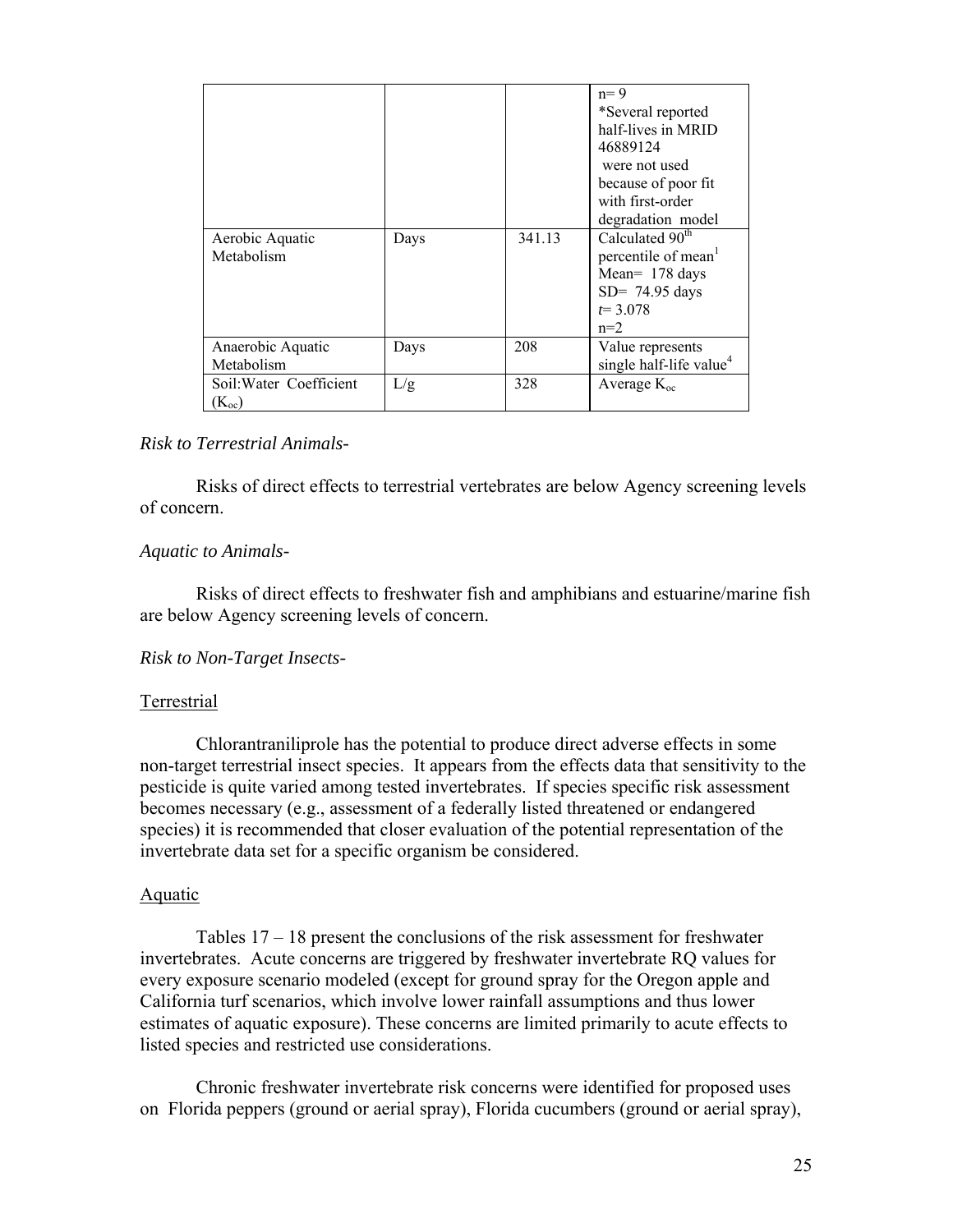| | | | |
|---|---|---|---|
| | | | n= 9 *Several reported half-lives in MRID 46889124 were not used because of poor fit with first-order degradation model |
| Aerobic Aquatic Metabolism | Days | 341.13 | Calculated 90$^{th}$ percentile of mean[1] Mean= 178 days SD= 74.95 days $t$= 3.078 n=2 |
| Anaerobic Aquatic Metabolism | Days | 208 | Value represents single half-life value[4] |
| Soil:Water Coefficient ($K_{oc}$) | L/g | 328 | Average $K_{oc}$ |

*Risk to Terrestrial Animals-*

Risks of direct effects to terrestrial vertebrates are below Agency screening levels of concern.

*Aquatic to Animals-*

Risks of direct effects to freshwater fish and amphibians and estuarine/marine fish are below Agency screening levels of concern.

*Risk to Non-Target Insects-*

Terrestrial

Chlorantraniliprole has the potential to produce direct adverse effects in some non-target terrestrial insect species. It appears from the effects data that sensitivity to the pesticide is quite varied among tested invertebrates. If species specific risk assessment becomes necessary (e.g., assessment of a federally listed threatened or endangered species) it is recommended that closer evaluation of the potential representation of the invertebrate data set for a specific organism be considered.

Aquatic

Tables 17 – 18 present the conclusions of the risk assessment for freshwater invertebrates. Acute concerns are triggered by freshwater invertebrate RQ values for every exposure scenario modeled (except for ground spray for the Oregon apple and California turf scenarios, which involve lower rainfall assumptions and thus lower estimates of aquatic exposure). These concerns are limited primarily to acute effects to listed species and restricted use considerations.

Chronic freshwater invertebrate risk concerns were identified for proposed uses on Florida peppers (ground or aerial spray), Florida cucumbers (ground or aerial spray),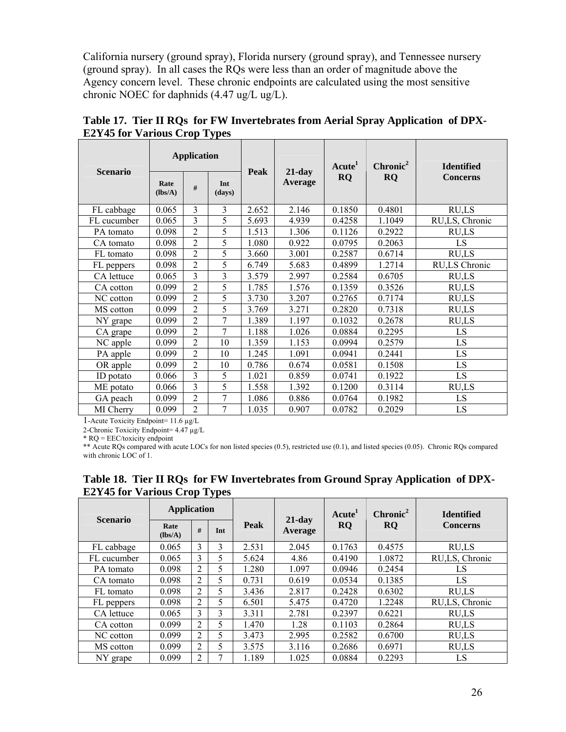California nursery (ground spray), Florida nursery (ground spray), and Tennessee nursery (ground spray). In all cases the RQs were less than an order of magnitude above the Agency concern level. These chronic endpoints are calculated using the most sensitive chronic NOEC for daphnids (4.47 ug/L ug/L).

**Table 17. Tier II RQs for FW Invertebrates from Aerial Spray Application of DPX-E2Y45 for Various Crop Types**

| Scenario | Application | | | Peak | 21-day Average | Acute[1] RQ | Chronic[2] RQ | Identified Concerns |
|---|---|---|---|---|---|---|---|---|
| | Rate (lbs/A) | # | Int (days) | | | | | |
| FL cabbage | 0.065 | 3 | 3 | 2.652 | 2.146 | 0.1850 | 0.4801 | RU,LS |
| FL cucumber | 0.065 | 3 | 5 | 5.693 | 4.939 | 0.4258 | 1.1049 | RU,LS, Chronic |
| PA tomato | 0.098 | 2 | 5 | 1.513 | 1.306 | 0.1126 | 0.2922 | RU,LS |
| CA tomato | 0.098 | 2 | 5 | 1.080 | 0.922 | 0.0795 | 0.2063 | LS |
| FL tomato | 0.098 | 2 | 5 | 3.660 | 3.001 | 0.2587 | 0.6714 | RU,LS |
| FL peppers | 0.098 | 2 | 5 | 6.749 | 5.683 | 0.4899 | 1.2714 | RU,LS Chronic |
| CA lettuce | 0.065 | 3 | 3 | 3.579 | 2.997 | 0.2584 | 0.6705 | RU,LS |
| CA cotton | 0.099 | 2 | 5 | 1.785 | 1.576 | 0.1359 | 0.3526 | RU,LS |
| NC cotton | 0.099 | 2 | 5 | 3.730 | 3.207 | 0.2765 | 0.7174 | RU,LS |
| MS cotton | 0.099 | 2 | 5 | 3.769 | 3.271 | 0.2820 | 0.7318 | RU,LS |
| NY grape | 0.099 | 2 | 7 | 1.389 | 1.197 | 0.1032 | 0.2678 | RU,LS |
| CA grape | 0.099 | 2 | 7 | 1.188 | 1.026 | 0.0884 | 0.2295 | LS |
| NC apple | 0.099 | 2 | 10 | 1.359 | 1.153 | 0.0994 | 0.2579 | LS |
| PA apple | 0.099 | 2 | 10 | 1.245 | 1.091 | 0.0941 | 0.2441 | LS |
| OR apple | 0.099 | 2 | 10 | 0.786 | 0.674 | 0.0581 | 0.1508 | LS |
| ID potato | 0.066 | 3 | 5 | 1.021 | 0.859 | 0.0741 | 0.1922 | LS |
| ME potato | 0.066 | 3 | 5 | 1.558 | 1.392 | 0.1200 | 0.3114 | RU,LS |
| GA peach | 0.099 | 2 | 7 | 1.086 | 0.886 | 0.0764 | 0.1982 | LS |
| MI Cherry | 0.099 | 2 | 7 | 1.035 | 0.907 | 0.0782 | 0.2029 | LS |

1-Acute Toxicity Endpoint= 11.6 µg/L

2-Chronic Toxicity Endpoint= 4.47 µg/L

* RQ = EEC/toxicity endpoint

** Acute RQs compared with acute LOCs for non listed species (0.5), restricted use (0.1), and listed species (0.05). Chronic RQs compared with chronic LOC of 1.

**Table 18. Tier II RQs for FW Invertebrates from Ground Spray Application of DPX-E2Y45 for Various Crop Types**

| Scenario | Application | | | Peak | 21-day Average | Acute[1] RQ | Chronic[2] RQ | Identified Concerns |
|---|---|---|---|---|---|---|---|---|
| | Rate (lbs/A) | # | Int | | | | | |
| FL cabbage | 0.065 | 3 | 3 | 2.531 | 2.045 | 0.1763 | 0.4575 | RU,LS |
| FL cucumber | 0.065 | 3 | 5 | 5.624 | 4.86 | 0.4190 | 1.0872 | RU,LS, Chronic |
| PA tomato | 0.098 | 2 | 5 | 1.280 | 1.097 | 0.0946 | 0.2454 | LS |
| CA tomato | 0.098 | 2 | 5 | 0.731 | 0.619 | 0.0534 | 0.1385 | LS |
| FL tomato | 0.098 | 2 | 5 | 3.436 | 2.817 | 0.2428 | 0.6302 | RU,LS |
| FL peppers | 0.098 | 2 | 5 | 6.501 | 5.475 | 0.4720 | 1.2248 | RU,LS, Chronic |
| CA lettuce | 0.065 | 3 | 3 | 3.311 | 2.781 | 0.2397 | 0.6221 | RU,LS |
| CA cotton | 0.099 | 2 | 5 | 1.470 | 1.28 | 0.1103 | 0.2864 | RU,LS |
| NC cotton | 0.099 | 2 | 5 | 3.473 | 2.995 | 0.2582 | 0.6700 | RU,LS |
| MS cotton | 0.099 | 2 | 5 | 3.575 | 3.116 | 0.2686 | 0.6971 | RU,LS |
| NY grape | 0.099 | 2 | 7 | 1.189 | 1.025 | 0.0884 | 0.2293 | LS |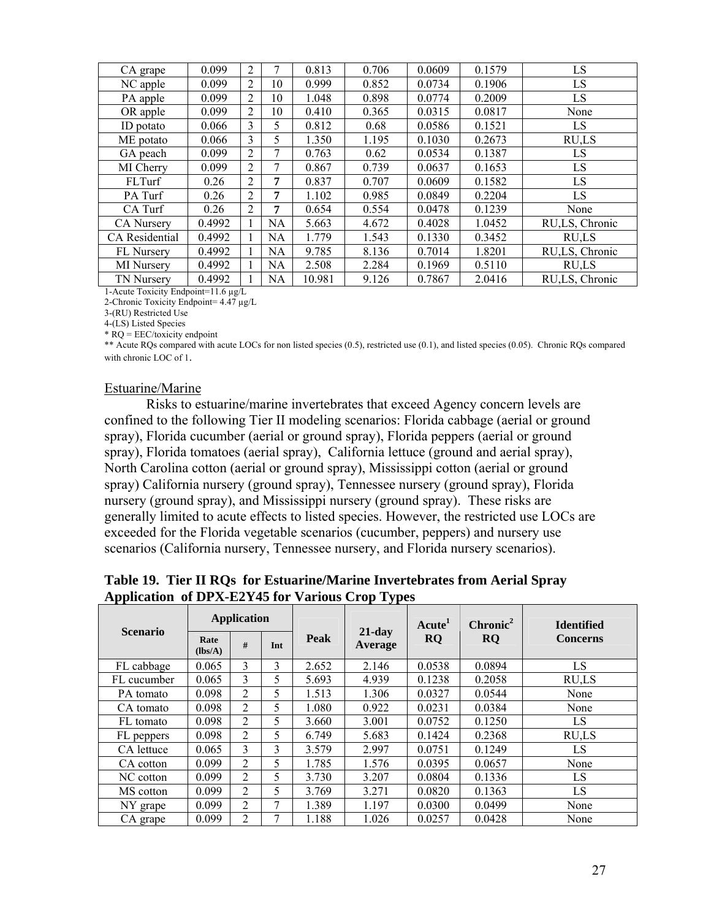| CA grape | 0.099 | 2 | 7 | 0.813 | 0.706 | 0.0609 | 0.1579 | LS |
|---|---|---|---|---|---|---|---|---|
| NC apple | 0.099 | 2 | 10 | 0.999 | 0.852 | 0.0734 | 0.1906 | LS |
| PA apple | 0.099 | 2 | 10 | 1.048 | 0.898 | 0.0774 | 0.2009 | LS |
| OR apple | 0.099 | 2 | 10 | 0.410 | 0.365 | 0.0315 | 0.0817 | None |
| ID potato | 0.066 | 3 | 5 | 0.812 | 0.68 | 0.0586 | 0.1521 | LS |
| ME potato | 0.066 | 3 | 5 | 1.350 | 1.195 | 0.1030 | 0.2673 | RU,LS |
| GA peach | 0.099 | 2 | 7 | 0.763 | 0.62 | 0.0534 | 0.1387 | LS |
| MI Cherry | 0.099 | 2 | 7 | 0.867 | 0.739 | 0.0637 | 0.1653 | LS |
| FLTurf | 0.26 | 2 | **7** | 0.837 | 0.707 | 0.0609 | 0.1582 | LS |
| PA Turf | 0.26 | 2 | **7** | 1.102 | 0.985 | 0.0849 | 0.2204 | LS |
| CA Turf | 0.26 | 2 | **7** | 0.654 | 0.554 | 0.0478 | 0.1239 | None |
| CA Nursery | 0.4992 | 1 | NA | 5.663 | 4.672 | 0.4028 | 1.0452 | RU,LS, Chronic |
| CA Residential | 0.4992 | 1 | NA | 1.779 | 1.543 | 0.1330 | 0.3452 | RU,LS |
| FL Nursery | 0.4992 | 1 | NA | 9.785 | 8.136 | 0.7014 | 1.8201 | RU,LS, Chronic |
| MI Nursery | 0.4992 | 1 | NA | 2.508 | 2.284 | 0.1969 | 0.5110 | RU,LS |
| TN Nursery | 0.4992 | 1 | NA | 10.981 | 9.126 | 0.7867 | 2.0416 | RU,LS, Chronic |

1-Acute Toxicity Endpoint=11.6 μg/L
2-Chronic Toxicity Endpoint= 4.47 μg/L
3-(RU) Restricted Use
4-(LS) Listed Species
* RQ = EEC/toxicity endpoint
** Acute RQs compared with acute LOCs for non listed species (0.5), restricted use (0.1), and listed species (0.05). Chronic RQs compared with chronic LOC of 1.

Estuarine/Marine

Risks to estuarine/marine invertebrates that exceed Agency concern levels are confined to the following Tier II modeling scenarios: Florida cabbage (aerial or ground spray), Florida cucumber (aerial or ground spray), Florida peppers (aerial or ground spray), Florida tomatoes (aerial spray), California lettuce (ground and aerial spray), North Carolina cotton (aerial or ground spray), Mississippi cotton (aerial or ground spray) California nursery (ground spray), Tennessee nursery (ground spray), Florida nursery (ground spray), and Mississippi nursery (ground spray). These risks are generally limited to acute effects to listed species. However, the restricted use LOCs are exceeded for the Florida vegetable scenarios (cucumber, peppers) and nursery use scenarios (California nursery, Tennessee nursery, and Florida nursery scenarios).

**Table 19. Tier II RQs for Estuarine/Marine Invertebrates from Aerial Spray Application of DPX-E2Y45 for Various Crop Types**

| Scenario | Application | | | Peak | 21-day Average | Acute[1] RQ | Chronic[2] RQ | Identified Concerns |
|---|---|---|---|---|---|---|---|---|
| | Rate (lbs/A) | # | Int | | | | | |
| FL cabbage | 0.065 | 3 | 3 | 2.652 | 2.146 | 0.0538 | 0.0894 | LS |
| FL cucumber | 0.065 | 3 | 5 | 5.693 | 4.939 | 0.1238 | 0.2058 | RU,LS |
| PA tomato | 0.098 | 2 | 5 | 1.513 | 1.306 | 0.0327 | 0.0544 | None |
| CA tomato | 0.098 | 2 | 5 | 1.080 | 0.922 | 0.0231 | 0.0384 | None |
| FL tomato | 0.098 | 2 | 5 | 3.660 | 3.001 | 0.0752 | 0.1250 | LS |
| FL peppers | 0.098 | 2 | 5 | 6.749 | 5.683 | 0.1424 | 0.2368 | RU,LS |
| CA lettuce | 0.065 | 3 | 3 | 3.579 | 2.997 | 0.0751 | 0.1249 | LS |
| CA cotton | 0.099 | 2 | 5 | 1.785 | 1.576 | 0.0395 | 0.0657 | None |
| NC cotton | 0.099 | 2 | 5 | 3.730 | 3.207 | 0.0804 | 0.1336 | LS |
| MS cotton | 0.099 | 2 | 5 | 3.769 | 3.271 | 0.0820 | 0.1363 | LS |
| NY grape | 0.099 | 2 | 7 | 1.389 | 1.197 | 0.0300 | 0.0499 | None |
| CA grape | 0.099 | 2 | 7 | 1.188 | 1.026 | 0.0257 | 0.0428 | None |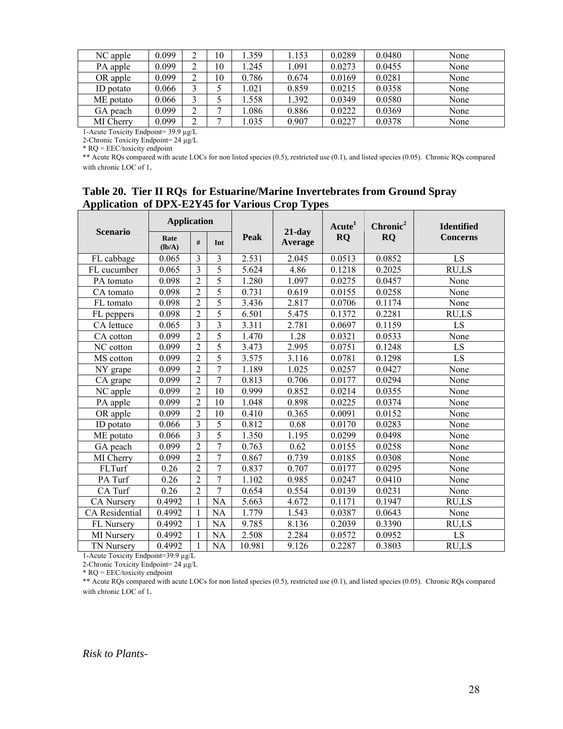| NC apple | 0.099 | 2 | 10 | 1.359 | 1.153 | 0.0289 | 0.0480 | None |
|---|---|---|---|---|---|---|---|---|
| PA apple | 0.099 | 2 | 10 | 1.245 | 1.091 | 0.0273 | 0.0455 | None |
| OR apple | 0.099 | 2 | 10 | 0.786 | 0.674 | 0.0169 | 0.0281 | None |
| ID potato | 0.066 | 3 | 5 | 1.021 | 0.859 | 0.0215 | 0.0358 | None |
| ME potato | 0.066 | 3 | 5 | 1.558 | 1.392 | 0.0349 | 0.0580 | None |
| GA peach | 0.099 | 2 | 7 | 1.086 | 0.886 | 0.0222 | 0.0369 | None |
| MI Cherry | 0.099 | 2 | 7 | 1.035 | 0.907 | 0.0227 | 0.0378 | None |

1-Acute Toxicity Endpoint= 39.9 µg/L
2-Chronic Toxicity Endpoint= 24 µg/L
* RQ = EEC/toxicity endpoint
** Acute RQs compared with acute LOCs for non listed species (0.5), restricted use (0.1), and listed species (0.05). Chronic RQs compared with chronic LOC of 1.

**Table 20. Tier II RQs for Estuarine/Marine Invertebrates from Ground Spray Application of DPX-E2Y45 for Various Crop Types**

| Scenario | Application | | | Peak | 21-day Average | Acute[1] RQ | Chronic[2] RQ | Identified Concerns |
|---|---|---|---|---|---|---|---|---|
| | Rate (lb/A) | # | Int | | | | | |
| FL cabbage | 0.065 | 3 | 3 | 2.531 | 2.045 | 0.0513 | 0.0852 | LS |
| FL cucumber | 0.065 | 3 | 5 | 5.624 | 4.86 | 0.1218 | 0.2025 | RU,LS |
| PA tomato | 0.098 | 2 | 5 | 1.280 | 1.097 | 0.0275 | 0.0457 | None |
| CA tomato | 0.098 | 2 | 5 | 0.731 | 0.619 | 0.0155 | 0.0258 | None |
| FL tomato | 0.098 | 2 | 5 | 3.436 | 2.817 | 0.0706 | 0.1174 | None |
| FL peppers | 0.098 | 2 | 5 | 6.501 | 5.475 | 0.1372 | 0.2281 | RU,LS |
| CA lettuce | 0.065 | 3 | 3 | 3.311 | 2.781 | 0.0697 | 0.1159 | LS |
| CA cotton | 0.099 | 2 | 5 | 1.470 | 1.28 | 0.0321 | 0.0533 | None |
| NC cotton | 0.099 | 2 | 5 | 3.473 | 2.995 | 0.0751 | 0.1248 | LS |
| MS cotton | 0.099 | 2 | 5 | 3.575 | 3.116 | 0.0781 | 0.1298 | LS |
| NY grape | 0.099 | 2 | 7 | 1.189 | 1.025 | 0.0257 | 0.0427 | None |
| CA grape | 0.099 | 2 | 7 | 0.813 | 0.706 | 0.0177 | 0.0294 | None |
| NC apple | 0.099 | 2 | 10 | 0.999 | 0.852 | 0.0214 | 0.0355 | None |
| PA apple | 0.099 | 2 | 10 | 1.048 | 0.898 | 0.0225 | 0.0374 | None |
| OR apple | 0.099 | 2 | 10 | 0.410 | 0.365 | 0.0091 | 0.0152 | None |
| ID potato | 0.066 | 3 | 5 | 0.812 | 0.68 | 0.0170 | 0.0283 | None |
| ME potato | 0.066 | 3 | 5 | 1.350 | 1.195 | 0.0299 | 0.0498 | None |
| GA peach | 0.099 | 2 | 7 | 0.763 | 0.62 | 0.0155 | 0.0258 | None |
| MI Cherry | 0.099 | 2 | 7 | 0.867 | 0.739 | 0.0185 | 0.0308 | None |
| FLTurf | 0.26 | 2 | 7 | 0.837 | 0.707 | 0.0177 | 0.0295 | None |
| PA Turf | 0.26 | 2 | 7 | 1.102 | 0.985 | 0.0247 | 0.0410 | None |
| CA Turf | 0.26 | 2 | 7 | 0.654 | 0.554 | 0.0139 | 0.0231 | None |
| CA Nursery | 0.4992 | 1 | NA | 5.663 | 4.672 | 0.1171 | 0.1947 | RU,LS |
| CA Residential | 0.4992 | 1 | NA | 1.779 | 1.543 | 0.0387 | 0.0643 | None |
| FL Nursery | 0.4992 | 1 | NA | 9.785 | 8.136 | 0.2039 | 0.3390 | RU,LS |
| MI Nursery | 0.4992 | 1 | NA | 2.508 | 2.284 | 0.0572 | 0.0952 | LS |
| TN Nursery | 0.4992 | 1 | NA | 10.981 | 9.126 | 0.2287 | 0.3803 | RU,LS |

1-Acute Toxicity Endpoint=39.9 µg/L
2-Chronic Toxicity Endpoint= 24 µg/L
* RQ = EEC/toxicity endpoint
** Acute RQs compared with acute LOCs for non listed species (0.5), restricted use (0.1), and listed species (0.05). Chronic RQs compared with chronic LOC of 1.

*Risk to Plants-*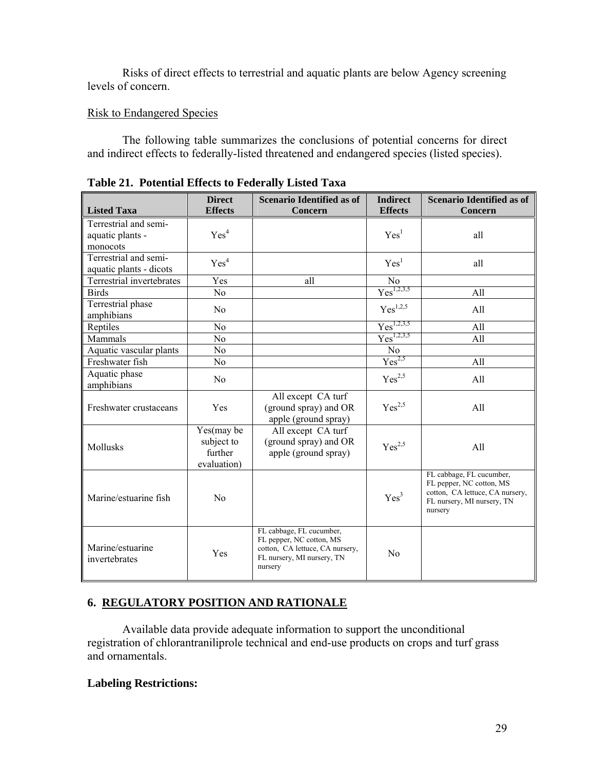Risks of direct effects to terrestrial and aquatic plants are below Agency screening levels of concern.

Risk to Endangered Species

The following table summarizes the conclusions of potential concerns for direct and indirect effects to federally-listed threatened and endangered species (listed species).

**Table 21. Potential Effects to Federally Listed Taxa**

| Listed Taxa | Direct Effects | Scenario Identified as of Concern | Indirect Effects | Scenario Identified as of Concern |
|---|---|---|---|---|
| Terrestrial and semi-aquatic plants - monocots | Yes[4] | | Yes[1] | all |
| Terrestrial and semi-aquatic plants - dicots | Yes[4] | | Yes[1] | all |
| Terrestrial invertebrates | Yes | all | No | |
| Birds | No | | Yes[1,2,3,5] | All |
| Terrestrial phase amphibians | No | | Yes[1,2,5] | All |
| Reptiles | No | | Yes[1,2,3,5] | All |
| Mammals | No | | Yes[1,2,3,5] | All |
| Aquatic vascular plants | No | | No | |
| Freshwater fish | No | | Yes[2,5] | All |
| Aquatic phase amphibians | No | | Yes[2,5] | All |
| Freshwater crustaceans | Yes | All except CA turf (ground spray) and OR apple (ground spray) | Yes[2,5] | All |
| Mollusks | Yes(may be subject to further evaluation) | All except CA turf (ground spray) and OR apple (ground spray) | Yes[2,5] | All |
| Marine/estuarine fish | No | | Yes[3] | FL cabbage, FL cucumber, FL pepper, NC cotton, MS cotton, CA lettuce, CA nursery, FL nursery, MI nursery, TN nursery |
| Marine/estuarine invertebrates | Yes | FL cabbage, FL cucumber, FL pepper, NC cotton, MS cotton, CA lettuce, CA nursery, FL nursery, MI nursery, TN nursery | No | |

## 6. REGULATORY POSITION AND RATIONALE

Available data provide adequate information to support the unconditional registration of chlorantraniliprole technical and end-use products on crops and turf grass and ornamentals.

**Labeling Restrictions:**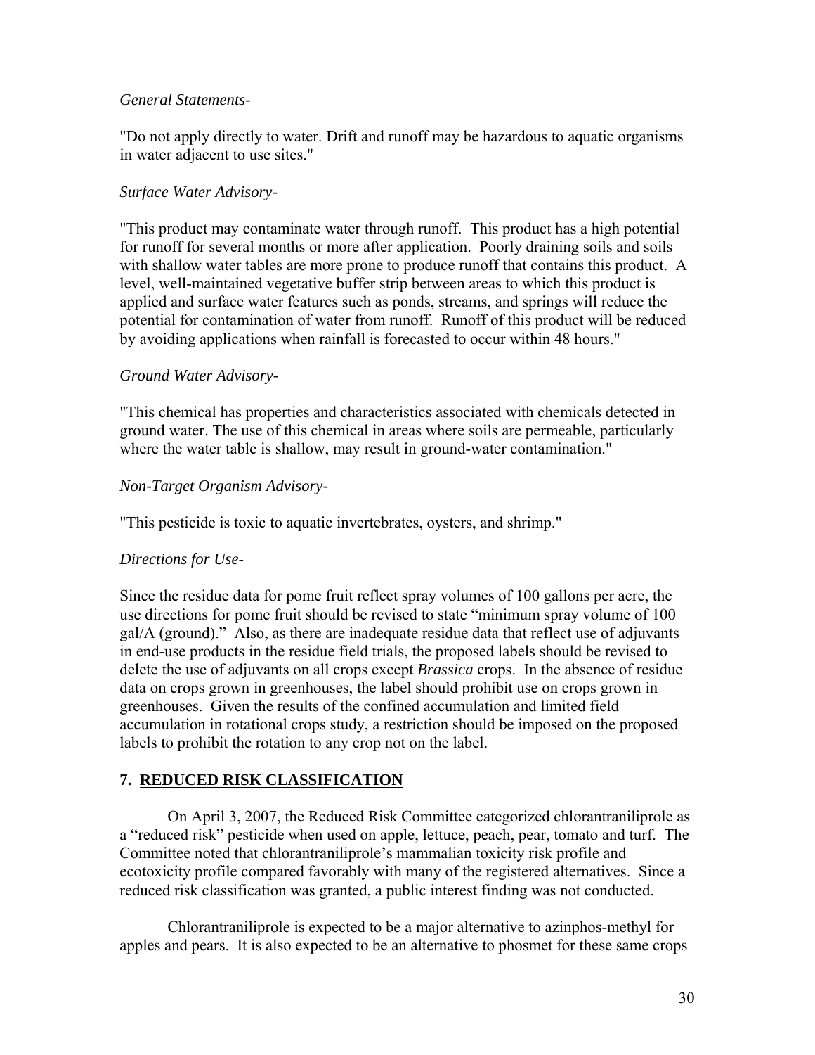*General Statements-*

"Do not apply directly to water. Drift and runoff may be hazardous to aquatic organisms in water adjacent to use sites."

*Surface Water Advisory-*

"This product may contaminate water through runoff. This product has a high potential for runoff for several months or more after application. Poorly draining soils and soils with shallow water tables are more prone to produce runoff that contains this product. A level, well-maintained vegetative buffer strip between areas to which this product is applied and surface water features such as ponds, streams, and springs will reduce the potential for contamination of water from runoff. Runoff of this product will be reduced by avoiding applications when rainfall is forecasted to occur within 48 hours."

*Ground Water Advisory-*

"This chemical has properties and characteristics associated with chemicals detected in ground water. The use of this chemical in areas where soils are permeable, particularly where the water table is shallow, may result in ground-water contamination."

*Non-Target Organism Advisory-*

"This pesticide is toxic to aquatic invertebrates, oysters, and shrimp."

*Directions for Use-*

Since the residue data for pome fruit reflect spray volumes of 100 gallons per acre, the use directions for pome fruit should be revised to state "minimum spray volume of 100 gal/A (ground)." Also, as there are inadequate residue data that reflect use of adjuvants in end-use products in the residue field trials, the proposed labels should be revised to delete the use of adjuvants on all crops except *Brassica* crops. In the absence of residue data on crops grown in greenhouses, the label should prohibit use on crops grown in greenhouses. Given the results of the confined accumulation and limited field accumulation in rotational crops study, a restriction should be imposed on the proposed labels to prohibit the rotation to any crop not on the label.

## 7. REDUCED RISK CLASSIFICATION

On April 3, 2007, the Reduced Risk Committee categorized chlorantraniliprole as a "reduced risk" pesticide when used on apple, lettuce, peach, pear, tomato and turf. The Committee noted that chlorantraniliprole's mammalian toxicity risk profile and ecotoxicity profile compared favorably with many of the registered alternatives. Since a reduced risk classification was granted, a public interest finding was not conducted.

Chlorantraniliprole is expected to be a major alternative to azinphos-methyl for apples and pears. It is also expected to be an alternative to phosmet for these same crops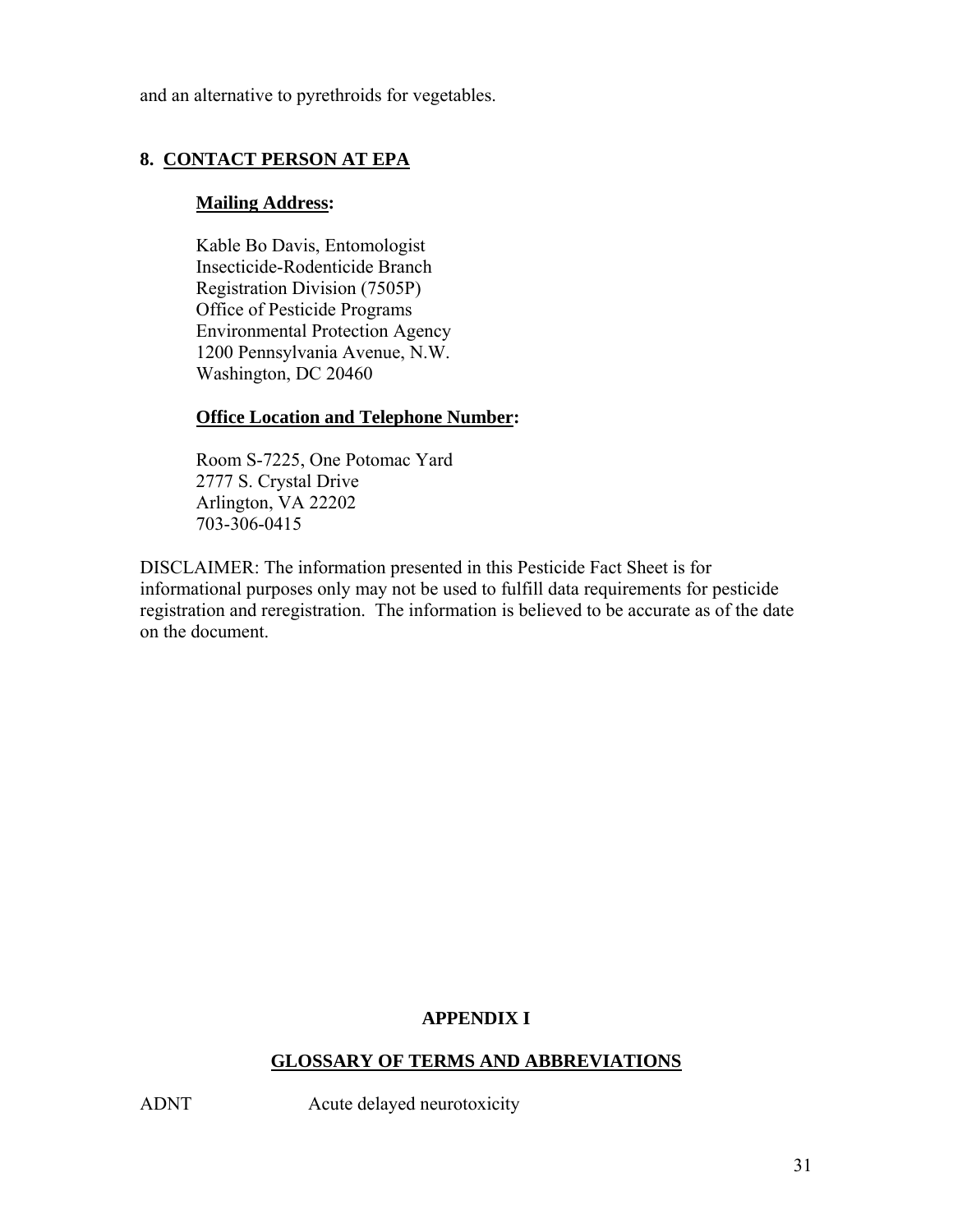and an alternative to pyrethroids for vegetables.

## 8. CONTACT PERSON AT EPA

**Mailing Address:**

Kable Bo Davis, Entomologist
Insecticide-Rodenticide Branch
Registration Division (7505P)
Office of Pesticide Programs
Environmental Protection Agency
1200 Pennsylvania Avenue, N.W.
Washington, DC 20460

**Office Location and Telephone Number:**

Room S-7225, One Potomac Yard
2777 S. Crystal Drive
Arlington, VA 22202
703-306-0415

DISCLAIMER: The information presented in this Pesticide Fact Sheet is for informational purposes only may not be used to fulfill data requirements for pesticide registration and reregistration. The information is believed to be accurate as of the date on the document.

# APPENDIX I

## GLOSSARY OF TERMS AND ABBREVIATIONS

| | |
|---|---|
| ADNT | Acute delayed neurotoxicity |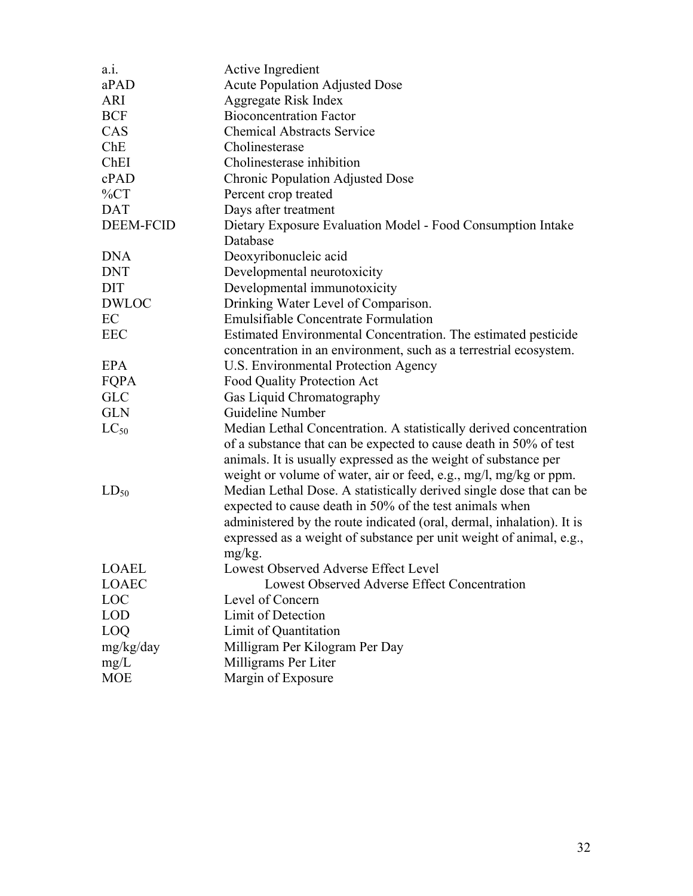| | |
|---|---|
| a.i. | Active Ingredient |
| aPAD | Acute Population Adjusted Dose |
| ARI | Aggregate Risk Index |
| BCF | Bioconcentration Factor |
| CAS | Chemical Abstracts Service |
| ChE | Cholinesterase |
| ChEI | Cholinesterase inhibition |
| cPAD | Chronic Population Adjusted Dose |
| %CT | Percent crop treated |
| DAT | Days after treatment |
| DEEM-FCID | Dietary Exposure Evaluation Model - Food Consumption Intake Database |
| DNA | Deoxyribonucleic acid |
| DNT | Developmental neurotoxicity |
| DIT | Developmental immunotoxicity |
| DWLOC | Drinking Water Level of Comparison. |
| EC | Emulsifiable Concentrate Formulation |
| EEC | Estimated Environmental Concentration. The estimated pesticide concentration in an environment, such as a terrestrial ecosystem. |
| EPA | U.S. Environmental Protection Agency |
| FQPA | Food Quality Protection Act |
| GLC | Gas Liquid Chromatography |
| GLN | Guideline Number |
| $LC_{50}$ | Median Lethal Concentration. A statistically derived concentration of a substance that can be expected to cause death in 50% of test animals. It is usually expressed as the weight of substance per weight or volume of water, air or feed, e.g., mg/l, mg/kg or ppm. |
| $LD_{50}$ | Median Lethal Dose. A statistically derived single dose that can be expected to cause death in 50% of the test animals when administered by the route indicated (oral, dermal, inhalation). It is expressed as a weight of substance per unit weight of animal, e.g., mg/kg. |
| LOAEL | Lowest Observed Adverse Effect Level |
| LOAEC | Lowest Observed Adverse Effect Concentration |
| LOC | Level of Concern |
| LOD | Limit of Detection |
| LOQ | Limit of Quantitation |
| mg/kg/day | Milligram Per Kilogram Per Day |
| mg/L | Milligrams Per Liter |
| MOE | Margin of Exposure |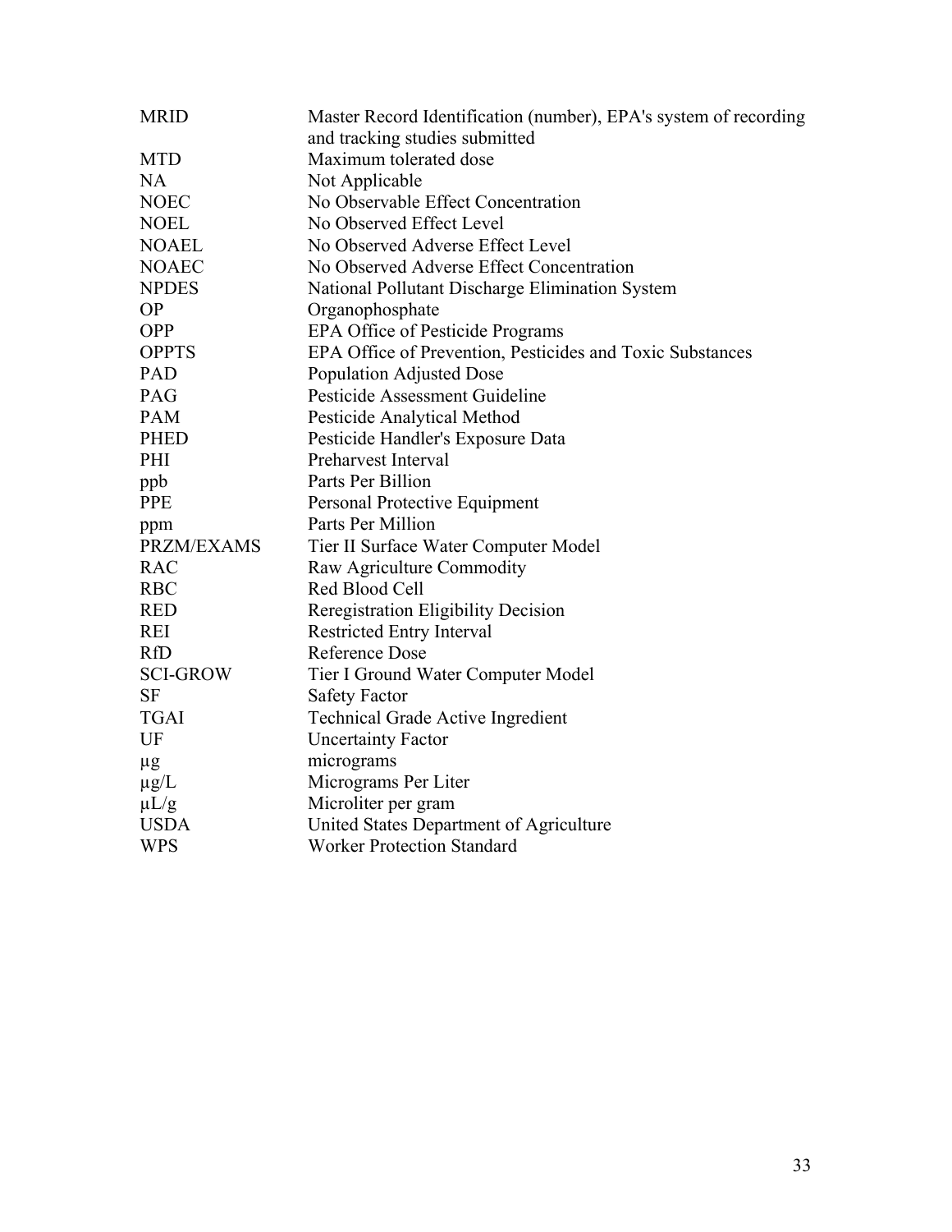| | |
|---|---|
| MRID | Master Record Identification (number), EPA's system of recording and tracking studies submitted |
| MTD | Maximum tolerated dose |
| NA | Not Applicable |
| NOEC | No Observable Effect Concentration |
| NOEL | No Observed Effect Level |
| NOAEL | No Observed Adverse Effect Level |
| NOAEC | No Observed Adverse Effect Concentration |
| NPDES | National Pollutant Discharge Elimination System |
| OP | Organophosphate |
| OPP | EPA Office of Pesticide Programs |
| OPPTS | EPA Office of Prevention, Pesticides and Toxic Substances |
| PAD | Population Adjusted Dose |
| PAG | Pesticide Assessment Guideline |
| PAM | Pesticide Analytical Method |
| PHED | Pesticide Handler's Exposure Data |
| PHI | Preharvest Interval |
| ppb | Parts Per Billion |
| PPE | Personal Protective Equipment |
| ppm | Parts Per Million |
| PRZM/EXAMS | Tier II Surface Water Computer Model |
| RAC | Raw Agriculture Commodity |
| RBC | Red Blood Cell |
| RED | Reregistration Eligibility Decision |
| REI | Restricted Entry Interval |
| RfD | Reference Dose |
| SCI-GROW | Tier I Ground Water Computer Model |
| SF | Safety Factor |
| TGAI | Technical Grade Active Ingredient |
| UF | Uncertainty Factor |
| μg | micrograms |
| μg/L | Micrograms Per Liter |
| μL/g | Microliter per gram |
| USDA | United States Department of Agriculture |
| WPS | Worker Protection Standard |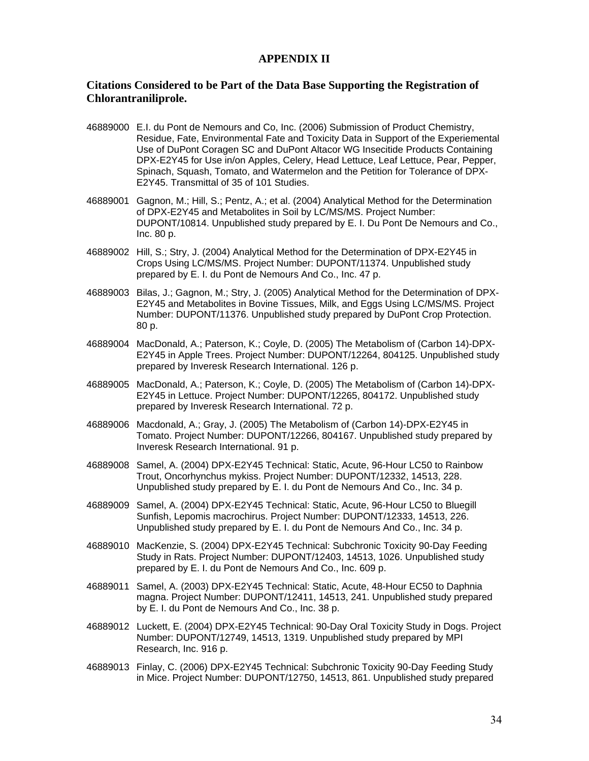# APPENDIX II

## Citations Considered to be Part of the Data Base Supporting the Registration of Chlorantraniliprole.

46889000 E.I. du Pont de Nemours and Co, Inc. (2006) Submission of Product Chemistry, Residue, Fate, Environmental Fate and Toxicity Data in Support of the Experiemental Use of DuPont Coragen SC and DuPont Altacor WG Insecitide Products Containing DPX-E2Y45 for Use in/on Apples, Celery, Head Lettuce, Leaf Lettuce, Pear, Pepper, Spinach, Squash, Tomato, and Watermelon and the Petition for Tolerance of DPX-E2Y45. Transmittal of 35 of 101 Studies.

46889001 Gagnon, M.; Hill, S.; Pentz, A.; et al. (2004) Analytical Method for the Determination of DPX-E2Y45 and Metabolites in Soil by LC/MS/MS. Project Number: DUPONT/10814. Unpublished study prepared by E. I. Du Pont De Nemours and Co., Inc. 80 p.

46889002 Hill, S.; Stry, J. (2004) Analytical Method for the Determination of DPX-E2Y45 in Crops Using LC/MS/MS. Project Number: DUPONT/11374. Unpublished study prepared by E. I. du Pont de Nemours And Co., Inc. 47 p.

46889003 Bilas, J.; Gagnon, M.; Stry, J. (2005) Analytical Method for the Determination of DPX-E2Y45 and Metabolites in Bovine Tissues, Milk, and Eggs Using LC/MS/MS. Project Number: DUPONT/11376. Unpublished study prepared by DuPont Crop Protection. 80 p.

46889004 MacDonald, A.; Paterson, K.; Coyle, D. (2005) The Metabolism of (Carbon 14)-DPX-E2Y45 in Apple Trees. Project Number: DUPONT/12264, 804125. Unpublished study prepared by Inveresk Research International. 126 p.

46889005 MacDonald, A.; Paterson, K.; Coyle, D. (2005) The Metabolism of (Carbon 14)-DPX-E2Y45 in Lettuce. Project Number: DUPONT/12265, 804172. Unpublished study prepared by Inveresk Research International. 72 p.

46889006 Macdonald, A.; Gray, J. (2005) The Metabolism of (Carbon 14)-DPX-E2Y45 in Tomato. Project Number: DUPONT/12266, 804167. Unpublished study prepared by Inveresk Research International. 91 p.

46889008 Samel, A. (2004) DPX-E2Y45 Technical: Static, Acute, 96-Hour LC50 to Rainbow Trout, Oncorhynchus mykiss. Project Number: DUPONT/12332, 14513, 228. Unpublished study prepared by E. I. du Pont de Nemours And Co., Inc. 34 p.

46889009 Samel, A. (2004) DPX-E2Y45 Technical: Static, Acute, 96-Hour LC50 to Bluegill Sunfish, Lepomis macrochirus. Project Number: DUPONT/12333, 14513, 226. Unpublished study prepared by E. I. du Pont de Nemours And Co., Inc. 34 p.

46889010 MacKenzie, S. (2004) DPX-E2Y45 Technical: Subchronic Toxicity 90-Day Feeding Study in Rats. Project Number: DUPONT/12403, 14513, 1026. Unpublished study prepared by E. I. du Pont de Nemours And Co., Inc. 609 p.

46889011 Samel, A. (2003) DPX-E2Y45 Technical: Static, Acute, 48-Hour EC50 to Daphnia magna. Project Number: DUPONT/12411, 14513, 241. Unpublished study prepared by E. I. du Pont de Nemours And Co., Inc. 38 p.

46889012 Luckett, E. (2004) DPX-E2Y45 Technical: 90-Day Oral Toxicity Study in Dogs. Project Number: DUPONT/12749, 14513, 1319. Unpublished study prepared by MPI Research, Inc. 916 p.

46889013 Finlay, C. (2006) DPX-E2Y45 Technical: Subchronic Toxicity 90-Day Feeding Study in Mice. Project Number: DUPONT/12750, 14513, 861. Unpublished study prepared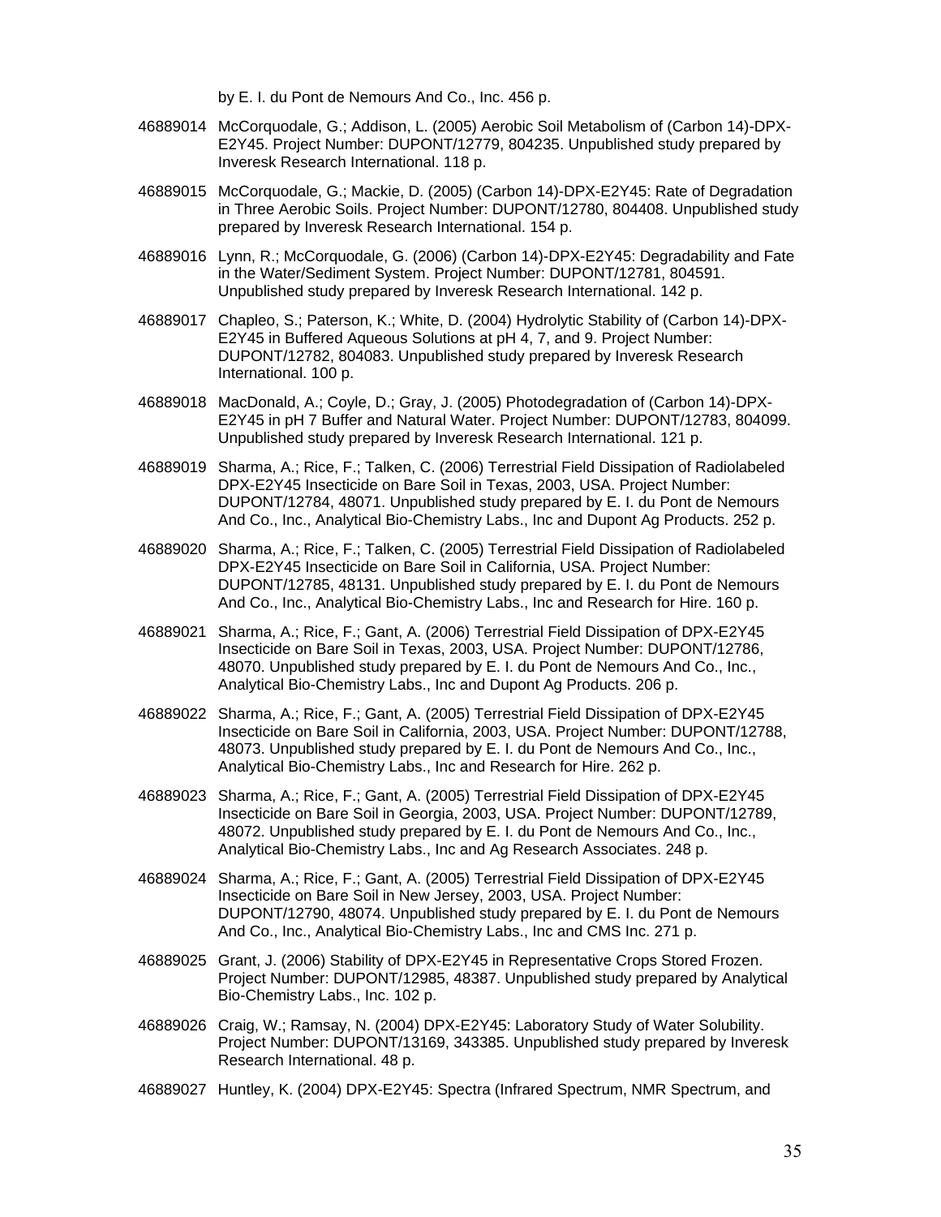by E. I. du Pont de Nemours And Co., Inc. 456 p.

46889014 McCorquodale, G.; Addison, L. (2005) Aerobic Soil Metabolism of (Carbon 14)-DPX-E2Y45. Project Number: DUPONT/12779, 804235. Unpublished study prepared by Inveresk Research International. 118 p.

46889015 McCorquodale, G.; Mackie, D. (2005) (Carbon 14)-DPX-E2Y45: Rate of Degradation in Three Aerobic Soils. Project Number: DUPONT/12780, 804408. Unpublished study prepared by Inveresk Research International. 154 p.

46889016 Lynn, R.; McCorquodale, G. (2006) (Carbon 14)-DPX-E2Y45: Degradability and Fate in the Water/Sediment System. Project Number: DUPONT/12781, 804591. Unpublished study prepared by Inveresk Research International. 142 p.

46889017 Chapleo, S.; Paterson, K.; White, D. (2004) Hydrolytic Stability of (Carbon 14)-DPX-E2Y45 in Buffered Aqueous Solutions at pH 4, 7, and 9. Project Number: DUPONT/12782, 804083. Unpublished study prepared by Inveresk Research International. 100 p.

46889018 MacDonald, A.; Coyle, D.; Gray, J. (2005) Photodegradation of (Carbon 14)-DPX-E2Y45 in pH 7 Buffer and Natural Water. Project Number: DUPONT/12783, 804099. Unpublished study prepared by Inveresk Research International. 121 p.

46889019 Sharma, A.; Rice, F.; Talken, C. (2006) Terrestrial Field Dissipation of Radiolabeled DPX-E2Y45 Insecticide on Bare Soil in Texas, 2003, USA. Project Number: DUPONT/12784, 48071. Unpublished study prepared by E. I. du Pont de Nemours And Co., Inc., Analytical Bio-Chemistry Labs., Inc and Dupont Ag Products. 252 p.

46889020 Sharma, A.; Rice, F.; Talken, C. (2005) Terrestrial Field Dissipation of Radiolabeled DPX-E2Y45 Insecticide on Bare Soil in California, USA. Project Number: DUPONT/12785, 48131. Unpublished study prepared by E. I. du Pont de Nemours And Co., Inc., Analytical Bio-Chemistry Labs., Inc and Research for Hire. 160 p.

46889021 Sharma, A.; Rice, F.; Gant, A. (2006) Terrestrial Field Dissipation of DPX-E2Y45 Insecticide on Bare Soil in Texas, 2003, USA. Project Number: DUPONT/12786, 48070. Unpublished study prepared by E. I. du Pont de Nemours And Co., Inc., Analytical Bio-Chemistry Labs., Inc and Dupont Ag Products. 206 p.

46889022 Sharma, A.; Rice, F.; Gant, A. (2005) Terrestrial Field Dissipation of DPX-E2Y45 Insecticide on Bare Soil in California, 2003, USA. Project Number: DUPONT/12788, 48073. Unpublished study prepared by E. I. du Pont de Nemours And Co., Inc., Analytical Bio-Chemistry Labs., Inc and Research for Hire. 262 p.

46889023 Sharma, A.; Rice, F.; Gant, A. (2005) Terrestrial Field Dissipation of DPX-E2Y45 Insecticide on Bare Soil in Georgia, 2003, USA. Project Number: DUPONT/12789, 48072. Unpublished study prepared by E. I. du Pont de Nemours And Co., Inc., Analytical Bio-Chemistry Labs., Inc and Ag Research Associates. 248 p.

46889024 Sharma, A.; Rice, F.; Gant, A. (2005) Terrestrial Field Dissipation of DPX-E2Y45 Insecticide on Bare Soil in New Jersey, 2003, USA. Project Number: DUPONT/12790, 48074. Unpublished study prepared by E. I. du Pont de Nemours And Co., Inc., Analytical Bio-Chemistry Labs., Inc and CMS Inc. 271 p.

46889025 Grant, J. (2006) Stability of DPX-E2Y45 in Representative Crops Stored Frozen. Project Number: DUPONT/12985, 48387. Unpublished study prepared by Analytical Bio-Chemistry Labs., Inc. 102 p.

46889026 Craig, W.; Ramsay, N. (2004) DPX-E2Y45: Laboratory Study of Water Solubility. Project Number: DUPONT/13169, 343385. Unpublished study prepared by Inveresk Research International. 48 p.

46889027 Huntley, K. (2004) DPX-E2Y45: Spectra (Infrared Spectrum, NMR Spectrum, and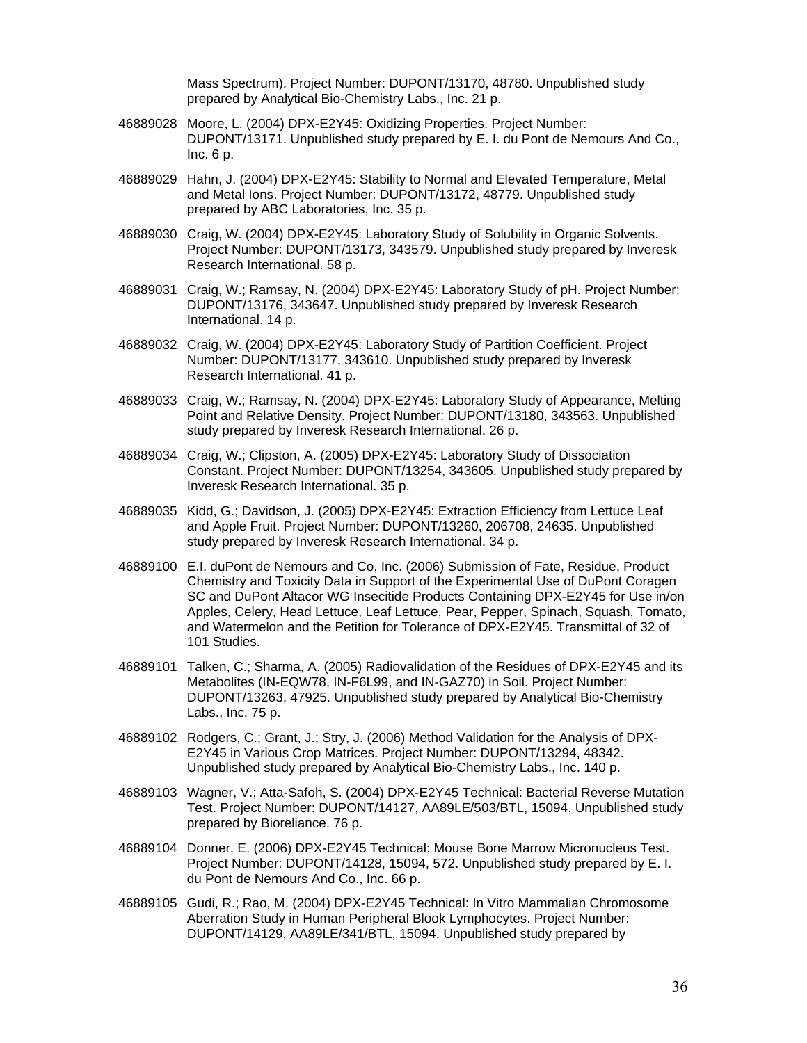Mass Spectrum). Project Number: DUPONT/13170, 48780. Unpublished study prepared by Analytical Bio-Chemistry Labs., Inc. 21 p.

46889028 Moore, L. (2004) DPX-E2Y45: Oxidizing Properties. Project Number: DUPONT/13171. Unpublished study prepared by E. I. du Pont de Nemours And Co., Inc. 6 p.

46889029 Hahn, J. (2004) DPX-E2Y45: Stability to Normal and Elevated Temperature, Metal and Metal Ions. Project Number: DUPONT/13172, 48779. Unpublished study prepared by ABC Laboratories, Inc. 35 p.

46889030 Craig, W. (2004) DPX-E2Y45: Laboratory Study of Solubility in Organic Solvents. Project Number: DUPONT/13173, 343579. Unpublished study prepared by Inveresk Research International. 58 p.

46889031 Craig, W.; Ramsay, N. (2004) DPX-E2Y45: Laboratory Study of pH. Project Number: DUPONT/13176, 343647. Unpublished study prepared by Inveresk Research International. 14 p.

46889032 Craig, W. (2004) DPX-E2Y45: Laboratory Study of Partition Coefficient. Project Number: DUPONT/13177, 343610. Unpublished study prepared by Inveresk Research International. 41 p.

46889033 Craig, W.; Ramsay, N. (2004) DPX-E2Y45: Laboratory Study of Appearance, Melting Point and Relative Density. Project Number: DUPONT/13180, 343563. Unpublished study prepared by Inveresk Research International. 26 p.

46889034 Craig, W.; Clipston, A. (2005) DPX-E2Y45: Laboratory Study of Dissociation Constant. Project Number: DUPONT/13254, 343605. Unpublished study prepared by Inveresk Research International. 35 p.

46889035 Kidd, G.; Davidson, J. (2005) DPX-E2Y45: Extraction Efficiency from Lettuce Leaf and Apple Fruit. Project Number: DUPONT/13260, 206708, 24635. Unpublished study prepared by Inveresk Research International. 34 p.

46889100 E.I. duPont de Nemours and Co, Inc. (2006) Submission of Fate, Residue, Product Chemistry and Toxicity Data in Support of the Experimental Use of DuPont Coragen SC and DuPont Altacor WG Insecitide Products Containing DPX-E2Y45 for Use in/on Apples, Celery, Head Lettuce, Leaf Lettuce, Pear, Pepper, Spinach, Squash, Tomato, and Watermelon and the Petition for Tolerance of DPX-E2Y45. Transmittal of 32 of 101 Studies.

46889101 Talken, C.; Sharma, A. (2005) Radiovalidation of the Residues of DPX-E2Y45 and its Metabolites (IN-EQW78, IN-F6L99, and IN-GAZ70) in Soil. Project Number: DUPONT/13263, 47925. Unpublished study prepared by Analytical Bio-Chemistry Labs., Inc. 75 p.

46889102 Rodgers, C.; Grant, J.; Stry, J. (2006) Method Validation for the Analysis of DPX-E2Y45 in Various Crop Matrices. Project Number: DUPONT/13294, 48342. Unpublished study prepared by Analytical Bio-Chemistry Labs., Inc. 140 p.

46889103 Wagner, V.; Atta-Safoh, S. (2004) DPX-E2Y45 Technical: Bacterial Reverse Mutation Test. Project Number: DUPONT/14127, AA89LE/503/BTL, 15094. Unpublished study prepared by Bioreliance. 76 p.

46889104 Donner, E. (2006) DPX-E2Y45 Technical: Mouse Bone Marrow Micronucleus Test. Project Number: DUPONT/14128, 15094, 572. Unpublished study prepared by E. I. du Pont de Nemours And Co., Inc. 66 p.

46889105 Gudi, R.; Rao, M. (2004) DPX-E2Y45 Technical: In Vitro Mammalian Chromosome Aberration Study in Human Peripheral Blook Lymphocytes. Project Number: DUPONT/14129, AA89LE/341/BTL, 15094. Unpublished study prepared by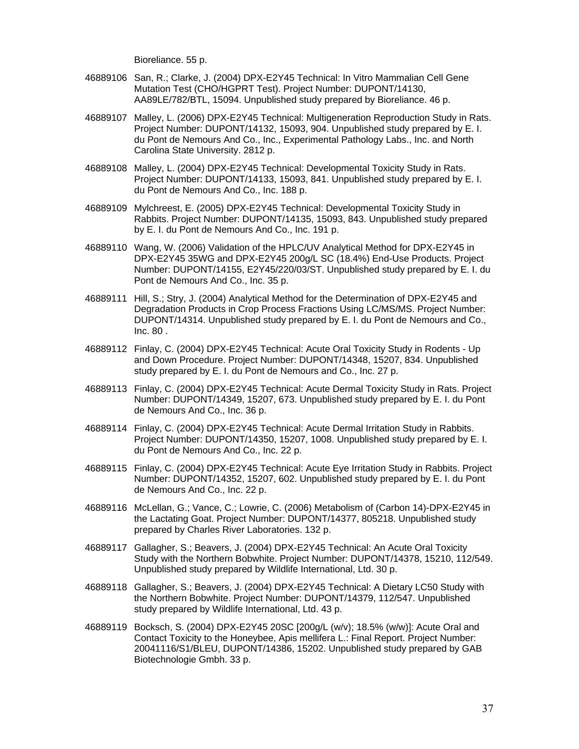Bioreliance. 55 p.

46889106 San, R.; Clarke, J. (2004) DPX-E2Y45 Technical: In Vitro Mammalian Cell Gene Mutation Test (CHO/HGPRT Test). Project Number: DUPONT/14130, AA89LE/782/BTL, 15094. Unpublished study prepared by Bioreliance. 46 p.

46889107 Malley, L. (2006) DPX-E2Y45 Technical: Multigeneration Reproduction Study in Rats. Project Number: DUPONT/14132, 15093, 904. Unpublished study prepared by E. I. du Pont de Nemours And Co., Inc., Experimental Pathology Labs., Inc. and North Carolina State University. 2812 p.

46889108 Malley, L. (2004) DPX-E2Y45 Technical: Developmental Toxicity Study in Rats. Project Number: DUPONT/14133, 15093, 841. Unpublished study prepared by E. I. du Pont de Nemours And Co., Inc. 188 p.

46889109 Mylchreest, E. (2005) DPX-E2Y45 Technical: Developmental Toxicity Study in Rabbits. Project Number: DUPONT/14135, 15093, 843. Unpublished study prepared by E. I. du Pont de Nemours And Co., Inc. 191 p.

46889110 Wang, W. (2006) Validation of the HPLC/UV Analytical Method for DPX-E2Y45 in DPX-E2Y45 35WG and DPX-E2Y45 200g/L SC (18.4%) End-Use Products. Project Number: DUPONT/14155, E2Y45/220/03/ST. Unpublished study prepared by E. I. du Pont de Nemours And Co., Inc. 35 p.

46889111 Hill, S.; Stry, J. (2004) Analytical Method for the Determination of DPX-E2Y45 and Degradation Products in Crop Process Fractions Using LC/MS/MS. Project Number: DUPONT/14314. Unpublished study prepared by E. I. du Pont de Nemours and Co., Inc. 80 .

46889112 Finlay, C. (2004) DPX-E2Y45 Technical: Acute Oral Toxicity Study in Rodents - Up and Down Procedure. Project Number: DUPONT/14348, 15207, 834. Unpublished study prepared by E. I. du Pont de Nemours and Co., Inc. 27 p.

46889113 Finlay, C. (2004) DPX-E2Y45 Technical: Acute Dermal Toxicity Study in Rats. Project Number: DUPONT/14349, 15207, 673. Unpublished study prepared by E. I. du Pont de Nemours And Co., Inc. 36 p.

46889114 Finlay, C. (2004) DPX-E2Y45 Technical: Acute Dermal Irritation Study in Rabbits. Project Number: DUPONT/14350, 15207, 1008. Unpublished study prepared by E. I. du Pont de Nemours And Co., Inc. 22 p.

46889115 Finlay, C. (2004) DPX-E2Y45 Technical: Acute Eye Irritation Study in Rabbits. Project Number: DUPONT/14352, 15207, 602. Unpublished study prepared by E. I. du Pont de Nemours And Co., Inc. 22 p.

46889116 McLellan, G.; Vance, C.; Lowrie, C. (2006) Metabolism of (Carbon 14)-DPX-E2Y45 in the Lactating Goat. Project Number: DUPONT/14377, 805218. Unpublished study prepared by Charles River Laboratories. 132 p.

46889117 Gallagher, S.; Beavers, J. (2004) DPX-E2Y45 Technical: An Acute Oral Toxicity Study with the Northern Bobwhite. Project Number: DUPONT/14378, 15210, 112/549. Unpublished study prepared by Wildlife International, Ltd. 30 p.

46889118 Gallagher, S.; Beavers, J. (2004) DPX-E2Y45 Technical: A Dietary LC50 Study with the Northern Bobwhite. Project Number: DUPONT/14379, 112/547. Unpublished study prepared by Wildlife International, Ltd. 43 p.

46889119 Bocksch, S. (2004) DPX-E2Y45 20SC [200g/L (w/v); 18.5% (w/w)]: Acute Oral and Contact Toxicity to the Honeybee, Apis mellifera L.: Final Report. Project Number: 20041116/S1/BLEU, DUPONT/14386, 15202. Unpublished study prepared by GAB Biotechnologie Gmbh. 33 p.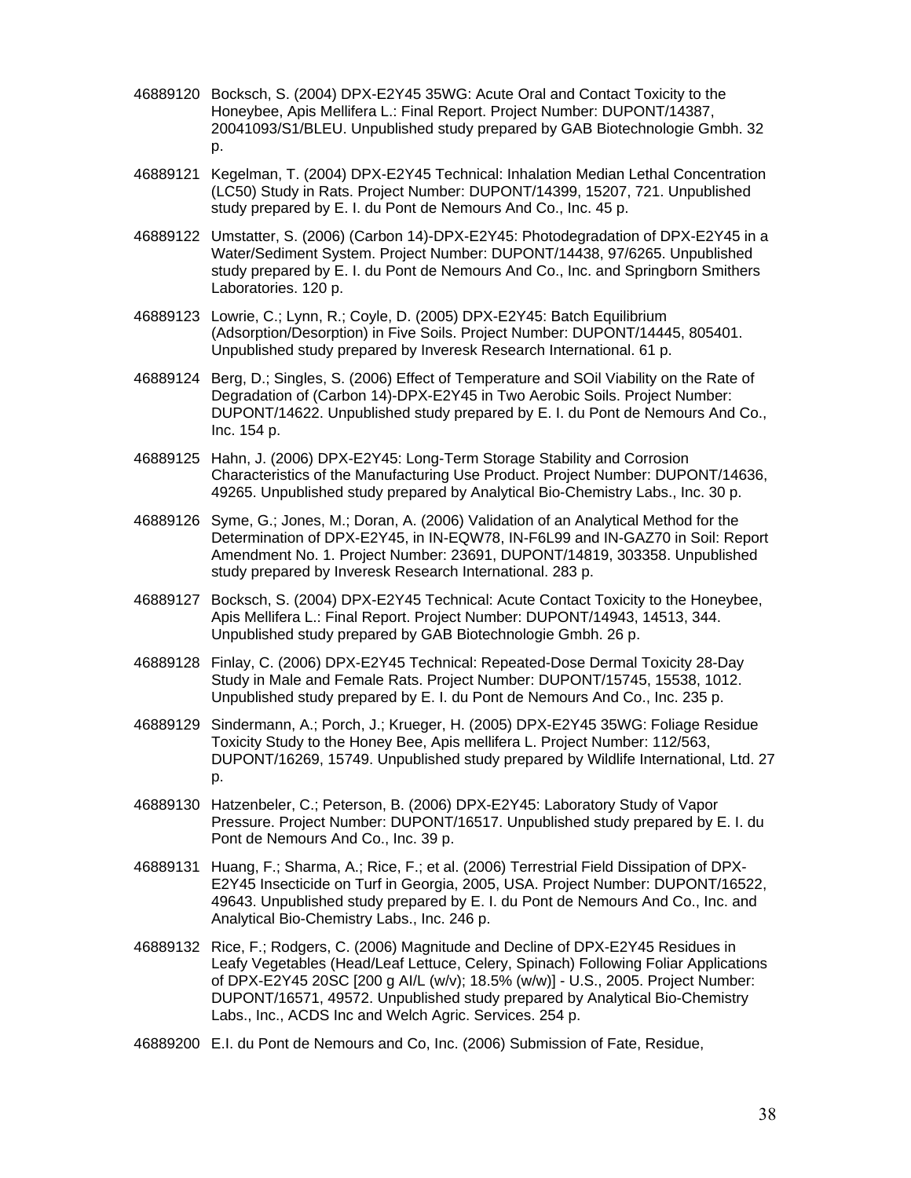46889120 Bocksch, S. (2004) DPX-E2Y45 35WG: Acute Oral and Contact Toxicity to the Honeybee, Apis Mellifera L.: Final Report. Project Number: DUPONT/14387, 20041093/S1/BLEU. Unpublished study prepared by GAB Biotechnologie Gmbh. 32 p.

46889121 Kegelman, T. (2004) DPX-E2Y45 Technical: Inhalation Median Lethal Concentration (LC50) Study in Rats. Project Number: DUPONT/14399, 15207, 721. Unpublished study prepared by E. I. du Pont de Nemours And Co., Inc. 45 p.

46889122 Umstatter, S. (2006) (Carbon 14)-DPX-E2Y45: Photodegradation of DPX-E2Y45 in a Water/Sediment System. Project Number: DUPONT/14438, 97/6265. Unpublished study prepared by E. I. du Pont de Nemours And Co., Inc. and Springborn Smithers Laboratories. 120 p.

46889123 Lowrie, C.; Lynn, R.; Coyle, D. (2005) DPX-E2Y45: Batch Equilibrium (Adsorption/Desorption) in Five Soils. Project Number: DUPONT/14445, 805401. Unpublished study prepared by Inveresk Research International. 61 p.

46889124 Berg, D.; Singles, S. (2006) Effect of Temperature and SOil Viability on the Rate of Degradation of (Carbon 14)-DPX-E2Y45 in Two Aerobic Soils. Project Number: DUPONT/14622. Unpublished study prepared by E. I. du Pont de Nemours And Co., Inc. 154 p.

46889125 Hahn, J. (2006) DPX-E2Y45: Long-Term Storage Stability and Corrosion Characteristics of the Manufacturing Use Product. Project Number: DUPONT/14636, 49265. Unpublished study prepared by Analytical Bio-Chemistry Labs., Inc. 30 p.

46889126 Syme, G.; Jones, M.; Doran, A. (2006) Validation of an Analytical Method for the Determination of DPX-E2Y45, in IN-EQW78, IN-F6L99 and IN-GAZ70 in Soil: Report Amendment No. 1. Project Number: 23691, DUPONT/14819, 303358. Unpublished study prepared by Inveresk Research International. 283 p.

46889127 Bocksch, S. (2004) DPX-E2Y45 Technical: Acute Contact Toxicity to the Honeybee, Apis Mellifera L.: Final Report. Project Number: DUPONT/14943, 14513, 344. Unpublished study prepared by GAB Biotechnologie Gmbh. 26 p.

46889128 Finlay, C. (2006) DPX-E2Y45 Technical: Repeated-Dose Dermal Toxicity 28-Day Study in Male and Female Rats. Project Number: DUPONT/15745, 15538, 1012. Unpublished study prepared by E. I. du Pont de Nemours And Co., Inc. 235 p.

46889129 Sindermann, A.; Porch, J.; Krueger, H. (2005) DPX-E2Y45 35WG: Foliage Residue Toxicity Study to the Honey Bee, Apis mellifera L. Project Number: 112/563, DUPONT/16269, 15749. Unpublished study prepared by Wildlife International, Ltd. 27 p.

46889130 Hatzenbeler, C.; Peterson, B. (2006) DPX-E2Y45: Laboratory Study of Vapor Pressure. Project Number: DUPONT/16517. Unpublished study prepared by E. I. du Pont de Nemours And Co., Inc. 39 p.

46889131 Huang, F.; Sharma, A.; Rice, F.; et al. (2006) Terrestrial Field Dissipation of DPX-E2Y45 Insecticide on Turf in Georgia, 2005, USA. Project Number: DUPONT/16522, 49643. Unpublished study prepared by E. I. du Pont de Nemours And Co., Inc. and Analytical Bio-Chemistry Labs., Inc. 246 p.

46889132 Rice, F.; Rodgers, C. (2006) Magnitude and Decline of DPX-E2Y45 Residues in Leafy Vegetables (Head/Leaf Lettuce, Celery, Spinach) Following Foliar Applications of DPX-E2Y45 20SC [200 g AI/L (w/v); 18.5% (w/w)] - U.S., 2005. Project Number: DUPONT/16571, 49572. Unpublished study prepared by Analytical Bio-Chemistry Labs., Inc., ACDS Inc and Welch Agric. Services. 254 p.

46889200 E.I. du Pont de Nemours and Co, Inc. (2006) Submission of Fate, Residue,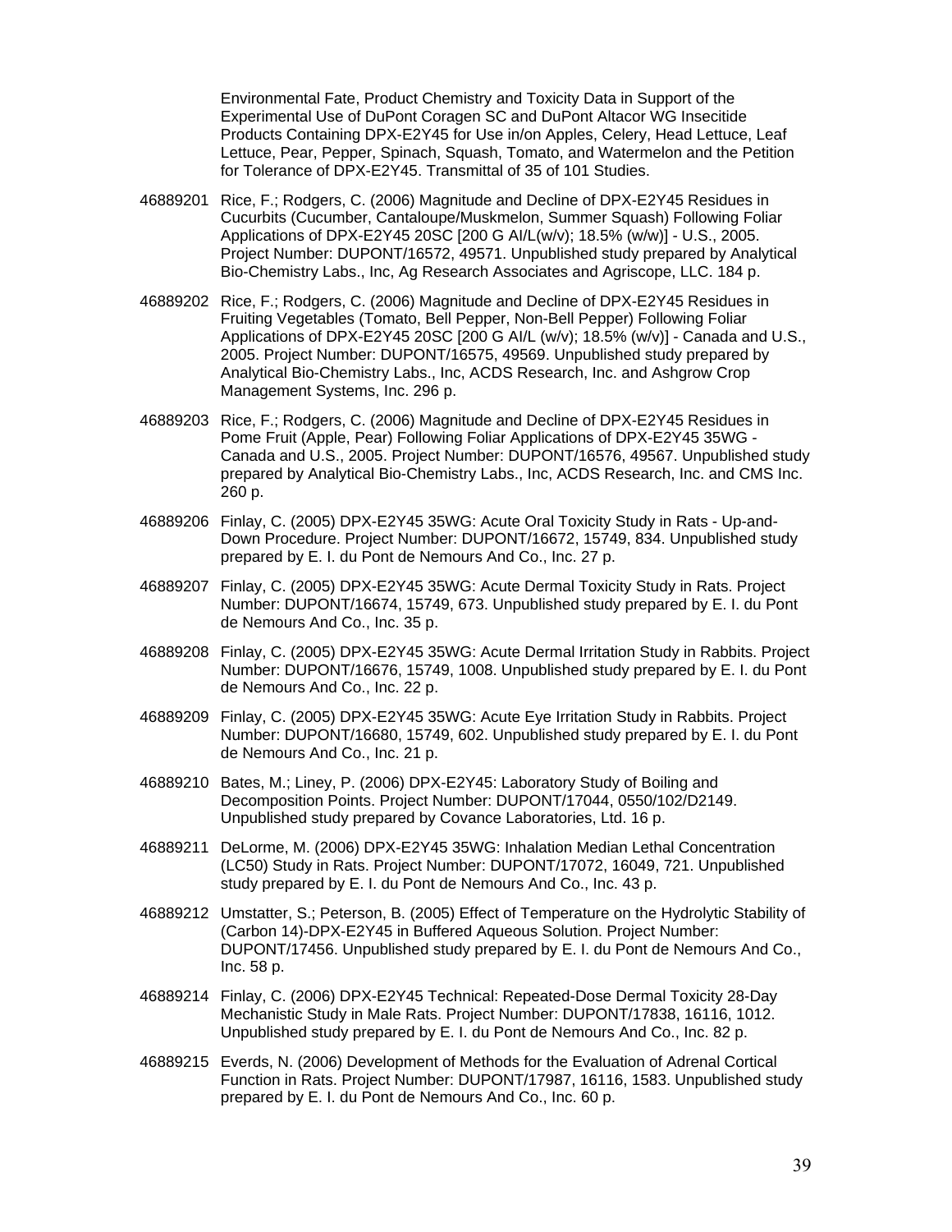Environmental Fate, Product Chemistry and Toxicity Data in Support of the Experimental Use of DuPont Coragen SC and DuPont Altacor WG Insecitide Products Containing DPX-E2Y45 for Use in/on Apples, Celery, Head Lettuce, Leaf Lettuce, Pear, Pepper, Spinach, Squash, Tomato, and Watermelon and the Petition for Tolerance of DPX-E2Y45. Transmittal of 35 of 101 Studies.

46889201 Rice, F.; Rodgers, C. (2006) Magnitude and Decline of DPX-E2Y45 Residues in Cucurbits (Cucumber, Cantaloupe/Muskmelon, Summer Squash) Following Foliar Applications of DPX-E2Y45 20SC [200 G AI/L(w/v); 18.5% (w/w)] - U.S., 2005. Project Number: DUPONT/16572, 49571. Unpublished study prepared by Analytical Bio-Chemistry Labs., Inc, Ag Research Associates and Agriscope, LLC. 184 p.

46889202 Rice, F.; Rodgers, C. (2006) Magnitude and Decline of DPX-E2Y45 Residues in Fruiting Vegetables (Tomato, Bell Pepper, Non-Bell Pepper) Following Foliar Applications of DPX-E2Y45 20SC [200 G AI/L (w/v); 18.5% (w/v)] - Canada and U.S., 2005. Project Number: DUPONT/16575, 49569. Unpublished study prepared by Analytical Bio-Chemistry Labs., Inc, ACDS Research, Inc. and Ashgrow Crop Management Systems, Inc. 296 p.

46889203 Rice, F.; Rodgers, C. (2006) Magnitude and Decline of DPX-E2Y45 Residues in Pome Fruit (Apple, Pear) Following Foliar Applications of DPX-E2Y45 35WG - Canada and U.S., 2005. Project Number: DUPONT/16576, 49567. Unpublished study prepared by Analytical Bio-Chemistry Labs., Inc, ACDS Research, Inc. and CMS Inc. 260 p.

46889206 Finlay, C. (2005) DPX-E2Y45 35WG: Acute Oral Toxicity Study in Rats - Up-and-Down Procedure. Project Number: DUPONT/16672, 15749, 834. Unpublished study prepared by E. I. du Pont de Nemours And Co., Inc. 27 p.

46889207 Finlay, C. (2005) DPX-E2Y45 35WG: Acute Dermal Toxicity Study in Rats. Project Number: DUPONT/16674, 15749, 673. Unpublished study prepared by E. I. du Pont de Nemours And Co., Inc. 35 p.

46889208 Finlay, C. (2005) DPX-E2Y45 35WG: Acute Dermal Irritation Study in Rabbits. Project Number: DUPONT/16676, 15749, 1008. Unpublished study prepared by E. I. du Pont de Nemours And Co., Inc. 22 p.

46889209 Finlay, C. (2005) DPX-E2Y45 35WG: Acute Eye Irritation Study in Rabbits. Project Number: DUPONT/16680, 15749, 602. Unpublished study prepared by E. I. du Pont de Nemours And Co., Inc. 21 p.

46889210 Bates, M.; Liney, P. (2006) DPX-E2Y45: Laboratory Study of Boiling and Decomposition Points. Project Number: DUPONT/17044, 0550/102/D2149. Unpublished study prepared by Covance Laboratories, Ltd. 16 p.

46889211 DeLorme, M. (2006) DPX-E2Y45 35WG: Inhalation Median Lethal Concentration (LC50) Study in Rats. Project Number: DUPONT/17072, 16049, 721. Unpublished study prepared by E. I. du Pont de Nemours And Co., Inc. 43 p.

46889212 Umstatter, S.; Peterson, B. (2005) Effect of Temperature on the Hydrolytic Stability of (Carbon 14)-DPX-E2Y45 in Buffered Aqueous Solution. Project Number: DUPONT/17456. Unpublished study prepared by E. I. du Pont de Nemours And Co., Inc. 58 p.

46889214 Finlay, C. (2006) DPX-E2Y45 Technical: Repeated-Dose Dermal Toxicity 28-Day Mechanistic Study in Male Rats. Project Number: DUPONT/17838, 16116, 1012. Unpublished study prepared by E. I. du Pont de Nemours And Co., Inc. 82 p.

46889215 Everds, N. (2006) Development of Methods for the Evaluation of Adrenal Cortical Function in Rats. Project Number: DUPONT/17987, 16116, 1583. Unpublished study prepared by E. I. du Pont de Nemours And Co., Inc. 60 p.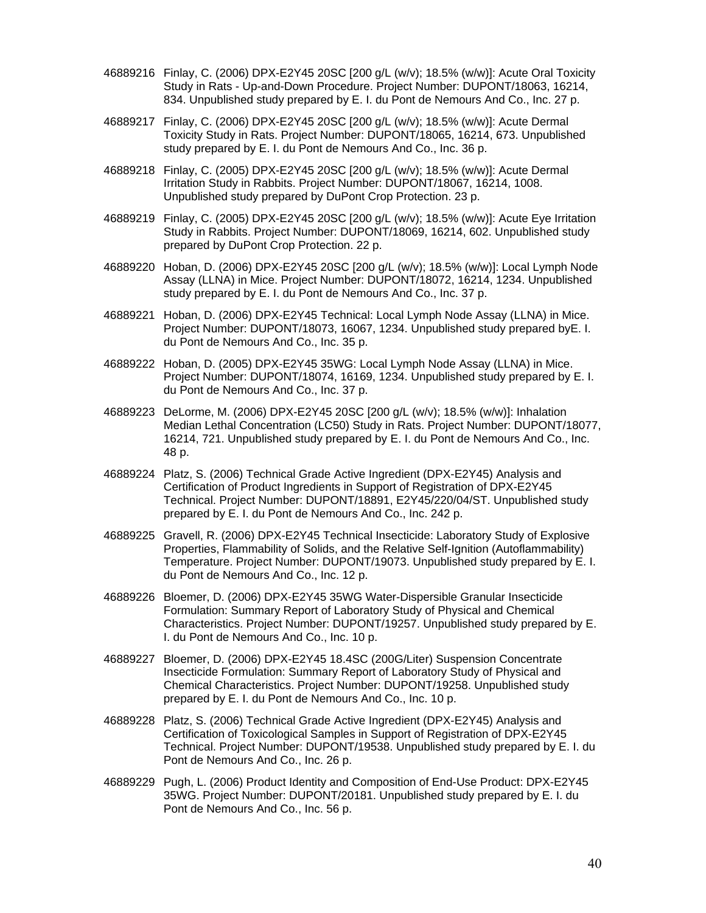46889216 Finlay, C. (2006) DPX-E2Y45 20SC [200 g/L (w/v); 18.5% (w/w)]: Acute Oral Toxicity Study in Rats - Up-and-Down Procedure. Project Number: DUPONT/18063, 16214, 834. Unpublished study prepared by E. I. du Pont de Nemours And Co., Inc. 27 p.

46889217 Finlay, C. (2006) DPX-E2Y45 20SC [200 g/L (w/v); 18.5% (w/w)]: Acute Dermal Toxicity Study in Rats. Project Number: DUPONT/18065, 16214, 673. Unpublished study prepared by E. I. du Pont de Nemours And Co., Inc. 36 p.

46889218 Finlay, C. (2005) DPX-E2Y45 20SC [200 g/L (w/v); 18.5% (w/w)]: Acute Dermal Irritation Study in Rabbits. Project Number: DUPONT/18067, 16214, 1008. Unpublished study prepared by DuPont Crop Protection. 23 p.

46889219 Finlay, C. (2005) DPX-E2Y45 20SC [200 g/L (w/v); 18.5% (w/w)]: Acute Eye Irritation Study in Rabbits. Project Number: DUPONT/18069, 16214, 602. Unpublished study prepared by DuPont Crop Protection. 22 p.

46889220 Hoban, D. (2006) DPX-E2Y45 20SC [200 g/L (w/v); 18.5% (w/w)]: Local Lymph Node Assay (LLNA) in Mice. Project Number: DUPONT/18072, 16214, 1234. Unpublished study prepared by E. I. du Pont de Nemours And Co., Inc. 37 p.

46889221 Hoban, D. (2006) DPX-E2Y45 Technical: Local Lymph Node Assay (LLNA) in Mice. Project Number: DUPONT/18073, 16067, 1234. Unpublished study prepared byE. I. du Pont de Nemours And Co., Inc. 35 p.

46889222 Hoban, D. (2005) DPX-E2Y45 35WG: Local Lymph Node Assay (LLNA) in Mice. Project Number: DUPONT/18074, 16169, 1234. Unpublished study prepared by E. I. du Pont de Nemours And Co., Inc. 37 p.

46889223 DeLorme, M. (2006) DPX-E2Y45 20SC [200 g/L (w/v); 18.5% (w/w)]: Inhalation Median Lethal Concentration (LC50) Study in Rats. Project Number: DUPONT/18077, 16214, 721. Unpublished study prepared by E. I. du Pont de Nemours And Co., Inc. 48 p.

46889224 Platz, S. (2006) Technical Grade Active Ingredient (DPX-E2Y45) Analysis and Certification of Product Ingredients in Support of Registration of DPX-E2Y45 Technical. Project Number: DUPONT/18891, E2Y45/220/04/ST. Unpublished study prepared by E. I. du Pont de Nemours And Co., Inc. 242 p.

46889225 Gravell, R. (2006) DPX-E2Y45 Technical Insecticide: Laboratory Study of Explosive Properties, Flammability of Solids, and the Relative Self-Ignition (Autoflammability) Temperature. Project Number: DUPONT/19073. Unpublished study prepared by E. I. du Pont de Nemours And Co., Inc. 12 p.

46889226 Bloemer, D. (2006) DPX-E2Y45 35WG Water-Dispersible Granular Insecticide Formulation: Summary Report of Laboratory Study of Physical and Chemical Characteristics. Project Number: DUPONT/19257. Unpublished study prepared by E. I. du Pont de Nemours And Co., Inc. 10 p.

46889227 Bloemer, D. (2006) DPX-E2Y45 18.4SC (200G/Liter) Suspension Concentrate Insecticide Formulation: Summary Report of Laboratory Study of Physical and Chemical Characteristics. Project Number: DUPONT/19258. Unpublished study prepared by E. I. du Pont de Nemours And Co., Inc. 10 p.

46889228 Platz, S. (2006) Technical Grade Active Ingredient (DPX-E2Y45) Analysis and Certification of Toxicological Samples in Support of Registration of DPX-E2Y45 Technical. Project Number: DUPONT/19538. Unpublished study prepared by E. I. du Pont de Nemours And Co., Inc. 26 p.

46889229 Pugh, L. (2006) Product Identity and Composition of End-Use Product: DPX-E2Y45 35WG. Project Number: DUPONT/20181. Unpublished study prepared by E. I. du Pont de Nemours And Co., Inc. 56 p.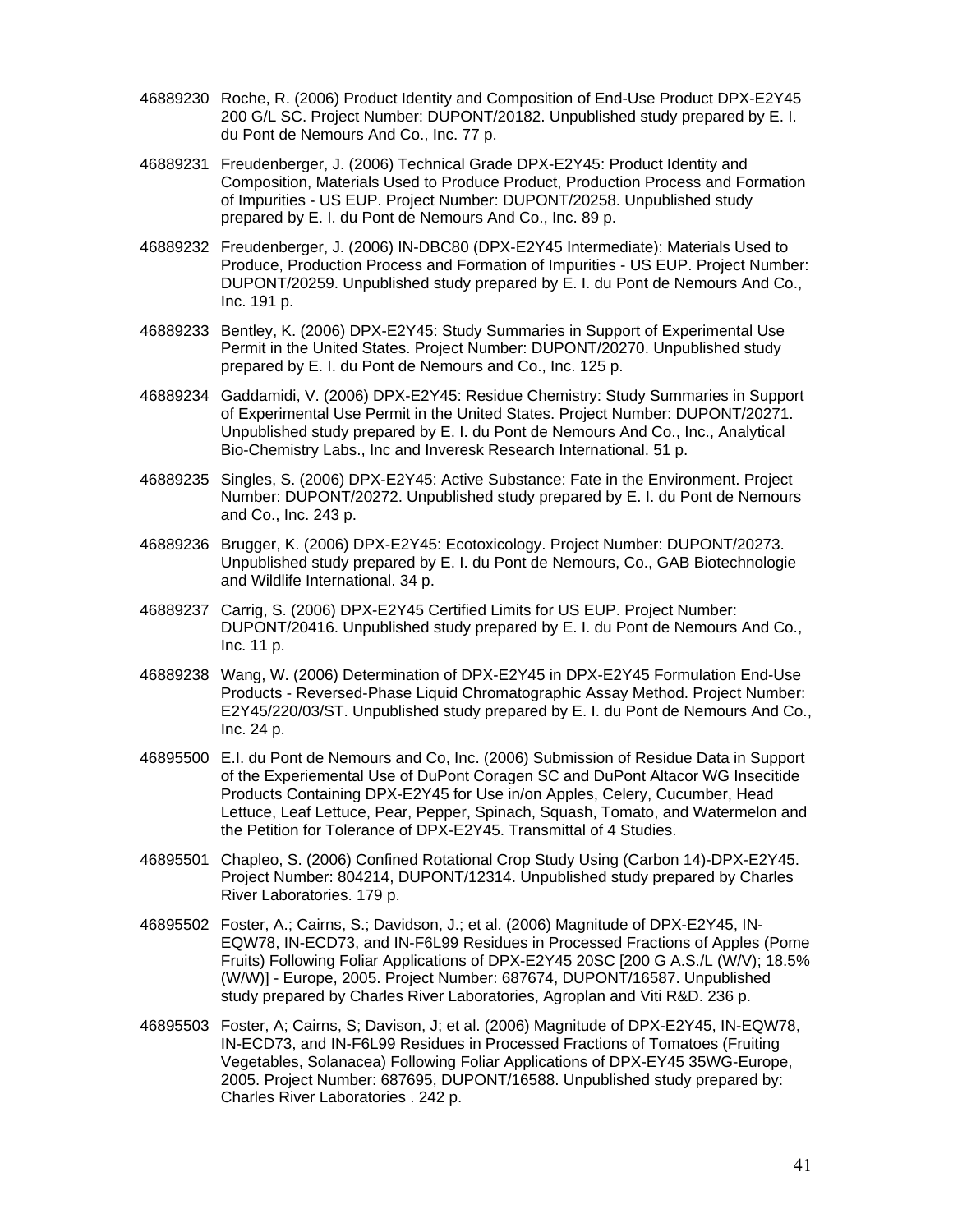46889230 Roche, R. (2006) Product Identity and Composition of End-Use Product DPX-E2Y45 200 G/L SC. Project Number: DUPONT/20182. Unpublished study prepared by E. I. du Pont de Nemours And Co., Inc. 77 p.

46889231 Freudenberger, J. (2006) Technical Grade DPX-E2Y45: Product Identity and Composition, Materials Used to Produce Product, Production Process and Formation of Impurities - US EUP. Project Number: DUPONT/20258. Unpublished study prepared by E. I. du Pont de Nemours And Co., Inc. 89 p.

46889232 Freudenberger, J. (2006) IN-DBC80 (DPX-E2Y45 Intermediate): Materials Used to Produce, Production Process and Formation of Impurities - US EUP. Project Number: DUPONT/20259. Unpublished study prepared by E. I. du Pont de Nemours And Co., Inc. 191 p.

46889233 Bentley, K. (2006) DPX-E2Y45: Study Summaries in Support of Experimental Use Permit in the United States. Project Number: DUPONT/20270. Unpublished study prepared by E. I. du Pont de Nemours and Co., Inc. 125 p.

46889234 Gaddamidi, V. (2006) DPX-E2Y45: Residue Chemistry: Study Summaries in Support of Experimental Use Permit in the United States. Project Number: DUPONT/20271. Unpublished study prepared by E. I. du Pont de Nemours And Co., Inc., Analytical Bio-Chemistry Labs., Inc and Inveresk Research International. 51 p.

46889235 Singles, S. (2006) DPX-E2Y45: Active Substance: Fate in the Environment. Project Number: DUPONT/20272. Unpublished study prepared by E. I. du Pont de Nemours and Co., Inc. 243 p.

46889236 Brugger, K. (2006) DPX-E2Y45: Ecotoxicology. Project Number: DUPONT/20273. Unpublished study prepared by E. I. du Pont de Nemours, Co., GAB Biotechnologie and Wildlife International. 34 p.

46889237 Carrig, S. (2006) DPX-E2Y45 Certified Limits for US EUP. Project Number: DUPONT/20416. Unpublished study prepared by E. I. du Pont de Nemours And Co., Inc. 11 p.

46889238 Wang, W. (2006) Determination of DPX-E2Y45 in DPX-E2Y45 Formulation End-Use Products - Reversed-Phase Liquid Chromatographic Assay Method. Project Number: E2Y45/220/03/ST. Unpublished study prepared by E. I. du Pont de Nemours And Co., Inc. 24 p.

46895500 E.I. du Pont de Nemours and Co, Inc. (2006) Submission of Residue Data in Support of the Experiemental Use of DuPont Coragen SC and DuPont Altacor WG Insecitide Products Containing DPX-E2Y45 for Use in/on Apples, Celery, Cucumber, Head Lettuce, Leaf Lettuce, Pear, Pepper, Spinach, Squash, Tomato, and Watermelon and the Petition for Tolerance of DPX-E2Y45. Transmittal of 4 Studies.

46895501 Chapleo, S. (2006) Confined Rotational Crop Study Using (Carbon 14)-DPX-E2Y45. Project Number: 804214, DUPONT/12314. Unpublished study prepared by Charles River Laboratories. 179 p.

46895502 Foster, A.; Cairns, S.; Davidson, J.; et al. (2006) Magnitude of DPX-E2Y45, IN-EQW78, IN-ECD73, and IN-F6L99 Residues in Processed Fractions of Apples (Pome Fruits) Following Foliar Applications of DPX-E2Y45 20SC [200 G A.S./L (W/V); 18.5% (W/W)] - Europe, 2005. Project Number: 687674, DUPONT/16587. Unpublished study prepared by Charles River Laboratories, Agroplan and Viti R&D. 236 p.

46895503 Foster, A; Cairns, S; Davison, J; et al. (2006) Magnitude of DPX-E2Y45, IN-EQW78, IN-ECD73, and IN-F6L99 Residues in Processed Fractions of Tomatoes (Fruiting Vegetables, Solanacea) Following Foliar Applications of DPX-EY45 35WG-Europe, 2005. Project Number: 687695, DUPONT/16588. Unpublished study prepared by: Charles River Laboratories . 242 p.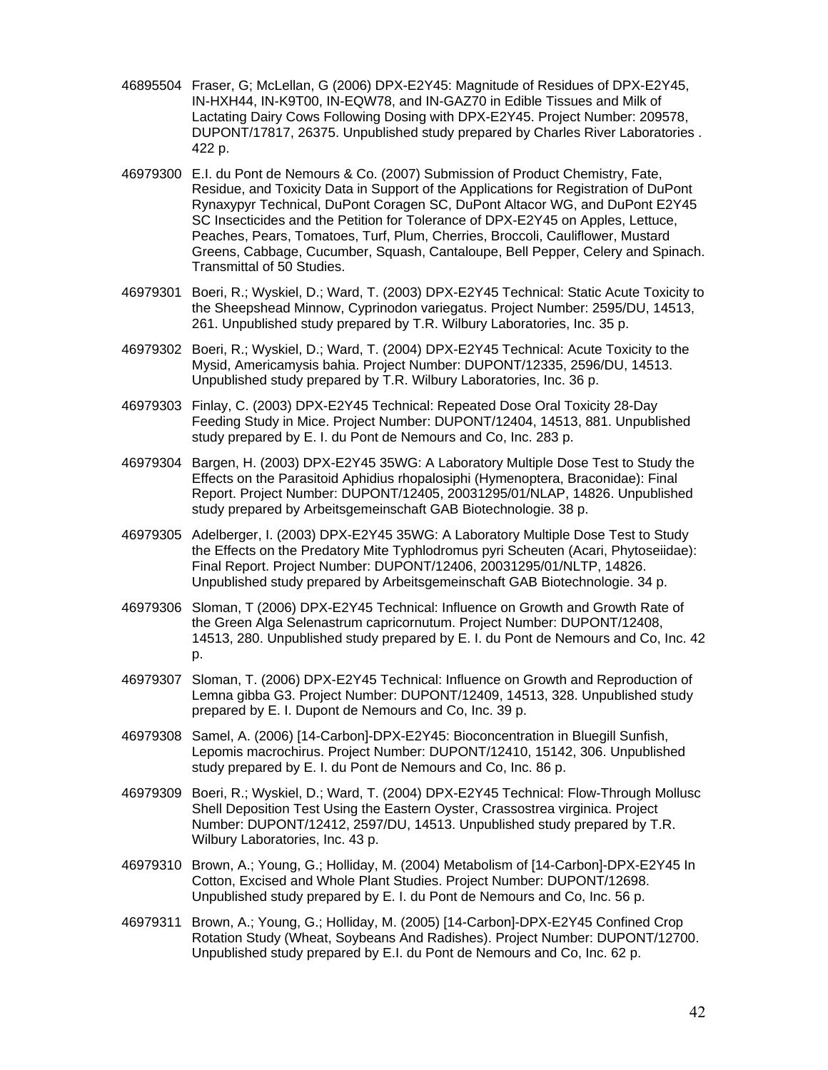46895504 Fraser, G; McLellan, G (2006) DPX-E2Y45: Magnitude of Residues of DPX-E2Y45, IN-HXH44, IN-K9T00, IN-EQW78, and IN-GAZ70 in Edible Tissues and Milk of Lactating Dairy Cows Following Dosing with DPX-E2Y45. Project Number: 209578, DUPONT/17817, 26375. Unpublished study prepared by Charles River Laboratories . 422 p.

46979300 E.I. du Pont de Nemours & Co. (2007) Submission of Product Chemistry, Fate, Residue, and Toxicity Data in Support of the Applications for Registration of DuPont Rynaxypyr Technical, DuPont Coragen SC, DuPont Altacor WG, and DuPont E2Y45 SC Insecticides and the Petition for Tolerance of DPX-E2Y45 on Apples, Lettuce, Peaches, Pears, Tomatoes, Turf, Plum, Cherries, Broccoli, Cauliflower, Mustard Greens, Cabbage, Cucumber, Squash, Cantaloupe, Bell Pepper, Celery and Spinach. Transmittal of 50 Studies.

46979301 Boeri, R.; Wyskiel, D.; Ward, T. (2003) DPX-E2Y45 Technical: Static Acute Toxicity to the Sheepshead Minnow, Cyprinodon variegatus. Project Number: 2595/DU, 14513, 261. Unpublished study prepared by T.R. Wilbury Laboratories, Inc. 35 p.

46979302 Boeri, R.; Wyskiel, D.; Ward, T. (2004) DPX-E2Y45 Technical: Acute Toxicity to the Mysid, Americamysis bahia. Project Number: DUPONT/12335, 2596/DU, 14513. Unpublished study prepared by T.R. Wilbury Laboratories, Inc. 36 p.

46979303 Finlay, C. (2003) DPX-E2Y45 Technical: Repeated Dose Oral Toxicity 28-Day Feeding Study in Mice. Project Number: DUPONT/12404, 14513, 881. Unpublished study prepared by E. I. du Pont de Nemours and Co, Inc. 283 p.

46979304 Bargen, H. (2003) DPX-E2Y45 35WG: A Laboratory Multiple Dose Test to Study the Effects on the Parasitoid Aphidius rhopalosiphi (Hymenoptera, Braconidae): Final Report. Project Number: DUPONT/12405, 20031295/01/NLAP, 14826. Unpublished study prepared by Arbeitsgemeinschaft GAB Biotechnologie. 38 p.

46979305 Adelberger, I. (2003) DPX-E2Y45 35WG: A Laboratory Multiple Dose Test to Study the Effects on the Predatory Mite Typhlodromus pyri Scheuten (Acari, Phytoseiidae): Final Report. Project Number: DUPONT/12406, 20031295/01/NLTP, 14826. Unpublished study prepared by Arbeitsgemeinschaft GAB Biotechnologie. 34 p.

46979306 Sloman, T (2006) DPX-E2Y45 Technical: Influence on Growth and Growth Rate of the Green Alga Selenastrum capricornutum. Project Number: DUPONT/12408, 14513, 280. Unpublished study prepared by E. I. du Pont de Nemours and Co, Inc. 42 p.

46979307 Sloman, T. (2006) DPX-E2Y45 Technical: Influence on Growth and Reproduction of Lemna gibba G3. Project Number: DUPONT/12409, 14513, 328. Unpublished study prepared by E. I. Dupont de Nemours and Co, Inc. 39 p.

46979308 Samel, A. (2006) [14-Carbon]-DPX-E2Y45: Bioconcentration in Bluegill Sunfish, Lepomis macrochirus. Project Number: DUPONT/12410, 15142, 306. Unpublished study prepared by E. I. du Pont de Nemours and Co, Inc. 86 p.

46979309 Boeri, R.; Wyskiel, D.; Ward, T. (2004) DPX-E2Y45 Technical: Flow-Through Mollusc Shell Deposition Test Using the Eastern Oyster, Crassostrea virginica. Project Number: DUPONT/12412, 2597/DU, 14513. Unpublished study prepared by T.R. Wilbury Laboratories, Inc. 43 p.

46979310 Brown, A.; Young, G.; Holliday, M. (2004) Metabolism of [14-Carbon]-DPX-E2Y45 In Cotton, Excised and Whole Plant Studies. Project Number: DUPONT/12698. Unpublished study prepared by E. I. du Pont de Nemours and Co, Inc. 56 p.

46979311 Brown, A.; Young, G.; Holliday, M. (2005) [14-Carbon]-DPX-E2Y45 Confined Crop Rotation Study (Wheat, Soybeans And Radishes). Project Number: DUPONT/12700. Unpublished study prepared by E.I. du Pont de Nemours and Co, Inc. 62 p.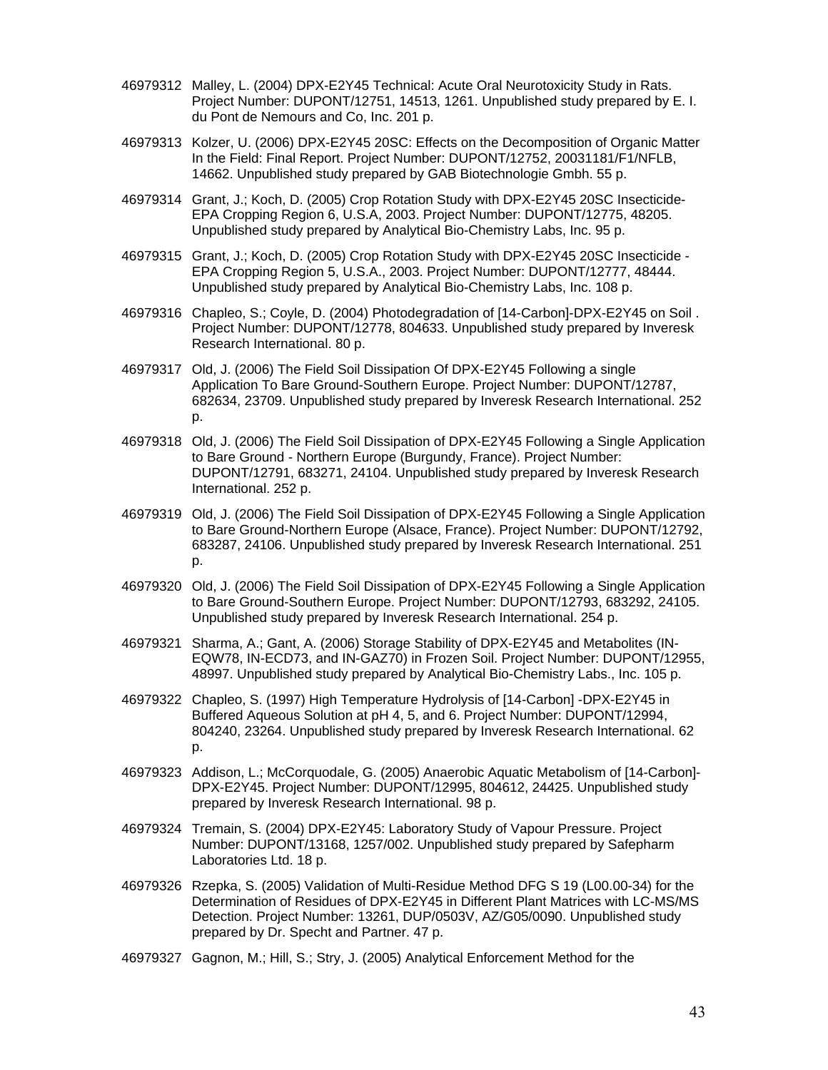46979312 Malley, L. (2004) DPX-E2Y45 Technical: Acute Oral Neurotoxicity Study in Rats. Project Number: DUPONT/12751, 14513, 1261. Unpublished study prepared by E. I. du Pont de Nemours and Co, Inc. 201 p.

46979313 Kolzer, U. (2006) DPX-E2Y45 20SC: Effects on the Decomposition of Organic Matter In the Field: Final Report. Project Number: DUPONT/12752, 20031181/F1/NFLB, 14662. Unpublished study prepared by GAB Biotechnologie Gmbh. 55 p.

46979314 Grant, J.; Koch, D. (2005) Crop Rotation Study with DPX-E2Y45 20SC Insecticide-EPA Cropping Region 6, U.S.A, 2003. Project Number: DUPONT/12775, 48205. Unpublished study prepared by Analytical Bio-Chemistry Labs, Inc. 95 p.

46979315 Grant, J.; Koch, D. (2005) Crop Rotation Study with DPX-E2Y45 20SC Insecticide - EPA Cropping Region 5, U.S.A., 2003. Project Number: DUPONT/12777, 48444. Unpublished study prepared by Analytical Bio-Chemistry Labs, Inc. 108 p.

46979316 Chapleo, S.; Coyle, D. (2004) Photodegradation of [14-Carbon]-DPX-E2Y45 on Soil . Project Number: DUPONT/12778, 804633. Unpublished study prepared by Inveresk Research International. 80 p.

46979317 Old, J. (2006) The Field Soil Dissipation Of DPX-E2Y45 Following a single Application To Bare Ground-Southern Europe. Project Number: DUPONT/12787, 682634, 23709. Unpublished study prepared by Inveresk Research International. 252 p.

46979318 Old, J. (2006) The Field Soil Dissipation of DPX-E2Y45 Following a Single Application to Bare Ground - Northern Europe (Burgundy, France). Project Number: DUPONT/12791, 683271, 24104. Unpublished study prepared by Inveresk Research International. 252 p.

46979319 Old, J. (2006) The Field Soil Dissipation of DPX-E2Y45 Following a Single Application to Bare Ground-Northern Europe (Alsace, France). Project Number: DUPONT/12792, 683287, 24106. Unpublished study prepared by Inveresk Research International. 251 p.

46979320 Old, J. (2006) The Field Soil Dissipation of DPX-E2Y45 Following a Single Application to Bare Ground-Southern Europe. Project Number: DUPONT/12793, 683292, 24105. Unpublished study prepared by Inveresk Research International. 254 p.

46979321 Sharma, A.; Gant, A. (2006) Storage Stability of DPX-E2Y45 and Metabolites (IN-EQW78, IN-ECD73, and IN-GAZ70) in Frozen Soil. Project Number: DUPONT/12955, 48997. Unpublished study prepared by Analytical Bio-Chemistry Labs., Inc. 105 p.

46979322 Chapleo, S. (1997) High Temperature Hydrolysis of [14-Carbon] -DPX-E2Y45 in Buffered Aqueous Solution at pH 4, 5, and 6. Project Number: DUPONT/12994, 804240, 23264. Unpublished study prepared by Inveresk Research International. 62 p.

46979323 Addison, L.; McCorquodale, G. (2005) Anaerobic Aquatic Metabolism of [14-Carbon]-DPX-E2Y45. Project Number: DUPONT/12995, 804612, 24425. Unpublished study prepared by Inveresk Research International. 98 p.

46979324 Tremain, S. (2004) DPX-E2Y45: Laboratory Study of Vapour Pressure. Project Number: DUPONT/13168, 1257/002. Unpublished study prepared by Safepharm Laboratories Ltd. 18 p.

46979326 Rzepka, S. (2005) Validation of Multi-Residue Method DFG S 19 (L00.00-34) for the Determination of Residues of DPX-E2Y45 in Different Plant Matrices with LC-MS/MS Detection. Project Number: 13261, DUP/0503V, AZ/G05/0090. Unpublished study prepared by Dr. Specht and Partner. 47 p.

46979327 Gagnon, M.; Hill, S.; Stry, J. (2005) Analytical Enforcement Method for the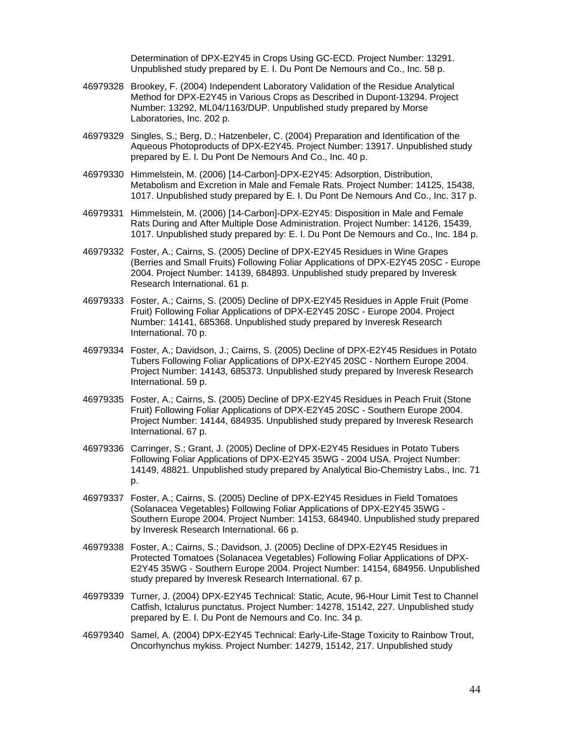Determination of DPX-E2Y45 in Crops Using GC-ECD. Project Number: 13291. Unpublished study prepared by E. I. Du Pont De Nemours and Co., Inc. 58 p.

46979328 Brookey, F. (2004) Independent Laboratory Validation of the Residue Analytical Method for DPX-E2Y45 in Various Crops as Described in Dupont-13294. Project Number: 13292, ML04/1163/DUP. Unpublished study prepared by Morse Laboratories, Inc. 202 p.

46979329 Singles, S.; Berg, D.; Hatzenbeler, C. (2004) Preparation and Identification of the Aqueous Photoproducts of DPX-E2Y45. Project Number: 13917. Unpublished study prepared by E. I. Du Pont De Nemours And Co., Inc. 40 p.

46979330 Himmelstein, M. (2006) [14-Carbon]-DPX-E2Y45: Adsorption, Distribution, Metabolism and Excretion in Male and Female Rats. Project Number: 14125, 15438, 1017. Unpublished study prepared by E. I. Du Pont De Nemours And Co., Inc. 317 p.

46979331 Himmelstein, M. (2006) [14-Carbon]-DPX-E2Y45: Disposition in Male and Female Rats During and After Multiple Dose Administration. Project Number: 14126, 15439, 1017. Unpublished study prepared by: E. I. Du Pont De Nemours and Co., Inc. 184 p.

46979332 Foster, A.; Cairns, S. (2005) Decline of DPX-E2Y45 Residues in Wine Grapes (Berries and Small Fruits) Following Foliar Applications of DPX-E2Y45 20SC - Europe 2004. Project Number: 14139, 684893. Unpublished study prepared by Inveresk Research International. 61 p.

46979333 Foster, A.; Cairns, S. (2005) Decline of DPX-E2Y45 Residues in Apple Fruit (Pome Fruit) Following Foliar Applications of DPX-E2Y45 20SC - Europe 2004. Project Number: 14141, 685368. Unpublished study prepared by Inveresk Research International. 70 p.

46979334 Foster, A.; Davidson, J.; Cairns, S. (2005) Decline of DPX-E2Y45 Residues in Potato Tubers Following Foliar Applications of DPX-E2Y45 20SC - Northern Europe 2004. Project Number: 14143, 685373. Unpublished study prepared by Inveresk Research International. 59 p.

46979335 Foster, A.; Cairns, S. (2005) Decline of DPX-E2Y45 Residues in Peach Fruit (Stone Fruit) Following Foliar Applications of DPX-E2Y45 20SC - Southern Europe 2004. Project Number: 14144, 684935. Unpublished study prepared by Inveresk Research International. 67 p.

46979336 Carringer, S.; Grant, J. (2005) Decline of DPX-E2Y45 Residues in Potato Tubers Following Foliar Applications of DPX-E2Y45 35WG - 2004 USA. Project Number: 14149, 48821. Unpublished study prepared by Analytical Bio-Chemistry Labs., Inc. 71 p.

46979337 Foster, A.; Cairns, S. (2005) Decline of DPX-E2Y45 Residues in Field Tomatoes (Solanacea Vegetables) Following Foliar Applications of DPX-E2Y45 35WG - Southern Europe 2004. Project Number: 14153, 684940. Unpublished study prepared by Inveresk Research International. 66 p.

46979338 Foster, A.; Cairns, S.; Davidson, J. (2005) Decline of DPX-E2Y45 Residues in Protected Tomatoes (Solanacea Vegetables) Following Foliar Applications of DPX-E2Y45 35WG - Southern Europe 2004. Project Number: 14154, 684956. Unpublished study prepared by Inveresk Research International. 67 p.

46979339 Turner, J. (2004) DPX-E2Y45 Technical: Static, Acute, 96-Hour Limit Test to Channel Catfish, Ictalurus punctatus. Project Number: 14278, 15142, 227. Unpublished study prepared by E. I. Du Pont de Nemours and Co. Inc. 34 p.

46979340 Samel, A. (2004) DPX-E2Y45 Technical: Early-Life-Stage Toxicity to Rainbow Trout, Oncorhynchus mykiss. Project Number: 14279, 15142, 217. Unpublished study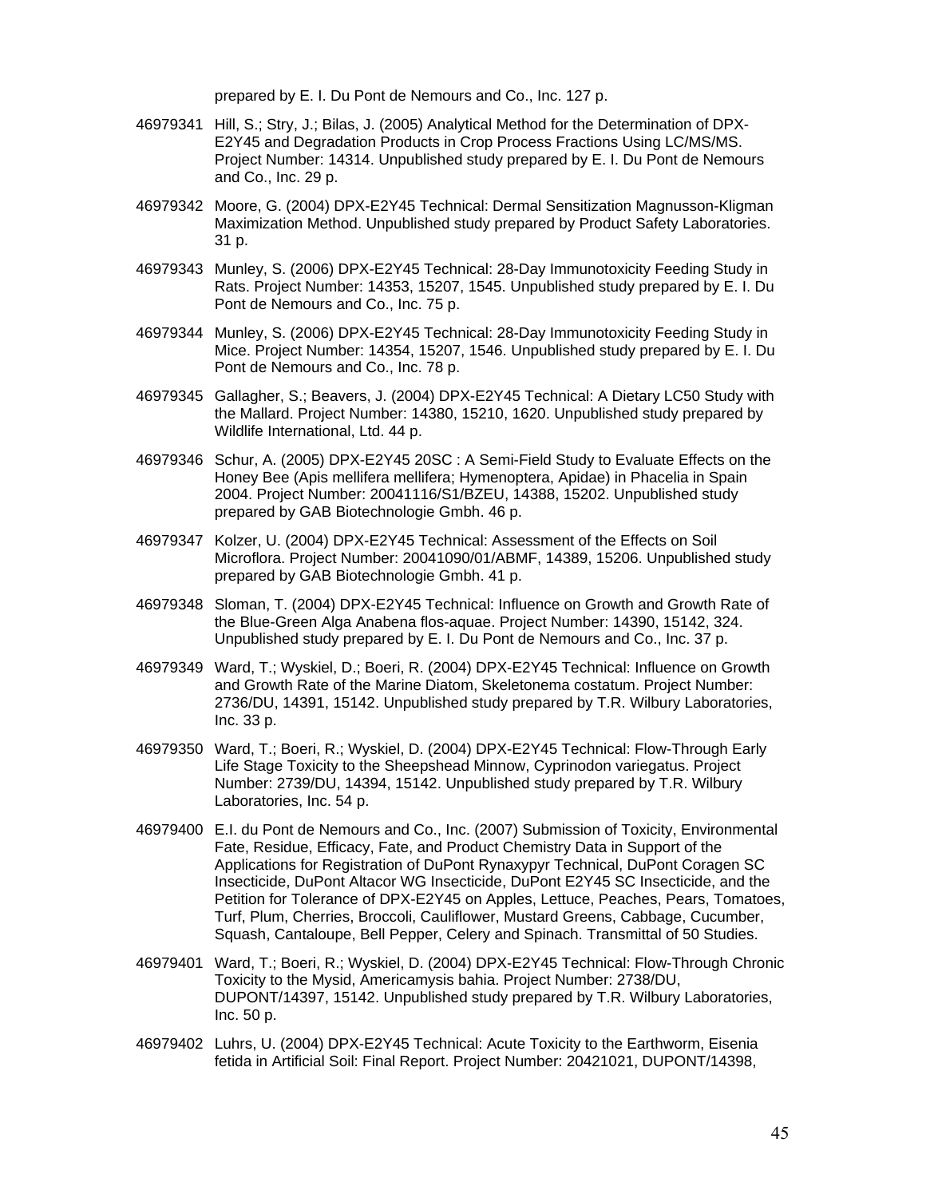prepared by E. I. Du Pont de Nemours and Co., Inc. 127 p.

46979341 Hill, S.; Stry, J.; Bilas, J. (2005) Analytical Method for the Determination of DPX-E2Y45 and Degradation Products in Crop Process Fractions Using LC/MS/MS. Project Number: 14314. Unpublished study prepared by E. I. Du Pont de Nemours and Co., Inc. 29 p.

46979342 Moore, G. (2004) DPX-E2Y45 Technical: Dermal Sensitization Magnusson-Kligman Maximization Method. Unpublished study prepared by Product Safety Laboratories. 31 p.

46979343 Munley, S. (2006) DPX-E2Y45 Technical: 28-Day Immunotoxicity Feeding Study in Rats. Project Number: 14353, 15207, 1545. Unpublished study prepared by E. I. Du Pont de Nemours and Co., Inc. 75 p.

46979344 Munley, S. (2006) DPX-E2Y45 Technical: 28-Day Immunotoxicity Feeding Study in Mice. Project Number: 14354, 15207, 1546. Unpublished study prepared by E. I. Du Pont de Nemours and Co., Inc. 78 p.

46979345 Gallagher, S.; Beavers, J. (2004) DPX-E2Y45 Technical: A Dietary LC50 Study with the Mallard. Project Number: 14380, 15210, 1620. Unpublished study prepared by Wildlife International, Ltd. 44 p.

46979346 Schur, A. (2005) DPX-E2Y45 20SC : A Semi-Field Study to Evaluate Effects on the Honey Bee (Apis mellifera mellifera; Hymenoptera, Apidae) in Phacelia in Spain 2004. Project Number: 20041116/S1/BZEU, 14388, 15202. Unpublished study prepared by GAB Biotechnologie Gmbh. 46 p.

46979347 Kolzer, U. (2004) DPX-E2Y45 Technical: Assessment of the Effects on Soil Microflora. Project Number: 20041090/01/ABMF, 14389, 15206. Unpublished study prepared by GAB Biotechnologie Gmbh. 41 p.

46979348 Sloman, T. (2004) DPX-E2Y45 Technical: Influence on Growth and Growth Rate of the Blue-Green Alga Anabena flos-aquae. Project Number: 14390, 15142, 324. Unpublished study prepared by E. I. Du Pont de Nemours and Co., Inc. 37 p.

46979349 Ward, T.; Wyskiel, D.; Boeri, R. (2004) DPX-E2Y45 Technical: Influence on Growth and Growth Rate of the Marine Diatom, Skeletonema costatum. Project Number: 2736/DU, 14391, 15142. Unpublished study prepared by T.R. Wilbury Laboratories, Inc. 33 p.

46979350 Ward, T.; Boeri, R.; Wyskiel, D. (2004) DPX-E2Y45 Technical: Flow-Through Early Life Stage Toxicity to the Sheepshead Minnow, Cyprinodon variegatus. Project Number: 2739/DU, 14394, 15142. Unpublished study prepared by T.R. Wilbury Laboratories, Inc. 54 p.

46979400 E.I. du Pont de Nemours and Co., Inc. (2007) Submission of Toxicity, Environmental Fate, Residue, Efficacy, Fate, and Product Chemistry Data in Support of the Applications for Registration of DuPont Rynaxypyr Technical, DuPont Coragen SC Insecticide, DuPont Altacor WG Insecticide, DuPont E2Y45 SC Insecticide, and the Petition for Tolerance of DPX-E2Y45 on Apples, Lettuce, Peaches, Pears, Tomatoes, Turf, Plum, Cherries, Broccoli, Cauliflower, Mustard Greens, Cabbage, Cucumber, Squash, Cantaloupe, Bell Pepper, Celery and Spinach. Transmittal of 50 Studies.

46979401 Ward, T.; Boeri, R.; Wyskiel, D. (2004) DPX-E2Y45 Technical: Flow-Through Chronic Toxicity to the Mysid, Americamysis bahia. Project Number: 2738/DU, DUPONT/14397, 15142. Unpublished study prepared by T.R. Wilbury Laboratories, Inc. 50 p.

46979402 Luhrs, U. (2004) DPX-E2Y45 Technical: Acute Toxicity to the Earthworm, Eisenia fetida in Artificial Soil: Final Report. Project Number: 20421021, DUPONT/14398,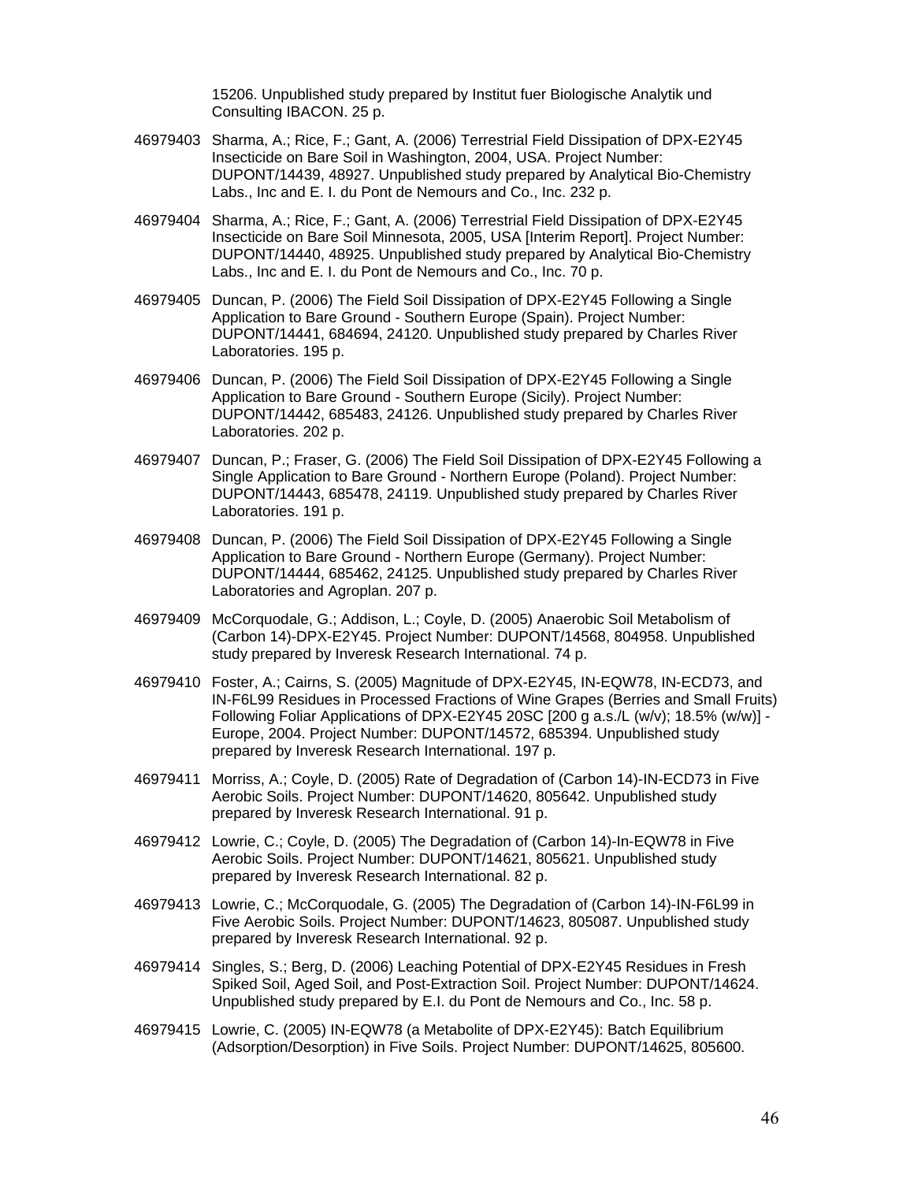15206. Unpublished study prepared by Institut fuer Biologische Analytik und Consulting IBACON. 25 p.

46979403 Sharma, A.; Rice, F.; Gant, A. (2006) Terrestrial Field Dissipation of DPX-E2Y45 Insecticide on Bare Soil in Washington, 2004, USA. Project Number: DUPONT/14439, 48927. Unpublished study prepared by Analytical Bio-Chemistry Labs., Inc and E. I. du Pont de Nemours and Co., Inc. 232 p.

46979404 Sharma, A.; Rice, F.; Gant, A. (2006) Terrestrial Field Dissipation of DPX-E2Y45 Insecticide on Bare Soil Minnesota, 2005, USA [Interim Report]. Project Number: DUPONT/14440, 48925. Unpublished study prepared by Analytical Bio-Chemistry Labs., Inc and E. I. du Pont de Nemours and Co., Inc. 70 p.

46979405 Duncan, P. (2006) The Field Soil Dissipation of DPX-E2Y45 Following a Single Application to Bare Ground - Southern Europe (Spain). Project Number: DUPONT/14441, 684694, 24120. Unpublished study prepared by Charles River Laboratories. 195 p.

46979406 Duncan, P. (2006) The Field Soil Dissipation of DPX-E2Y45 Following a Single Application to Bare Ground - Southern Europe (Sicily). Project Number: DUPONT/14442, 685483, 24126. Unpublished study prepared by Charles River Laboratories. 202 p.

46979407 Duncan, P.; Fraser, G. (2006) The Field Soil Dissipation of DPX-E2Y45 Following a Single Application to Bare Ground - Northern Europe (Poland). Project Number: DUPONT/14443, 685478, 24119. Unpublished study prepared by Charles River Laboratories. 191 p.

46979408 Duncan, P. (2006) The Field Soil Dissipation of DPX-E2Y45 Following a Single Application to Bare Ground - Northern Europe (Germany). Project Number: DUPONT/14444, 685462, 24125. Unpublished study prepared by Charles River Laboratories and Agroplan. 207 p.

46979409 McCorquodale, G.; Addison, L.; Coyle, D. (2005) Anaerobic Soil Metabolism of (Carbon 14)-DPX-E2Y45. Project Number: DUPONT/14568, 804958. Unpublished study prepared by Inveresk Research International. 74 p.

46979410 Foster, A.; Cairns, S. (2005) Magnitude of DPX-E2Y45, IN-EQW78, IN-ECD73, and IN-F6L99 Residues in Processed Fractions of Wine Grapes (Berries and Small Fruits) Following Foliar Applications of DPX-E2Y45 20SC [200 g a.s./L (w/v); 18.5% (w/w)] - Europe, 2004. Project Number: DUPONT/14572, 685394. Unpublished study prepared by Inveresk Research International. 197 p.

46979411 Morriss, A.; Coyle, D. (2005) Rate of Degradation of (Carbon 14)-IN-ECD73 in Five Aerobic Soils. Project Number: DUPONT/14620, 805642. Unpublished study prepared by Inveresk Research International. 91 p.

46979412 Lowrie, C.; Coyle, D. (2005) The Degradation of (Carbon 14)-In-EQW78 in Five Aerobic Soils. Project Number: DUPONT/14621, 805621. Unpublished study prepared by Inveresk Research International. 82 p.

46979413 Lowrie, C.; McCorquodale, G. (2005) The Degradation of (Carbon 14)-IN-F6L99 in Five Aerobic Soils. Project Number: DUPONT/14623, 805087. Unpublished study prepared by Inveresk Research International. 92 p.

46979414 Singles, S.; Berg, D. (2006) Leaching Potential of DPX-E2Y45 Residues in Fresh Spiked Soil, Aged Soil, and Post-Extraction Soil. Project Number: DUPONT/14624. Unpublished study prepared by E.I. du Pont de Nemours and Co., Inc. 58 p.

46979415 Lowrie, C. (2005) IN-EQW78 (a Metabolite of DPX-E2Y45): Batch Equilibrium (Adsorption/Desorption) in Five Soils. Project Number: DUPONT/14625, 805600.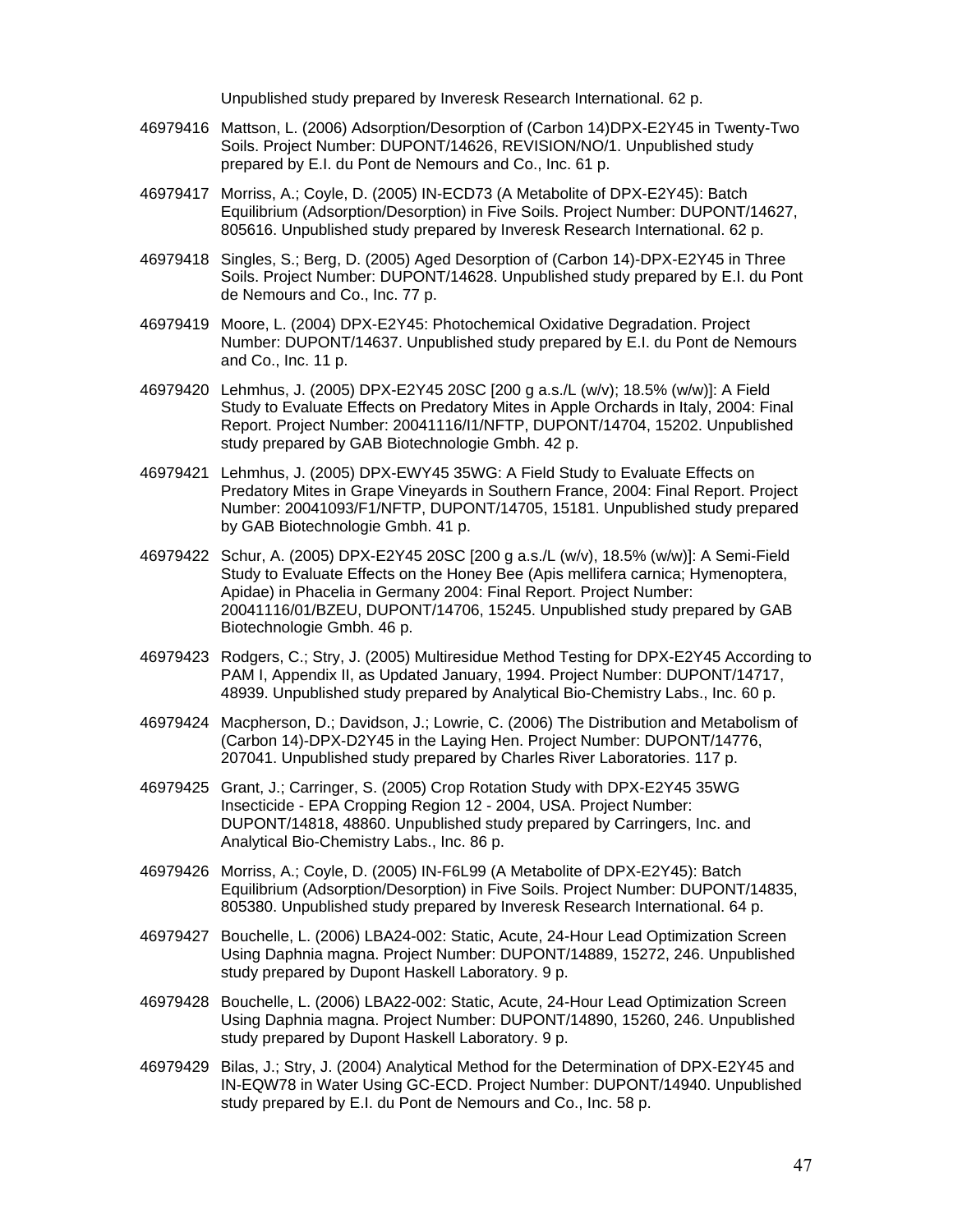Unpublished study prepared by Inveresk Research International. 62 p.

46979416 Mattson, L. (2006) Adsorption/Desorption of (Carbon 14)DPX-E2Y45 in Twenty-Two Soils. Project Number: DUPONT/14626, REVISION/NO/1. Unpublished study prepared by E.I. du Pont de Nemours and Co., Inc. 61 p.

46979417 Morriss, A.; Coyle, D. (2005) IN-ECD73 (A Metabolite of DPX-E2Y45): Batch Equilibrium (Adsorption/Desorption) in Five Soils. Project Number: DUPONT/14627, 805616. Unpublished study prepared by Inveresk Research International. 62 p.

46979418 Singles, S.; Berg, D. (2005) Aged Desorption of (Carbon 14)-DPX-E2Y45 in Three Soils. Project Number: DUPONT/14628. Unpublished study prepared by E.I. du Pont de Nemours and Co., Inc. 77 p.

46979419 Moore, L. (2004) DPX-E2Y45: Photochemical Oxidative Degradation. Project Number: DUPONT/14637. Unpublished study prepared by E.I. du Pont de Nemours and Co., Inc. 11 p.

46979420 Lehmhus, J. (2005) DPX-E2Y45 20SC [200 g a.s./L (w/v); 18.5% (w/w)]: A Field Study to Evaluate Effects on Predatory Mites in Apple Orchards in Italy, 2004: Final Report. Project Number: 20041116/I1/NFTP, DUPONT/14704, 15202. Unpublished study prepared by GAB Biotechnologie Gmbh. 42 p.

46979421 Lehmhus, J. (2005) DPX-EWY45 35WG: A Field Study to Evaluate Effects on Predatory Mites in Grape Vineyards in Southern France, 2004: Final Report. Project Number: 20041093/F1/NFTP, DUPONT/14705, 15181. Unpublished study prepared by GAB Biotechnologie Gmbh. 41 p.

46979422 Schur, A. (2005) DPX-E2Y45 20SC [200 g a.s./L (w/v), 18.5% (w/w)]: A Semi-Field Study to Evaluate Effects on the Honey Bee (Apis mellifera carnica; Hymenoptera, Apidae) in Phacelia in Germany 2004: Final Report. Project Number: 20041116/01/BZEU, DUPONT/14706, 15245. Unpublished study prepared by GAB Biotechnologie Gmbh. 46 p.

46979423 Rodgers, C.; Stry, J. (2005) Multiresidue Method Testing for DPX-E2Y45 According to PAM I, Appendix II, as Updated January, 1994. Project Number: DUPONT/14717, 48939. Unpublished study prepared by Analytical Bio-Chemistry Labs., Inc. 60 p.

46979424 Macpherson, D.; Davidson, J.; Lowrie, C. (2006) The Distribution and Metabolism of (Carbon 14)-DPX-D2Y45 in the Laying Hen. Project Number: DUPONT/14776, 207041. Unpublished study prepared by Charles River Laboratories. 117 p.

46979425 Grant, J.; Carringer, S. (2005) Crop Rotation Study with DPX-E2Y45 35WG Insecticide - EPA Cropping Region 12 - 2004, USA. Project Number: DUPONT/14818, 48860. Unpublished study prepared by Carringers, Inc. and Analytical Bio-Chemistry Labs., Inc. 86 p.

46979426 Morriss, A.; Coyle, D. (2005) IN-F6L99 (A Metabolite of DPX-E2Y45): Batch Equilibrium (Adsorption/Desorption) in Five Soils. Project Number: DUPONT/14835, 805380. Unpublished study prepared by Inveresk Research International. 64 p.

46979427 Bouchelle, L. (2006) LBA24-002: Static, Acute, 24-Hour Lead Optimization Screen Using Daphnia magna. Project Number: DUPONT/14889, 15272, 246. Unpublished study prepared by Dupont Haskell Laboratory. 9 p.

46979428 Bouchelle, L. (2006) LBA22-002: Static, Acute, 24-Hour Lead Optimization Screen Using Daphnia magna. Project Number: DUPONT/14890, 15260, 246. Unpublished study prepared by Dupont Haskell Laboratory. 9 p.

46979429 Bilas, J.; Stry, J. (2004) Analytical Method for the Determination of DPX-E2Y45 and IN-EQW78 in Water Using GC-ECD. Project Number: DUPONT/14940. Unpublished study prepared by E.I. du Pont de Nemours and Co., Inc. 58 p.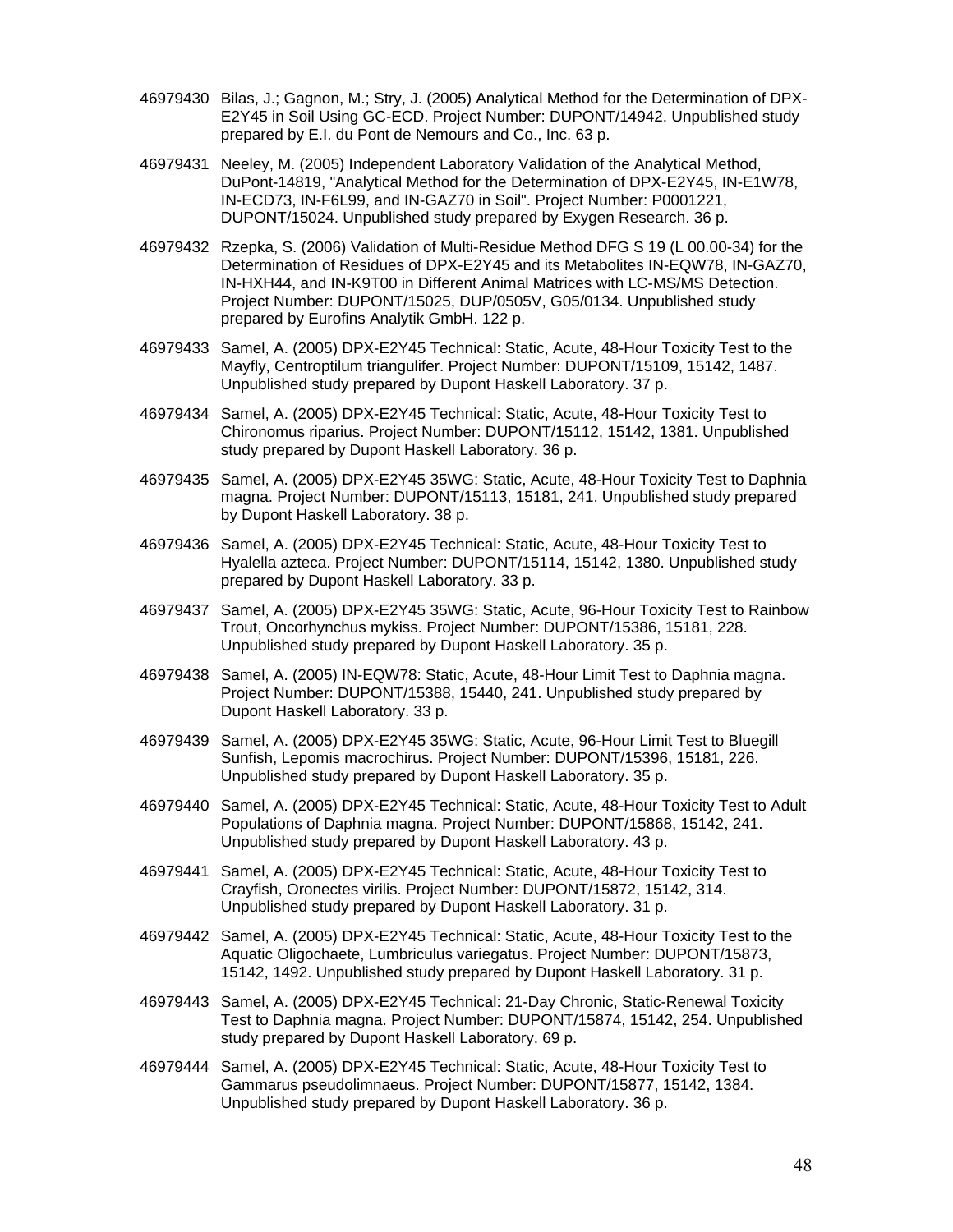46979430 Bilas, J.; Gagnon, M.; Stry, J. (2005) Analytical Method for the Determination of DPX-E2Y45 in Soil Using GC-ECD. Project Number: DUPONT/14942. Unpublished study prepared by E.I. du Pont de Nemours and Co., Inc. 63 p.

46979431 Neeley, M. (2005) Independent Laboratory Validation of the Analytical Method, DuPont-14819, "Analytical Method for the Determination of DPX-E2Y45, IN-E1W78, IN-ECD73, IN-F6L99, and IN-GAZ70 in Soil". Project Number: P0001221, DUPONT/15024. Unpublished study prepared by Exygen Research. 36 p.

46979432 Rzepka, S. (2006) Validation of Multi-Residue Method DFG S 19 (L 00.00-34) for the Determination of Residues of DPX-E2Y45 and its Metabolites IN-EQW78, IN-GAZ70, IN-HXH44, and IN-K9T00 in Different Animal Matrices with LC-MS/MS Detection. Project Number: DUPONT/15025, DUP/0505V, G05/0134. Unpublished study prepared by Eurofins Analytik GmbH. 122 p.

46979433 Samel, A. (2005) DPX-E2Y45 Technical: Static, Acute, 48-Hour Toxicity Test to the Mayfly, Centroptilum triangulifer. Project Number: DUPONT/15109, 15142, 1487. Unpublished study prepared by Dupont Haskell Laboratory. 37 p.

46979434 Samel, A. (2005) DPX-E2Y45 Technical: Static, Acute, 48-Hour Toxicity Test to Chironomus riparius. Project Number: DUPONT/15112, 15142, 1381. Unpublished study prepared by Dupont Haskell Laboratory. 36 p.

46979435 Samel, A. (2005) DPX-E2Y45 35WG: Static, Acute, 48-Hour Toxicity Test to Daphnia magna. Project Number: DUPONT/15113, 15181, 241. Unpublished study prepared by Dupont Haskell Laboratory. 38 p.

46979436 Samel, A. (2005) DPX-E2Y45 Technical: Static, Acute, 48-Hour Toxicity Test to Hyalella azteca. Project Number: DUPONT/15114, 15142, 1380. Unpublished study prepared by Dupont Haskell Laboratory. 33 p.

46979437 Samel, A. (2005) DPX-E2Y45 35WG: Static, Acute, 96-Hour Toxicity Test to Rainbow Trout, Oncorhynchus mykiss. Project Number: DUPONT/15386, 15181, 228. Unpublished study prepared by Dupont Haskell Laboratory. 35 p.

46979438 Samel, A. (2005) IN-EQW78: Static, Acute, 48-Hour Limit Test to Daphnia magna. Project Number: DUPONT/15388, 15440, 241. Unpublished study prepared by Dupont Haskell Laboratory. 33 p.

46979439 Samel, A. (2005) DPX-E2Y45 35WG: Static, Acute, 96-Hour Limit Test to Bluegill Sunfish, Lepomis macrochirus. Project Number: DUPONT/15396, 15181, 226. Unpublished study prepared by Dupont Haskell Laboratory. 35 p.

46979440 Samel, A. (2005) DPX-E2Y45 Technical: Static, Acute, 48-Hour Toxicity Test to Adult Populations of Daphnia magna. Project Number: DUPONT/15868, 15142, 241. Unpublished study prepared by Dupont Haskell Laboratory. 43 p.

46979441 Samel, A. (2005) DPX-E2Y45 Technical: Static, Acute, 48-Hour Toxicity Test to Crayfish, Oronectes virilis. Project Number: DUPONT/15872, 15142, 314. Unpublished study prepared by Dupont Haskell Laboratory. 31 p.

46979442 Samel, A. (2005) DPX-E2Y45 Technical: Static, Acute, 48-Hour Toxicity Test to the Aquatic Oligochaete, Lumbriculus variegatus. Project Number: DUPONT/15873, 15142, 1492. Unpublished study prepared by Dupont Haskell Laboratory. 31 p.

46979443 Samel, A. (2005) DPX-E2Y45 Technical: 21-Day Chronic, Static-Renewal Toxicity Test to Daphnia magna. Project Number: DUPONT/15874, 15142, 254. Unpublished study prepared by Dupont Haskell Laboratory. 69 p.

46979444 Samel, A. (2005) DPX-E2Y45 Technical: Static, Acute, 48-Hour Toxicity Test to Gammarus pseudolimnaeus. Project Number: DUPONT/15877, 15142, 1384. Unpublished study prepared by Dupont Haskell Laboratory. 36 p.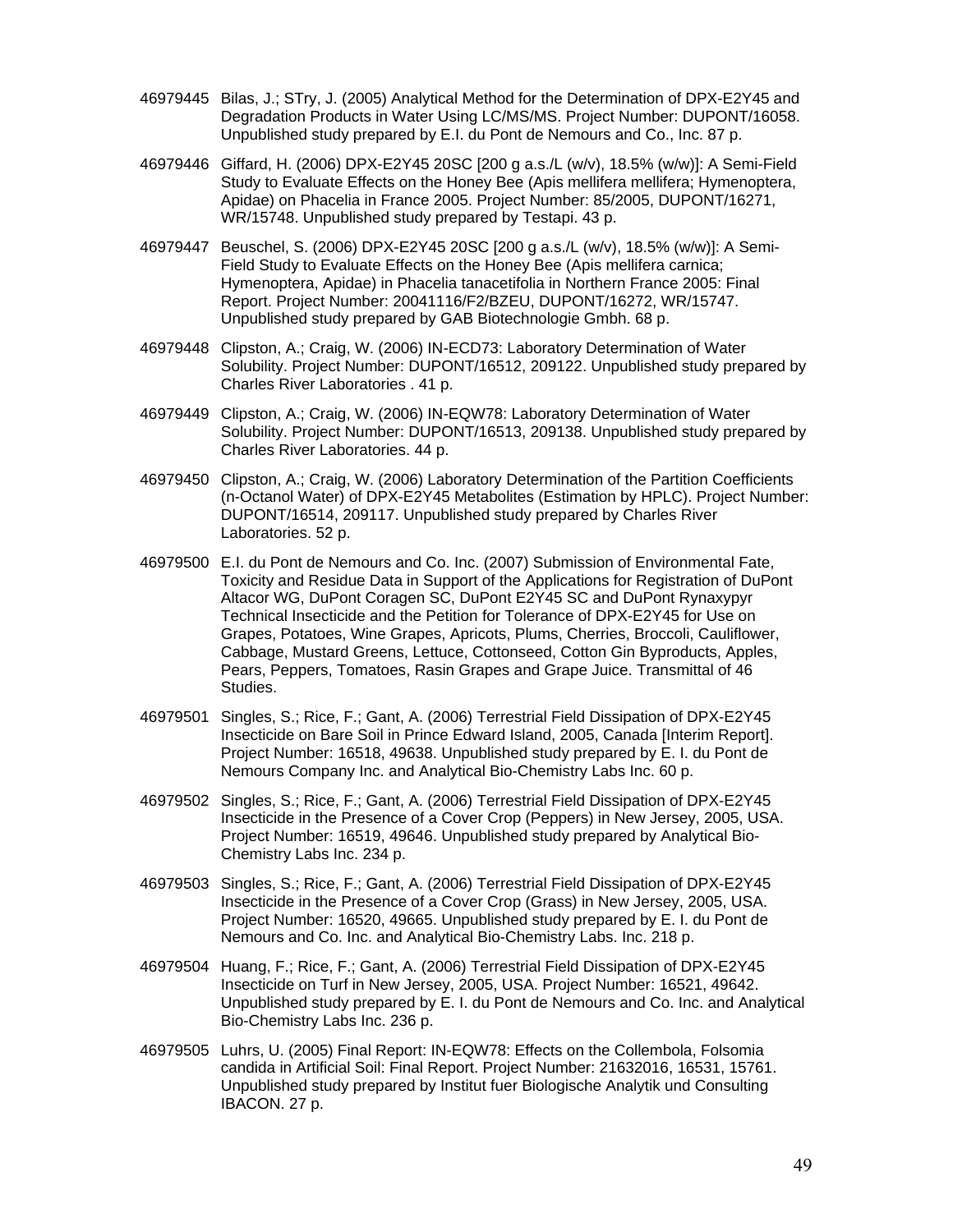46979445 Bilas, J.; STry, J. (2005) Analytical Method for the Determination of DPX-E2Y45 and Degradation Products in Water Using LC/MS/MS. Project Number: DUPONT/16058. Unpublished study prepared by E.I. du Pont de Nemours and Co., Inc. 87 p.

46979446 Giffard, H. (2006) DPX-E2Y45 20SC [200 g a.s./L (w/v), 18.5% (w/w)]: A Semi-Field Study to Evaluate Effects on the Honey Bee (Apis mellifera mellifera; Hymenoptera, Apidae) on Phacelia in France 2005. Project Number: 85/2005, DUPONT/16271, WR/15748. Unpublished study prepared by Testapi. 43 p.

46979447 Beuschel, S. (2006) DPX-E2Y45 20SC [200 g a.s./L (w/v), 18.5% (w/w)]: A Semi-Field Study to Evaluate Effects on the Honey Bee (Apis mellifera carnica; Hymenoptera, Apidae) in Phacelia tanacetifolia in Northern France 2005: Final Report. Project Number: 20041116/F2/BZEU, DUPONT/16272, WR/15747. Unpublished study prepared by GAB Biotechnologie Gmbh. 68 p.

46979448 Clipston, A.; Craig, W. (2006) IN-ECD73: Laboratory Determination of Water Solubility. Project Number: DUPONT/16512, 209122. Unpublished study prepared by Charles River Laboratories . 41 p.

46979449 Clipston, A.; Craig, W. (2006) IN-EQW78: Laboratory Determination of Water Solubility. Project Number: DUPONT/16513, 209138. Unpublished study prepared by Charles River Laboratories. 44 p.

46979450 Clipston, A.; Craig, W. (2006) Laboratory Determination of the Partition Coefficients (n-Octanol Water) of DPX-E2Y45 Metabolites (Estimation by HPLC). Project Number: DUPONT/16514, 209117. Unpublished study prepared by Charles River Laboratories. 52 p.

46979500 E.I. du Pont de Nemours and Co. Inc. (2007) Submission of Environmental Fate, Toxicity and Residue Data in Support of the Applications for Registration of DuPont Altacor WG, DuPont Coragen SC, DuPont E2Y45 SC and DuPont Rynaxypyr Technical Insecticide and the Petition for Tolerance of DPX-E2Y45 for Use on Grapes, Potatoes, Wine Grapes, Apricots, Plums, Cherries, Broccoli, Cauliflower, Cabbage, Mustard Greens, Lettuce, Cottonseed, Cotton Gin Byproducts, Apples, Pears, Peppers, Tomatoes, Rasin Grapes and Grape Juice. Transmittal of 46 Studies.

46979501 Singles, S.; Rice, F.; Gant, A. (2006) Terrestrial Field Dissipation of DPX-E2Y45 Insecticide on Bare Soil in Prince Edward Island, 2005, Canada [Interim Report]. Project Number: 16518, 49638. Unpublished study prepared by E. I. du Pont de Nemours Company Inc. and Analytical Bio-Chemistry Labs Inc. 60 p.

46979502 Singles, S.; Rice, F.; Gant, A. (2006) Terrestrial Field Dissipation of DPX-E2Y45 Insecticide in the Presence of a Cover Crop (Peppers) in New Jersey, 2005, USA. Project Number: 16519, 49646. Unpublished study prepared by Analytical Bio-Chemistry Labs Inc. 234 p.

46979503 Singles, S.; Rice, F.; Gant, A. (2006) Terrestrial Field Dissipation of DPX-E2Y45 Insecticide in the Presence of a Cover Crop (Grass) in New Jersey, 2005, USA. Project Number: 16520, 49665. Unpublished study prepared by E. I. du Pont de Nemours and Co. Inc. and Analytical Bio-Chemistry Labs. Inc. 218 p.

46979504 Huang, F.; Rice, F.; Gant, A. (2006) Terrestrial Field Dissipation of DPX-E2Y45 Insecticide on Turf in New Jersey, 2005, USA. Project Number: 16521, 49642. Unpublished study prepared by E. I. du Pont de Nemours and Co. Inc. and Analytical Bio-Chemistry Labs Inc. 236 p.

46979505 Luhrs, U. (2005) Final Report: IN-EQW78: Effects on the Collembola, Folsomia candida in Artificial Soil: Final Report. Project Number: 21632016, 16531, 15761. Unpublished study prepared by Institut fuer Biologische Analytik und Consulting IBACON. 27 p.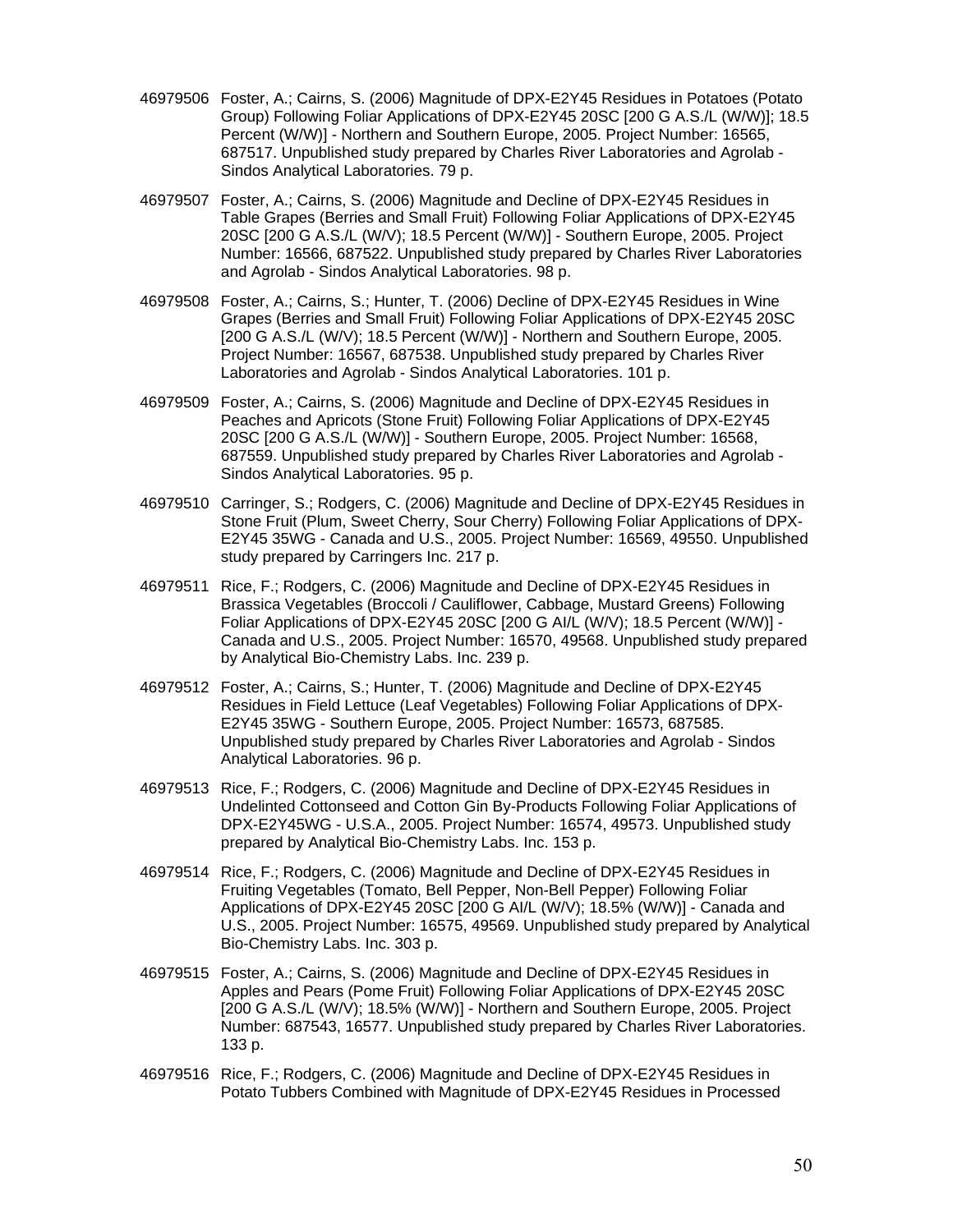46979506 Foster, A.; Cairns, S. (2006) Magnitude of DPX-E2Y45 Residues in Potatoes (Potato Group) Following Foliar Applications of DPX-E2Y45 20SC [200 G A.S./L (W/W)]; 18.5 Percent (W/W)] - Northern and Southern Europe, 2005. Project Number: 16565, 687517. Unpublished study prepared by Charles River Laboratories and Agrolab - Sindos Analytical Laboratories. 79 p.

46979507 Foster, A.; Cairns, S. (2006) Magnitude and Decline of DPX-E2Y45 Residues in Table Grapes (Berries and Small Fruit) Following Foliar Applications of DPX-E2Y45 20SC [200 G A.S./L (W/V); 18.5 Percent (W/W)] - Southern Europe, 2005. Project Number: 16566, 687522. Unpublished study prepared by Charles River Laboratories and Agrolab - Sindos Analytical Laboratories. 98 p.

46979508 Foster, A.; Cairns, S.; Hunter, T. (2006) Decline of DPX-E2Y45 Residues in Wine Grapes (Berries and Small Fruit) Following Foliar Applications of DPX-E2Y45 20SC [200 G A.S./L (W/V); 18.5 Percent (W/W)] - Northern and Southern Europe, 2005. Project Number: 16567, 687538. Unpublished study prepared by Charles River Laboratories and Agrolab - Sindos Analytical Laboratories. 101 p.

46979509 Foster, A.; Cairns, S. (2006) Magnitude and Decline of DPX-E2Y45 Residues in Peaches and Apricots (Stone Fruit) Following Foliar Applications of DPX-E2Y45 20SC [200 G A.S./L (W/W)] - Southern Europe, 2005. Project Number: 16568, 687559. Unpublished study prepared by Charles River Laboratories and Agrolab - Sindos Analytical Laboratories. 95 p.

46979510 Carringer, S.; Rodgers, C. (2006) Magnitude and Decline of DPX-E2Y45 Residues in Stone Fruit (Plum, Sweet Cherry, Sour Cherry) Following Foliar Applications of DPX-E2Y45 35WG - Canada and U.S., 2005. Project Number: 16569, 49550. Unpublished study prepared by Carringers Inc. 217 p.

46979511 Rice, F.; Rodgers, C. (2006) Magnitude and Decline of DPX-E2Y45 Residues in Brassica Vegetables (Broccoli / Cauliflower, Cabbage, Mustard Greens) Following Foliar Applications of DPX-E2Y45 20SC [200 G AI/L (W/V); 18.5 Percent (W/W)] - Canada and U.S., 2005. Project Number: 16570, 49568. Unpublished study prepared by Analytical Bio-Chemistry Labs. Inc. 239 p.

46979512 Foster, A.; Cairns, S.; Hunter, T. (2006) Magnitude and Decline of DPX-E2Y45 Residues in Field Lettuce (Leaf Vegetables) Following Foliar Applications of DPX-E2Y45 35WG - Southern Europe, 2005. Project Number: 16573, 687585. Unpublished study prepared by Charles River Laboratories and Agrolab - Sindos Analytical Laboratories. 96 p.

46979513 Rice, F.; Rodgers, C. (2006) Magnitude and Decline of DPX-E2Y45 Residues in Undelinted Cottonseed and Cotton Gin By-Products Following Foliar Applications of DPX-E2Y45WG - U.S.A., 2005. Project Number: 16574, 49573. Unpublished study prepared by Analytical Bio-Chemistry Labs. Inc. 153 p.

46979514 Rice, F.; Rodgers, C. (2006) Magnitude and Decline of DPX-E2Y45 Residues in Fruiting Vegetables (Tomato, Bell Pepper, Non-Bell Pepper) Following Foliar Applications of DPX-E2Y45 20SC [200 G AI/L (W/V); 18.5% (W/W)] - Canada and U.S., 2005. Project Number: 16575, 49569. Unpublished study prepared by Analytical Bio-Chemistry Labs. Inc. 303 p.

46979515 Foster, A.; Cairns, S. (2006) Magnitude and Decline of DPX-E2Y45 Residues in Apples and Pears (Pome Fruit) Following Foliar Applications of DPX-E2Y45 20SC [200 G A.S./L (W/V); 18.5% (W/W)] - Northern and Southern Europe, 2005. Project Number: 687543, 16577. Unpublished study prepared by Charles River Laboratories. 133 p.

46979516 Rice, F.; Rodgers, C. (2006) Magnitude and Decline of DPX-E2Y45 Residues in Potato Tubbers Combined with Magnitude of DPX-E2Y45 Residues in Processed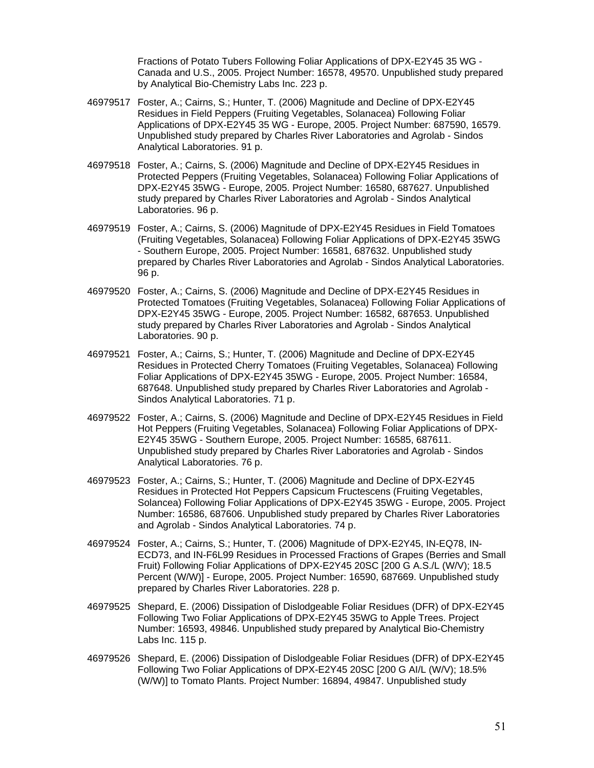Fractions of Potato Tubers Following Foliar Applications of DPX-E2Y45 35 WG - Canada and U.S., 2005. Project Number: 16578, 49570. Unpublished study prepared by Analytical Bio-Chemistry Labs Inc. 223 p.

46979517 Foster, A.; Cairns, S.; Hunter, T. (2006) Magnitude and Decline of DPX-E2Y45 Residues in Field Peppers (Fruiting Vegetables, Solanacea) Following Foliar Applications of DPX-E2Y45 35 WG - Europe, 2005. Project Number: 687590, 16579. Unpublished study prepared by Charles River Laboratories and Agrolab - Sindos Analytical Laboratories. 91 p.

46979518 Foster, A.; Cairns, S. (2006) Magnitude and Decline of DPX-E2Y45 Residues in Protected Peppers (Fruiting Vegetables, Solanacea) Following Foliar Applications of DPX-E2Y45 35WG - Europe, 2005. Project Number: 16580, 687627. Unpublished study prepared by Charles River Laboratories and Agrolab - Sindos Analytical Laboratories. 96 p.

46979519 Foster, A.; Cairns, S. (2006) Magnitude of DPX-E2Y45 Residues in Field Tomatoes (Fruiting Vegetables, Solanacea) Following Foliar Applications of DPX-E2Y45 35WG - Southern Europe, 2005. Project Number: 16581, 687632. Unpublished study prepared by Charles River Laboratories and Agrolab - Sindos Analytical Laboratories. 96 p.

46979520 Foster, A.; Cairns, S. (2006) Magnitude and Decline of DPX-E2Y45 Residues in Protected Tomatoes (Fruiting Vegetables, Solanacea) Following Foliar Applications of DPX-E2Y45 35WG - Europe, 2005. Project Number: 16582, 687653. Unpublished study prepared by Charles River Laboratories and Agrolab - Sindos Analytical Laboratories. 90 p.

46979521 Foster, A.; Cairns, S.; Hunter, T. (2006) Magnitude and Decline of DPX-E2Y45 Residues in Protected Cherry Tomatoes (Fruiting Vegetables, Solanacea) Following Foliar Applications of DPX-E2Y45 35WG - Europe, 2005. Project Number: 16584, 687648. Unpublished study prepared by Charles River Laboratories and Agrolab - Sindos Analytical Laboratories. 71 p.

46979522 Foster, A.; Cairns, S. (2006) Magnitude and Decline of DPX-E2Y45 Residues in Field Hot Peppers (Fruiting Vegetables, Solanacea) Following Foliar Applications of DPX-E2Y45 35WG - Southern Europe, 2005. Project Number: 16585, 687611. Unpublished study prepared by Charles River Laboratories and Agrolab - Sindos Analytical Laboratories. 76 p.

46979523 Foster, A.; Cairns, S.; Hunter, T. (2006) Magnitude and Decline of DPX-E2Y45 Residues in Protected Hot Peppers Capsicum Fructescens (Fruiting Vegetables, Solancea) Following Foliar Applications of DPX-E2Y45 35WG - Europe, 2005. Project Number: 16586, 687606. Unpublished study prepared by Charles River Laboratories and Agrolab - Sindos Analytical Laboratories. 74 p.

46979524 Foster, A.; Cairns, S.; Hunter, T. (2006) Magnitude of DPX-E2Y45, IN-EQ78, IN-ECD73, and IN-F6L99 Residues in Processed Fractions of Grapes (Berries and Small Fruit) Following Foliar Applications of DPX-E2Y45 20SC [200 G A.S./L (W/V); 18.5 Percent (W/W)] - Europe, 2005. Project Number: 16590, 687669. Unpublished study prepared by Charles River Laboratories. 228 p.

46979525 Shepard, E. (2006) Dissipation of Dislodgeable Foliar Residues (DFR) of DPX-E2Y45 Following Two Foliar Applications of DPX-E2Y45 35WG to Apple Trees. Project Number: 16593, 49846. Unpublished study prepared by Analytical Bio-Chemistry Labs Inc. 115 p.

46979526 Shepard, E. (2006) Dissipation of Dislodgeable Foliar Residues (DFR) of DPX-E2Y45 Following Two Foliar Applications of DPX-E2Y45 20SC [200 G AI/L (W/V); 18.5% (W/W)] to Tomato Plants. Project Number: 16894, 49847. Unpublished study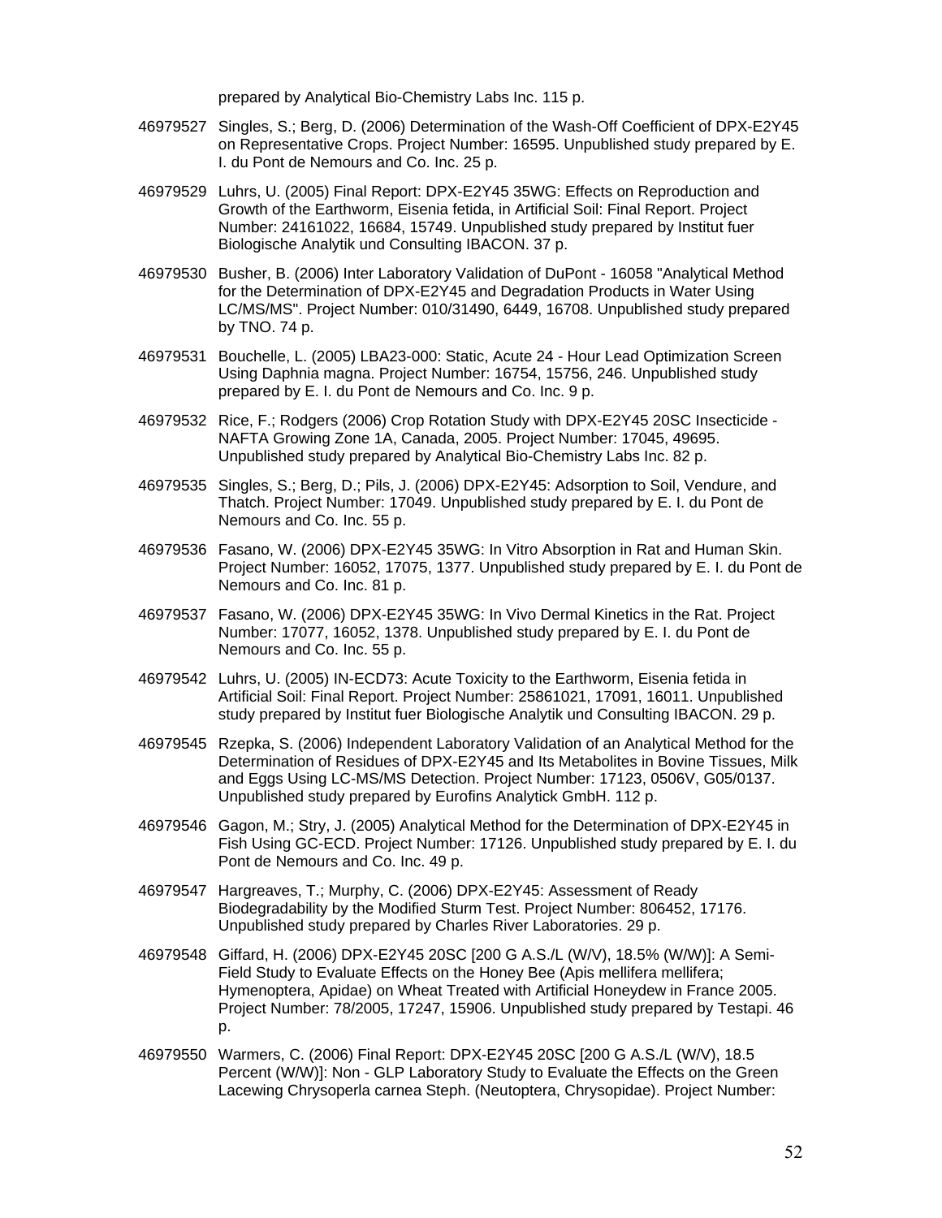prepared by Analytical Bio-Chemistry Labs Inc. 115 p.

46979527 Singles, S.; Berg, D. (2006) Determination of the Wash-Off Coefficient of DPX-E2Y45 on Representative Crops. Project Number: 16595. Unpublished study prepared by E. I. du Pont de Nemours and Co. Inc. 25 p.

46979529 Luhrs, U. (2005) Final Report: DPX-E2Y45 35WG: Effects on Reproduction and Growth of the Earthworm, Eisenia fetida, in Artificial Soil: Final Report. Project Number: 24161022, 16684, 15749. Unpublished study prepared by Institut fuer Biologische Analytik und Consulting IBACON. 37 p.

46979530 Busher, B. (2006) Inter Laboratory Validation of DuPont - 16058 "Analytical Method for the Determination of DPX-E2Y45 and Degradation Products in Water Using LC/MS/MS". Project Number: 010/31490, 6449, 16708. Unpublished study prepared by TNO. 74 p.

46979531 Bouchelle, L. (2005) LBA23-000: Static, Acute 24 - Hour Lead Optimization Screen Using Daphnia magna. Project Number: 16754, 15756, 246. Unpublished study prepared by E. I. du Pont de Nemours and Co. Inc. 9 p.

46979532 Rice, F.; Rodgers (2006) Crop Rotation Study with DPX-E2Y45 20SC Insecticide - NAFTA Growing Zone 1A, Canada, 2005. Project Number: 17045, 49695. Unpublished study prepared by Analytical Bio-Chemistry Labs Inc. 82 p.

46979535 Singles, S.; Berg, D.; Pils, J. (2006) DPX-E2Y45: Adsorption to Soil, Vendure, and Thatch. Project Number: 17049. Unpublished study prepared by E. I. du Pont de Nemours and Co. Inc. 55 p.

46979536 Fasano, W. (2006) DPX-E2Y45 35WG: In Vitro Absorption in Rat and Human Skin. Project Number: 16052, 17075, 1377. Unpublished study prepared by E. I. du Pont de Nemours and Co. Inc. 81 p.

46979537 Fasano, W. (2006) DPX-E2Y45 35WG: In Vivo Dermal Kinetics in the Rat. Project Number: 17077, 16052, 1378. Unpublished study prepared by E. I. du Pont de Nemours and Co. Inc. 55 p.

46979542 Luhrs, U. (2005) IN-ECD73: Acute Toxicity to the Earthworm, Eisenia fetida in Artificial Soil: Final Report. Project Number: 25861021, 17091, 16011. Unpublished study prepared by Institut fuer Biologische Analytik und Consulting IBACON. 29 p.

46979545 Rzepka, S. (2006) Independent Laboratory Validation of an Analytical Method for the Determination of Residues of DPX-E2Y45 and Its Metabolites in Bovine Tissues, Milk and Eggs Using LC-MS/MS Detection. Project Number: 17123, 0506V, G05/0137. Unpublished study prepared by Eurofins Analytick GmbH. 112 p.

46979546 Gagon, M.; Stry, J. (2005) Analytical Method for the Determination of DPX-E2Y45 in Fish Using GC-ECD. Project Number: 17126. Unpublished study prepared by E. I. du Pont de Nemours and Co. Inc. 49 p.

46979547 Hargreaves, T.; Murphy, C. (2006) DPX-E2Y45: Assessment of Ready Biodegradability by the Modified Sturm Test. Project Number: 806452, 17176. Unpublished study prepared by Charles River Laboratories. 29 p.

46979548 Giffard, H. (2006) DPX-E2Y45 20SC [200 G A.S./L (W/V), 18.5% (W/W)]: A Semi-Field Study to Evaluate Effects on the Honey Bee (Apis mellifera mellifera; Hymenoptera, Apidae) on Wheat Treated with Artificial Honeydew in France 2005. Project Number: 78/2005, 17247, 15906. Unpublished study prepared by Testapi. 46 p.

46979550 Warmers, C. (2006) Final Report: DPX-E2Y45 20SC [200 G A.S./L (W/V), 18.5 Percent (W/W)]: Non - GLP Laboratory Study to Evaluate the Effects on the Green Lacewing Chrysoperla carnea Steph. (Neutoptera, Chrysopidae). Project Number: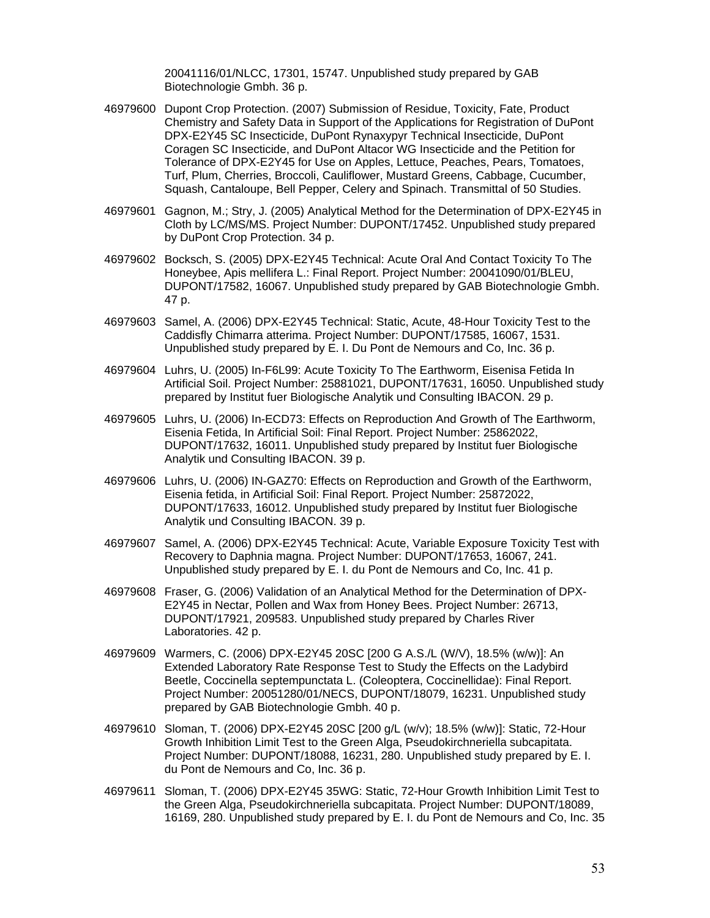20041116/01/NLCC, 17301, 15747. Unpublished study prepared by GAB Biotechnologie Gmbh. 36 p.

46979600 Dupont Crop Protection. (2007) Submission of Residue, Toxicity, Fate, Product Chemistry and Safety Data in Support of the Applications for Registration of DuPont DPX-E2Y45 SC Insecticide, DuPont Rynaxypyr Technical Insecticide, DuPont Coragen SC Insecticide, and DuPont Altacor WG Insecticide and the Petition for Tolerance of DPX-E2Y45 for Use on Apples, Lettuce, Peaches, Pears, Tomatoes, Turf, Plum, Cherries, Broccoli, Cauliflower, Mustard Greens, Cabbage, Cucumber, Squash, Cantaloupe, Bell Pepper, Celery and Spinach. Transmittal of 50 Studies.

46979601 Gagnon, M.; Stry, J. (2005) Analytical Method for the Determination of DPX-E2Y45 in Cloth by LC/MS/MS. Project Number: DUPONT/17452. Unpublished study prepared by DuPont Crop Protection. 34 p.

46979602 Bocksch, S. (2005) DPX-E2Y45 Technical: Acute Oral And Contact Toxicity To The Honeybee, Apis mellifera L.: Final Report. Project Number: 20041090/01/BLEU, DUPONT/17582, 16067. Unpublished study prepared by GAB Biotechnologie Gmbh. 47 p.

46979603 Samel, A. (2006) DPX-E2Y45 Technical: Static, Acute, 48-Hour Toxicity Test to the Caddisfly Chimarra atterima. Project Number: DUPONT/17585, 16067, 1531. Unpublished study prepared by E. I. Du Pont de Nemours and Co, Inc. 36 p.

46979604 Luhrs, U. (2005) In-F6L99: Acute Toxicity To The Earthworm, Eisenisa Fetida In Artificial Soil. Project Number: 25881021, DUPONT/17631, 16050. Unpublished study prepared by Institut fuer Biologische Analytik und Consulting IBACON. 29 p.

46979605 Luhrs, U. (2006) In-ECD73: Effects on Reproduction And Growth of The Earthworm, Eisenia Fetida, In Artificial Soil: Final Report. Project Number: 25862022, DUPONT/17632, 16011. Unpublished study prepared by Institut fuer Biologische Analytik und Consulting IBACON. 39 p.

46979606 Luhrs, U. (2006) IN-GAZ70: Effects on Reproduction and Growth of the Earthworm, Eisenia fetida, in Artificial Soil: Final Report. Project Number: 25872022, DUPONT/17633, 16012. Unpublished study prepared by Institut fuer Biologische Analytik und Consulting IBACON. 39 p.

46979607 Samel, A. (2006) DPX-E2Y45 Technical: Acute, Variable Exposure Toxicity Test with Recovery to Daphnia magna. Project Number: DUPONT/17653, 16067, 241. Unpublished study prepared by E. I. du Pont de Nemours and Co, Inc. 41 p.

46979608 Fraser, G. (2006) Validation of an Analytical Method for the Determination of DPX-E2Y45 in Nectar, Pollen and Wax from Honey Bees. Project Number: 26713, DUPONT/17921, 209583. Unpublished study prepared by Charles River Laboratories. 42 p.

46979609 Warmers, C. (2006) DPX-E2Y45 20SC [200 G A.S./L (W/V), 18.5% (w/w)]: An Extended Laboratory Rate Response Test to Study the Effects on the Ladybird Beetle, Coccinella septempunctata L. (Coleoptera, Coccinellidae): Final Report. Project Number: 20051280/01/NECS, DUPONT/18079, 16231. Unpublished study prepared by GAB Biotechnologie Gmbh. 40 p.

46979610 Sloman, T. (2006) DPX-E2Y45 20SC [200 g/L (w/v); 18.5% (w/w)]: Static, 72-Hour Growth Inhibition Limit Test to the Green Alga, Pseudokirchneriella subcapitata. Project Number: DUPONT/18088, 16231, 280. Unpublished study prepared by E. I. du Pont de Nemours and Co, Inc. 36 p.

46979611 Sloman, T. (2006) DPX-E2Y45 35WG: Static, 72-Hour Growth Inhibition Limit Test to the Green Alga, Pseudokirchneriella subcapitata. Project Number: DUPONT/18089, 16169, 280. Unpublished study prepared by E. I. du Pont de Nemours and Co, Inc. 35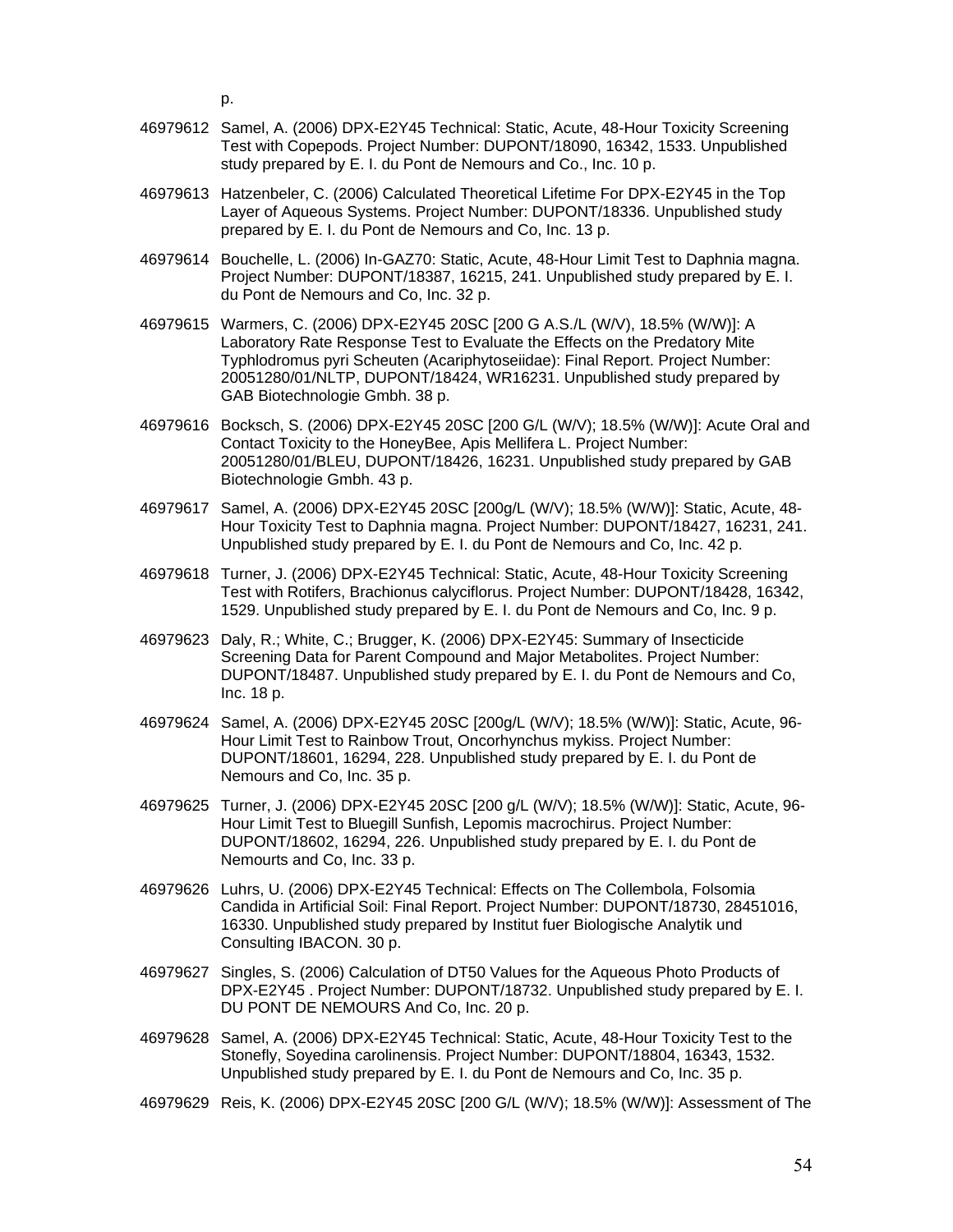p.

46979612 Samel, A. (2006) DPX-E2Y45 Technical: Static, Acute, 48-Hour Toxicity Screening Test with Copepods. Project Number: DUPONT/18090, 16342, 1533. Unpublished study prepared by E. I. du Pont de Nemours and Co., Inc. 10 p.

46979613 Hatzenbeler, C. (2006) Calculated Theoretical Lifetime For DPX-E2Y45 in the Top Layer of Aqueous Systems. Project Number: DUPONT/18336. Unpublished study prepared by E. I. du Pont de Nemours and Co, Inc. 13 p.

46979614 Bouchelle, L. (2006) In-GAZ70: Static, Acute, 48-Hour Limit Test to Daphnia magna. Project Number: DUPONT/18387, 16215, 241. Unpublished study prepared by E. I. du Pont de Nemours and Co, Inc. 32 p.

46979615 Warmers, C. (2006) DPX-E2Y45 20SC [200 G A.S./L (W/V), 18.5% (W/W)]: A Laboratory Rate Response Test to Evaluate the Effects on the Predatory Mite Typhlodromus pyri Scheuten (Acariphytoseiidae): Final Report. Project Number: 20051280/01/NLTP, DUPONT/18424, WR16231. Unpublished study prepared by GAB Biotechnologie Gmbh. 38 p.

46979616 Bocksch, S. (2006) DPX-E2Y45 20SC [200 G/L (W/V); 18.5% (W/W)]: Acute Oral and Contact Toxicity to the HoneyBee, Apis Mellifera L. Project Number: 20051280/01/BLEU, DUPONT/18426, 16231. Unpublished study prepared by GAB Biotechnologie Gmbh. 43 p.

46979617 Samel, A. (2006) DPX-E2Y45 20SC [200g/L (W/V); 18.5% (W/W)]: Static, Acute, 48-Hour Toxicity Test to Daphnia magna. Project Number: DUPONT/18427, 16231, 241. Unpublished study prepared by E. I. du Pont de Nemours and Co, Inc. 42 p.

46979618 Turner, J. (2006) DPX-E2Y45 Technical: Static, Acute, 48-Hour Toxicity Screening Test with Rotifers, Brachionus calyciflorus. Project Number: DUPONT/18428, 16342, 1529. Unpublished study prepared by E. I. du Pont de Nemours and Co, Inc. 9 p.

46979623 Daly, R.; White, C.; Brugger, K. (2006) DPX-E2Y45: Summary of Insecticide Screening Data for Parent Compound and Major Metabolites. Project Number: DUPONT/18487. Unpublished study prepared by E. I. du Pont de Nemours and Co, Inc. 18 p.

46979624 Samel, A. (2006) DPX-E2Y45 20SC [200g/L (W/V); 18.5% (W/W)]: Static, Acute, 96-Hour Limit Test to Rainbow Trout, Oncorhynchus mykiss. Project Number: DUPONT/18601, 16294, 228. Unpublished study prepared by E. I. du Pont de Nemours and Co, Inc. 35 p.

46979625 Turner, J. (2006) DPX-E2Y45 20SC [200 g/L (W/V); 18.5% (W/W)]: Static, Acute, 96-Hour Limit Test to Bluegill Sunfish, Lepomis macrochirus. Project Number: DUPONT/18602, 16294, 226. Unpublished study prepared by E. I. du Pont de Nemourts and Co, Inc. 33 p.

46979626 Luhrs, U. (2006) DPX-E2Y45 Technical: Effects on The Collembola, Folsomia Candida in Artificial Soil: Final Report. Project Number: DUPONT/18730, 28451016, 16330. Unpublished study prepared by Institut fuer Biologische Analytik und Consulting IBACON. 30 p.

46979627 Singles, S. (2006) Calculation of DT50 Values for the Aqueous Photo Products of DPX-E2Y45 . Project Number: DUPONT/18732. Unpublished study prepared by E. I. DU PONT DE NEMOURS And Co, Inc. 20 p.

46979628 Samel, A. (2006) DPX-E2Y45 Technical: Static, Acute, 48-Hour Toxicity Test to the Stonefly, Soyedina carolinensis. Project Number: DUPONT/18804, 16343, 1532. Unpublished study prepared by E. I. du Pont de Nemours and Co, Inc. 35 p.

46979629 Reis, K. (2006) DPX-E2Y45 20SC [200 G/L (W/V); 18.5% (W/W)]: Assessment of The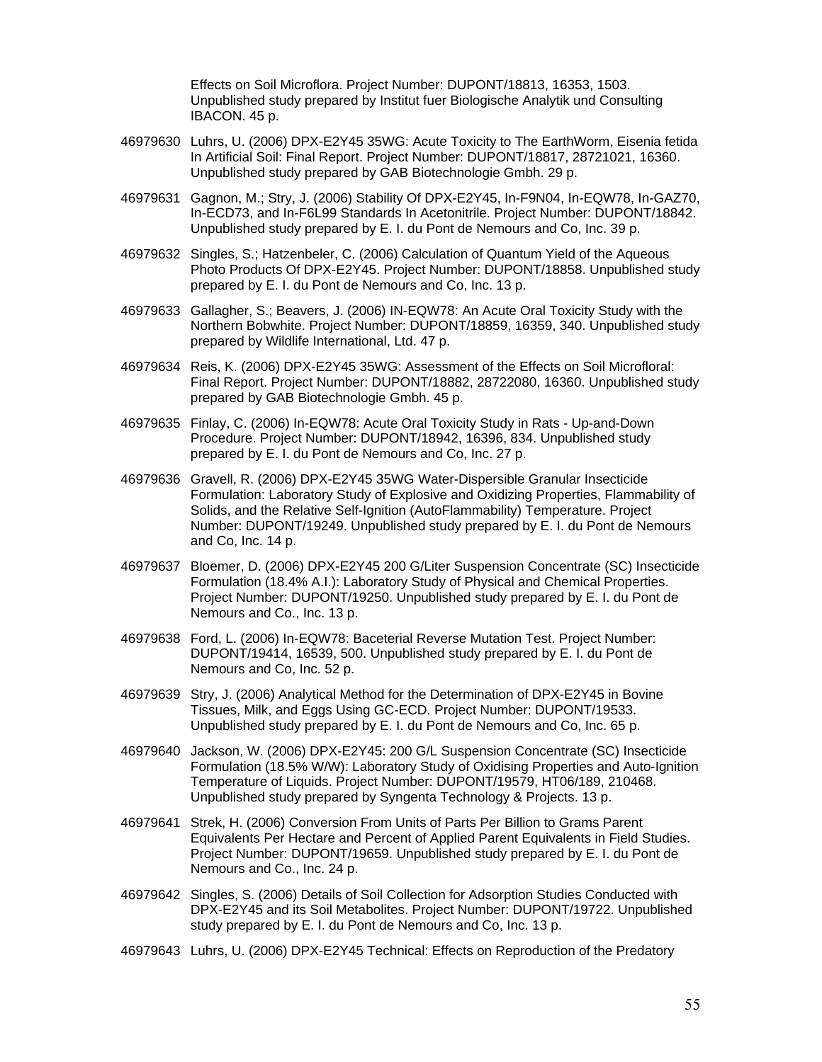Effects on Soil Microflora. Project Number: DUPONT/18813, 16353, 1503. Unpublished study prepared by Institut fuer Biologische Analytik und Consulting IBACON. 45 p.

46979630 Luhrs, U. (2006) DPX-E2Y45 35WG: Acute Toxicity to The EarthWorm, Eisenia fetida In Artificial Soil: Final Report. Project Number: DUPONT/18817, 28721021, 16360. Unpublished study prepared by GAB Biotechnologie Gmbh. 29 p.

46979631 Gagnon, M.; Stry, J. (2006) Stability Of DPX-E2Y45, In-F9N04, In-EQW78, In-GAZ70, In-ECD73, and In-F6L99 Standards In Acetonitrile. Project Number: DUPONT/18842. Unpublished study prepared by E. I. du Pont de Nemours and Co, Inc. 39 p.

46979632 Singles, S.; Hatzenbeler, C. (2006) Calculation of Quantum Yield of the Aqueous Photo Products Of DPX-E2Y45. Project Number: DUPONT/18858. Unpublished study prepared by E. I. du Pont de Nemours and Co, Inc. 13 p.

46979633 Gallagher, S.; Beavers, J. (2006) IN-EQW78: An Acute Oral Toxicity Study with the Northern Bobwhite. Project Number: DUPONT/18859, 16359, 340. Unpublished study prepared by Wildlife International, Ltd. 47 p.

46979634 Reis, K. (2006) DPX-E2Y45 35WG: Assessment of the Effects on Soil Microfloral: Final Report. Project Number: DUPONT/18882, 28722080, 16360. Unpublished study prepared by GAB Biotechnologie Gmbh. 45 p.

46979635 Finlay, C. (2006) In-EQW78: Acute Oral Toxicity Study in Rats - Up-and-Down Procedure. Project Number: DUPONT/18942, 16396, 834. Unpublished study prepared by E. I. du Pont de Nemours and Co, Inc. 27 p.

46979636 Gravell, R. (2006) DPX-E2Y45 35WG Water-Dispersible Granular Insecticide Formulation: Laboratory Study of Explosive and Oxidizing Properties, Flammability of Solids, and the Relative Self-Ignition (AutoFlammability) Temperature. Project Number: DUPONT/19249. Unpublished study prepared by E. I. du Pont de Nemours and Co, Inc. 14 p.

46979637 Bloemer, D. (2006) DPX-E2Y45 200 G/Liter Suspension Concentrate (SC) Insecticide Formulation (18.4% A.I.): Laboratory Study of Physical and Chemical Properties. Project Number: DUPONT/19250. Unpublished study prepared by E. I. du Pont de Nemours and Co., Inc. 13 p.

46979638 Ford, L. (2006) In-EQW78: Baceterial Reverse Mutation Test. Project Number: DUPONT/19414, 16539, 500. Unpublished study prepared by E. I. du Pont de Nemours and Co, Inc. 52 p.

46979639 Stry, J. (2006) Analytical Method for the Determination of DPX-E2Y45 in Bovine Tissues, Milk, and Eggs Using GC-ECD. Project Number: DUPONT/19533. Unpublished study prepared by E. I. du Pont de Nemours and Co, Inc. 65 p.

46979640 Jackson, W. (2006) DPX-E2Y45: 200 G/L Suspension Concentrate (SC) Insecticide Formulation (18.5% W/W): Laboratory Study of Oxidising Properties and Auto-Ignition Temperature of Liquids. Project Number: DUPONT/19579, HT06/189, 210468. Unpublished study prepared by Syngenta Technology & Projects. 13 p.

46979641 Strek, H. (2006) Conversion From Units of Parts Per Billion to Grams Parent Equivalents Per Hectare and Percent of Applied Parent Equivalents in Field Studies. Project Number: DUPONT/19659. Unpublished study prepared by E. I. du Pont de Nemours and Co., Inc. 24 p.

46979642 Singles, S. (2006) Details of Soil Collection for Adsorption Studies Conducted with DPX-E2Y45 and its Soil Metabolites. Project Number: DUPONT/19722. Unpublished study prepared by E. I. du Pont de Nemours and Co, Inc. 13 p.

46979643 Luhrs, U. (2006) DPX-E2Y45 Technical: Effects on Reproduction of the Predatory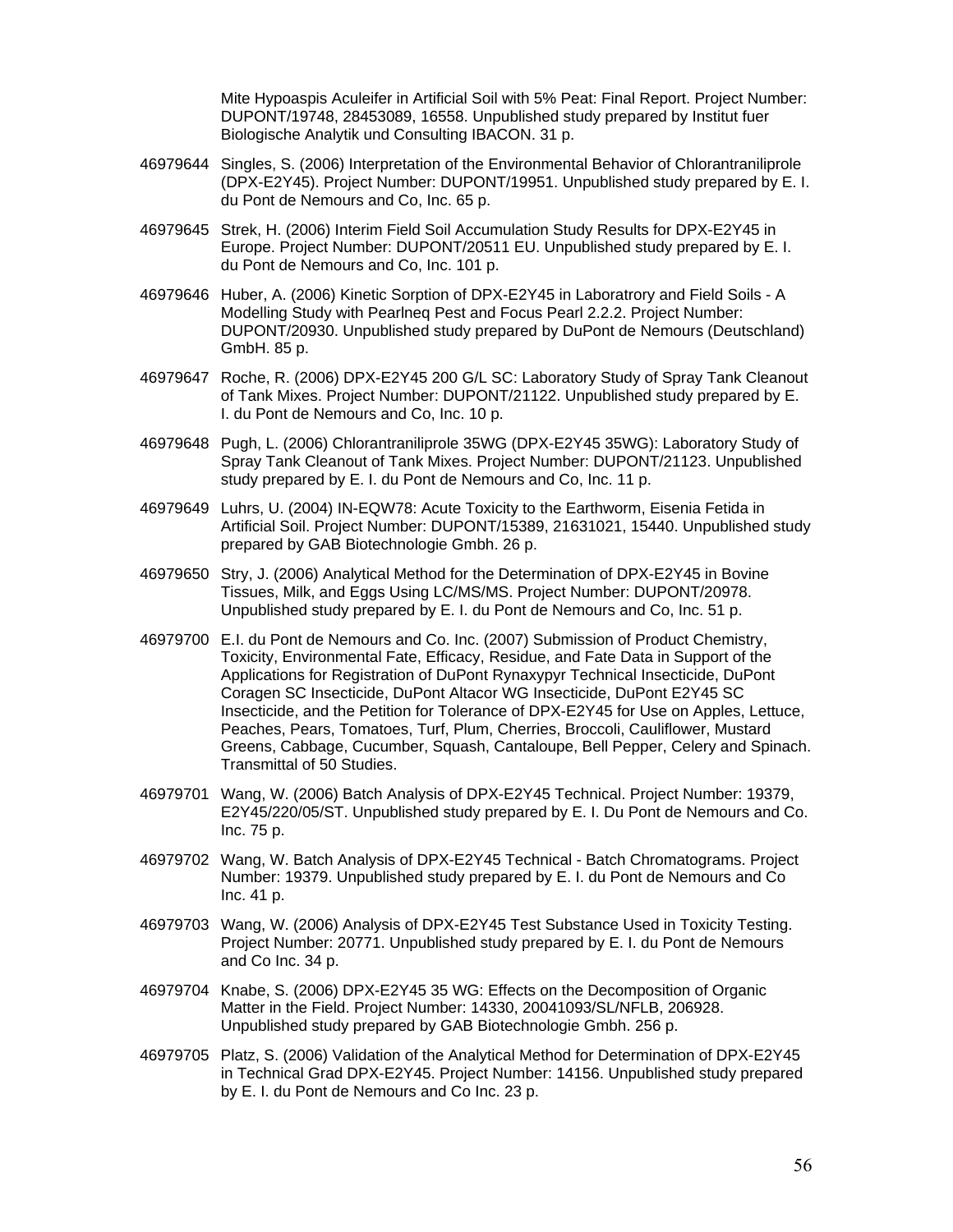Mite Hypoaspis Aculeifer in Artificial Soil with 5% Peat: Final Report. Project Number: DUPONT/19748, 28453089, 16558. Unpublished study prepared by Institut fuer Biologische Analytik und Consulting IBACON. 31 p.

46979644 Singles, S. (2006) Interpretation of the Environmental Behavior of Chlorantraniliprole (DPX-E2Y45). Project Number: DUPONT/19951. Unpublished study prepared by E. I. du Pont de Nemours and Co, Inc. 65 p.

46979645 Strek, H. (2006) Interim Field Soil Accumulation Study Results for DPX-E2Y45 in Europe. Project Number: DUPONT/20511 EU. Unpublished study prepared by E. I. du Pont de Nemours and Co, Inc. 101 p.

46979646 Huber, A. (2006) Kinetic Sorption of DPX-E2Y45 in Laboratrory and Field Soils - A Modelling Study with Pearlneq Pest and Focus Pearl 2.2.2. Project Number: DUPONT/20930. Unpublished study prepared by DuPont de Nemours (Deutschland) GmbH. 85 p.

46979647 Roche, R. (2006) DPX-E2Y45 200 G/L SC: Laboratory Study of Spray Tank Cleanout of Tank Mixes. Project Number: DUPONT/21122. Unpublished study prepared by E. I. du Pont de Nemours and Co, Inc. 10 p.

46979648 Pugh, L. (2006) Chlorantraniliprole 35WG (DPX-E2Y45 35WG): Laboratory Study of Spray Tank Cleanout of Tank Mixes. Project Number: DUPONT/21123. Unpublished study prepared by E. I. du Pont de Nemours and Co, Inc. 11 p.

46979649 Luhrs, U. (2004) IN-EQW78: Acute Toxicity to the Earthworm, Eisenia Fetida in Artificial Soil. Project Number: DUPONT/15389, 21631021, 15440. Unpublished study prepared by GAB Biotechnologie Gmbh. 26 p.

46979650 Stry, J. (2006) Analytical Method for the Determination of DPX-E2Y45 in Bovine Tissues, Milk, and Eggs Using LC/MS/MS. Project Number: DUPONT/20978. Unpublished study prepared by E. I. du Pont de Nemours and Co, Inc. 51 p.

46979700 E.I. du Pont de Nemours and Co. Inc. (2007) Submission of Product Chemistry, Toxicity, Environmental Fate, Efficacy, Residue, and Fate Data in Support of the Applications for Registration of DuPont Rynaxypyr Technical Insecticide, DuPont Coragen SC Insecticide, DuPont Altacor WG Insecticide, DuPont E2Y45 SC Insecticide, and the Petition for Tolerance of DPX-E2Y45 for Use on Apples, Lettuce, Peaches, Pears, Tomatoes, Turf, Plum, Cherries, Broccoli, Cauliflower, Mustard Greens, Cabbage, Cucumber, Squash, Cantaloupe, Bell Pepper, Celery and Spinach. Transmittal of 50 Studies.

46979701 Wang, W. (2006) Batch Analysis of DPX-E2Y45 Technical. Project Number: 19379, E2Y45/220/05/ST. Unpublished study prepared by E. I. Du Pont de Nemours and Co. Inc. 75 p.

46979702 Wang, W. Batch Analysis of DPX-E2Y45 Technical - Batch Chromatograms. Project Number: 19379. Unpublished study prepared by E. I. du Pont de Nemours and Co Inc. 41 p.

46979703 Wang, W. (2006) Analysis of DPX-E2Y45 Test Substance Used in Toxicity Testing. Project Number: 20771. Unpublished study prepared by E. I. du Pont de Nemours and Co Inc. 34 p.

46979704 Knabe, S. (2006) DPX-E2Y45 35 WG: Effects on the Decomposition of Organic Matter in the Field. Project Number: 14330, 20041093/SL/NFLB, 206928. Unpublished study prepared by GAB Biotechnologie Gmbh. 256 p.

46979705 Platz, S. (2006) Validation of the Analytical Method for Determination of DPX-E2Y45 in Technical Grad DPX-E2Y45. Project Number: 14156. Unpublished study prepared by E. I. du Pont de Nemours and Co Inc. 23 p.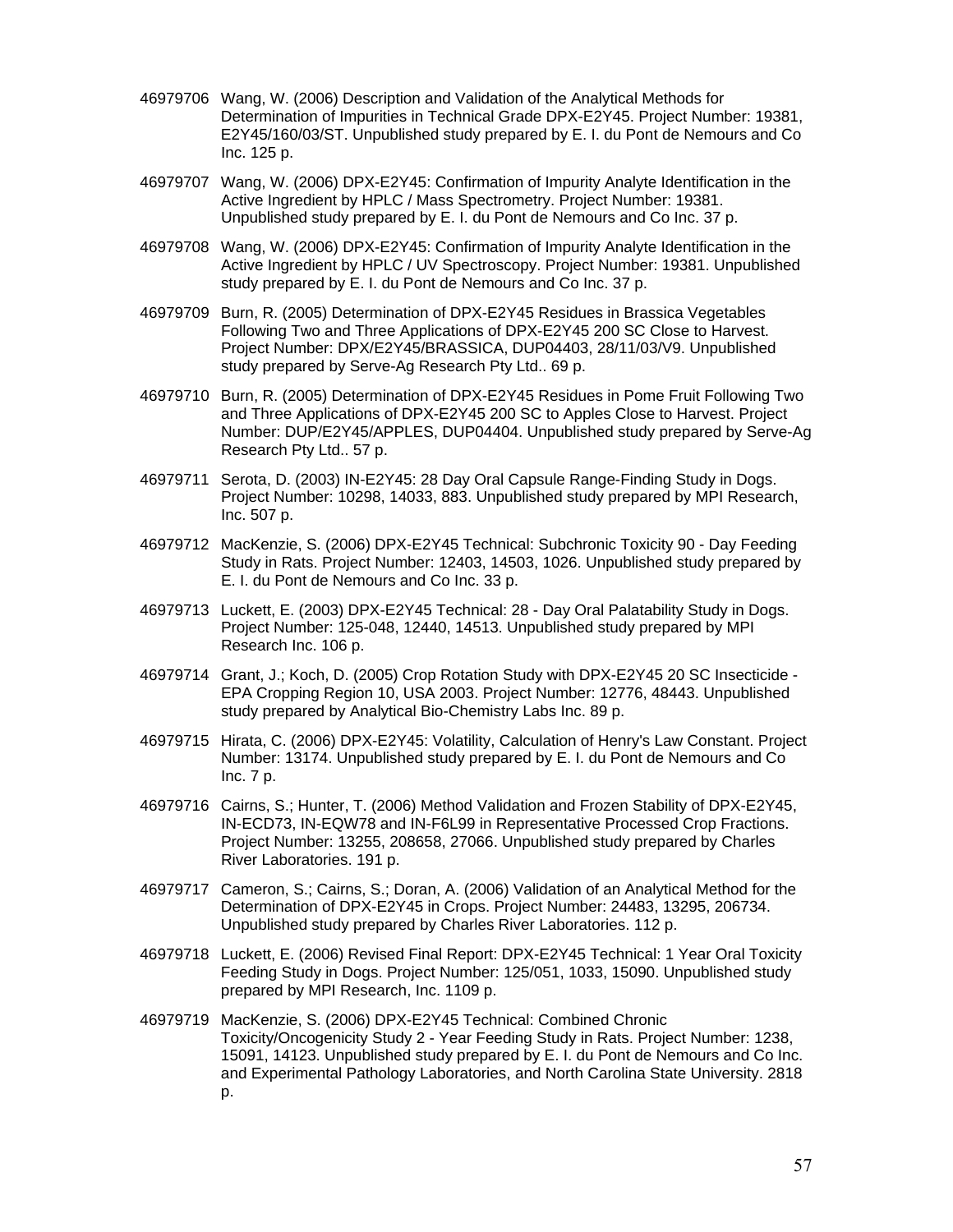46979706 Wang, W. (2006) Description and Validation of the Analytical Methods for Determination of Impurities in Technical Grade DPX-E2Y45. Project Number: 19381, E2Y45/160/03/ST. Unpublished study prepared by E. I. du Pont de Nemours and Co Inc. 125 p.

46979707 Wang, W. (2006) DPX-E2Y45: Confirmation of Impurity Analyte Identification in the Active Ingredient by HPLC / Mass Spectrometry. Project Number: 19381. Unpublished study prepared by E. I. du Pont de Nemours and Co Inc. 37 p.

46979708 Wang, W. (2006) DPX-E2Y45: Confirmation of Impurity Analyte Identification in the Active Ingredient by HPLC / UV Spectroscopy. Project Number: 19381. Unpublished study prepared by E. I. du Pont de Nemours and Co Inc. 37 p.

46979709 Burn, R. (2005) Determination of DPX-E2Y45 Residues in Brassica Vegetables Following Two and Three Applications of DPX-E2Y45 200 SC Close to Harvest. Project Number: DPX/E2Y45/BRASSICA, DUP04403, 28/11/03/V9. Unpublished study prepared by Serve-Ag Research Pty Ltd.. 69 p.

46979710 Burn, R. (2005) Determination of DPX-E2Y45 Residues in Pome Fruit Following Two and Three Applications of DPX-E2Y45 200 SC to Apples Close to Harvest. Project Number: DUP/E2Y45/APPLES, DUP04404. Unpublished study prepared by Serve-Ag Research Pty Ltd.. 57 p.

46979711 Serota, D. (2003) IN-E2Y45: 28 Day Oral Capsule Range-Finding Study in Dogs. Project Number: 10298, 14033, 883. Unpublished study prepared by MPI Research, Inc. 507 p.

46979712 MacKenzie, S. (2006) DPX-E2Y45 Technical: Subchronic Toxicity 90 - Day Feeding Study in Rats. Project Number: 12403, 14503, 1026. Unpublished study prepared by E. I. du Pont de Nemours and Co Inc. 33 p.

46979713 Luckett, E. (2003) DPX-E2Y45 Technical: 28 - Day Oral Palatability Study in Dogs. Project Number: 125-048, 12440, 14513. Unpublished study prepared by MPI Research Inc. 106 p.

46979714 Grant, J.; Koch, D. (2005) Crop Rotation Study with DPX-E2Y45 20 SC Insecticide - EPA Cropping Region 10, USA 2003. Project Number: 12776, 48443. Unpublished study prepared by Analytical Bio-Chemistry Labs Inc. 89 p.

46979715 Hirata, C. (2006) DPX-E2Y45: Volatility, Calculation of Henry's Law Constant. Project Number: 13174. Unpublished study prepared by E. I. du Pont de Nemours and Co Inc. 7 p.

46979716 Cairns, S.; Hunter, T. (2006) Method Validation and Frozen Stability of DPX-E2Y45, IN-ECD73, IN-EQW78 and IN-F6L99 in Representative Processed Crop Fractions. Project Number: 13255, 208658, 27066. Unpublished study prepared by Charles River Laboratories. 191 p.

46979717 Cameron, S.; Cairns, S.; Doran, A. (2006) Validation of an Analytical Method for the Determination of DPX-E2Y45 in Crops. Project Number: 24483, 13295, 206734. Unpublished study prepared by Charles River Laboratories. 112 p.

46979718 Luckett, E. (2006) Revised Final Report: DPX-E2Y45 Technical: 1 Year Oral Toxicity Feeding Study in Dogs. Project Number: 125/051, 1033, 15090. Unpublished study prepared by MPI Research, Inc. 1109 p.

46979719 MacKenzie, S. (2006) DPX-E2Y45 Technical: Combined Chronic Toxicity/Oncogenicity Study 2 - Year Feeding Study in Rats. Project Number: 1238, 15091, 14123. Unpublished study prepared by E. I. du Pont de Nemours and Co Inc. and Experimental Pathology Laboratories, and North Carolina State University. 2818 p.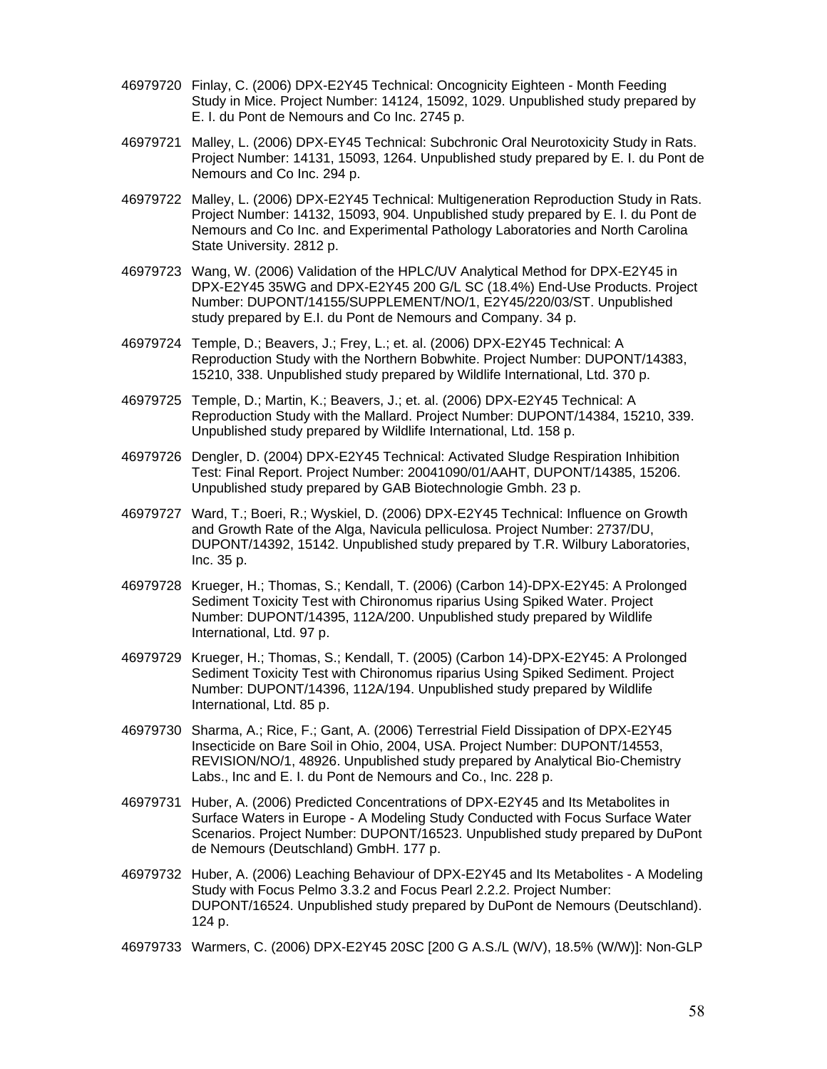46979720 Finlay, C. (2006) DPX-E2Y45 Technical: Oncognicity Eighteen - Month Feeding Study in Mice. Project Number: 14124, 15092, 1029. Unpublished study prepared by E. I. du Pont de Nemours and Co Inc. 2745 p.

46979721 Malley, L. (2006) DPX-EY45 Technical: Subchronic Oral Neurotoxicity Study in Rats. Project Number: 14131, 15093, 1264. Unpublished study prepared by E. I. du Pont de Nemours and Co Inc. 294 p.

46979722 Malley, L. (2006) DPX-E2Y45 Technical: Multigeneration Reproduction Study in Rats. Project Number: 14132, 15093, 904. Unpublished study prepared by E. I. du Pont de Nemours and Co Inc. and Experimental Pathology Laboratories and North Carolina State University. 2812 p.

46979723 Wang, W. (2006) Validation of the HPLC/UV Analytical Method for DPX-E2Y45 in DPX-E2Y45 35WG and DPX-E2Y45 200 G/L SC (18.4%) End-Use Products. Project Number: DUPONT/14155/SUPPLEMENT/NO/1, E2Y45/220/03/ST. Unpublished study prepared by E.I. du Pont de Nemours and Company. 34 p.

46979724 Temple, D.; Beavers, J.; Frey, L.; et. al. (2006) DPX-E2Y45 Technical: A Reproduction Study with the Northern Bobwhite. Project Number: DUPONT/14383, 15210, 338. Unpublished study prepared by Wildlife International, Ltd. 370 p.

46979725 Temple, D.; Martin, K.; Beavers, J.; et. al. (2006) DPX-E2Y45 Technical: A Reproduction Study with the Mallard. Project Number: DUPONT/14384, 15210, 339. Unpublished study prepared by Wildlife International, Ltd. 158 p.

46979726 Dengler, D. (2004) DPX-E2Y45 Technical: Activated Sludge Respiration Inhibition Test: Final Report. Project Number: 20041090/01/AAHT, DUPONT/14385, 15206. Unpublished study prepared by GAB Biotechnologie Gmbh. 23 p.

46979727 Ward, T.; Boeri, R.; Wyskiel, D. (2006) DPX-E2Y45 Technical: Influence on Growth and Growth Rate of the Alga, Navicula pelliculosa. Project Number: 2737/DU, DUPONT/14392, 15142. Unpublished study prepared by T.R. Wilbury Laboratories, Inc. 35 p.

46979728 Krueger, H.; Thomas, S.; Kendall, T. (2006) (Carbon 14)-DPX-E2Y45: A Prolonged Sediment Toxicity Test with Chironomus riparius Using Spiked Water. Project Number: DUPONT/14395, 112A/200. Unpublished study prepared by Wildlife International, Ltd. 97 p.

46979729 Krueger, H.; Thomas, S.; Kendall, T. (2005) (Carbon 14)-DPX-E2Y45: A Prolonged Sediment Toxicity Test with Chironomus riparius Using Spiked Sediment. Project Number: DUPONT/14396, 112A/194. Unpublished study prepared by Wildlife International, Ltd. 85 p.

46979730 Sharma, A.; Rice, F.; Gant, A. (2006) Terrestrial Field Dissipation of DPX-E2Y45 Insecticide on Bare Soil in Ohio, 2004, USA. Project Number: DUPONT/14553, REVISION/NO/1, 48926. Unpublished study prepared by Analytical Bio-Chemistry Labs., Inc and E. I. du Pont de Nemours and Co., Inc. 228 p.

46979731 Huber, A. (2006) Predicted Concentrations of DPX-E2Y45 and Its Metabolites in Surface Waters in Europe - A Modeling Study Conducted with Focus Surface Water Scenarios. Project Number: DUPONT/16523. Unpublished study prepared by DuPont de Nemours (Deutschland) GmbH. 177 p.

46979732 Huber, A. (2006) Leaching Behaviour of DPX-E2Y45 and Its Metabolites - A Modeling Study with Focus Pelmo 3.3.2 and Focus Pearl 2.2.2. Project Number: DUPONT/16524. Unpublished study prepared by DuPont de Nemours (Deutschland). 124 p.

46979733 Warmers, C. (2006) DPX-E2Y45 20SC [200 G A.S./L (W/V), 18.5% (W/W)]: Non-GLP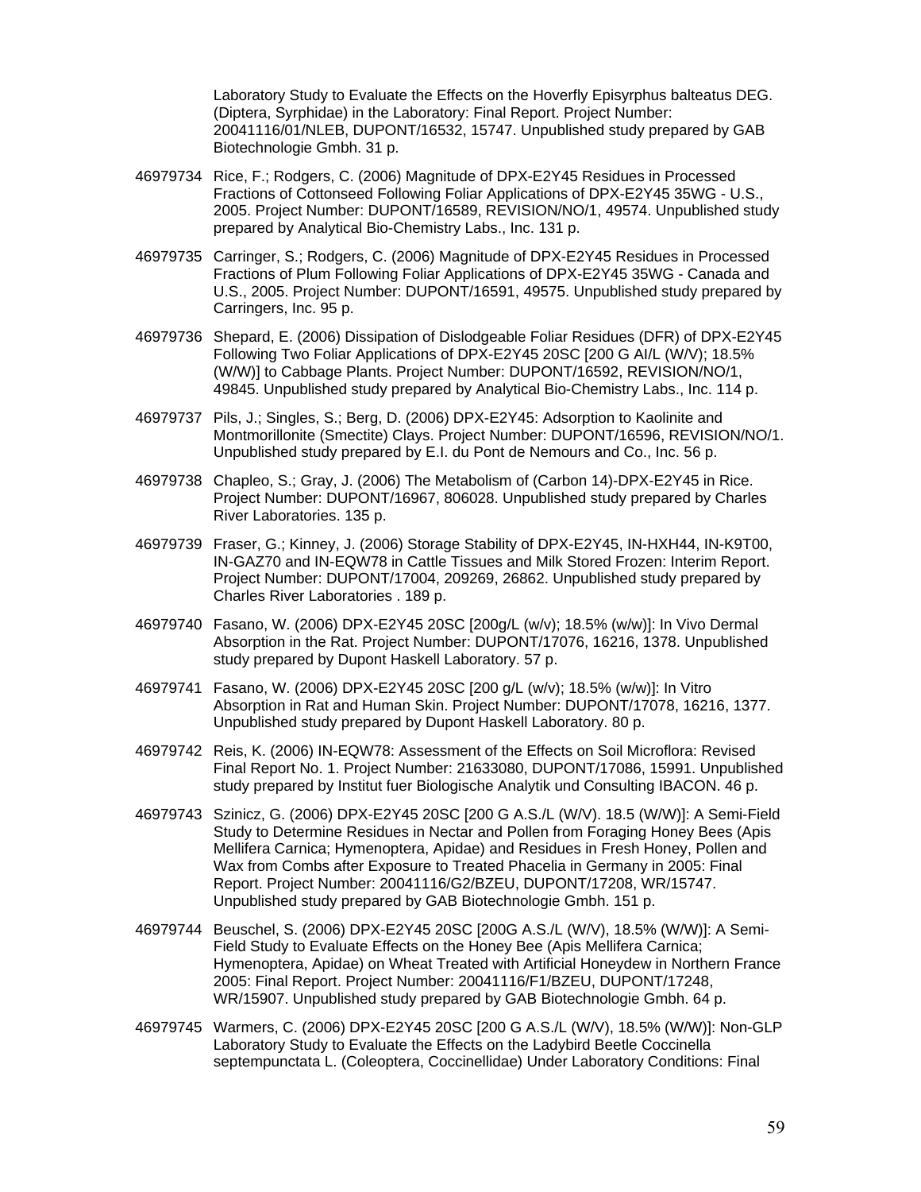Laboratory Study to Evaluate the Effects on the Hoverfly Episyrphus balteatus DEG. (Diptera, Syrphidae) in the Laboratory: Final Report. Project Number: 20041116/01/NLEB, DUPONT/16532, 15747. Unpublished study prepared by GAB Biotechnologie Gmbh. 31 p.

46979734 Rice, F.; Rodgers, C. (2006) Magnitude of DPX-E2Y45 Residues in Processed Fractions of Cottonseed Following Foliar Applications of DPX-E2Y45 35WG - U.S., 2005. Project Number: DUPONT/16589, REVISION/NO/1, 49574. Unpublished study prepared by Analytical Bio-Chemistry Labs., Inc. 131 p.

46979735 Carringer, S.; Rodgers, C. (2006) Magnitude of DPX-E2Y45 Residues in Processed Fractions of Plum Following Foliar Applications of DPX-E2Y45 35WG - Canada and U.S., 2005. Project Number: DUPONT/16591, 49575. Unpublished study prepared by Carringers, Inc. 95 p.

46979736 Shepard, E. (2006) Dissipation of Dislodgeable Foliar Residues (DFR) of DPX-E2Y45 Following Two Foliar Applications of DPX-E2Y45 20SC [200 G AI/L (W/V); 18.5% (W/W)] to Cabbage Plants. Project Number: DUPONT/16592, REVISION/NO/1, 49845. Unpublished study prepared by Analytical Bio-Chemistry Labs., Inc. 114 p.

46979737 Pils, J.; Singles, S.; Berg, D. (2006) DPX-E2Y45: Adsorption to Kaolinite and Montmorillonite (Smectite) Clays. Project Number: DUPONT/16596, REVISION/NO/1. Unpublished study prepared by E.I. du Pont de Nemours and Co., Inc. 56 p.

46979738 Chapleo, S.; Gray, J. (2006) The Metabolism of (Carbon 14)-DPX-E2Y45 in Rice. Project Number: DUPONT/16967, 806028. Unpublished study prepared by Charles River Laboratories. 135 p.

46979739 Fraser, G.; Kinney, J. (2006) Storage Stability of DPX-E2Y45, IN-HXH44, IN-K9T00, IN-GAZ70 and IN-EQW78 in Cattle Tissues and Milk Stored Frozen: Interim Report. Project Number: DUPONT/17004, 209269, 26862. Unpublished study prepared by Charles River Laboratories . 189 p.

46979740 Fasano, W. (2006) DPX-E2Y45 20SC [200g/L (w/v); 18.5% (w/w)]: In Vivo Dermal Absorption in the Rat. Project Number: DUPONT/17076, 16216, 1378. Unpublished study prepared by Dupont Haskell Laboratory. 57 p.

46979741 Fasano, W. (2006) DPX-E2Y45 20SC [200 g/L (w/v); 18.5% (w/w)]: In Vitro Absorption in Rat and Human Skin. Project Number: DUPONT/17078, 16216, 1377. Unpublished study prepared by Dupont Haskell Laboratory. 80 p.

46979742 Reis, K. (2006) IN-EQW78: Assessment of the Effects on Soil Microflora: Revised Final Report No. 1. Project Number: 21633080, DUPONT/17086, 15991. Unpublished study prepared by Institut fuer Biologische Analytik und Consulting IBACON. 46 p.

46979743 Szinicz, G. (2006) DPX-E2Y45 20SC [200 G A.S./L (W/V). 18.5 (W/W)]: A Semi-Field Study to Determine Residues in Nectar and Pollen from Foraging Honey Bees (Apis Mellifera Carnica; Hymenoptera, Apidae) and Residues in Fresh Honey, Pollen and Wax from Combs after Exposure to Treated Phacelia in Germany in 2005: Final Report. Project Number: 20041116/G2/BZEU, DUPONT/17208, WR/15747. Unpublished study prepared by GAB Biotechnologie Gmbh. 151 p.

46979744 Beuschel, S. (2006) DPX-E2Y45 20SC [200G A.S./L (W/V), 18.5% (W/W)]: A Semi-Field Study to Evaluate Effects on the Honey Bee (Apis Mellifera Carnica; Hymenoptera, Apidae) on Wheat Treated with Artificial Honeydew in Northern France 2005: Final Report. Project Number: 20041116/F1/BZEU, DUPONT/17248, WR/15907. Unpublished study prepared by GAB Biotechnologie Gmbh. 64 p.

46979745 Warmers, C. (2006) DPX-E2Y45 20SC [200 G A.S./L (W/V), 18.5% (W/W)]: Non-GLP Laboratory Study to Evaluate the Effects on the Ladybird Beetle Coccinella septempunctata L. (Coleoptera, Coccinellidae) Under Laboratory Conditions: Final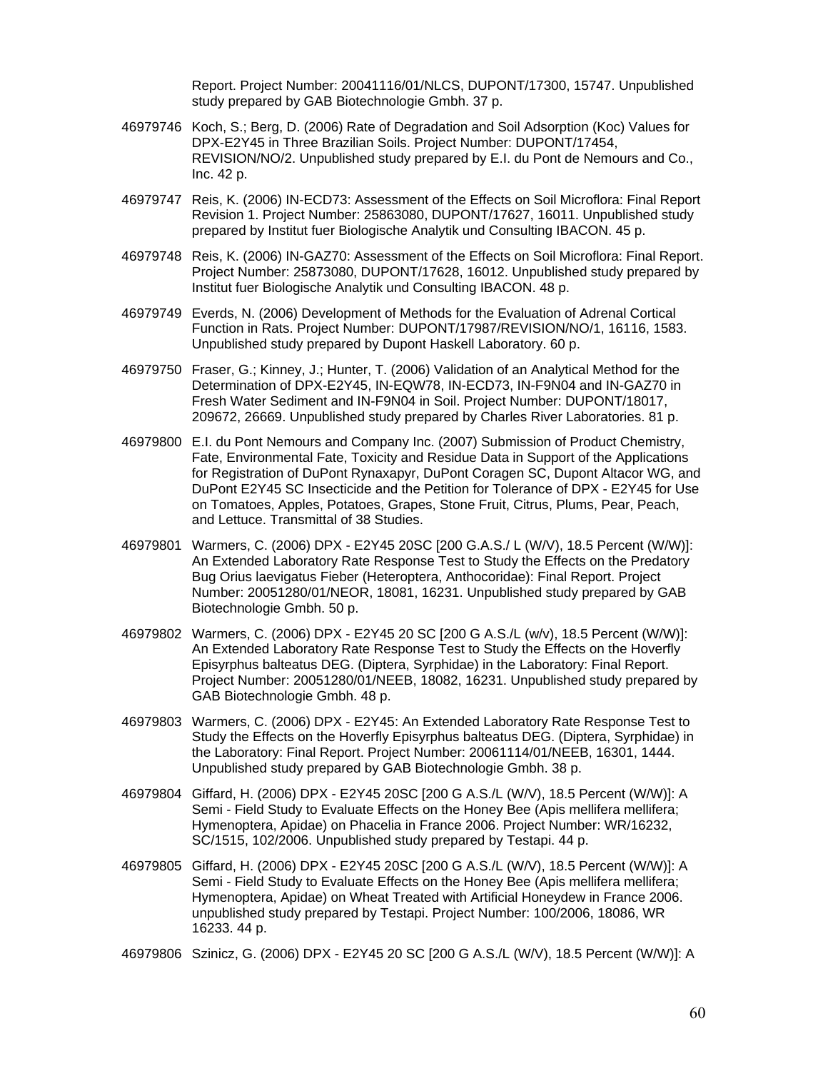Report. Project Number: 20041116/01/NLCS, DUPONT/17300, 15747. Unpublished study prepared by GAB Biotechnologie Gmbh. 37 p.

46979746 Koch, S.; Berg, D. (2006) Rate of Degradation and Soil Adsorption (Koc) Values for DPX-E2Y45 in Three Brazilian Soils. Project Number: DUPONT/17454, REVISION/NO/2. Unpublished study prepared by E.I. du Pont de Nemours and Co., Inc. 42 p.

46979747 Reis, K. (2006) IN-ECD73: Assessment of the Effects on Soil Microflora: Final Report Revision 1. Project Number: 25863080, DUPONT/17627, 16011. Unpublished study prepared by Institut fuer Biologische Analytik und Consulting IBACON. 45 p.

46979748 Reis, K. (2006) IN-GAZ70: Assessment of the Effects on Soil Microflora: Final Report. Project Number: 25873080, DUPONT/17628, 16012. Unpublished study prepared by Institut fuer Biologische Analytik und Consulting IBACON. 48 p.

46979749 Everds, N. (2006) Development of Methods for the Evaluation of Adrenal Cortical Function in Rats. Project Number: DUPONT/17987/REVISION/NO/1, 16116, 1583. Unpublished study prepared by Dupont Haskell Laboratory. 60 p.

46979750 Fraser, G.; Kinney, J.; Hunter, T. (2006) Validation of an Analytical Method for the Determination of DPX-E2Y45, IN-EQW78, IN-ECD73, IN-F9N04 and IN-GAZ70 in Fresh Water Sediment and IN-F9N04 in Soil. Project Number: DUPONT/18017, 209672, 26669. Unpublished study prepared by Charles River Laboratories. 81 p.

46979800 E.I. du Pont Nemours and Company Inc. (2007) Submission of Product Chemistry, Fate, Environmental Fate, Toxicity and Residue Data in Support of the Applications for Registration of DuPont Rynaxapyr, DuPont Coragen SC, Dupont Altacor WG, and DuPont E2Y45 SC Insecticide and the Petition for Tolerance of DPX - E2Y45 for Use on Tomatoes, Apples, Potatoes, Grapes, Stone Fruit, Citrus, Plums, Pear, Peach, and Lettuce. Transmittal of 38 Studies.

46979801 Warmers, C. (2006) DPX - E2Y45 20SC [200 G.A.S./ L (W/V), 18.5 Percent (W/W)]: An Extended Laboratory Rate Response Test to Study the Effects on the Predatory Bug Orius laevigatus Fieber (Heteroptera, Anthocoridae): Final Report. Project Number: 20051280/01/NEOR, 18081, 16231. Unpublished study prepared by GAB Biotechnologie Gmbh. 50 p.

46979802 Warmers, C. (2006) DPX - E2Y45 20 SC [200 G A.S./L (w/v), 18.5 Percent (W/W)]: An Extended Laboratory Rate Response Test to Study the Effects on the Hoverfly Episyrphus balteatus DEG. (Diptera, Syrphidae) in the Laboratory: Final Report. Project Number: 20051280/01/NEEB, 18082, 16231. Unpublished study prepared by GAB Biotechnologie Gmbh. 48 p.

46979803 Warmers, C. (2006) DPX - E2Y45: An Extended Laboratory Rate Response Test to Study the Effects on the Hoverfly Episyrphus balteatus DEG. (Diptera, Syrphidae) in the Laboratory: Final Report. Project Number: 20061114/01/NEEB, 16301, 1444. Unpublished study prepared by GAB Biotechnologie Gmbh. 38 p.

46979804 Giffard, H. (2006) DPX - E2Y45 20SC [200 G A.S./L (W/V), 18.5 Percent (W/W)]: A Semi - Field Study to Evaluate Effects on the Honey Bee (Apis mellifera mellifera; Hymenoptera, Apidae) on Phacelia in France 2006. Project Number: WR/16232, SC/1515, 102/2006. Unpublished study prepared by Testapi. 44 p.

46979805 Giffard, H. (2006) DPX - E2Y45 20SC [200 G A.S./L (W/V), 18.5 Percent (W/W)]: A Semi - Field Study to Evaluate Effects on the Honey Bee (Apis mellifera mellifera; Hymenoptera, Apidae) on Wheat Treated with Artificial Honeydew in France 2006. unpublished study prepared by Testapi. Project Number: 100/2006, 18086, WR 16233. 44 p.

46979806 Szinicz, G. (2006) DPX - E2Y45 20 SC [200 G A.S./L (W/V), 18.5 Percent (W/W)]: A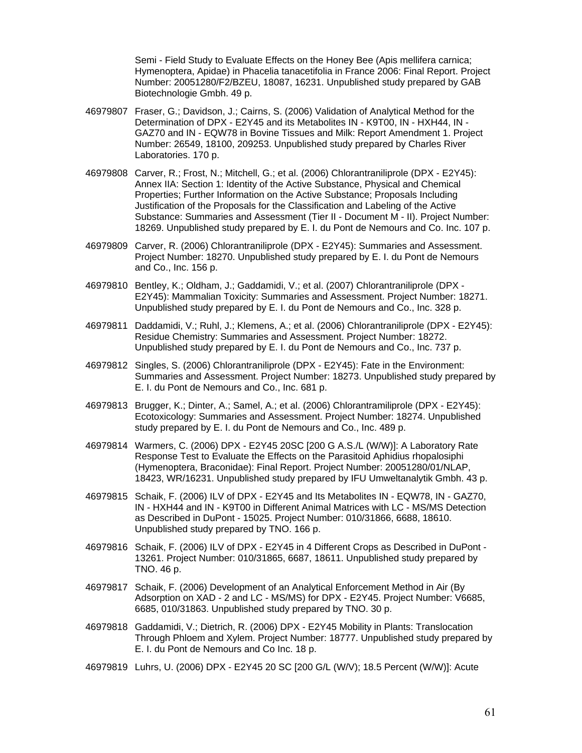Semi - Field Study to Evaluate Effects on the Honey Bee (Apis mellifera carnica; Hymenoptera, Apidae) in Phacelia tanacetifolia in France 2006: Final Report. Project Number: 20051280/F2/BZEU, 18087, 16231. Unpublished study prepared by GAB Biotechnologie Gmbh. 49 p.

46979807 Fraser, G.; Davidson, J.; Cairns, S. (2006) Validation of Analytical Method for the Determination of DPX - E2Y45 and its Metabolites IN - K9T00, IN - HXH44, IN - GAZ70 and IN - EQW78 in Bovine Tissues and Milk: Report Amendment 1. Project Number: 26549, 18100, 209253. Unpublished study prepared by Charles River Laboratories. 170 p.

46979808 Carver, R.; Frost, N.; Mitchell, G.; et al. (2006) Chlorantraniliprole (DPX - E2Y45): Annex IIA: Section 1: Identity of the Active Substance, Physical and Chemical Properties; Further Information on the Active Substance; Proposals Including Justification of the Proposals for the Classification and Labeling of the Active Substance: Summaries and Assessment (Tier II - Document M - II). Project Number: 18269. Unpublished study prepared by E. I. du Pont de Nemours and Co. Inc. 107 p.

46979809 Carver, R. (2006) Chlorantraniliprole (DPX - E2Y45): Summaries and Assessment. Project Number: 18270. Unpublished study prepared by E. I. du Pont de Nemours and Co., Inc. 156 p.

46979810 Bentley, K.; Oldham, J.; Gaddamidi, V.; et al. (2007) Chlorantraniliprole (DPX - E2Y45): Mammalian Toxicity: Summaries and Assessment. Project Number: 18271. Unpublished study prepared by E. I. du Pont de Nemours and Co., Inc. 328 p.

46979811 Daddamidi, V.; Ruhl, J.; Klemens, A.; et al. (2006) Chlorantraniliprole (DPX - E2Y45): Residue Chemistry: Summaries and Assessment. Project Number: 18272. Unpublished study prepared by E. I. du Pont de Nemours and Co., Inc. 737 p.

46979812 Singles, S. (2006) Chlorantraniliprole (DPX - E2Y45): Fate in the Environment: Summaries and Assessment. Project Number: 18273. Unpublished study prepared by E. I. du Pont de Nemours and Co., Inc. 681 p.

46979813 Brugger, K.; Dinter, A.; Samel, A.; et al. (2006) Chlorantramiliprole (DPX - E2Y45): Ecotoxicology: Summaries and Assessment. Project Number: 18274. Unpublished study prepared by E. I. du Pont de Nemours and Co., Inc. 489 p.

46979814 Warmers, C. (2006) DPX - E2Y45 20SC [200 G A.S./L (W/W)]: A Laboratory Rate Response Test to Evaluate the Effects on the Parasitoid Aphidius rhopalosiphi (Hymenoptera, Braconidae): Final Report. Project Number: 20051280/01/NLAP, 18423, WR/16231. Unpublished study prepared by IFU Umweltanalytik Gmbh. 43 p.

46979815 Schaik, F. (2006) ILV of DPX - E2Y45 and Its Metabolites IN - EQW78, IN - GAZ70, IN - HXH44 and IN - K9T00 in Different Animal Matrices with LC - MS/MS Detection as Described in DuPont - 15025. Project Number: 010/31866, 6688, 18610. Unpublished study prepared by TNO. 166 p.

46979816 Schaik, F. (2006) ILV of DPX - E2Y45 in 4 Different Crops as Described in DuPont - 13261. Project Number: 010/31865, 6687, 18611. Unpublished study prepared by TNO. 46 p.

46979817 Schaik, F. (2006) Development of an Analytical Enforcement Method in Air (By Adsorption on XAD - 2 and LC - MS/MS) for DPX - E2Y45. Project Number: V6685, 6685, 010/31863. Unpublished study prepared by TNO. 30 p.

46979818 Gaddamidi, V.; Dietrich, R. (2006) DPX - E2Y45 Mobility in Plants: Translocation Through Phloem and Xylem. Project Number: 18777. Unpublished study prepared by E. I. du Pont de Nemours and Co Inc. 18 p.

46979819 Luhrs, U. (2006) DPX - E2Y45 20 SC [200 G/L (W/V); 18.5 Percent (W/W)]: Acute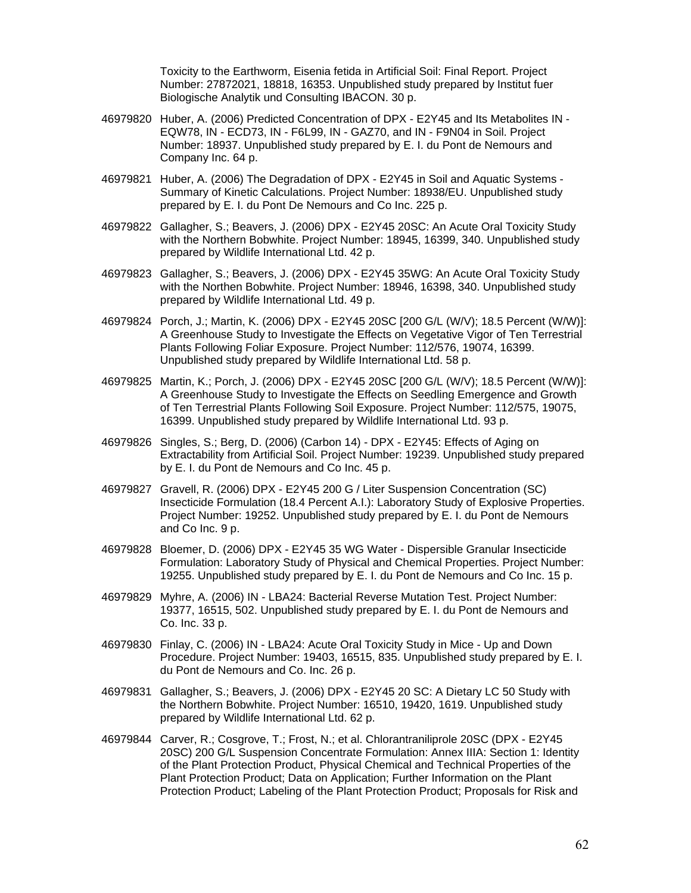Toxicity to the Earthworm, Eisenia fetida in Artificial Soil: Final Report. Project Number: 27872021, 18818, 16353. Unpublished study prepared by Institut fuer Biologische Analytik und Consulting IBACON. 30 p.

46979820 Huber, A. (2006) Predicted Concentration of DPX - E2Y45 and Its Metabolites IN - EQW78, IN - ECD73, IN - F6L99, IN - GAZ70, and IN - F9N04 in Soil. Project Number: 18937. Unpublished study prepared by E. I. du Pont de Nemours and Company Inc. 64 p.

46979821 Huber, A. (2006) The Degradation of DPX - E2Y45 in Soil and Aquatic Systems - Summary of Kinetic Calculations. Project Number: 18938/EU. Unpublished study prepared by E. I. du Pont De Nemours and Co Inc. 225 p.

46979822 Gallagher, S.; Beavers, J. (2006) DPX - E2Y45 20SC: An Acute Oral Toxicity Study with the Northern Bobwhite. Project Number: 18945, 16399, 340. Unpublished study prepared by Wildlife International Ltd. 42 p.

46979823 Gallagher, S.; Beavers, J. (2006) DPX - E2Y45 35WG: An Acute Oral Toxicity Study with the Northen Bobwhite. Project Number: 18946, 16398, 340. Unpublished study prepared by Wildlife International Ltd. 49 p.

46979824 Porch, J.; Martin, K. (2006) DPX - E2Y45 20SC [200 G/L (W/V); 18.5 Percent (W/W)]: A Greenhouse Study to Investigate the Effects on Vegetative Vigor of Ten Terrestrial Plants Following Foliar Exposure. Project Number: 112/576, 19074, 16399. Unpublished study prepared by Wildlife International Ltd. 58 p.

46979825 Martin, K.; Porch, J. (2006) DPX - E2Y45 20SC [200 G/L (W/V); 18.5 Percent (W/W)]: A Greenhouse Study to Investigate the Effects on Seedling Emergence and Growth of Ten Terrestrial Plants Following Soil Exposure. Project Number: 112/575, 19075, 16399. Unpublished study prepared by Wildlife International Ltd. 93 p.

46979826 Singles, S.; Berg, D. (2006) (Carbon 14) - DPX - E2Y45: Effects of Aging on Extractability from Artificial Soil. Project Number: 19239. Unpublished study prepared by E. I. du Pont de Nemours and Co Inc. 45 p.

46979827 Gravell, R. (2006) DPX - E2Y45 200 G / Liter Suspension Concentration (SC) Insecticide Formulation (18.4 Percent A.I.): Laboratory Study of Explosive Properties. Project Number: 19252. Unpublished study prepared by E. I. du Pont de Nemours and Co Inc. 9 p.

46979828 Bloemer, D. (2006) DPX - E2Y45 35 WG Water - Dispersible Granular Insecticide Formulation: Laboratory Study of Physical and Chemical Properties. Project Number: 19255. Unpublished study prepared by E. I. du Pont de Nemours and Co Inc. 15 p.

46979829 Myhre, A. (2006) IN - LBA24: Bacterial Reverse Mutation Test. Project Number: 19377, 16515, 502. Unpublished study prepared by E. I. du Pont de Nemours and Co. Inc. 33 p.

46979830 Finlay, C. (2006) IN - LBA24: Acute Oral Toxicity Study in Mice - Up and Down Procedure. Project Number: 19403, 16515, 835. Unpublished study prepared by E. I. du Pont de Nemours and Co. Inc. 26 p.

46979831 Gallagher, S.; Beavers, J. (2006) DPX - E2Y45 20 SC: A Dietary LC 50 Study with the Northern Bobwhite. Project Number: 16510, 19420, 1619. Unpublished study prepared by Wildlife International Ltd. 62 p.

46979844 Carver, R.; Cosgrove, T.; Frost, N.; et al. Chlorantraniliprole 20SC (DPX - E2Y45 20SC) 200 G/L Suspension Concentrate Formulation: Annex IIIA: Section 1: Identity of the Plant Protection Product, Physical Chemical and Technical Properties of the Plant Protection Product; Data on Application; Further Information on the Plant Protection Product; Labeling of the Plant Protection Product; Proposals for Risk and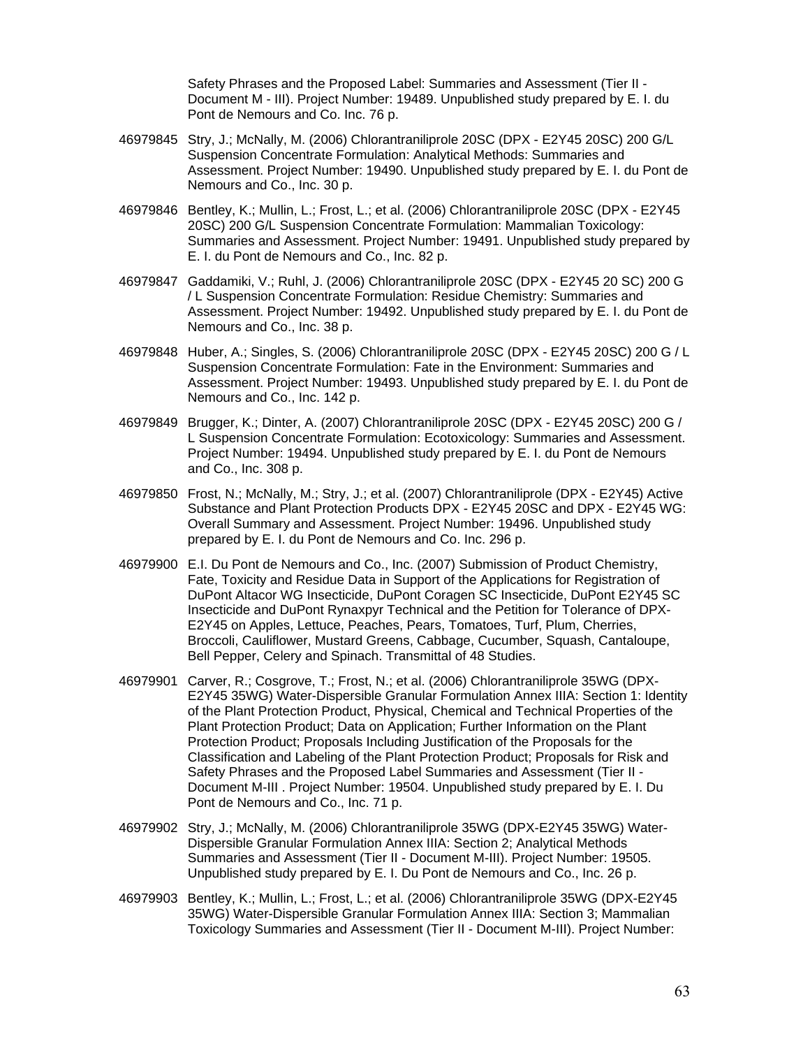Safety Phrases and the Proposed Label: Summaries and Assessment (Tier II - Document M - III). Project Number: 19489. Unpublished study prepared by E. I. du Pont de Nemours and Co. Inc. 76 p.

46979845 Stry, J.; McNally, M. (2006) Chlorantraniliprole 20SC (DPX - E2Y45 20SC) 200 G/L Suspension Concentrate Formulation: Analytical Methods: Summaries and Assessment. Project Number: 19490. Unpublished study prepared by E. I. du Pont de Nemours and Co., Inc. 30 p.

46979846 Bentley, K.; Mullin, L.; Frost, L.; et al. (2006) Chlorantraniliprole 20SC (DPX - E2Y45 20SC) 200 G/L Suspension Concentrate Formulation: Mammalian Toxicology: Summaries and Assessment. Project Number: 19491. Unpublished study prepared by E. I. du Pont de Nemours and Co., Inc. 82 p.

46979847 Gaddamiki, V.; Ruhl, J. (2006) Chlorantraniliprole 20SC (DPX - E2Y45 20 SC) 200 G / L Suspension Concentrate Formulation: Residue Chemistry: Summaries and Assessment. Project Number: 19492. Unpublished study prepared by E. I. du Pont de Nemours and Co., Inc. 38 p.

46979848 Huber, A.; Singles, S. (2006) Chlorantraniliprole 20SC (DPX - E2Y45 20SC) 200 G / L Suspension Concentrate Formulation: Fate in the Environment: Summaries and Assessment. Project Number: 19493. Unpublished study prepared by E. I. du Pont de Nemours and Co., Inc. 142 p.

46979849 Brugger, K.; Dinter, A. (2007) Chlorantraniliprole 20SC (DPX - E2Y45 20SC) 200 G / L Suspension Concentrate Formulation: Ecotoxicology: Summaries and Assessment. Project Number: 19494. Unpublished study prepared by E. I. du Pont de Nemours and Co., Inc. 308 p.

46979850 Frost, N.; McNally, M.; Stry, J.; et al. (2007) Chlorantraniliprole (DPX - E2Y45) Active Substance and Plant Protection Products DPX - E2Y45 20SC and DPX - E2Y45 WG: Overall Summary and Assessment. Project Number: 19496. Unpublished study prepared by E. I. du Pont de Nemours and Co. Inc. 296 p.

46979900 E.I. Du Pont de Nemours and Co., Inc. (2007) Submission of Product Chemistry, Fate, Toxicity and Residue Data in Support of the Applications for Registration of DuPont Altacor WG Insecticide, DuPont Coragen SC Insecticide, DuPont E2Y45 SC Insecticide and DuPont Rynaxpyr Technical and the Petition for Tolerance of DPX-E2Y45 on Apples, Lettuce, Peaches, Pears, Tomatoes, Turf, Plum, Cherries, Broccoli, Cauliflower, Mustard Greens, Cabbage, Cucumber, Squash, Cantaloupe, Bell Pepper, Celery and Spinach. Transmittal of 48 Studies.

46979901 Carver, R.; Cosgrove, T.; Frost, N.; et al. (2006) Chlorantraniliprole 35WG (DPX-E2Y45 35WG) Water-Dispersible Granular Formulation Annex IIIA: Section 1: Identity of the Plant Protection Product, Physical, Chemical and Technical Properties of the Plant Protection Product; Data on Application; Further Information on the Plant Protection Product; Proposals Including Justification of the Proposals for the Classification and Labeling of the Plant Protection Product; Proposals for Risk and Safety Phrases and the Proposed Label Summaries and Assessment (Tier II - Document M-III . Project Number: 19504. Unpublished study prepared by E. I. Du Pont de Nemours and Co., Inc. 71 p.

46979902 Stry, J.; McNally, M. (2006) Chlorantraniliprole 35WG (DPX-E2Y45 35WG) Water-Dispersible Granular Formulation Annex IIIA: Section 2; Analytical Methods Summaries and Assessment (Tier II - Document M-III). Project Number: 19505. Unpublished study prepared by E. I. Du Pont de Nemours and Co., Inc. 26 p.

46979903 Bentley, K.; Mullin, L.; Frost, L.; et al. (2006) Chlorantraniliprole 35WG (DPX-E2Y45 35WG) Water-Dispersible Granular Formulation Annex IIIA: Section 3; Mammalian Toxicology Summaries and Assessment (Tier II - Document M-III). Project Number: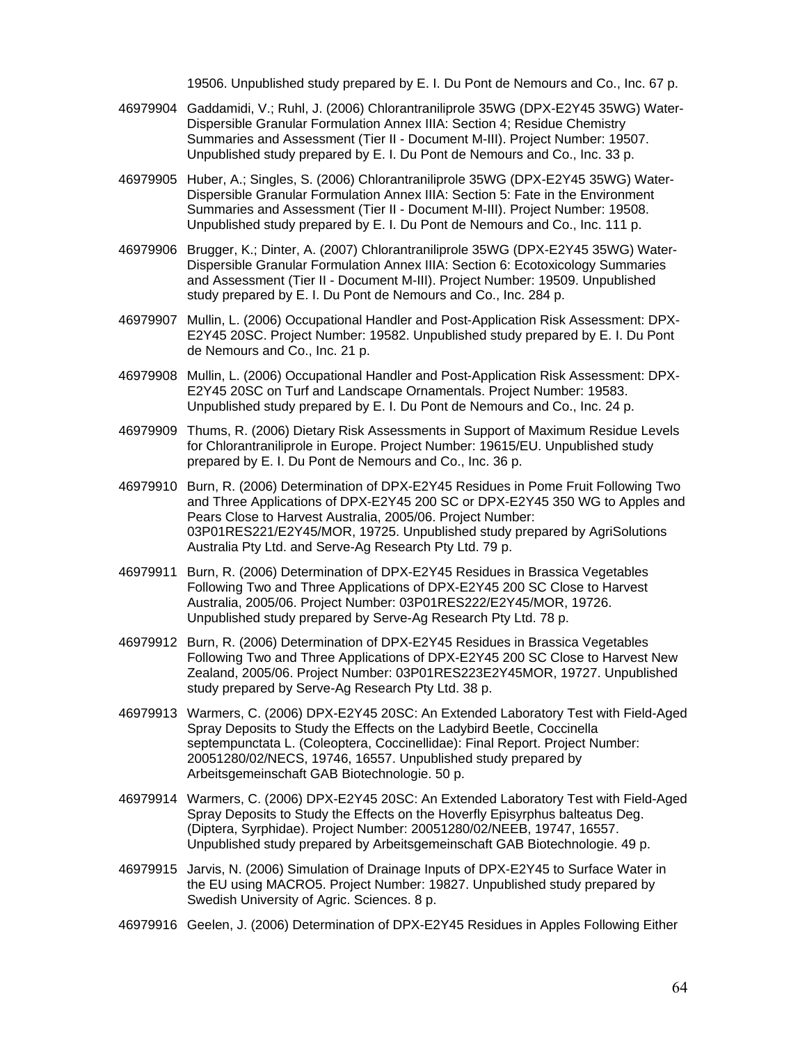19506. Unpublished study prepared by E. I. Du Pont de Nemours and Co., Inc. 67 p.

46979904 Gaddamidi, V.; Ruhl, J. (2006) Chlorantraniliprole 35WG (DPX-E2Y45 35WG) Water-Dispersible Granular Formulation Annex IIIA: Section 4; Residue Chemistry Summaries and Assessment (Tier II - Document M-III). Project Number: 19507. Unpublished study prepared by E. I. Du Pont de Nemours and Co., Inc. 33 p.

46979905 Huber, A.; Singles, S. (2006) Chlorantraniliprole 35WG (DPX-E2Y45 35WG) Water-Dispersible Granular Formulation Annex IIIA: Section 5: Fate in the Environment Summaries and Assessment (Tier II - Document M-III). Project Number: 19508. Unpublished study prepared by E. I. Du Pont de Nemours and Co., Inc. 111 p.

46979906 Brugger, K.; Dinter, A. (2007) Chlorantraniliprole 35WG (DPX-E2Y45 35WG) Water-Dispersible Granular Formulation Annex IIIA: Section 6: Ecotoxicology Summaries and Assessment (Tier II - Document M-III). Project Number: 19509. Unpublished study prepared by E. I. Du Pont de Nemours and Co., Inc. 284 p.

46979907 Mullin, L. (2006) Occupational Handler and Post-Application Risk Assessment: DPX-E2Y45 20SC. Project Number: 19582. Unpublished study prepared by E. I. Du Pont de Nemours and Co., Inc. 21 p.

46979908 Mullin, L. (2006) Occupational Handler and Post-Application Risk Assessment: DPX-E2Y45 20SC on Turf and Landscape Ornamentals. Project Number: 19583. Unpublished study prepared by E. I. Du Pont de Nemours and Co., Inc. 24 p.

46979909 Thums, R. (2006) Dietary Risk Assessments in Support of Maximum Residue Levels for Chlorantraniliprole in Europe. Project Number: 19615/EU. Unpublished study prepared by E. I. Du Pont de Nemours and Co., Inc. 36 p.

46979910 Burn, R. (2006) Determination of DPX-E2Y45 Residues in Pome Fruit Following Two and Three Applications of DPX-E2Y45 200 SC or DPX-E2Y45 350 WG to Apples and Pears Close to Harvest Australia, 2005/06. Project Number: 03P01RES221/E2Y45/MOR, 19725. Unpublished study prepared by AgriSolutions Australia Pty Ltd. and Serve-Ag Research Pty Ltd. 79 p.

46979911 Burn, R. (2006) Determination of DPX-E2Y45 Residues in Brassica Vegetables Following Two and Three Applications of DPX-E2Y45 200 SC Close to Harvest Australia, 2005/06. Project Number: 03P01RES222/E2Y45/MOR, 19726. Unpublished study prepared by Serve-Ag Research Pty Ltd. 78 p.

46979912 Burn, R. (2006) Determination of DPX-E2Y45 Residues in Brassica Vegetables Following Two and Three Applications of DPX-E2Y45 200 SC Close to Harvest New Zealand, 2005/06. Project Number: 03P01RES223E2Y45MOR, 19727. Unpublished study prepared by Serve-Ag Research Pty Ltd. 38 p.

46979913 Warmers, C. (2006) DPX-E2Y45 20SC: An Extended Laboratory Test with Field-Aged Spray Deposits to Study the Effects on the Ladybird Beetle, Coccinella septempunctata L. (Coleoptera, Coccinellidae): Final Report. Project Number: 20051280/02/NECS, 19746, 16557. Unpublished study prepared by Arbeitsgemeinschaft GAB Biotechnologie. 50 p.

46979914 Warmers, C. (2006) DPX-E2Y45 20SC: An Extended Laboratory Test with Field-Aged Spray Deposits to Study the Effects on the Hoverfly Episyrphus balteatus Deg. (Diptera, Syrphidae). Project Number: 20051280/02/NEEB, 19747, 16557. Unpublished study prepared by Arbeitsgemeinschaft GAB Biotechnologie. 49 p.

46979915 Jarvis, N. (2006) Simulation of Drainage Inputs of DPX-E2Y45 to Surface Water in the EU using MACRO5. Project Number: 19827. Unpublished study prepared by Swedish University of Agric. Sciences. 8 p.

46979916 Geelen, J. (2006) Determination of DPX-E2Y45 Residues in Apples Following Either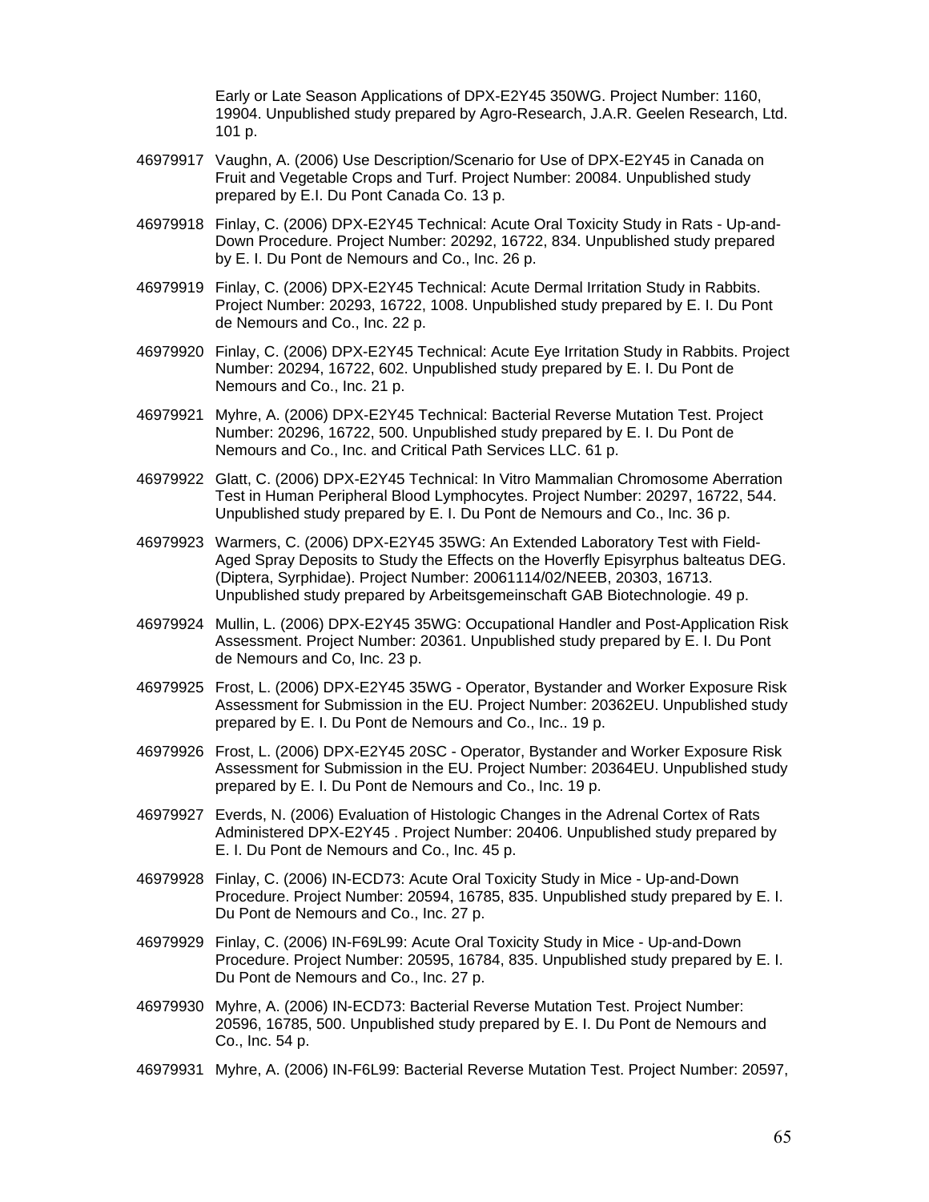Early or Late Season Applications of DPX-E2Y45 350WG. Project Number: 1160, 19904. Unpublished study prepared by Agro-Research, J.A.R. Geelen Research, Ltd. 101 p.

46979917 Vaughn, A. (2006) Use Description/Scenario for Use of DPX-E2Y45 in Canada on Fruit and Vegetable Crops and Turf. Project Number: 20084. Unpublished study prepared by E.I. Du Pont Canada Co. 13 p.

46979918 Finlay, C. (2006) DPX-E2Y45 Technical: Acute Oral Toxicity Study in Rats - Up-and-Down Procedure. Project Number: 20292, 16722, 834. Unpublished study prepared by E. I. Du Pont de Nemours and Co., Inc. 26 p.

46979919 Finlay, C. (2006) DPX-E2Y45 Technical: Acute Dermal Irritation Study in Rabbits. Project Number: 20293, 16722, 1008. Unpublished study prepared by E. I. Du Pont de Nemours and Co., Inc. 22 p.

46979920 Finlay, C. (2006) DPX-E2Y45 Technical: Acute Eye Irritation Study in Rabbits. Project Number: 20294, 16722, 602. Unpublished study prepared by E. I. Du Pont de Nemours and Co., Inc. 21 p.

46979921 Myhre, A. (2006) DPX-E2Y45 Technical: Bacterial Reverse Mutation Test. Project Number: 20296, 16722, 500. Unpublished study prepared by E. I. Du Pont de Nemours and Co., Inc. and Critical Path Services LLC. 61 p.

46979922 Glatt, C. (2006) DPX-E2Y45 Technical: In Vitro Mammalian Chromosome Aberration Test in Human Peripheral Blood Lymphocytes. Project Number: 20297, 16722, 544. Unpublished study prepared by E. I. Du Pont de Nemours and Co., Inc. 36 p.

46979923 Warmers, C. (2006) DPX-E2Y45 35WG: An Extended Laboratory Test with Field-Aged Spray Deposits to Study the Effects on the Hoverfly Episyrphus balteatus DEG. (Diptera, Syrphidae). Project Number: 20061114/02/NEEB, 20303, 16713. Unpublished study prepared by Arbeitsgemeinschaft GAB Biotechnologie. 49 p.

46979924 Mullin, L. (2006) DPX-E2Y45 35WG: Occupational Handler and Post-Application Risk Assessment. Project Number: 20361. Unpublished study prepared by E. I. Du Pont de Nemours and Co, Inc. 23 p.

46979925 Frost, L. (2006) DPX-E2Y45 35WG - Operator, Bystander and Worker Exposure Risk Assessment for Submission in the EU. Project Number: 20362EU. Unpublished study prepared by E. I. Du Pont de Nemours and Co., Inc.. 19 p.

46979926 Frost, L. (2006) DPX-E2Y45 20SC - Operator, Bystander and Worker Exposure Risk Assessment for Submission in the EU. Project Number: 20364EU. Unpublished study prepared by E. I. Du Pont de Nemours and Co., Inc. 19 p.

46979927 Everds, N. (2006) Evaluation of Histologic Changes in the Adrenal Cortex of Rats Administered DPX-E2Y45 . Project Number: 20406. Unpublished study prepared by E. I. Du Pont de Nemours and Co., Inc. 45 p.

46979928 Finlay, C. (2006) IN-ECD73: Acute Oral Toxicity Study in Mice - Up-and-Down Procedure. Project Number: 20594, 16785, 835. Unpublished study prepared by E. I. Du Pont de Nemours and Co., Inc. 27 p.

46979929 Finlay, C. (2006) IN-F69L99: Acute Oral Toxicity Study in Mice - Up-and-Down Procedure. Project Number: 20595, 16784, 835. Unpublished study prepared by E. I. Du Pont de Nemours and Co., Inc. 27 p.

46979930 Myhre, A. (2006) IN-ECD73: Bacterial Reverse Mutation Test. Project Number: 20596, 16785, 500. Unpublished study prepared by E. I. Du Pont de Nemours and Co., Inc. 54 p.

46979931 Myhre, A. (2006) IN-F6L99: Bacterial Reverse Mutation Test. Project Number: 20597,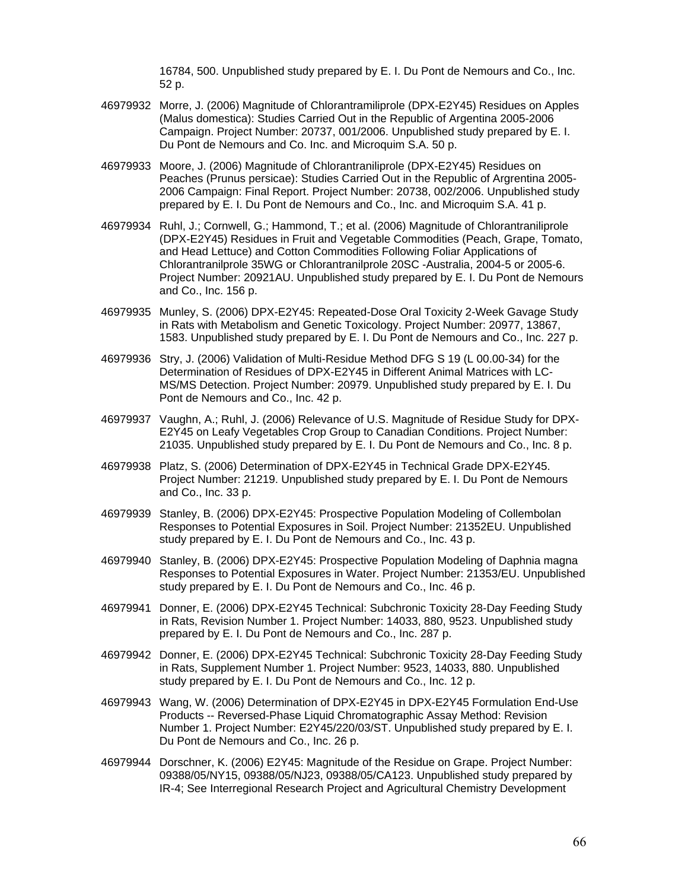16784, 500. Unpublished study prepared by E. I. Du Pont de Nemours and Co., Inc. 52 p.

46979932 Morre, J. (2006) Magnitude of Chlorantramiliprole (DPX-E2Y45) Residues on Apples (Malus domestica): Studies Carried Out in the Republic of Argentina 2005-2006 Campaign. Project Number: 20737, 001/2006. Unpublished study prepared by E. I. Du Pont de Nemours and Co. Inc. and Microquim S.A. 50 p.

46979933 Moore, J. (2006) Magnitude of Chlorantraniliprole (DPX-E2Y45) Residues on Peaches (Prunus persicae): Studies Carried Out in the Republic of Argrentina 2005-2006 Campaign: Final Report. Project Number: 20738, 002/2006. Unpublished study prepared by E. I. Du Pont de Nemours and Co., Inc. and Microquim S.A. 41 p.

46979934 Ruhl, J.; Cornwell, G.; Hammond, T.; et al. (2006) Magnitude of Chlorantraniliprole (DPX-E2Y45) Residues in Fruit and Vegetable Commodities (Peach, Grape, Tomato, and Head Lettuce) and Cotton Commodities Following Foliar Applications of Chlorantranilprole 35WG or Chlorantranilprole 20SC -Australia, 2004-5 or 2005-6. Project Number: 20921AU. Unpublished study prepared by E. I. Du Pont de Nemours and Co., Inc. 156 p.

46979935 Munley, S. (2006) DPX-E2Y45: Repeated-Dose Oral Toxicity 2-Week Gavage Study in Rats with Metabolism and Genetic Toxicology. Project Number: 20977, 13867, 1583. Unpublished study prepared by E. I. Du Pont de Nemours and Co., Inc. 227 p.

46979936 Stry, J. (2006) Validation of Multi-Residue Method DFG S 19 (L 00.00-34) for the Determination of Residues of DPX-E2Y45 in Different Animal Matrices with LC-MS/MS Detection. Project Number: 20979. Unpublished study prepared by E. I. Du Pont de Nemours and Co., Inc. 42 p.

46979937 Vaughn, A.; Ruhl, J. (2006) Relevance of U.S. Magnitude of Residue Study for DPX-E2Y45 on Leafy Vegetables Crop Group to Canadian Conditions. Project Number: 21035. Unpublished study prepared by E. I. Du Pont de Nemours and Co., Inc. 8 p.

46979938 Platz, S. (2006) Determination of DPX-E2Y45 in Technical Grade DPX-E2Y45. Project Number: 21219. Unpublished study prepared by E. I. Du Pont de Nemours and Co., Inc. 33 p.

46979939 Stanley, B. (2006) DPX-E2Y45: Prospective Population Modeling of Collembolan Responses to Potential Exposures in Soil. Project Number: 21352EU. Unpublished study prepared by E. I. Du Pont de Nemours and Co., Inc. 43 p.

46979940 Stanley, B. (2006) DPX-E2Y45: Prospective Population Modeling of Daphnia magna Responses to Potential Exposures in Water. Project Number: 21353/EU. Unpublished study prepared by E. I. Du Pont de Nemours and Co., Inc. 46 p.

46979941 Donner, E. (2006) DPX-E2Y45 Technical: Subchronic Toxicity 28-Day Feeding Study in Rats, Revision Number 1. Project Number: 14033, 880, 9523. Unpublished study prepared by E. I. Du Pont de Nemours and Co., Inc. 287 p.

46979942 Donner, E. (2006) DPX-E2Y45 Technical: Subchronic Toxicity 28-Day Feeding Study in Rats, Supplement Number 1. Project Number: 9523, 14033, 880. Unpublished study prepared by E. I. Du Pont de Nemours and Co., Inc. 12 p.

46979943 Wang, W. (2006) Determination of DPX-E2Y45 in DPX-E2Y45 Formulation End-Use Products -- Reversed-Phase Liquid Chromatographic Assay Method: Revision Number 1. Project Number: E2Y45/220/03/ST. Unpublished study prepared by E. I. Du Pont de Nemours and Co., Inc. 26 p.

46979944 Dorschner, K. (2006) E2Y45: Magnitude of the Residue on Grape. Project Number: 09388/05/NY15, 09388/05/NJ23, 09388/05/CA123. Unpublished study prepared by IR-4; See Interregional Research Project and Agricultural Chemistry Development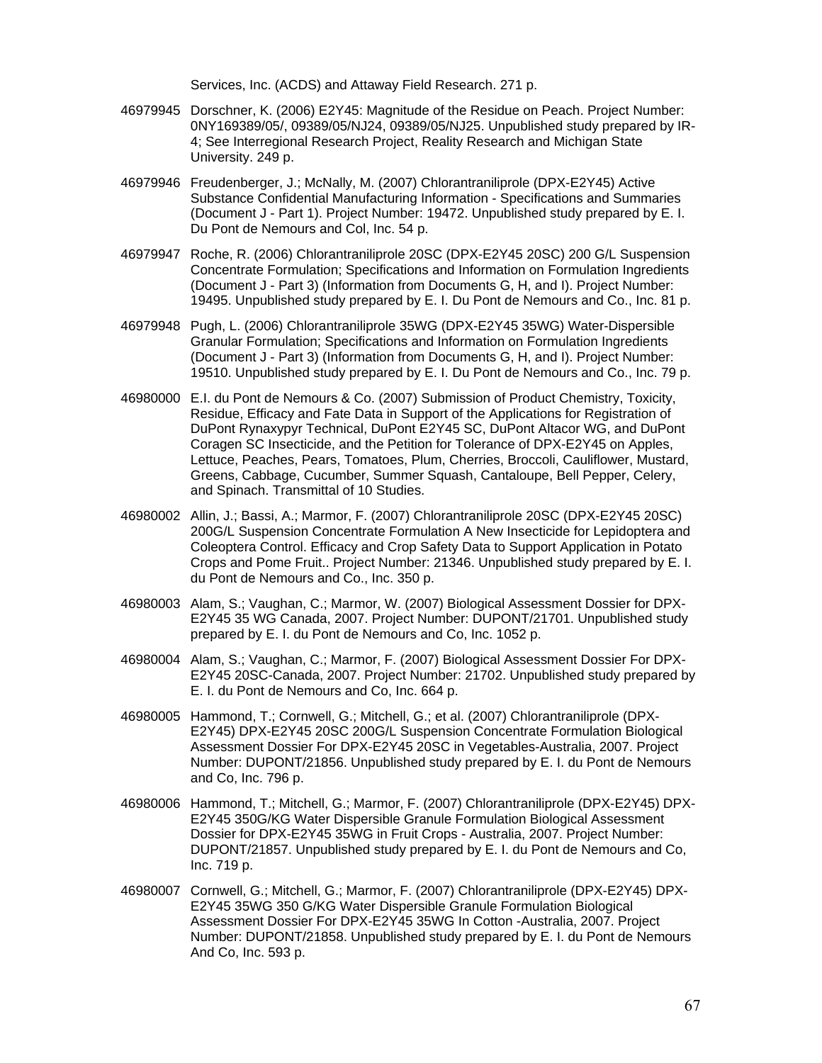Services, Inc. (ACDS) and Attaway Field Research. 271 p.

46979945 Dorschner, K. (2006) E2Y45: Magnitude of the Residue on Peach. Project Number: 0NY169389/05/, 09389/05/NJ24, 09389/05/NJ25. Unpublished study prepared by IR-4; See Interregional Research Project, Reality Research and Michigan State University. 249 p.

46979946 Freudenberger, J.; McNally, M. (2007) Chlorantraniliprole (DPX-E2Y45) Active Substance Confidential Manufacturing Information - Specifications and Summaries (Document J - Part 1). Project Number: 19472. Unpublished study prepared by E. I. Du Pont de Nemours and Col, Inc. 54 p.

46979947 Roche, R. (2006) Chlorantraniliprole 20SC (DPX-E2Y45 20SC) 200 G/L Suspension Concentrate Formulation; Specifications and Information on Formulation Ingredients (Document J - Part 3) (Information from Documents G, H, and I). Project Number: 19495. Unpublished study prepared by E. I. Du Pont de Nemours and Co., Inc. 81 p.

46979948 Pugh, L. (2006) Chlorantraniliprole 35WG (DPX-E2Y45 35WG) Water-Dispersible Granular Formulation; Specifications and Information on Formulation Ingredients (Document J - Part 3) (Information from Documents G, H, and I). Project Number: 19510. Unpublished study prepared by E. I. Du Pont de Nemours and Co., Inc. 79 p.

46980000 E.I. du Pont de Nemours & Co. (2007) Submission of Product Chemistry, Toxicity, Residue, Efficacy and Fate Data in Support of the Applications for Registration of DuPont Rynaxypyr Technical, DuPont E2Y45 SC, DuPont Altacor WG, and DuPont Coragen SC Insecticide, and the Petition for Tolerance of DPX-E2Y45 on Apples, Lettuce, Peaches, Pears, Tomatoes, Plum, Cherries, Broccoli, Cauliflower, Mustard, Greens, Cabbage, Cucumber, Summer Squash, Cantaloupe, Bell Pepper, Celery, and Spinach. Transmittal of 10 Studies.

46980002 Allin, J.; Bassi, A.; Marmor, F. (2007) Chlorantraniliprole 20SC (DPX-E2Y45 20SC) 200G/L Suspension Concentrate Formulation A New Insecticide for Lepidoptera and Coleoptera Control. Efficacy and Crop Safety Data to Support Application in Potato Crops and Pome Fruit.. Project Number: 21346. Unpublished study prepared by E. I. du Pont de Nemours and Co., Inc. 350 p.

46980003 Alam, S.; Vaughan, C.; Marmor, W. (2007) Biological Assessment Dossier for DPX-E2Y45 35 WG Canada, 2007. Project Number: DUPONT/21701. Unpublished study prepared by E. I. du Pont de Nemours and Co, Inc. 1052 p.

46980004 Alam, S.; Vaughan, C.; Marmor, F. (2007) Biological Assessment Dossier For DPX-E2Y45 20SC-Canada, 2007. Project Number: 21702. Unpublished study prepared by E. I. du Pont de Nemours and Co, Inc. 664 p.

46980005 Hammond, T.; Cornwell, G.; Mitchell, G.; et al. (2007) Chlorantraniliprole (DPX-E2Y45) DPX-E2Y45 20SC 200G/L Suspension Concentrate Formulation Biological Assessment Dossier For DPX-E2Y45 20SC in Vegetables-Australia, 2007. Project Number: DUPONT/21856. Unpublished study prepared by E. I. du Pont de Nemours and Co, Inc. 796 p.

46980006 Hammond, T.; Mitchell, G.; Marmor, F. (2007) Chlorantraniliprole (DPX-E2Y45) DPX-E2Y45 350G/KG Water Dispersible Granule Formulation Biological Assessment Dossier for DPX-E2Y45 35WG in Fruit Crops - Australia, 2007. Project Number: DUPONT/21857. Unpublished study prepared by E. I. du Pont de Nemours and Co, Inc. 719 p.

46980007 Cornwell, G.; Mitchell, G.; Marmor, F. (2007) Chlorantraniliprole (DPX-E2Y45) DPX-E2Y45 35WG 350 G/KG Water Dispersible Granule Formulation Biological Assessment Dossier For DPX-E2Y45 35WG In Cotton -Australia, 2007. Project Number: DUPONT/21858. Unpublished study prepared by E. I. du Pont de Nemours And Co, Inc. 593 p.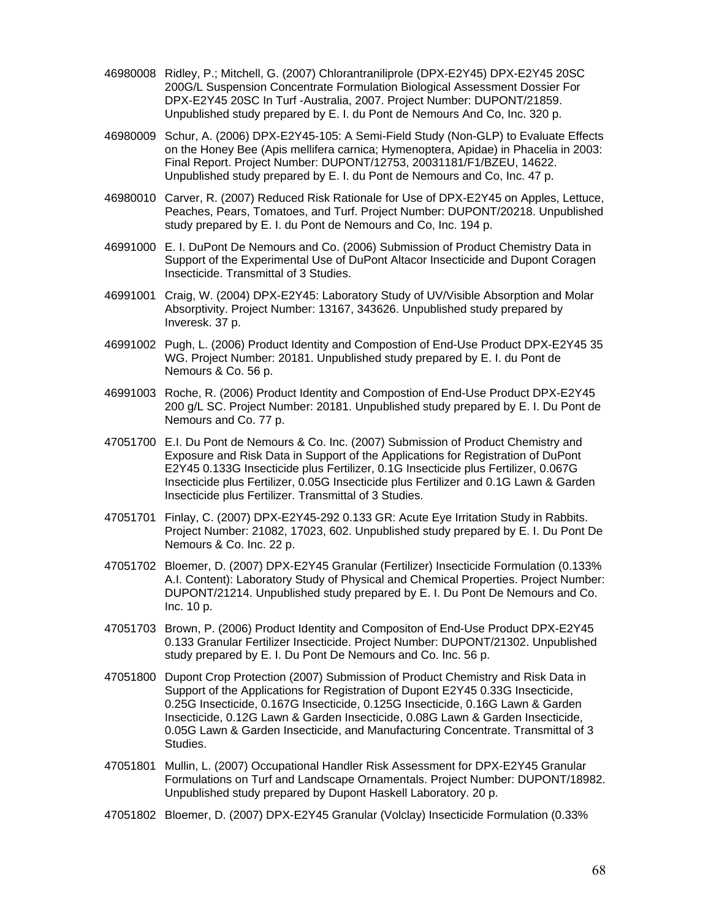46980008 Ridley, P.; Mitchell, G. (2007) Chlorantraniliprole (DPX-E2Y45) DPX-E2Y45 20SC 200G/L Suspension Concentrate Formulation Biological Assessment Dossier For DPX-E2Y45 20SC In Turf -Australia, 2007. Project Number: DUPONT/21859. Unpublished study prepared by E. I. du Pont de Nemours And Co, Inc. 320 p.

46980009 Schur, A. (2006) DPX-E2Y45-105: A Semi-Field Study (Non-GLP) to Evaluate Effects on the Honey Bee (Apis mellifera carnica; Hymenoptera, Apidae) in Phacelia in 2003: Final Report. Project Number: DUPONT/12753, 20031181/F1/BZEU, 14622. Unpublished study prepared by E. I. du Pont de Nemours and Co, Inc. 47 p.

46980010 Carver, R. (2007) Reduced Risk Rationale for Use of DPX-E2Y45 on Apples, Lettuce, Peaches, Pears, Tomatoes, and Turf. Project Number: DUPONT/20218. Unpublished study prepared by E. I. du Pont de Nemours and Co, Inc. 194 p.

46991000 E. I. DuPont De Nemours and Co. (2006) Submission of Product Chemistry Data in Support of the Experimental Use of DuPont Altacor Insecticide and Dupont Coragen Insecticide. Transmittal of 3 Studies.

46991001 Craig, W. (2004) DPX-E2Y45: Laboratory Study of UV/Visible Absorption and Molar Absorptivity. Project Number: 13167, 343626. Unpublished study prepared by Inveresk. 37 p.

46991002 Pugh, L. (2006) Product Identity and Compostion of End-Use Product DPX-E2Y45 35 WG. Project Number: 20181. Unpublished study prepared by E. I. du Pont de Nemours & Co. 56 p.

46991003 Roche, R. (2006) Product Identity and Compostion of End-Use Product DPX-E2Y45 200 g/L SC. Project Number: 20181. Unpublished study prepared by E. I. Du Pont de Nemours and Co. 77 p.

47051700 E.I. Du Pont de Nemours & Co. Inc. (2007) Submission of Product Chemistry and Exposure and Risk Data in Support of the Applications for Registration of DuPont E2Y45 0.133G Insecticide plus Fertilizer, 0.1G Insecticide plus Fertilizer, 0.067G Insecticide plus Fertilizer, 0.05G Insecticide plus Fertilizer and 0.1G Lawn & Garden Insecticide plus Fertilizer. Transmittal of 3 Studies.

47051701 Finlay, C. (2007) DPX-E2Y45-292 0.133 GR: Acute Eye Irritation Study in Rabbits. Project Number: 21082, 17023, 602. Unpublished study prepared by E. I. Du Pont De Nemours & Co. Inc. 22 p.

47051702 Bloemer, D. (2007) DPX-E2Y45 Granular (Fertilizer) Insecticide Formulation (0.133% A.I. Content): Laboratory Study of Physical and Chemical Properties. Project Number: DUPONT/21214. Unpublished study prepared by E. I. Du Pont De Nemours and Co. Inc. 10 p.

47051703 Brown, P. (2006) Product Identity and Compositon of End-Use Product DPX-E2Y45 0.133 Granular Fertilizer Insecticide. Project Number: DUPONT/21302. Unpublished study prepared by E. I. Du Pont De Nemours and Co. Inc. 56 p.

47051800 Dupont Crop Protection (2007) Submission of Product Chemistry and Risk Data in Support of the Applications for Registration of Dupont E2Y45 0.33G Insecticide, 0.25G Insecticide, 0.167G Insecticide, 0.125G Insecticide, 0.16G Lawn & Garden Insecticide, 0.12G Lawn & Garden Insecticide, 0.08G Lawn & Garden Insecticide, 0.05G Lawn & Garden Insecticide, and Manufacturing Concentrate. Transmittal of 3 Studies.

47051801 Mullin, L. (2007) Occupational Handler Risk Assessment for DPX-E2Y45 Granular Formulations on Turf and Landscape Ornamentals. Project Number: DUPONT/18982. Unpublished study prepared by Dupont Haskell Laboratory. 20 p.

47051802 Bloemer, D. (2007) DPX-E2Y45 Granular (Volclay) Insecticide Formulation (0.33%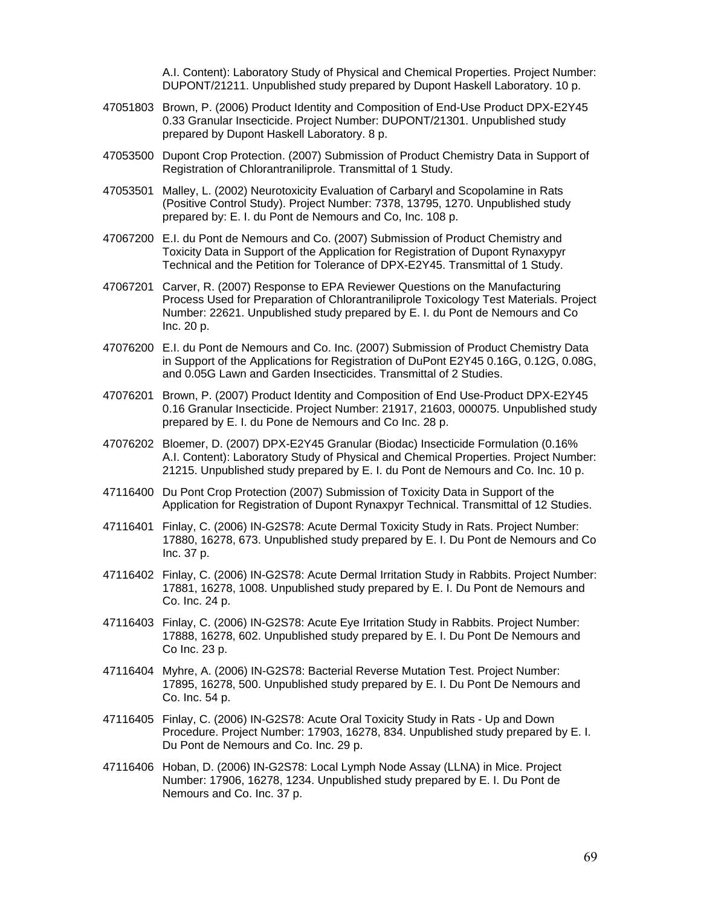A.I. Content): Laboratory Study of Physical and Chemical Properties. Project Number: DUPONT/21211. Unpublished study prepared by Dupont Haskell Laboratory. 10 p.

47051803 Brown, P. (2006) Product Identity and Composition of End-Use Product DPX-E2Y45 0.33 Granular Insecticide. Project Number: DUPONT/21301. Unpublished study prepared by Dupont Haskell Laboratory. 8 p.

47053500 Dupont Crop Protection. (2007) Submission of Product Chemistry Data in Support of Registration of Chlorantraniliprole. Transmittal of 1 Study.

47053501 Malley, L. (2002) Neurotoxicity Evaluation of Carbaryl and Scopolamine in Rats (Positive Control Study). Project Number: 7378, 13795, 1270. Unpublished study prepared by: E. I. du Pont de Nemours and Co, Inc. 108 p.

47067200 E.I. du Pont de Nemours and Co. (2007) Submission of Product Chemistry and Toxicity Data in Support of the Application for Registration of Dupont Rynaxypyr Technical and the Petition for Tolerance of DPX-E2Y45. Transmittal of 1 Study.

47067201 Carver, R. (2007) Response to EPA Reviewer Questions on the Manufacturing Process Used for Preparation of Chlorantraniliprole Toxicology Test Materials. Project Number: 22621. Unpublished study prepared by E. I. du Pont de Nemours and Co Inc. 20 p.

47076200 E.I. du Pont de Nemours and Co. Inc. (2007) Submission of Product Chemistry Data in Support of the Applications for Registration of DuPont E2Y45 0.16G, 0.12G, 0.08G, and 0.05G Lawn and Garden Insecticides. Transmittal of 2 Studies.

47076201 Brown, P. (2007) Product Identity and Composition of End Use-Product DPX-E2Y45 0.16 Granular Insecticide. Project Number: 21917, 21603, 000075. Unpublished study prepared by E. I. du Pone de Nemours and Co Inc. 28 p.

47076202 Bloemer, D. (2007) DPX-E2Y45 Granular (Biodac) Insecticide Formulation (0.16% A.I. Content): Laboratory Study of Physical and Chemical Properties. Project Number: 21215. Unpublished study prepared by E. I. du Pont de Nemours and Co. Inc. 10 p.

47116400 Du Pont Crop Protection (2007) Submission of Toxicity Data in Support of the Application for Registration of Dupont Rynaxpyr Technical. Transmittal of 12 Studies.

47116401 Finlay, C. (2006) IN-G2S78: Acute Dermal Toxicity Study in Rats. Project Number: 17880, 16278, 673. Unpublished study prepared by E. I. Du Pont de Nemours and Co Inc. 37 p.

47116402 Finlay, C. (2006) IN-G2S78: Acute Dermal Irritation Study in Rabbits. Project Number: 17881, 16278, 1008. Unpublished study prepared by E. I. Du Pont de Nemours and Co. Inc. 24 p.

47116403 Finlay, C. (2006) IN-G2S78: Acute Eye Irritation Study in Rabbits. Project Number: 17888, 16278, 602. Unpublished study prepared by E. I. Du Pont De Nemours and Co Inc. 23 p.

47116404 Myhre, A. (2006) IN-G2S78: Bacterial Reverse Mutation Test. Project Number: 17895, 16278, 500. Unpublished study prepared by E. I. Du Pont De Nemours and Co. Inc. 54 p.

47116405 Finlay, C. (2006) IN-G2S78: Acute Oral Toxicity Study in Rats - Up and Down Procedure. Project Number: 17903, 16278, 834. Unpublished study prepared by E. I. Du Pont de Nemours and Co. Inc. 29 p.

47116406 Hoban, D. (2006) IN-G2S78: Local Lymph Node Assay (LLNA) in Mice. Project Number: 17906, 16278, 1234. Unpublished study prepared by E. I. Du Pont de Nemours and Co. Inc. 37 p.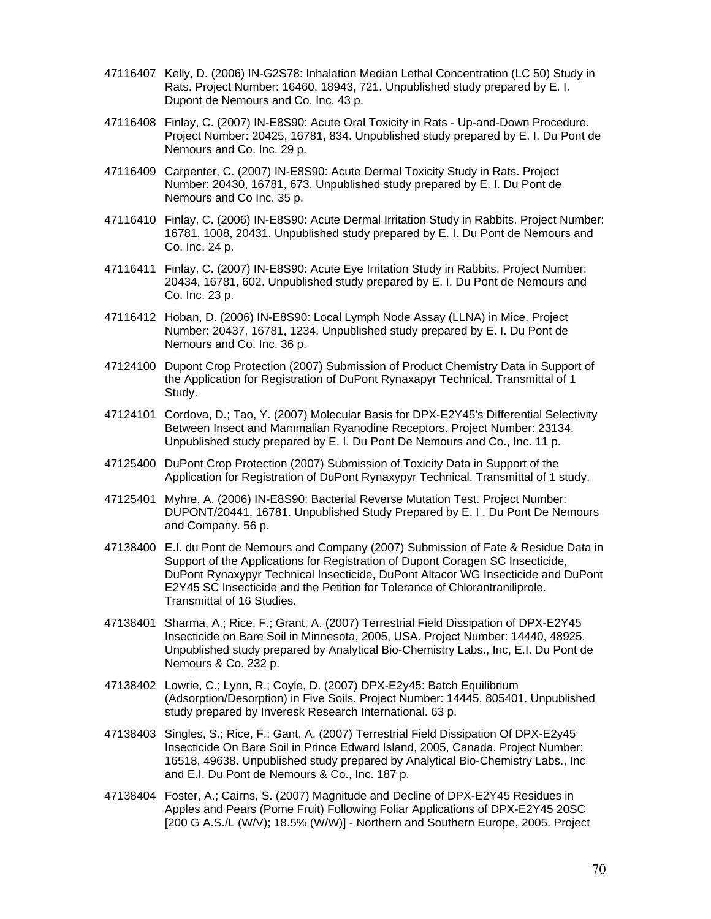47116407 Kelly, D. (2006) IN-G2S78: Inhalation Median Lethal Concentration (LC 50) Study in Rats. Project Number: 16460, 18943, 721. Unpublished study prepared by E. I. Dupont de Nemours and Co. Inc. 43 p.

47116408 Finlay, C. (2007) IN-E8S90: Acute Oral Toxicity in Rats - Up-and-Down Procedure. Project Number: 20425, 16781, 834. Unpublished study prepared by E. I. Du Pont de Nemours and Co. Inc. 29 p.

47116409 Carpenter, C. (2007) IN-E8S90: Acute Dermal Toxicity Study in Rats. Project Number: 20430, 16781, 673. Unpublished study prepared by E. I. Du Pont de Nemours and Co Inc. 35 p.

47116410 Finlay, C. (2006) IN-E8S90: Acute Dermal Irritation Study in Rabbits. Project Number: 16781, 1008, 20431. Unpublished study prepared by E. I. Du Pont de Nemours and Co. Inc. 24 p.

47116411 Finlay, C. (2007) IN-E8S90: Acute Eye Irritation Study in Rabbits. Project Number: 20434, 16781, 602. Unpublished study prepared by E. I. Du Pont de Nemours and Co. Inc. 23 p.

47116412 Hoban, D. (2006) IN-E8S90: Local Lymph Node Assay (LLNA) in Mice. Project Number: 20437, 16781, 1234. Unpublished study prepared by E. I. Du Pont de Nemours and Co. Inc. 36 p.

47124100 Dupont Crop Protection (2007) Submission of Product Chemistry Data in Support of the Application for Registration of DuPont Rynaxapyr Technical. Transmittal of 1 Study.

47124101 Cordova, D.; Tao, Y. (2007) Molecular Basis for DPX-E2Y45's Differential Selectivity Between Insect and Mammalian Ryanodine Receptors. Project Number: 23134. Unpublished study prepared by E. I. Du Pont De Nemours and Co., Inc. 11 p.

47125400 DuPont Crop Protection (2007) Submission of Toxicity Data in Support of the Application for Registration of DuPont Rynaxypyr Technical. Transmittal of 1 study.

47125401 Myhre, A. (2006) IN-E8S90: Bacterial Reverse Mutation Test. Project Number: DUPONT/20441, 16781. Unpublished Study Prepared by E. I . Du Pont De Nemours and Company. 56 p.

47138400 E.I. du Pont de Nemours and Company (2007) Submission of Fate & Residue Data in Support of the Applications for Registration of Dupont Coragen SC Insecticide, DuPont Rynaxypyr Technical Insecticide, DuPont Altacor WG Insecticide and DuPont E2Y45 SC Insecticide and the Petition for Tolerance of Chlorantraniliprole. Transmittal of 16 Studies.

47138401 Sharma, A.; Rice, F.; Grant, A. (2007) Terrestrial Field Dissipation of DPX-E2Y45 Insecticide on Bare Soil in Minnesota, 2005, USA. Project Number: 14440, 48925. Unpublished study prepared by Analytical Bio-Chemistry Labs., Inc, E.I. Du Pont de Nemours & Co. 232 p.

47138402 Lowrie, C.; Lynn, R.; Coyle, D. (2007) DPX-E2y45: Batch Equilibrium (Adsorption/Desorption) in Five Soils. Project Number: 14445, 805401. Unpublished study prepared by Inveresk Research International. 63 p.

47138403 Singles, S.; Rice, F.; Gant, A. (2007) Terrestrial Field Dissipation Of DPX-E2y45 Insecticide On Bare Soil in Prince Edward Island, 2005, Canada. Project Number: 16518, 49638. Unpublished study prepared by Analytical Bio-Chemistry Labs., Inc and E.I. Du Pont de Nemours & Co., Inc. 187 p.

47138404 Foster, A.; Cairns, S. (2007) Magnitude and Decline of DPX-E2Y45 Residues in Apples and Pears (Pome Fruit) Following Foliar Applications of DPX-E2Y45 20SC [200 G A.S./L (W/V); 18.5% (W/W)] - Northern and Southern Europe, 2005. Project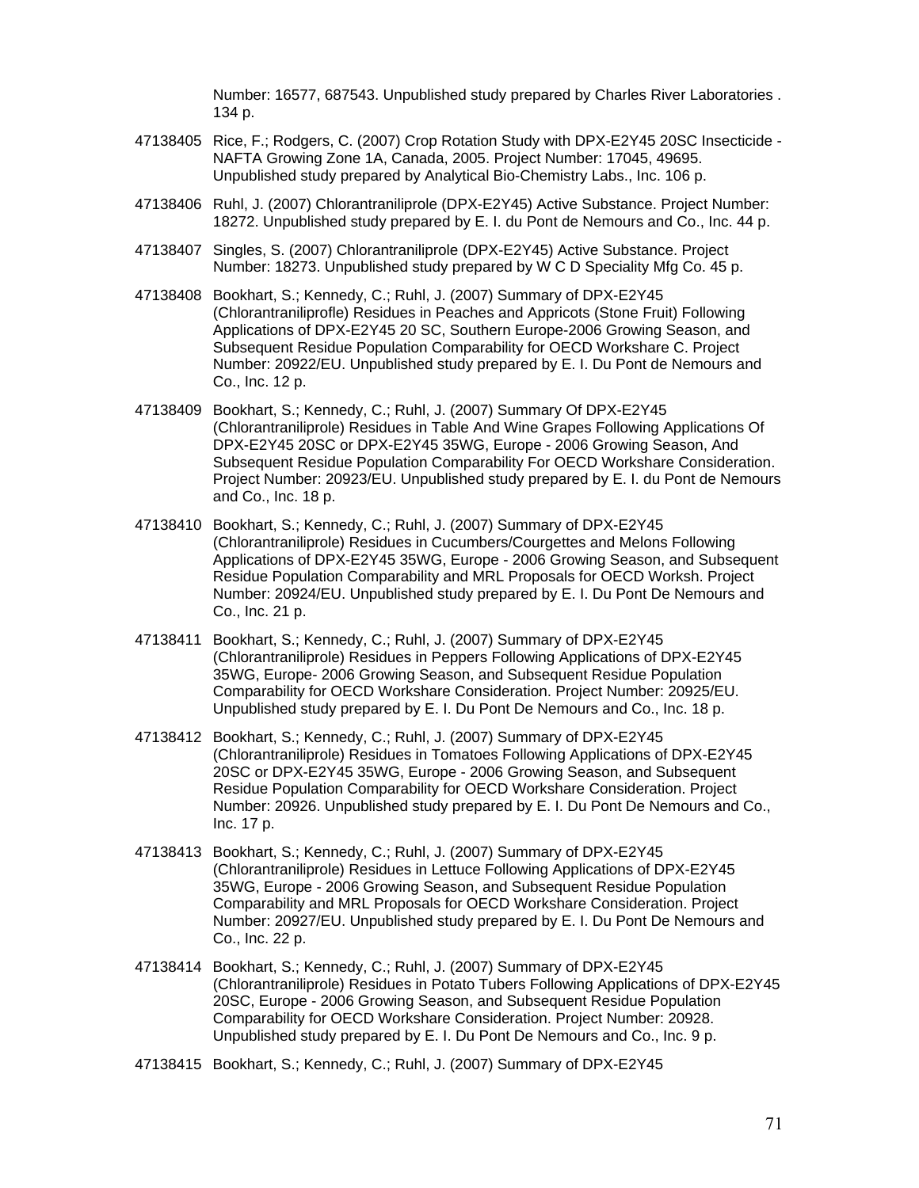Number: 16577, 687543. Unpublished study prepared by Charles River Laboratories . 134 p.

47138405 Rice, F.; Rodgers, C. (2007) Crop Rotation Study with DPX-E2Y45 20SC Insecticide - NAFTA Growing Zone 1A, Canada, 2005. Project Number: 17045, 49695. Unpublished study prepared by Analytical Bio-Chemistry Labs., Inc. 106 p.

47138406 Ruhl, J. (2007) Chlorantraniliprole (DPX-E2Y45) Active Substance. Project Number: 18272. Unpublished study prepared by E. I. du Pont de Nemours and Co., Inc. 44 p.

47138407 Singles, S. (2007) Chlorantraniliprole (DPX-E2Y45) Active Substance. Project Number: 18273. Unpublished study prepared by W C D Speciality Mfg Co. 45 p.

47138408 Bookhart, S.; Kennedy, C.; Ruhl, J. (2007) Summary of DPX-E2Y45 (Chlorantraniliprofle) Residues in Peaches and Appricots (Stone Fruit) Following Applications of DPX-E2Y45 20 SC, Southern Europe-2006 Growing Season, and Subsequent Residue Population Comparability for OECD Workshare C. Project Number: 20922/EU. Unpublished study prepared by E. I. Du Pont de Nemours and Co., Inc. 12 p.

47138409 Bookhart, S.; Kennedy, C.; Ruhl, J. (2007) Summary Of DPX-E2Y45 (Chlorantraniliprole) Residues in Table And Wine Grapes Following Applications Of DPX-E2Y45 20SC or DPX-E2Y45 35WG, Europe - 2006 Growing Season, And Subsequent Residue Population Comparability For OECD Workshare Consideration. Project Number: 20923/EU. Unpublished study prepared by E. I. du Pont de Nemours and Co., Inc. 18 p.

47138410 Bookhart, S.; Kennedy, C.; Ruhl, J. (2007) Summary of DPX-E2Y45 (Chlorantraniliprole) Residues in Cucumbers/Courgettes and Melons Following Applications of DPX-E2Y45 35WG, Europe - 2006 Growing Season, and Subsequent Residue Population Comparability and MRL Proposals for OECD Worksh. Project Number: 20924/EU. Unpublished study prepared by E. I. Du Pont De Nemours and Co., Inc. 21 p.

47138411 Bookhart, S.; Kennedy, C.; Ruhl, J. (2007) Summary of DPX-E2Y45 (Chlorantraniliprole) Residues in Peppers Following Applications of DPX-E2Y45 35WG, Europe- 2006 Growing Season, and Subsequent Residue Population Comparability for OECD Workshare Consideration. Project Number: 20925/EU. Unpublished study prepared by E. I. Du Pont De Nemours and Co., Inc. 18 p.

47138412 Bookhart, S.; Kennedy, C.; Ruhl, J. (2007) Summary of DPX-E2Y45 (Chlorantraniliprole) Residues in Tomatoes Following Applications of DPX-E2Y45 20SC or DPX-E2Y45 35WG, Europe - 2006 Growing Season, and Subsequent Residue Population Comparability for OECD Workshare Consideration. Project Number: 20926. Unpublished study prepared by E. I. Du Pont De Nemours and Co., Inc. 17 p.

47138413 Bookhart, S.; Kennedy, C.; Ruhl, J. (2007) Summary of DPX-E2Y45 (Chlorantraniliprole) Residues in Lettuce Following Applications of DPX-E2Y45 35WG, Europe - 2006 Growing Season, and Subsequent Residue Population Comparability and MRL Proposals for OECD Workshare Consideration. Project Number: 20927/EU. Unpublished study prepared by E. I. Du Pont De Nemours and Co., Inc. 22 p.

47138414 Bookhart, S.; Kennedy, C.; Ruhl, J. (2007) Summary of DPX-E2Y45 (Chlorantraniliprole) Residues in Potato Tubers Following Applications of DPX-E2Y45 20SC, Europe - 2006 Growing Season, and Subsequent Residue Population Comparability for OECD Workshare Consideration. Project Number: 20928. Unpublished study prepared by E. I. Du Pont De Nemours and Co., Inc. 9 p.

47138415 Bookhart, S.; Kennedy, C.; Ruhl, J. (2007) Summary of DPX-E2Y45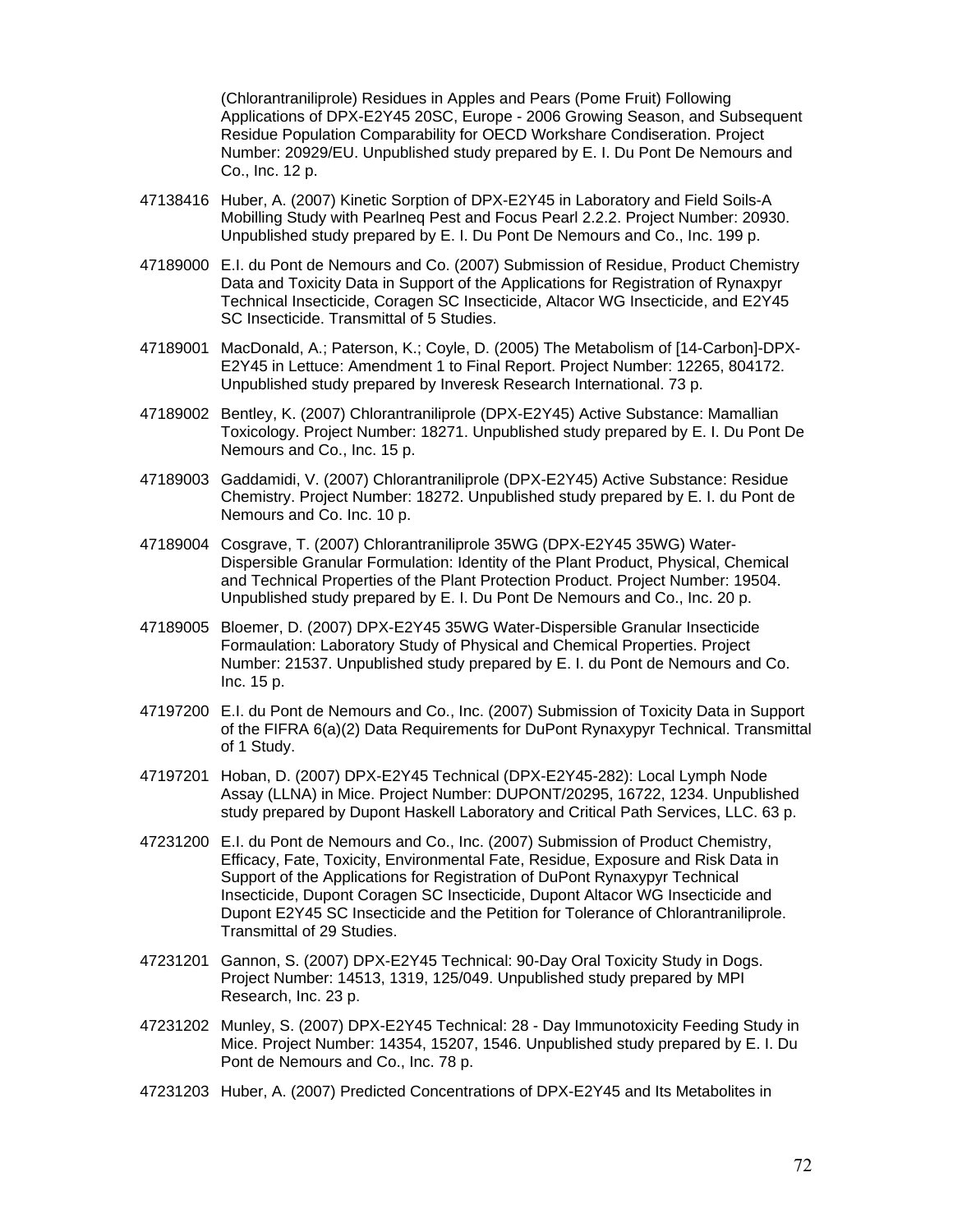(Chlorantraniliprole) Residues in Apples and Pears (Pome Fruit) Following Applications of DPX-E2Y45 20SC, Europe - 2006 Growing Season, and Subsequent Residue Population Comparability for OECD Workshare Condiseration. Project Number: 20929/EU. Unpublished study prepared by E. I. Du Pont De Nemours and Co., Inc. 12 p.

47138416 Huber, A. (2007) Kinetic Sorption of DPX-E2Y45 in Laboratory and Field Soils-A Mobilling Study with Pearlneq Pest and Focus Pearl 2.2.2. Project Number: 20930. Unpublished study prepared by E. I. Du Pont De Nemours and Co., Inc. 199 p.

47189000 E.I. du Pont de Nemours and Co. (2007) Submission of Residue, Product Chemistry Data and Toxicity Data in Support of the Applications for Registration of Rynaxpyr Technical Insecticide, Coragen SC Insecticide, Altacor WG Insecticide, and E2Y45 SC Insecticide. Transmittal of 5 Studies.

47189001 MacDonald, A.; Paterson, K.; Coyle, D. (2005) The Metabolism of [14-Carbon]-DPX-E2Y45 in Lettuce: Amendment 1 to Final Report. Project Number: 12265, 804172. Unpublished study prepared by Inveresk Research International. 73 p.

47189002 Bentley, K. (2007) Chlorantraniliprole (DPX-E2Y45) Active Substance: Mamallian Toxicology. Project Number: 18271. Unpublished study prepared by E. I. Du Pont De Nemours and Co., Inc. 15 p.

47189003 Gaddamidi, V. (2007) Chlorantraniliprole (DPX-E2Y45) Active Substance: Residue Chemistry. Project Number: 18272. Unpublished study prepared by E. I. du Pont de Nemours and Co. Inc. 10 p.

47189004 Cosgrave, T. (2007) Chlorantraniliprole 35WG (DPX-E2Y45 35WG) Water-Dispersible Granular Formulation: Identity of the Plant Product, Physical, Chemical and Technical Properties of the Plant Protection Product. Project Number: 19504. Unpublished study prepared by E. I. Du Pont De Nemours and Co., Inc. 20 p.

47189005 Bloemer, D. (2007) DPX-E2Y45 35WG Water-Dispersible Granular Insecticide Formaulation: Laboratory Study of Physical and Chemical Properties. Project Number: 21537. Unpublished study prepared by E. I. du Pont de Nemours and Co. Inc. 15 p.

47197200 E.I. du Pont de Nemours and Co., Inc. (2007) Submission of Toxicity Data in Support of the FIFRA 6(a)(2) Data Requirements for DuPont Rynaxypyr Technical. Transmittal of 1 Study.

47197201 Hoban, D. (2007) DPX-E2Y45 Technical (DPX-E2Y45-282): Local Lymph Node Assay (LLNA) in Mice. Project Number: DUPONT/20295, 16722, 1234. Unpublished study prepared by Dupont Haskell Laboratory and Critical Path Services, LLC. 63 p.

47231200 E.I. du Pont de Nemours and Co., Inc. (2007) Submission of Product Chemistry, Efficacy, Fate, Toxicity, Environmental Fate, Residue, Exposure and Risk Data in Support of the Applications for Registration of DuPont Rynaxypyr Technical Insecticide, Dupont Coragen SC Insecticide, Dupont Altacor WG Insecticide and Dupont E2Y45 SC Insecticide and the Petition for Tolerance of Chlorantraniliprole. Transmittal of 29 Studies.

47231201 Gannon, S. (2007) DPX-E2Y45 Technical: 90-Day Oral Toxicity Study in Dogs. Project Number: 14513, 1319, 125/049. Unpublished study prepared by MPI Research, Inc. 23 p.

47231202 Munley, S. (2007) DPX-E2Y45 Technical: 28 - Day Immunotoxicity Feeding Study in Mice. Project Number: 14354, 15207, 1546. Unpublished study prepared by E. I. Du Pont de Nemours and Co., Inc. 78 p.

47231203 Huber, A. (2007) Predicted Concentrations of DPX-E2Y45 and Its Metabolites in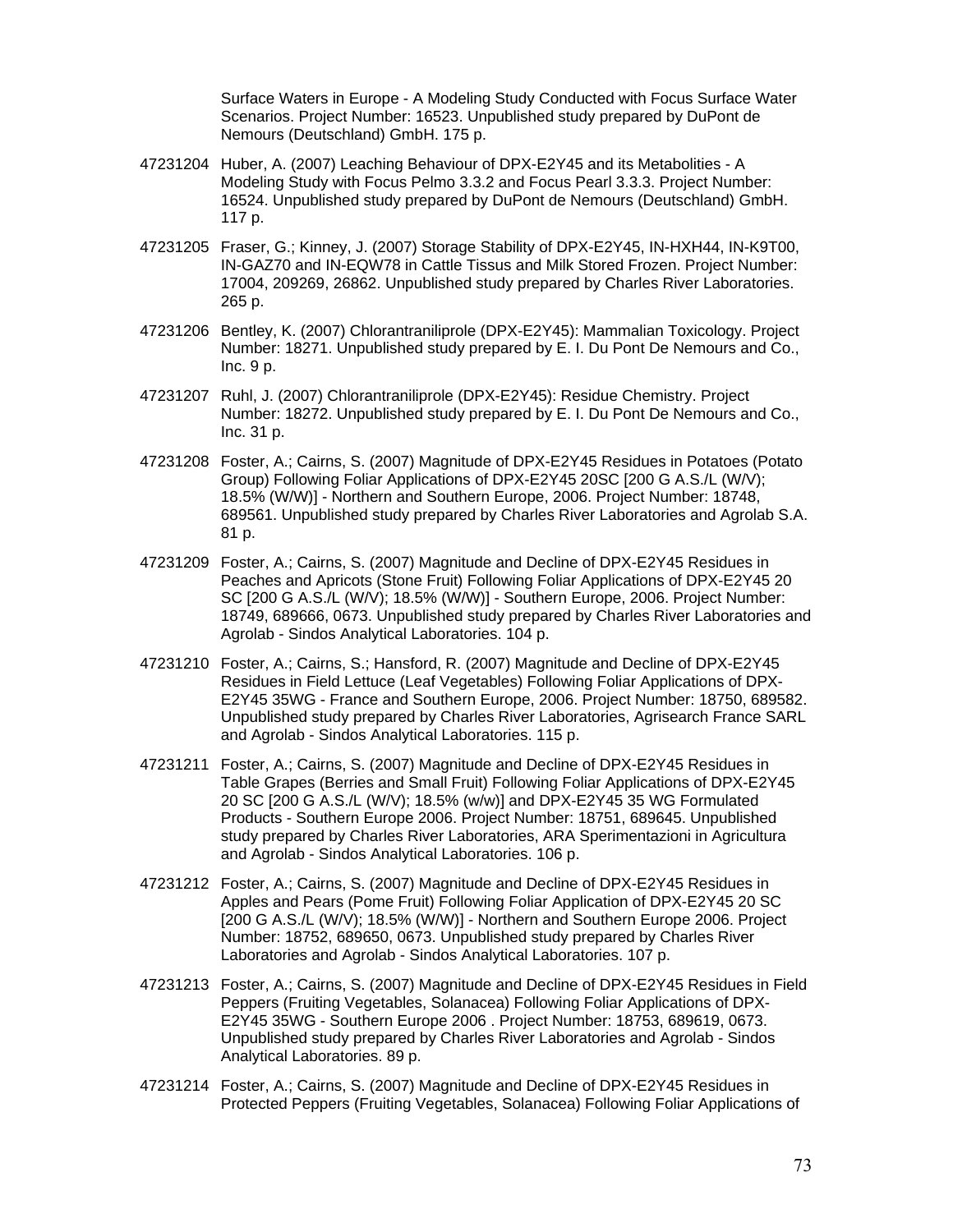Surface Waters in Europe - A Modeling Study Conducted with Focus Surface Water Scenarios. Project Number: 16523. Unpublished study prepared by DuPont de Nemours (Deutschland) GmbH. 175 p.

47231204 Huber, A. (2007) Leaching Behaviour of DPX-E2Y45 and its Metabolities - A Modeling Study with Focus Pelmo 3.3.2 and Focus Pearl 3.3.3. Project Number: 16524. Unpublished study prepared by DuPont de Nemours (Deutschland) GmbH. 117 p.

47231205 Fraser, G.; Kinney, J. (2007) Storage Stability of DPX-E2Y45, IN-HXH44, IN-K9T00, IN-GAZ70 and IN-EQW78 in Cattle Tissus and Milk Stored Frozen. Project Number: 17004, 209269, 26862. Unpublished study prepared by Charles River Laboratories. 265 p.

47231206 Bentley, K. (2007) Chlorantraniliprole (DPX-E2Y45): Mammalian Toxicology. Project Number: 18271. Unpublished study prepared by E. I. Du Pont De Nemours and Co., Inc. 9 p.

47231207 Ruhl, J. (2007) Chlorantraniliprole (DPX-E2Y45): Residue Chemistry. Project Number: 18272. Unpublished study prepared by E. I. Du Pont De Nemours and Co., Inc. 31 p.

47231208 Foster, A.; Cairns, S. (2007) Magnitude of DPX-E2Y45 Residues in Potatoes (Potato Group) Following Foliar Applications of DPX-E2Y45 20SC [200 G A.S./L (W/V); 18.5% (W/W)] - Northern and Southern Europe, 2006. Project Number: 18748, 689561. Unpublished study prepared by Charles River Laboratories and Agrolab S.A. 81 p.

47231209 Foster, A.; Cairns, S. (2007) Magnitude and Decline of DPX-E2Y45 Residues in Peaches and Apricots (Stone Fruit) Following Foliar Applications of DPX-E2Y45 20 SC [200 G A.S./L (W/V); 18.5% (W/W)] - Southern Europe, 2006. Project Number: 18749, 689666, 0673. Unpublished study prepared by Charles River Laboratories and Agrolab - Sindos Analytical Laboratories. 104 p.

47231210 Foster, A.; Cairns, S.; Hansford, R. (2007) Magnitude and Decline of DPX-E2Y45 Residues in Field Lettuce (Leaf Vegetables) Following Foliar Applications of DPX-E2Y45 35WG - France and Southern Europe, 2006. Project Number: 18750, 689582. Unpublished study prepared by Charles River Laboratories, Agrisearch France SARL and Agrolab - Sindos Analytical Laboratories. 115 p.

47231211 Foster, A.; Cairns, S. (2007) Magnitude and Decline of DPX-E2Y45 Residues in Table Grapes (Berries and Small Fruit) Following Foliar Applications of DPX-E2Y45 20 SC [200 G A.S./L (W/V); 18.5% (w/w)] and DPX-E2Y45 35 WG Formulated Products - Southern Europe 2006. Project Number: 18751, 689645. Unpublished study prepared by Charles River Laboratories, ARA Sperimentazioni in Agricultura and Agrolab - Sindos Analytical Laboratories. 106 p.

47231212 Foster, A.; Cairns, S. (2007) Magnitude and Decline of DPX-E2Y45 Residues in Apples and Pears (Pome Fruit) Following Foliar Application of DPX-E2Y45 20 SC [200 G A.S./L (W/V); 18.5% (W/W)] - Northern and Southern Europe 2006. Project Number: 18752, 689650, 0673. Unpublished study prepared by Charles River Laboratories and Agrolab - Sindos Analytical Laboratories. 107 p.

47231213 Foster, A.; Cairns, S. (2007) Magnitude and Decline of DPX-E2Y45 Residues in Field Peppers (Fruiting Vegetables, Solanacea) Following Foliar Applications of DPX-E2Y45 35WG - Southern Europe 2006 . Project Number: 18753, 689619, 0673. Unpublished study prepared by Charles River Laboratories and Agrolab - Sindos Analytical Laboratories. 89 p.

47231214 Foster, A.; Cairns, S. (2007) Magnitude and Decline of DPX-E2Y45 Residues in Protected Peppers (Fruiting Vegetables, Solanacea) Following Foliar Applications of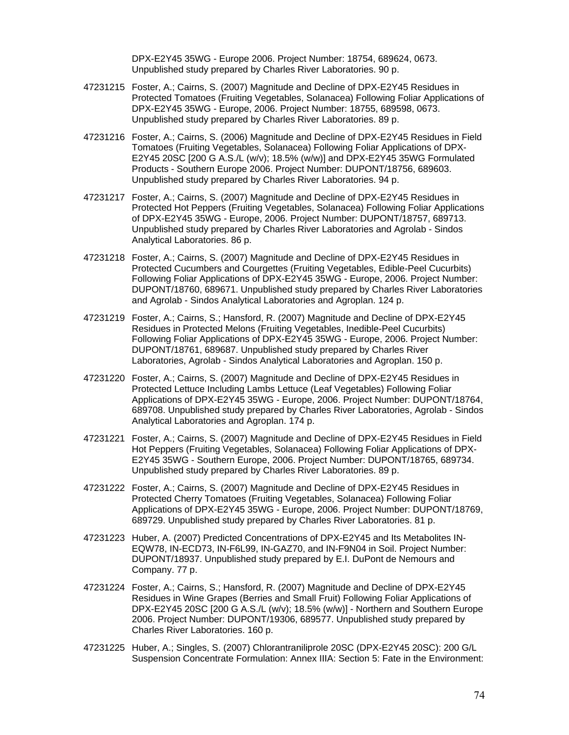DPX-E2Y45 35WG - Europe 2006. Project Number: 18754, 689624, 0673. Unpublished study prepared by Charles River Laboratories. 90 p.

47231215 Foster, A.; Cairns, S. (2007) Magnitude and Decline of DPX-E2Y45 Residues in Protected Tomatoes (Fruiting Vegetables, Solanacea) Following Foliar Applications of DPX-E2Y45 35WG - Europe, 2006. Project Number: 18755, 689598, 0673. Unpublished study prepared by Charles River Laboratories. 89 p.

47231216 Foster, A.; Cairns, S. (2006) Magnitude and Decline of DPX-E2Y45 Residues in Field Tomatoes (Fruiting Vegetables, Solanacea) Following Foliar Applications of DPX-E2Y45 20SC [200 G A.S./L (w/v); 18.5% (w/w)] and DPX-E2Y45 35WG Formulated Products - Southern Europe 2006. Project Number: DUPONT/18756, 689603. Unpublished study prepared by Charles River Laboratories. 94 p.

47231217 Foster, A.; Cairns, S. (2007) Magnitude and Decline of DPX-E2Y45 Residues in Protected Hot Peppers (Fruiting Vegetables, Solanacea) Following Foliar Applications of DPX-E2Y45 35WG - Europe, 2006. Project Number: DUPONT/18757, 689713. Unpublished study prepared by Charles River Laboratories and Agrolab - Sindos Analytical Laboratories. 86 p.

47231218 Foster, A.; Cairns, S. (2007) Magnitude and Decline of DPX-E2Y45 Residues in Protected Cucumbers and Courgettes (Fruiting Vegetables, Edible-Peel Cucurbits) Following Foliar Applications of DPX-E2Y45 35WG - Europe, 2006. Project Number: DUPONT/18760, 689671. Unpublished study prepared by Charles River Laboratories and Agrolab - Sindos Analytical Laboratories and Agroplan. 124 p.

47231219 Foster, A.; Cairns, S.; Hansford, R. (2007) Magnitude and Decline of DPX-E2Y45 Residues in Protected Melons (Fruiting Vegetables, Inedible-Peel Cucurbits) Following Foliar Applications of DPX-E2Y45 35WG - Europe, 2006. Project Number: DUPONT/18761, 689687. Unpublished study prepared by Charles River Laboratories, Agrolab - Sindos Analytical Laboratories and Agroplan. 150 p.

47231220 Foster, A.; Cairns, S. (2007) Magnitude and Decline of DPX-E2Y45 Residues in Protected Lettuce Including Lambs Lettuce (Leaf Vegetables) Following Foliar Applications of DPX-E2Y45 35WG - Europe, 2006. Project Number: DUPONT/18764, 689708. Unpublished study prepared by Charles River Laboratories, Agrolab - Sindos Analytical Laboratories and Agroplan. 174 p.

47231221 Foster, A.; Cairns, S. (2007) Magnitude and Decline of DPX-E2Y45 Residues in Field Hot Peppers (Fruiting Vegetables, Solanacea) Following Foliar Applications of DPX-E2Y45 35WG - Southern Europe, 2006. Project Number: DUPONT/18765, 689734. Unpublished study prepared by Charles River Laboratories. 89 p.

47231222 Foster, A.; Cairns, S. (2007) Magnitude and Decline of DPX-E2Y45 Residues in Protected Cherry Tomatoes (Fruiting Vegetables, Solanacea) Following Foliar Applications of DPX-E2Y45 35WG - Europe, 2006. Project Number: DUPONT/18769, 689729. Unpublished study prepared by Charles River Laboratories. 81 p.

47231223 Huber, A. (2007) Predicted Concentrations of DPX-E2Y45 and Its Metabolites IN-EQW78, IN-ECD73, IN-F6L99, IN-GAZ70, and IN-F9N04 in Soil. Project Number: DUPONT/18937. Unpublished study prepared by E.I. DuPont de Nemours and Company. 77 p.

47231224 Foster, A.; Cairns, S.; Hansford, R. (2007) Magnitude and Decline of DPX-E2Y45 Residues in Wine Grapes (Berries and Small Fruit) Following Foliar Applications of DPX-E2Y45 20SC [200 G A.S./L (w/v); 18.5% (w/w)] - Northern and Southern Europe 2006. Project Number: DUPONT/19306, 689577. Unpublished study prepared by Charles River Laboratories. 160 p.

47231225 Huber, A.; Singles, S. (2007) Chlorantraniliprole 20SC (DPX-E2Y45 20SC): 200 G/L Suspension Concentrate Formulation: Annex IIIA: Section 5: Fate in the Environment: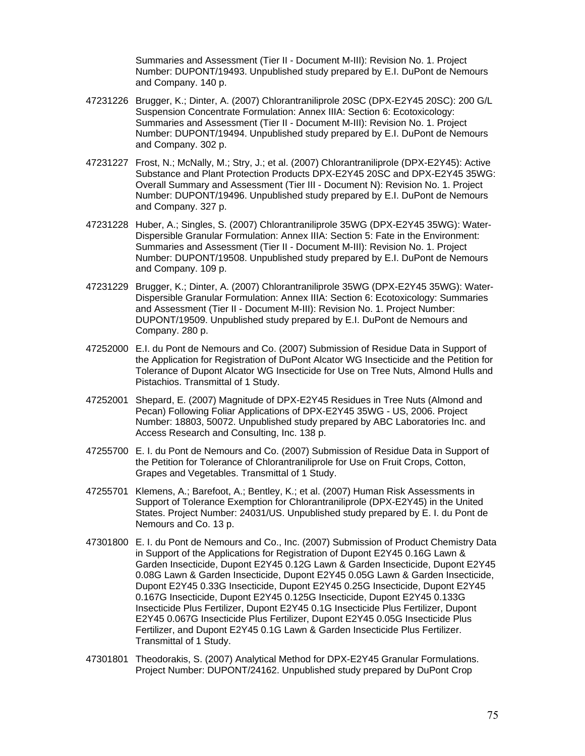Summaries and Assessment (Tier II - Document M-III): Revision No. 1. Project Number: DUPONT/19493. Unpublished study prepared by E.I. DuPont de Nemours and Company. 140 p.

47231226 Brugger, K.; Dinter, A. (2007) Chlorantraniliprole 20SC (DPX-E2Y45 20SC): 200 G/L Suspension Concentrate Formulation: Annex IIIA: Section 6: Ecotoxicology: Summaries and Assessment (Tier II - Document M-III): Revision No. 1. Project Number: DUPONT/19494. Unpublished study prepared by E.I. DuPont de Nemours and Company. 302 p.

47231227 Frost, N.; McNally, M.; Stry, J.; et al. (2007) Chlorantraniliprole (DPX-E2Y45): Active Substance and Plant Protection Products DPX-E2Y45 20SC and DPX-E2Y45 35WG: Overall Summary and Assessment (Tier III - Document N): Revision No. 1. Project Number: DUPONT/19496. Unpublished study prepared by E.I. DuPont de Nemours and Company. 327 p.

47231228 Huber, A.; Singles, S. (2007) Chlorantraniliprole 35WG (DPX-E2Y45 35WG): Water-Dispersible Granular Formulation: Annex IIIA: Section 5: Fate in the Environment: Summaries and Assessment (Tier II - Document M-III): Revision No. 1. Project Number: DUPONT/19508. Unpublished study prepared by E.I. DuPont de Nemours and Company. 109 p.

47231229 Brugger, K.; Dinter, A. (2007) Chlorantraniliprole 35WG (DPX-E2Y45 35WG): Water-Dispersible Granular Formulation: Annex IIIA: Section 6: Ecotoxicology: Summaries and Assessment (Tier II - Document M-III): Revision No. 1. Project Number: DUPONT/19509. Unpublished study prepared by E.I. DuPont de Nemours and Company. 280 p.

47252000 E.I. du Pont de Nemours and Co. (2007) Submission of Residue Data in Support of the Application for Registration of DuPont Alcator WG Insecticide and the Petition for Tolerance of Dupont Alcator WG Insecticide for Use on Tree Nuts, Almond Hulls and Pistachios. Transmittal of 1 Study.

47252001 Shepard, E. (2007) Magnitude of DPX-E2Y45 Residues in Tree Nuts (Almond and Pecan) Following Foliar Applications of DPX-E2Y45 35WG - US, 2006. Project Number: 18803, 50072. Unpublished study prepared by ABC Laboratories Inc. and Access Research and Consulting, Inc. 138 p.

47255700 E. I. du Pont de Nemours and Co. (2007) Submission of Residue Data in Support of the Petition for Tolerance of Chlorantraniliprole for Use on Fruit Crops, Cotton, Grapes and Vegetables. Transmittal of 1 Study.

47255701 Klemens, A.; Barefoot, A.; Bentley, K.; et al. (2007) Human Risk Assessments in Support of Tolerance Exemption for Chlorantraniliprole (DPX-E2Y45) in the United States. Project Number: 24031/US. Unpublished study prepared by E. I. du Pont de Nemours and Co. 13 p.

47301800 E. I. du Pont de Nemours and Co., Inc. (2007) Submission of Product Chemistry Data in Support of the Applications for Registration of Dupont E2Y45 0.16G Lawn & Garden Insecticide, Dupont E2Y45 0.12G Lawn & Garden Insecticide, Dupont E2Y45 0.08G Lawn & Garden Insecticide, Dupont E2Y45 0.05G Lawn & Garden Insecticide, Dupont E2Y45 0.33G Insecticide, Dupont E2Y45 0.25G Insecticide, Dupont E2Y45 0.167G Insecticide, Dupont E2Y45 0.125G Insecticide, Dupont E2Y45 0.133G Insecticide Plus Fertilizer, Dupont E2Y45 0.1G Insecticide Plus Fertilizer, Dupont E2Y45 0.067G Insecticide Plus Fertilizer, Dupont E2Y45 0.05G Insecticide Plus Fertilizer, and Dupont E2Y45 0.1G Lawn & Garden Insecticide Plus Fertilizer. Transmittal of 1 Study.

47301801 Theodorakis, S. (2007) Analytical Method for DPX-E2Y45 Granular Formulations. Project Number: DUPONT/24162. Unpublished study prepared by DuPont Crop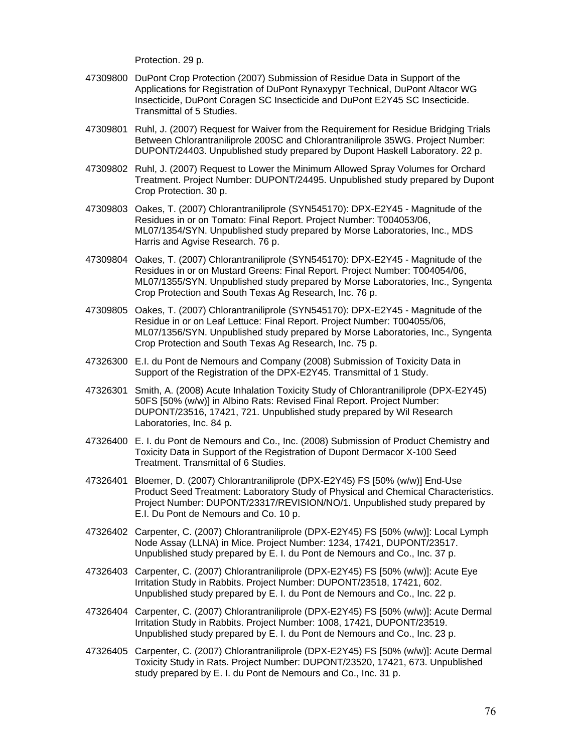Protection. 29 p.

47309800 DuPont Crop Protection (2007) Submission of Residue Data in Support of the Applications for Registration of DuPont Rynaxypyr Technical, DuPont Altacor WG Insecticide, DuPont Coragen SC Insecticide and DuPont E2Y45 SC Insecticide. Transmittal of 5 Studies.

47309801 Ruhl, J. (2007) Request for Waiver from the Requirement for Residue Bridging Trials Between Chlorantraniliprole 200SC and Chlorantraniliprole 35WG. Project Number: DUPONT/24403. Unpublished study prepared by Dupont Haskell Laboratory. 22 p.

47309802 Ruhl, J. (2007) Request to Lower the Minimum Allowed Spray Volumes for Orchard Treatment. Project Number: DUPONT/24495. Unpublished study prepared by Dupont Crop Protection. 30 p.

47309803 Oakes, T. (2007) Chlorantraniliprole (SYN545170): DPX-E2Y45 - Magnitude of the Residues in or on Tomato: Final Report. Project Number: T004053/06, ML07/1354/SYN. Unpublished study prepared by Morse Laboratories, Inc., MDS Harris and Agvise Research. 76 p.

47309804 Oakes, T. (2007) Chlorantraniliprole (SYN545170): DPX-E2Y45 - Magnitude of the Residues in or on Mustard Greens: Final Report. Project Number: T004054/06, ML07/1355/SYN. Unpublished study prepared by Morse Laboratories, Inc., Syngenta Crop Protection and South Texas Ag Research, Inc. 76 p.

47309805 Oakes, T. (2007) Chlorantraniliprole (SYN545170): DPX-E2Y45 - Magnitude of the Residue in or on Leaf Lettuce: Final Report. Project Number: T004055/06, ML07/1356/SYN. Unpublished study prepared by Morse Laboratories, Inc., Syngenta Crop Protection and South Texas Ag Research, Inc. 75 p.

47326300 E.I. du Pont de Nemours and Company (2008) Submission of Toxicity Data in Support of the Registration of the DPX-E2Y45. Transmittal of 1 Study.

47326301 Smith, A. (2008) Acute Inhalation Toxicity Study of Chlorantraniliprole (DPX-E2Y45) 50FS [50% (w/w)] in Albino Rats: Revised Final Report. Project Number: DUPONT/23516, 17421, 721. Unpublished study prepared by Wil Research Laboratories, Inc. 84 p.

47326400 E. I. du Pont de Nemours and Co., Inc. (2008) Submission of Product Chemistry and Toxicity Data in Support of the Registration of Dupont Dermacor X-100 Seed Treatment. Transmittal of 6 Studies.

47326401 Bloemer, D. (2007) Chlorantraniliprole (DPX-E2Y45) FS [50% (w/w)] End-Use Product Seed Treatment: Laboratory Study of Physical and Chemical Characteristics. Project Number: DUPONT/23317/REVISION/NO/1. Unpublished study prepared by E.I. Du Pont de Nemours and Co. 10 p.

47326402 Carpenter, C. (2007) Chlorantraniliprole (DPX-E2Y45) FS [50% (w/w)]: Local Lymph Node Assay (LLNA) in Mice. Project Number: 1234, 17421, DUPONT/23517. Unpublished study prepared by E. I. du Pont de Nemours and Co., Inc. 37 p.

47326403 Carpenter, C. (2007) Chlorantraniliprole (DPX-E2Y45) FS [50% (w/w)]: Acute Eye Irritation Study in Rabbits. Project Number: DUPONT/23518, 17421, 602. Unpublished study prepared by E. I. du Pont de Nemours and Co., Inc. 22 p.

47326404 Carpenter, C. (2007) Chlorantraniliprole (DPX-E2Y45) FS [50% (w/w)]: Acute Dermal Irritation Study in Rabbits. Project Number: 1008, 17421, DUPONT/23519. Unpublished study prepared by E. I. du Pont de Nemours and Co., Inc. 23 p.

47326405 Carpenter, C. (2007) Chlorantraniliprole (DPX-E2Y45) FS [50% (w/w)]: Acute Dermal Toxicity Study in Rats. Project Number: DUPONT/23520, 17421, 673. Unpublished study prepared by E. I. du Pont de Nemours and Co., Inc. 31 p.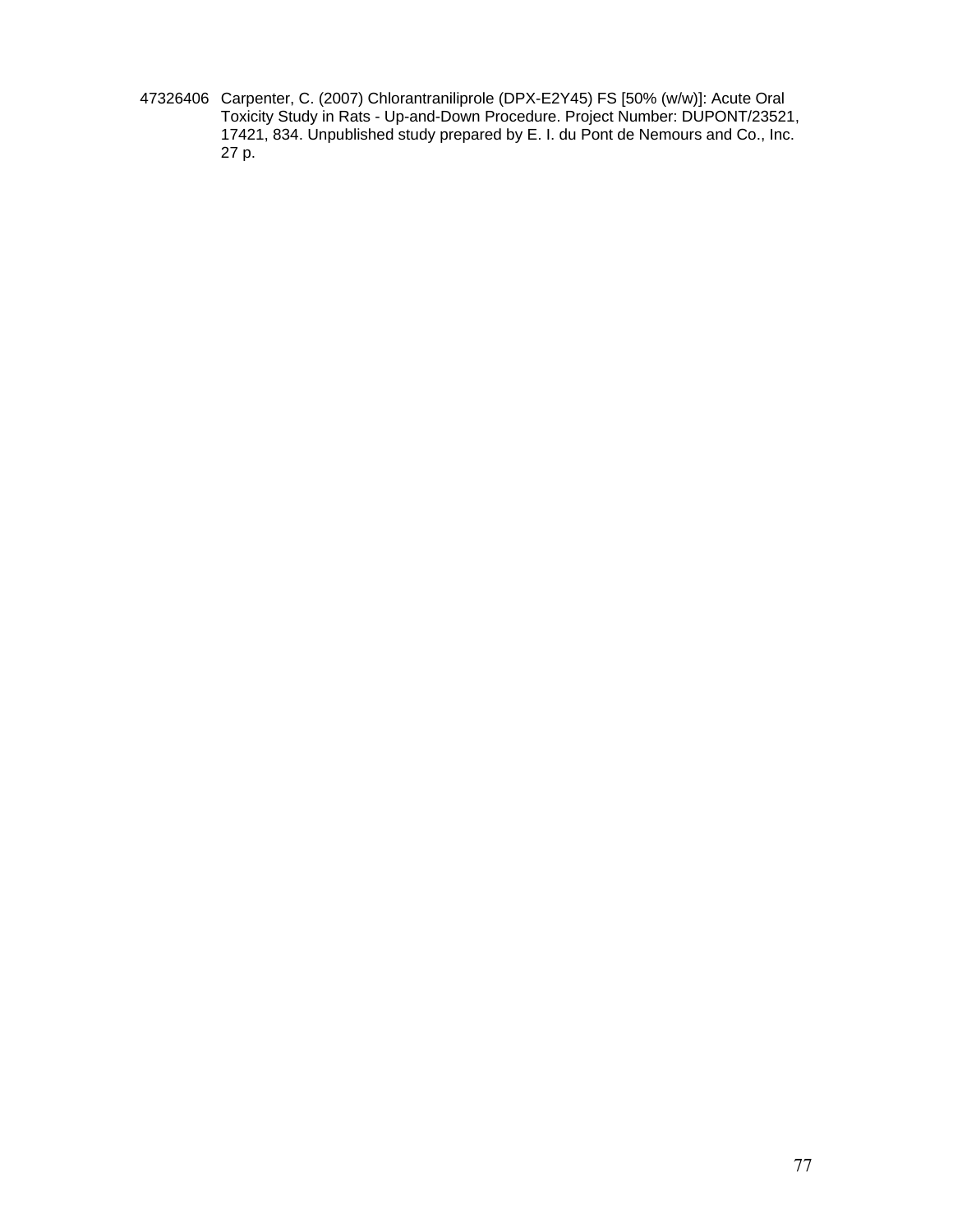47326406 Carpenter, C. (2007) Chlorantraniliprole (DPX-E2Y45) FS [50% (w/w)]: Acute Oral Toxicity Study in Rats - Up-and-Down Procedure. Project Number: DUPONT/23521, 17421, 834. Unpublished study prepared by E. I. du Pont de Nemours and Co., Inc. 27 p.